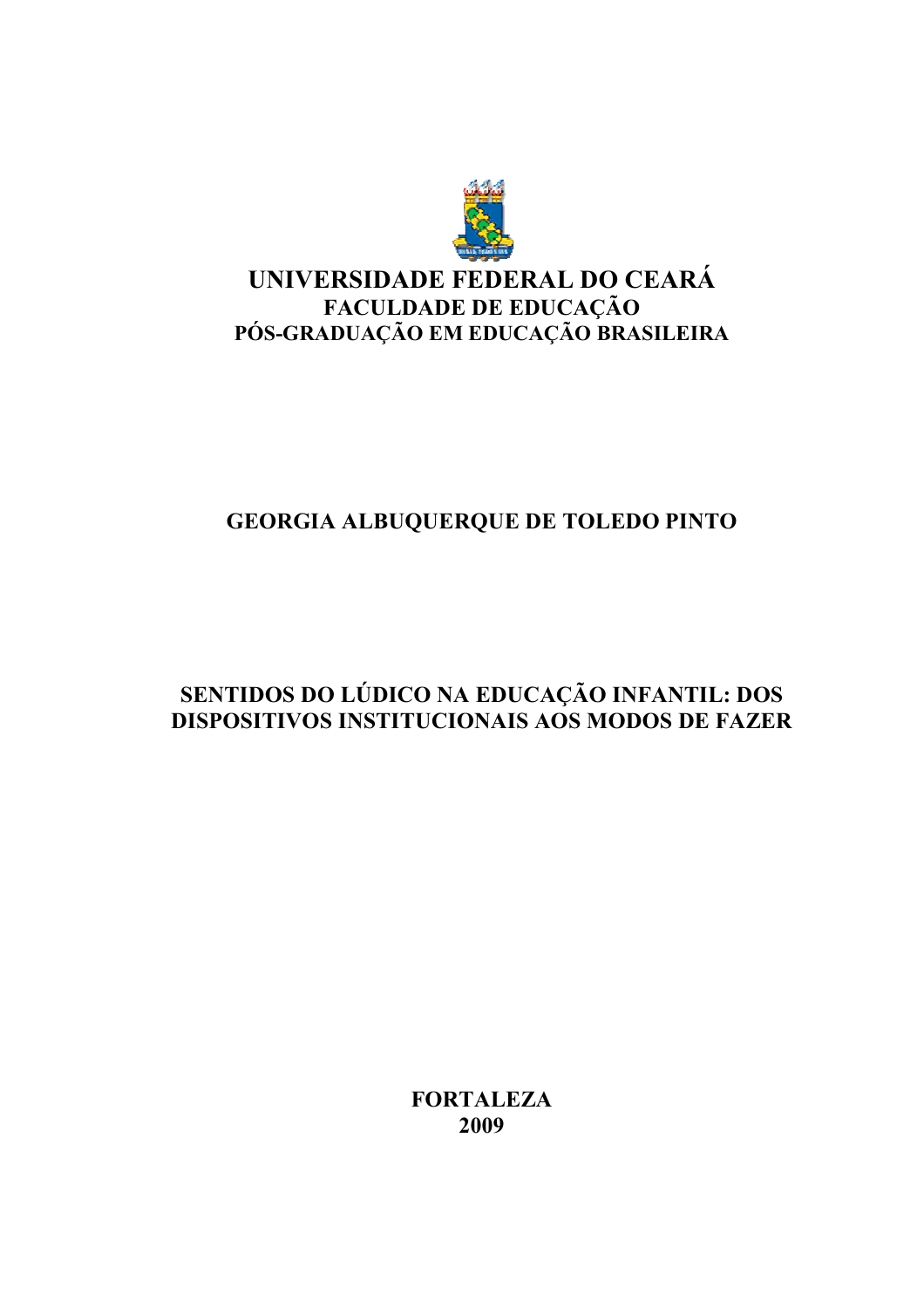# UNIVERSIDADE FEDERAL DO CEARÁ

**FACULDADE DE EDUCAÇÃO**

**PÓS-GRADUAÇÃO EM EDUCAÇÃO BRASILEIRA**

**GEORGIA ALBUQUERQUE DE TOLEDO PINTO**

**SENTIDOS DO LÚDICO NA EDUCAÇÃO INFANTIL: DOS DISPOSITIVOS INSTITUCIONAIS AOS MODOS DE FAZER**

**FORTALEZA**
**2009**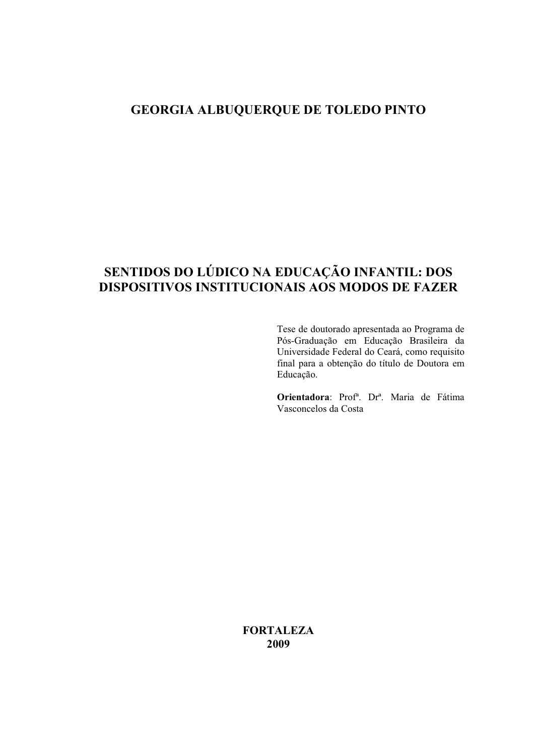# GEORGIA ALBUQUERQUE DE TOLEDO PINTO

# SENTIDOS DO LÚDICO NA EDUCAÇÃO INFANTIL: DOS DISPOSITIVOS INSTITUCIONAIS AOS MODOS DE FAZER

Tese de doutorado apresentada ao Programa de Pós-Graduação em Educação Brasileira da Universidade Federal do Ceará, como requisito final para a obtenção do título de Doutora em Educação.

**Orientadora**: Profª. Drª. Maria de Fátima Vasconcelos da Costa

**FORTALEZA**
**2009**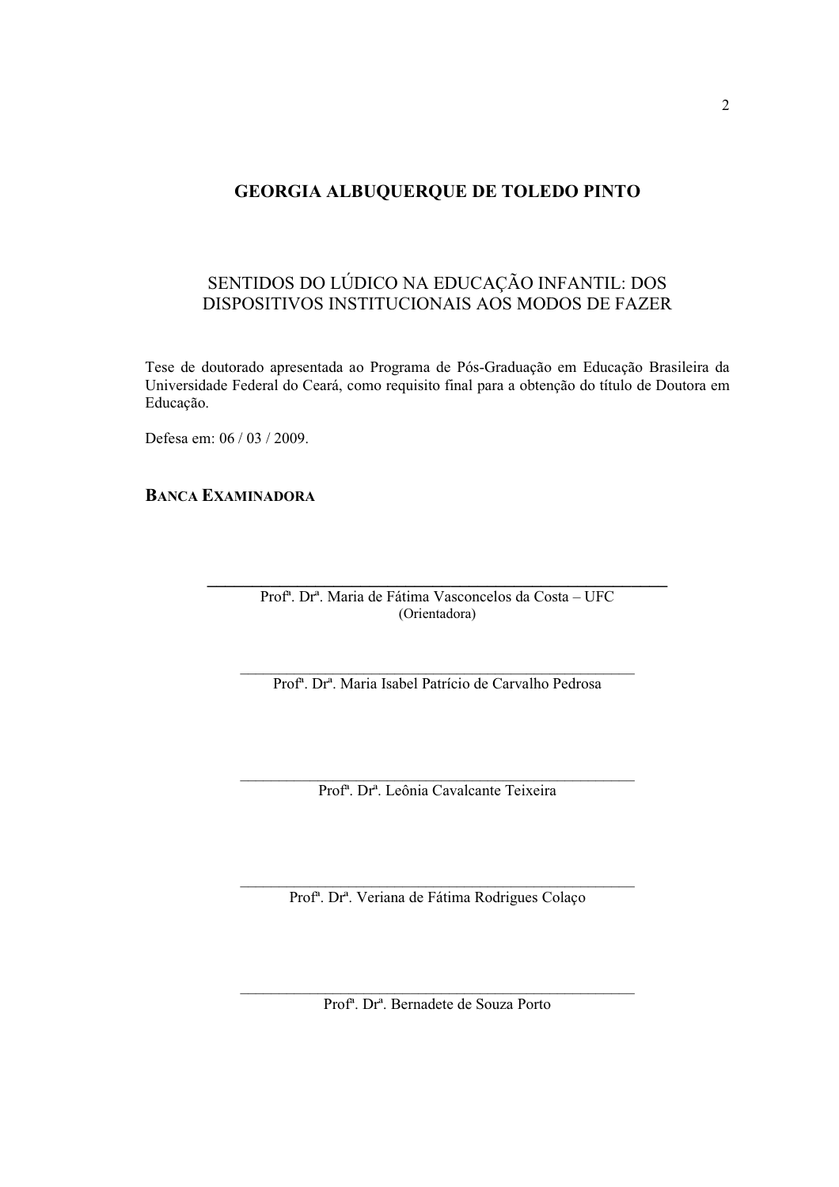# GEORGIA ALBUQUERQUE DE TOLEDO PINTO

## SENTIDOS DO LÚDICO NA EDUCAÇÃO INFANTIL: DOS DISPOSITIVOS INSTITUCIONAIS AOS MODOS DE FAZER

Tese de doutorado apresentada ao Programa de Pós-Graduação em Educação Brasileira da Universidade Federal do Ceará, como requisito final para a obtenção do título de Doutora em Educação.

Defesa em: 06 / 03 / 2009.

**BANCA EXAMINADORA**

\_\_\_\_\_\_\_\_\_\_\_\_\_\_\_\_\_\_\_\_\_\_\_\_\_\_\_\_\_\_\_\_\_\_\_\_\_\_\_\_\_\_\_\_\_\_\_\_\_\_

Profª. Drª. Maria de Fátima Vasconcelos da Costa – UFC
(Orientadora)

\_\_\_\_\_\_\_\_\_\_\_\_\_\_\_\_\_\_\_\_\_\_\_\_\_\_\_\_\_\_\_\_\_\_\_\_\_\_\_\_\_\_\_\_\_\_\_\_\_\_

Profª. Drª. Maria Isabel Patrício de Carvalho Pedrosa

\_\_\_\_\_\_\_\_\_\_\_\_\_\_\_\_\_\_\_\_\_\_\_\_\_\_\_\_\_\_\_\_\_\_\_\_\_\_\_\_\_\_\_\_\_\_\_\_\_\_

Profª. Drª. Leônia Cavalcante Teixeira

\_\_\_\_\_\_\_\_\_\_\_\_\_\_\_\_\_\_\_\_\_\_\_\_\_\_\_\_\_\_\_\_\_\_\_\_\_\_\_\_\_\_\_\_\_\_\_\_\_\_

Profª. Drª. Veriana de Fátima Rodrigues Colaço

\_\_\_\_\_\_\_\_\_\_\_\_\_\_\_\_\_\_\_\_\_\_\_\_\_\_\_\_\_\_\_\_\_\_\_\_\_\_\_\_\_\_\_\_\_\_\_\_\_\_

Profª. Drª. Bernadete de Souza Porto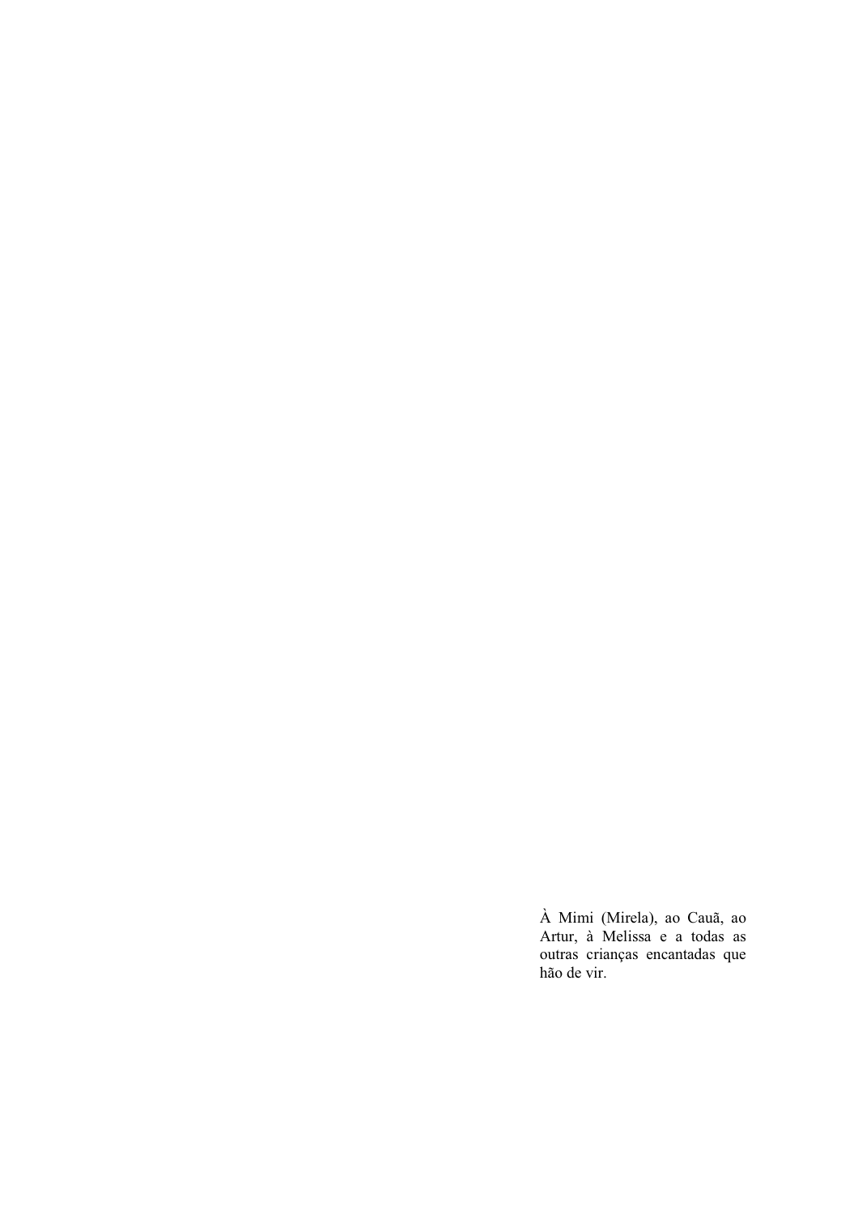À Mimi (Mirela), ao Cauã, ao Artur, à Melissa e a todas as outras crianças encantadas que hão de vir.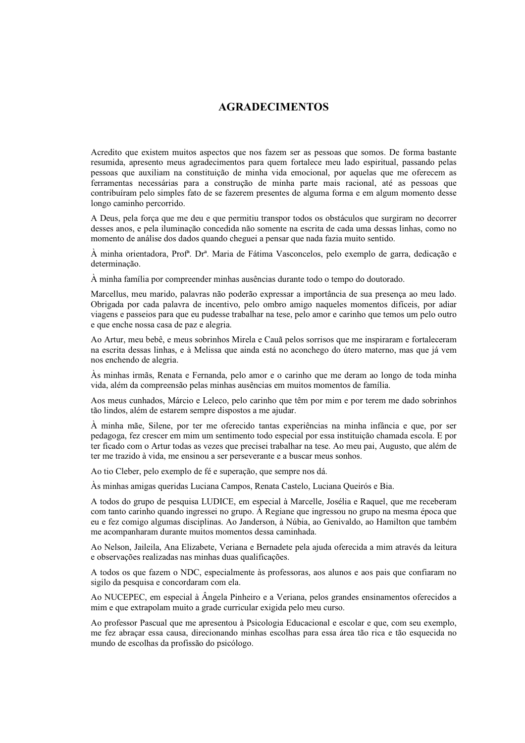# AGRADECIMENTOS

Acredito que existem muitos aspectos que nos fazem ser as pessoas que somos. De forma bastante resumida, apresento meus agradecimentos para quem fortalece meu lado espiritual, passando pelas pessoas que auxiliam na constituição de minha vida emocional, por aquelas que me oferecem as ferramentas necessárias para a construção de minha parte mais racional, até as pessoas que contribuíram pelo simples fato de se fazerem presentes de alguma forma e em algum momento desse longo caminho percorrido.

A Deus, pela força que me deu e que permitiu transpor todos os obstáculos que surgiram no decorrer desses anos, e pela iluminação concedida não somente na escrita de cada uma dessas linhas, como no momento de análise dos dados quando cheguei a pensar que nada fazia muito sentido.

À minha orientadora, Profª. Drª. Maria de Fátima Vasconcelos, pelo exemplo de garra, dedicação e determinação.

À minha família por compreender minhas ausências durante todo o tempo do doutorado.

Marcellus, meu marido, palavras não poderão expressar a importância de sua presença ao meu lado. Obrigada por cada palavra de incentivo, pelo ombro amigo naqueles momentos difíceis, por adiar viagens e passeios para que eu pudesse trabalhar na tese, pelo amor e carinho que temos um pelo outro e que enche nossa casa de paz e alegria.

Ao Artur, meu bebê, e meus sobrinhos Mirela e Cauã pelos sorrisos que me inspiraram e fortaleceram na escrita dessas linhas, e à Melissa que ainda está no aconchego do útero materno, mas que já vem nos enchendo de alegria.

Às minhas irmãs, Renata e Fernanda, pelo amor e o carinho que me deram ao longo de toda minha vida, além da compreensão pelas minhas ausências em muitos momentos de família.

Aos meus cunhados, Márcio e Leleco, pelo carinho que têm por mim e por terem me dado sobrinhos tão lindos, além de estarem sempre dispostos a me ajudar.

À minha mãe, Silene, por ter me oferecido tantas experiências na minha infância e que, por ser pedagoga, fez crescer em mim um sentimento todo especial por essa instituição chamada escola. E por ter ficado com o Artur todas as vezes que precisei trabalhar na tese. Ao meu pai, Augusto, que além de ter me trazido à vida, me ensinou a ser perseverante e a buscar meus sonhos.

Ao tio Cleber, pelo exemplo de fé e superação, que sempre nos dá.

Às minhas amigas queridas Luciana Campos, Renata Castelo, Luciana Queirós e Bia.

A todos do grupo de pesquisa LUDICE, em especial à Marcelle, Josélia e Raquel, que me receberam com tanto carinho quando ingressei no grupo. À Regiane que ingressou no grupo na mesma época que eu e fez comigo algumas disciplinas. Ao Janderson, à Núbia, ao Genivaldo, ao Hamilton que também me acompanharam durante muitos momentos dessa caminhada.

Ao Nelson, Jaileila, Ana Elizabete, Veriana e Bernadete pela ajuda oferecida a mim através da leitura e observações realizadas nas minhas duas qualificações.

A todos os que fazem o NDC, especialmente às professoras, aos alunos e aos pais que confiaram no sigilo da pesquisa e concordaram com ela.

Ao NUCEPEC, em especial à Ângela Pinheiro e a Veriana, pelos grandes ensinamentos oferecidos a mim e que extrapolam muito a grade curricular exigida pelo meu curso.

Ao professor Pascual que me apresentou à Psicologia Educacional e escolar e que, com seu exemplo, me fez abraçar essa causa, direcionando minhas escolhas para essa área tão rica e tão esquecida no mundo de escolhas da profissão do psicólogo.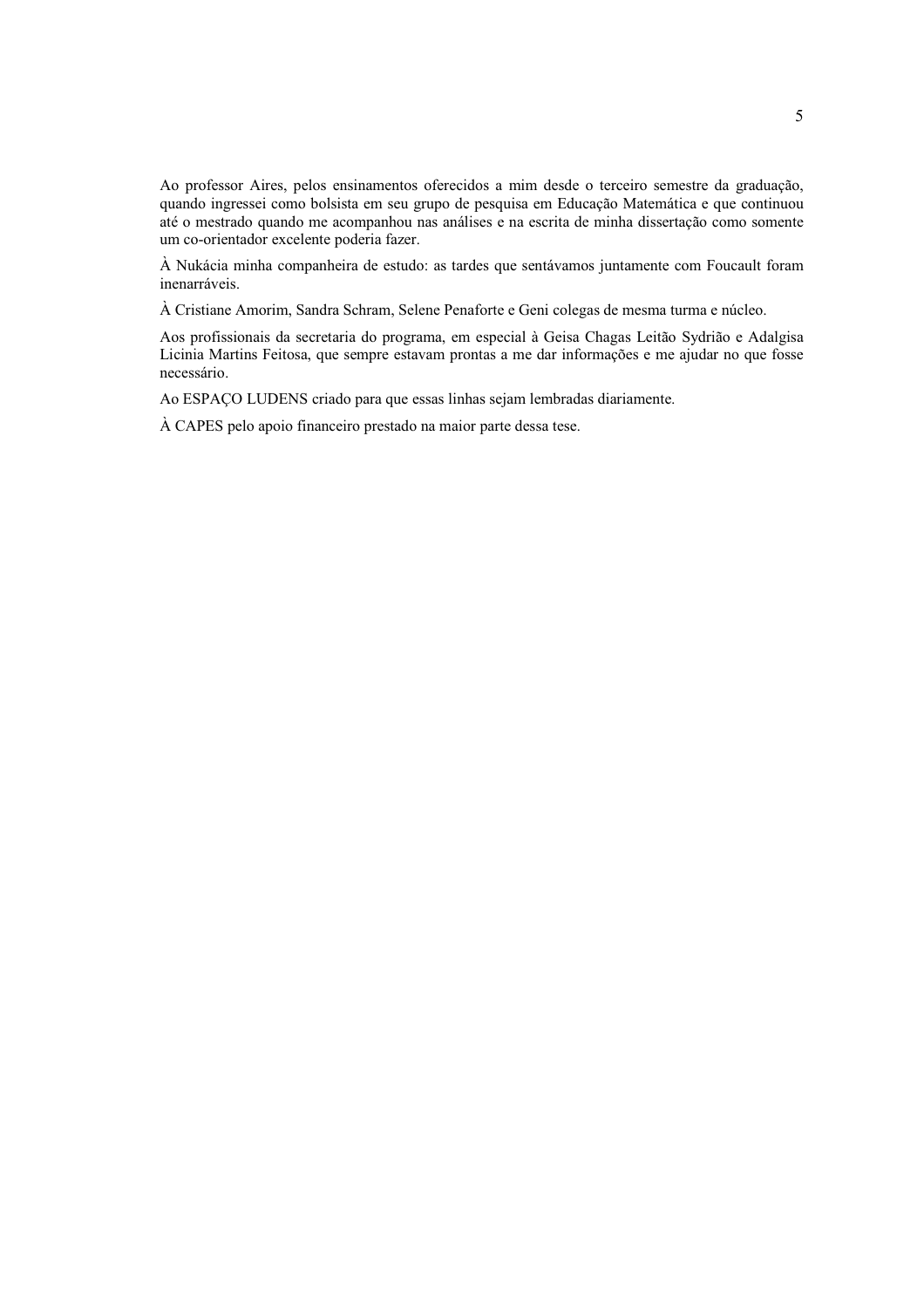Ao professor Aires, pelos ensinamentos oferecidos a mim desde o terceiro semestre da graduação, quando ingressei como bolsista em seu grupo de pesquisa em Educação Matemática e que continuou até o mestrado quando me acompanhou nas análises e na escrita de minha dissertação como somente um co-orientador excelente poderia fazer.

À Nukácia minha companheira de estudo: as tardes que sentávamos juntamente com Foucault foram inenarráveis.

À Cristiane Amorim, Sandra Schram, Selene Penaforte e Geni colegas de mesma turma e núcleo.

Aos profissionais da secretaria do programa, em especial à Geisa Chagas Leitão Sydrião e Adalgisa Licinia Martins Feitosa, que sempre estavam prontas a me dar informações e me ajudar no que fosse necessário.

Ao ESPAÇO LUDENS criado para que essas linhas sejam lembradas diariamente.

À CAPES pelo apoio financeiro prestado na maior parte dessa tese.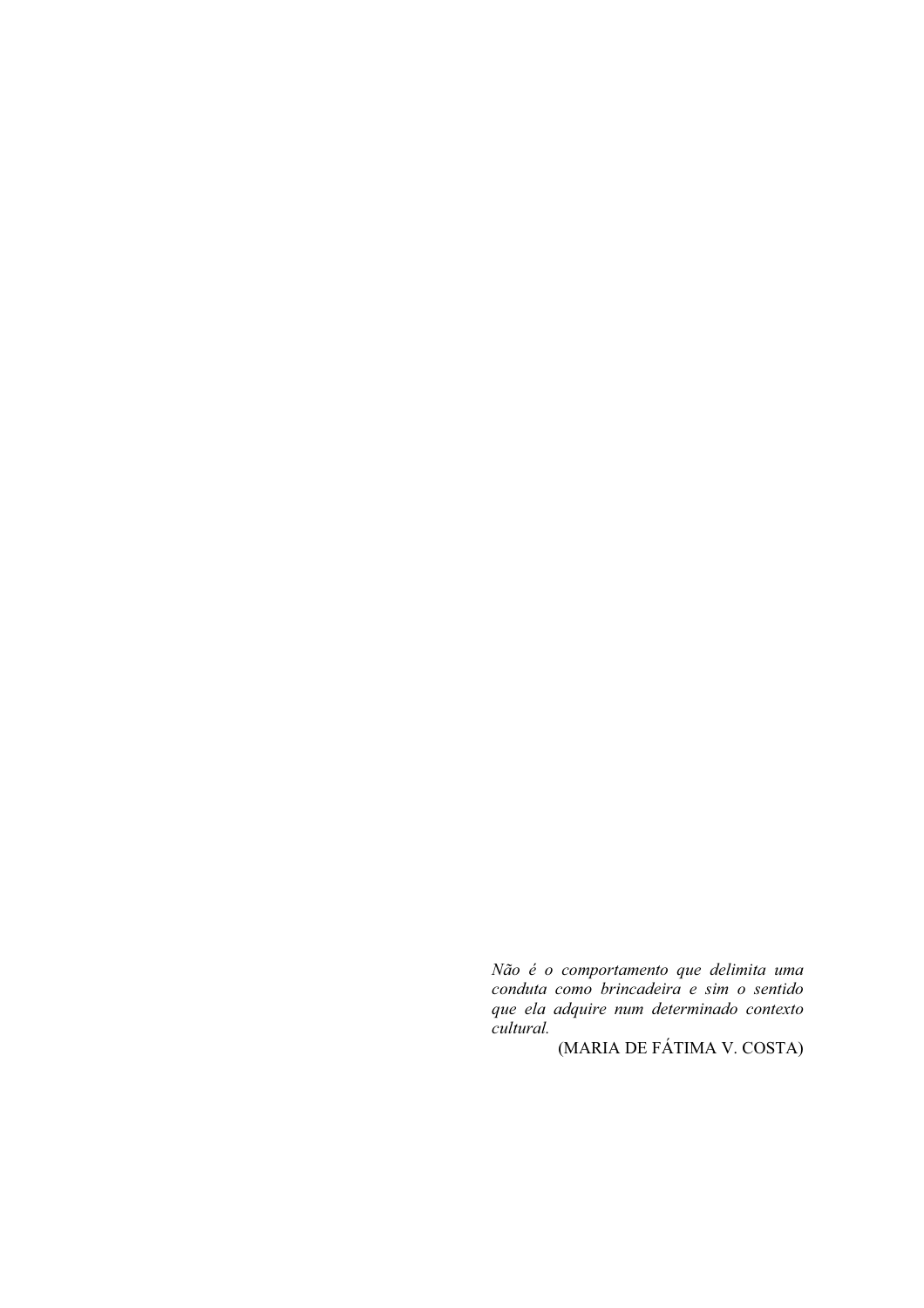*Não é o comportamento que delimita uma conduta como brincadeira e sim o sentido que ela adquire num determinado contexto cultural.*

(MARIA DE FÁTIMA V. COSTA)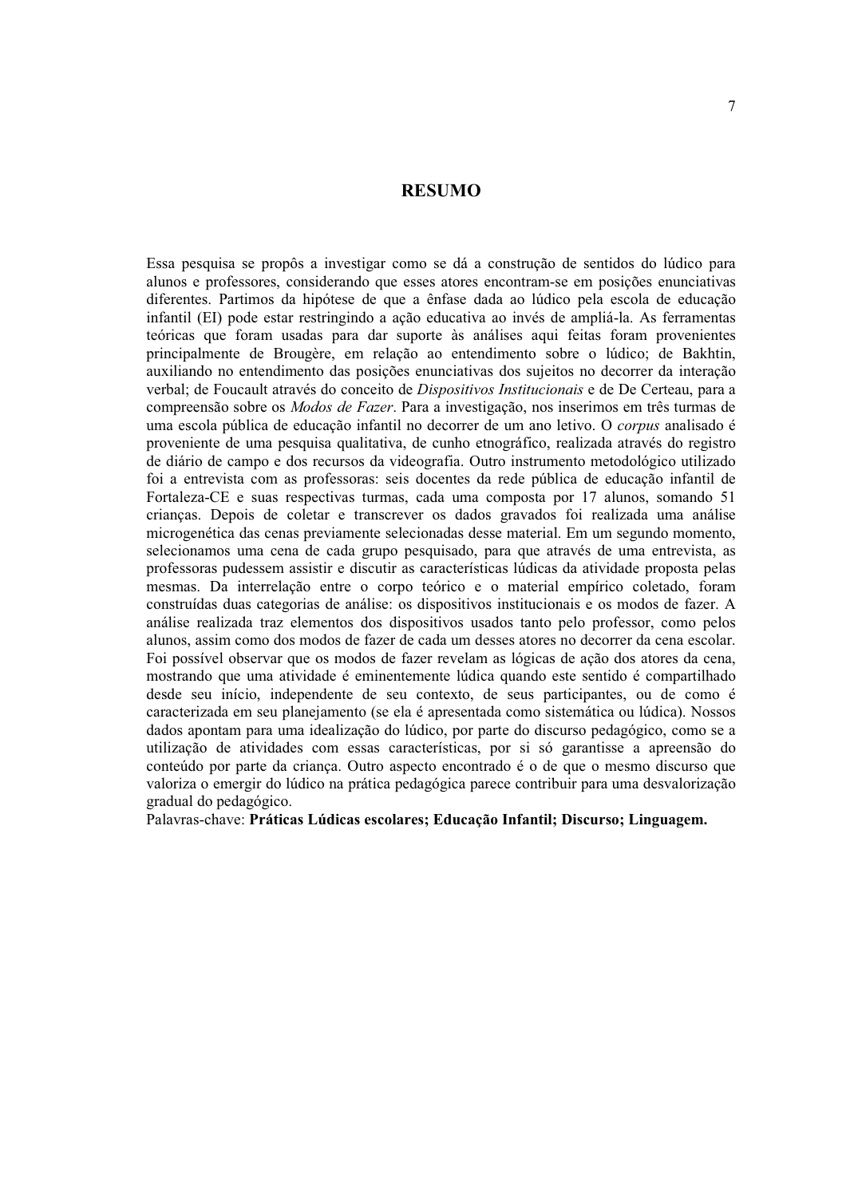# RESUMO

Essa pesquisa se propôs a investigar como se dá a construção de sentidos do lúdico para alunos e professores, considerando que esses atores encontram-se em posições enunciativas diferentes. Partimos da hipótese de que a ênfase dada ao lúdico pela escola de educação infantil (EI) pode estar restringindo a ação educativa ao invés de ampliá-la. As ferramentas teóricas que foram usadas para dar suporte às análises aqui feitas foram provenientes principalmente de Brougère, em relação ao entendimento sobre o lúdico; de Bakhtin, auxiliando no entendimento das posições enunciativas dos sujeitos no decorrer da interação verbal; de Foucault através do conceito de *Dispositivos Institucionais* e de De Certeau, para a compreensão sobre os *Modos de Fazer*. Para a investigação, nos inserimos em três turmas de uma escola pública de educação infantil no decorrer de um ano letivo. O *corpus* analisado é proveniente de uma pesquisa qualitativa, de cunho etnográfico, realizada através do registro de diário de campo e dos recursos da videografia. Outro instrumento metodológico utilizado foi a entrevista com as professoras: seis docentes da rede pública de educação infantil de Fortaleza-CE e suas respectivas turmas, cada uma composta por 17 alunos, somando 51 crianças. Depois de coletar e transcrever os dados gravados foi realizada uma análise microgenética das cenas previamente selecionadas desse material. Em um segundo momento, selecionamos uma cena de cada grupo pesquisado, para que através de uma entrevista, as professoras pudessem assistir e discutir as características lúdicas da atividade proposta pelas mesmas. Da interrelação entre o corpo teórico e o material empírico coletado, foram construídas duas categorias de análise: os dispositivos institucionais e os modos de fazer. A análise realizada traz elementos dos dispositivos usados tanto pelo professor, como pelos alunos, assim como dos modos de fazer de cada um desses atores no decorrer da cena escolar. Foi possível observar que os modos de fazer revelam as lógicas de ação dos atores da cena, mostrando que uma atividade é eminentemente lúdica quando este sentido é compartilhado desde seu início, independente de seu contexto, de seus participantes, ou de como é caracterizada em seu planejamento (se ela é apresentada como sistemática ou lúdica). Nossos dados apontam para uma idealização do lúdico, por parte do discurso pedagógico, como se a utilização de atividades com essas características, por si só garantisse a apreensão do conteúdo por parte da criança. Outro aspecto encontrado é o de que o mesmo discurso que valoriza o emergir do lúdico na prática pedagógica parece contribuir para uma desvalorização gradual do pedagógico.

Palavras-chave: **Práticas Lúdicas escolares; Educação Infantil; Discurso; Linguagem.**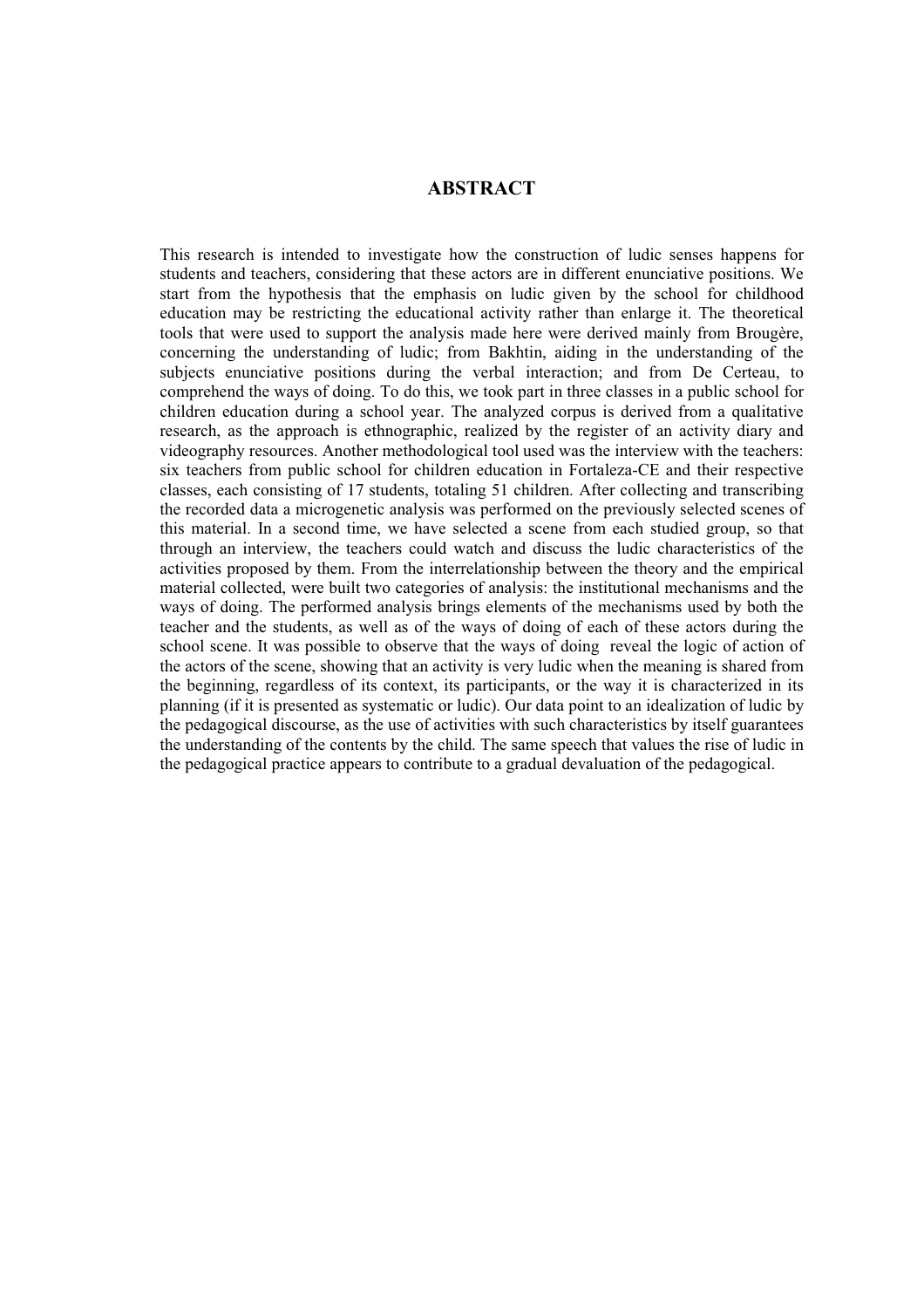# ABSTRACT

This research is intended to investigate how the construction of ludic senses happens for students and teachers, considering that these actors are in different enunciative positions. We start from the hypothesis that the emphasis on ludic given by the school for childhood education may be restricting the educational activity rather than enlarge it. The theoretical tools that were used to support the analysis made here were derived mainly from Brougère, concerning the understanding of ludic; from Bakhtin, aiding in the understanding of the subjects enunciative positions during the verbal interaction; and from De Certeau, to comprehend the ways of doing. To do this, we took part in three classes in a public school for children education during a school year. The analyzed corpus is derived from a qualitative research, as the approach is ethnographic, realized by the register of an activity diary and videography resources. Another methodological tool used was the interview with the teachers: six teachers from public school for children education in Fortaleza-CE and their respective classes, each consisting of 17 students, totaling 51 children. After collecting and transcribing the recorded data a microgenetic analysis was performed on the previously selected scenes of this material. In a second time, we have selected a scene from each studied group, so that through an interview, the teachers could watch and discuss the ludic characteristics of the activities proposed by them. From the interrelationship between the theory and the empirical material collected, were built two categories of analysis: the institutional mechanisms and the ways of doing. The performed analysis brings elements of the mechanisms used by both the teacher and the students, as well as of the ways of doing of each of these actors during the school scene. It was possible to observe that the ways of doing reveal the logic of action of the actors of the scene, showing that an activity is very ludic when the meaning is shared from the beginning, regardless of its context, its participants, or the way it is characterized in its planning (if it is presented as systematic or ludic). Our data point to an idealization of ludic by the pedagogical discourse, as the use of activities with such characteristics by itself guarantees the understanding of the contents by the child. The same speech that values the rise of ludic in the pedagogical practice appears to contribute to a gradual devaluation of the pedagogical.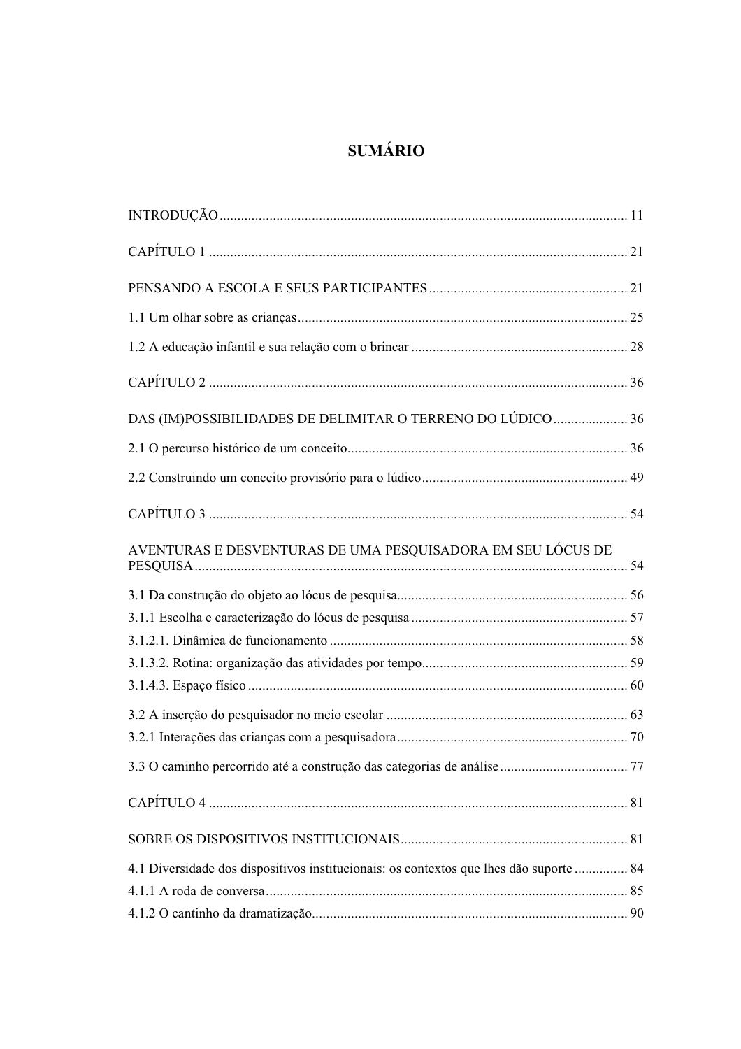# SUMÁRIO

INTRODUÇÃO ........................................................................................................ 11

CAPÍTULO 1 ........................................................................................................ 21

PENSANDO A ESCOLA E SEUS PARTICIPANTES ........................................................ 21

1.1 Um olhar sobre as crianças ................................................................................ 25

1.2 A educação infantil e sua relação com o brincar ................................................ 28

CAPÍTULO 2 ........................................................................................................ 36

DAS (IM)POSSIBILIDADES DE DELIMITAR O TERRENO DO LÚDICO ..................... 36

2.1 O percurso histórico de um conceito ................................................................... 36

2.2 Construindo um conceito provisório para o lúdico ............................................ 49

CAPÍTULO 3 ........................................................................................................ 54

AVENTURAS E DESVENTURAS DE UMA PESQUISADORA EM SEU LÓCUS DE PESQUISA ........................................................................................................ 54

3.1 Da construção do objeto ao lócus de pesquisa ................................................... 56

3.1.1 Escolha e caracterização do lócus de pesquisa ............................................... 57

3.1.2.1. Dinâmica de funcionamento ........................................................................ 58

3.1.3.2. Rotina: organização das atividades por tempo ............................................ 59

3.1.4.3. Espaço físico .............................................................................................. 60

3.2 A inserção do pesquisador no meio escolar ....................................................... 63

3.2.1 Interações das crianças com a pesquisadora ................................................... 70

3.3 O caminho percorrido até a construção das categorias de análise ..................... 77

CAPÍTULO 4 ........................................................................................................ 81

SOBRE OS DISPOSITIVOS INSTITUCIONAIS ............................................................ 81

4.1 Diversidade dos dispositivos institucionais: os contextos que lhes dão suporte ............... 84

4.1.1 A roda de conversa ........................................................................................ 85

4.1.2 O cantinho da dramatização ........................................................................... 90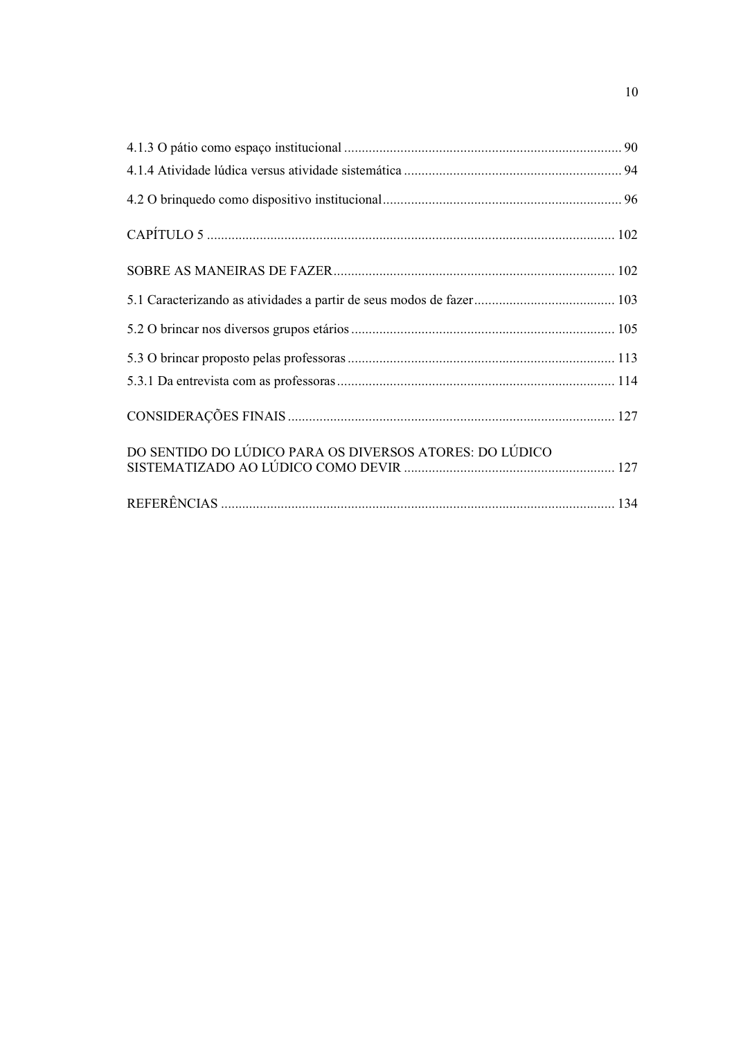4.1.3 O pátio como espaço institucional ............................................................................... 90
4.1.4 Atividade lúdica versus atividade sistemática .............................................................. 94

4.2 O brinquedo como dispositivo institucional.................................................................... 96

CAPÍTULO 5 ................................................................................................................... 102

SOBRE AS MANEIRAS DE FAZER................................................................................ 102

5.1 Caracterizando as atividades a partir de seus modos de fazer........................................ 103

5.2 O brincar nos diversos grupos etários ........................................................................... 105

5.3 O brincar proposto pelas professoras ............................................................................ 113
5.3.1 Da entrevista com as professoras............................................................................... 114

CONSIDERAÇÕES FINAIS ............................................................................................ 127

DO SENTIDO DO LÚDICO PARA OS DIVERSOS ATORES: DO LÚDICO SISTEMATIZADO AO LÚDICO COMO DEVIR ........................................................... 127

REFERÊNCIAS ............................................................................................................... 134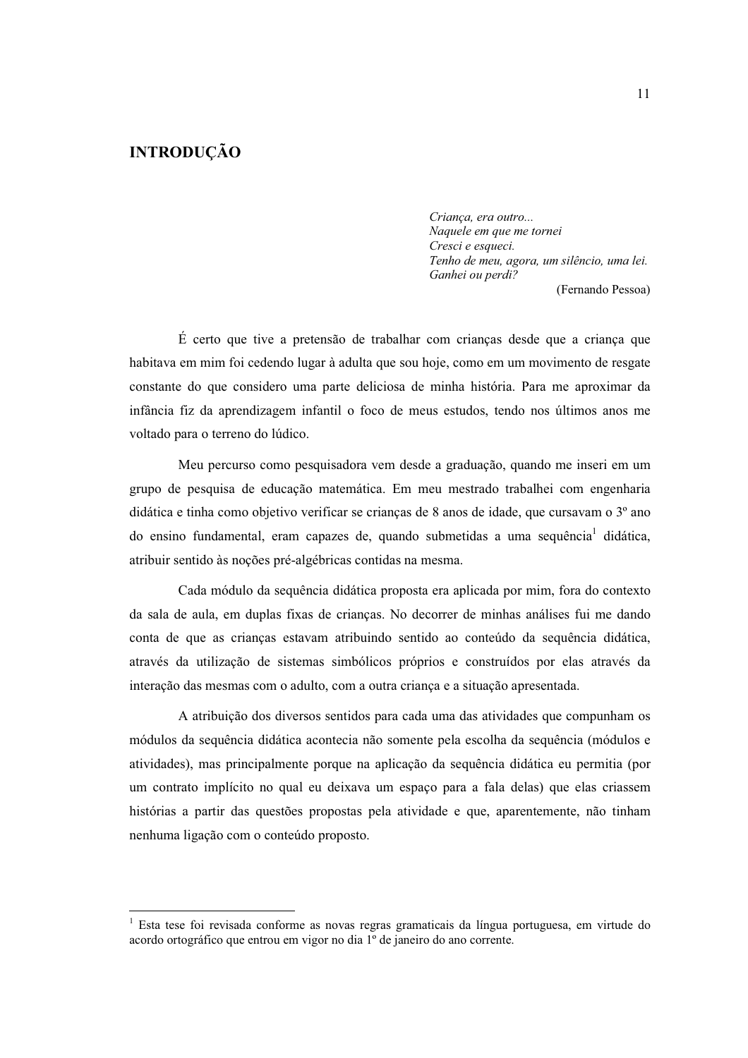# INTRODUÇÃO

*Criança, era outro...*
*Naquele em que me tornei*
*Cresci e esqueci.*
*Tenho de meu, agora, um silêncio, uma lei.*
*Ganhei ou perdi?*
(Fernando Pessoa)

É certo que tive a pretensão de trabalhar com crianças desde que a criança que habitava em mim foi cedendo lugar à adulta que sou hoje, como em um movimento de resgate constante do que considero uma parte deliciosa de minha história. Para me aproximar da infância fiz da aprendizagem infantil o foco de meus estudos, tendo nos últimos anos me voltado para o terreno do lúdico.

Meu percurso como pesquisadora vem desde a graduação, quando me inseri em um grupo de pesquisa de educação matemática. Em meu mestrado trabalhei com engenharia didática e tinha como objetivo verificar se crianças de 8 anos de idade, que cursavam o 3º ano do ensino fundamental, eram capazes de, quando submetidas a uma sequência[1] didática, atribuir sentido às noções pré-algébricas contidas na mesma.

Cada módulo da sequência didática proposta era aplicada por mim, fora do contexto da sala de aula, em duplas fixas de crianças. No decorrer de minhas análises fui me dando conta de que as crianças estavam atribuindo sentido ao conteúdo da sequência didática, através da utilização de sistemas simbólicos próprios e construídos por elas através da interação das mesmas com o adulto, com a outra criança e a situação apresentada.

A atribuição dos diversos sentidos para cada uma das atividades que compunham os módulos da sequência didática acontecia não somente pela escolha da sequência (módulos e atividades), mas principalmente porque na aplicação da sequência didática eu permitia (por um contrato implícito no qual eu deixava um espaço para a fala delas) que elas criassem histórias a partir das questões propostas pela atividade e que, aparentemente, não tinham nenhuma ligação com o conteúdo proposto.

---

[1] Esta tese foi revisada conforme as novas regras gramaticais da língua portuguesa, em virtude do acordo ortográfico que entrou em vigor no dia 1º de janeiro do ano corrente.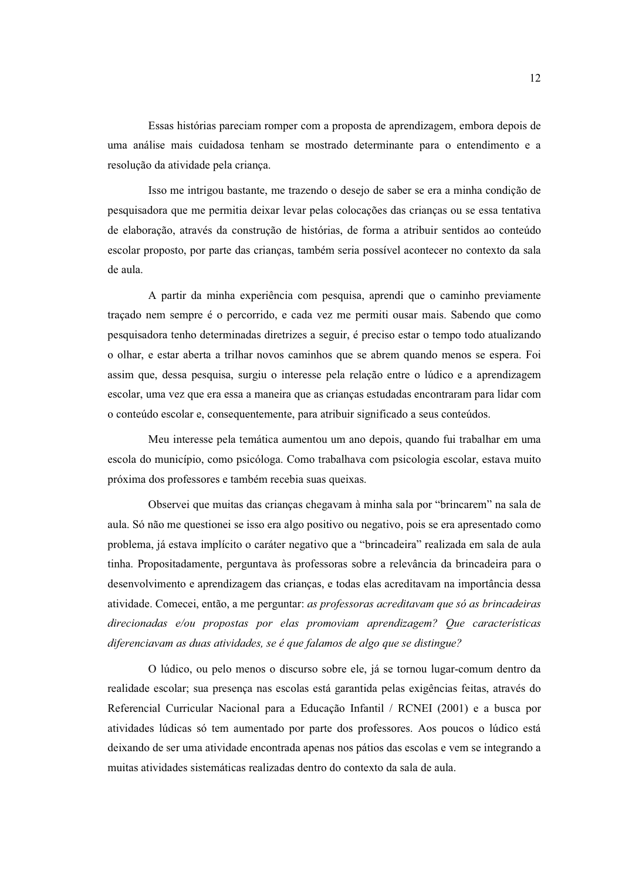Essas histórias pareciam romper com a proposta de aprendizagem, embora depois de uma análise mais cuidadosa tenham se mostrado determinante para o entendimento e a resolução da atividade pela criança.

Isso me intrigou bastante, me trazendo o desejo de saber se era a minha condição de pesquisadora que me permitia deixar levar pelas colocações das crianças ou se essa tentativa de elaboração, através da construção de histórias, de forma a atribuir sentidos ao conteúdo escolar proposto, por parte das crianças, também seria possível acontecer no contexto da sala de aula.

A partir da minha experiência com pesquisa, aprendi que o caminho previamente traçado nem sempre é o percorrido, e cada vez me permiti ousar mais. Sabendo que como pesquisadora tenho determinadas diretrizes a seguir, é preciso estar o tempo todo atualizando o olhar, e estar aberta a trilhar novos caminhos que se abrem quando menos se espera. Foi assim que, dessa pesquisa, surgiu o interesse pela relação entre o lúdico e a aprendizagem escolar, uma vez que era essa a maneira que as crianças estudadas encontraram para lidar com o conteúdo escolar e, consequentemente, para atribuir significado a seus conteúdos.

Meu interesse pela temática aumentou um ano depois, quando fui trabalhar em uma escola do município, como psicóloga. Como trabalhava com psicologia escolar, estava muito próxima dos professores e também recebia suas queixas.

Observei que muitas das crianças chegavam à minha sala por "brincarem" na sala de aula. Só não me questionei se isso era algo positivo ou negativo, pois se era apresentado como problema, já estava implícito o caráter negativo que a "brincadeira" realizada em sala de aula tinha. Propositadamente, perguntava às professoras sobre a relevância da brincadeira para o desenvolvimento e aprendizagem das crianças, e todas elas acreditavam na importância dessa atividade. Comecei, então, a me perguntar: *as professoras acreditavam que só as brincadeiras direcionadas e/ou propostas por elas promoviam aprendizagem? Que características diferenciavam as duas atividades, se é que falamos de algo que se distingue?*

O lúdico, ou pelo menos o discurso sobre ele, já se tornou lugar-comum dentro da realidade escolar; sua presença nas escolas está garantida pelas exigências feitas, através do Referencial Curricular Nacional para a Educação Infantil / RCNEI (2001) e a busca por atividades lúdicas só tem aumentado por parte dos professores. Aos poucos o lúdico está deixando de ser uma atividade encontrada apenas nos pátios das escolas e vem se integrando a muitas atividades sistemáticas realizadas dentro do contexto da sala de aula.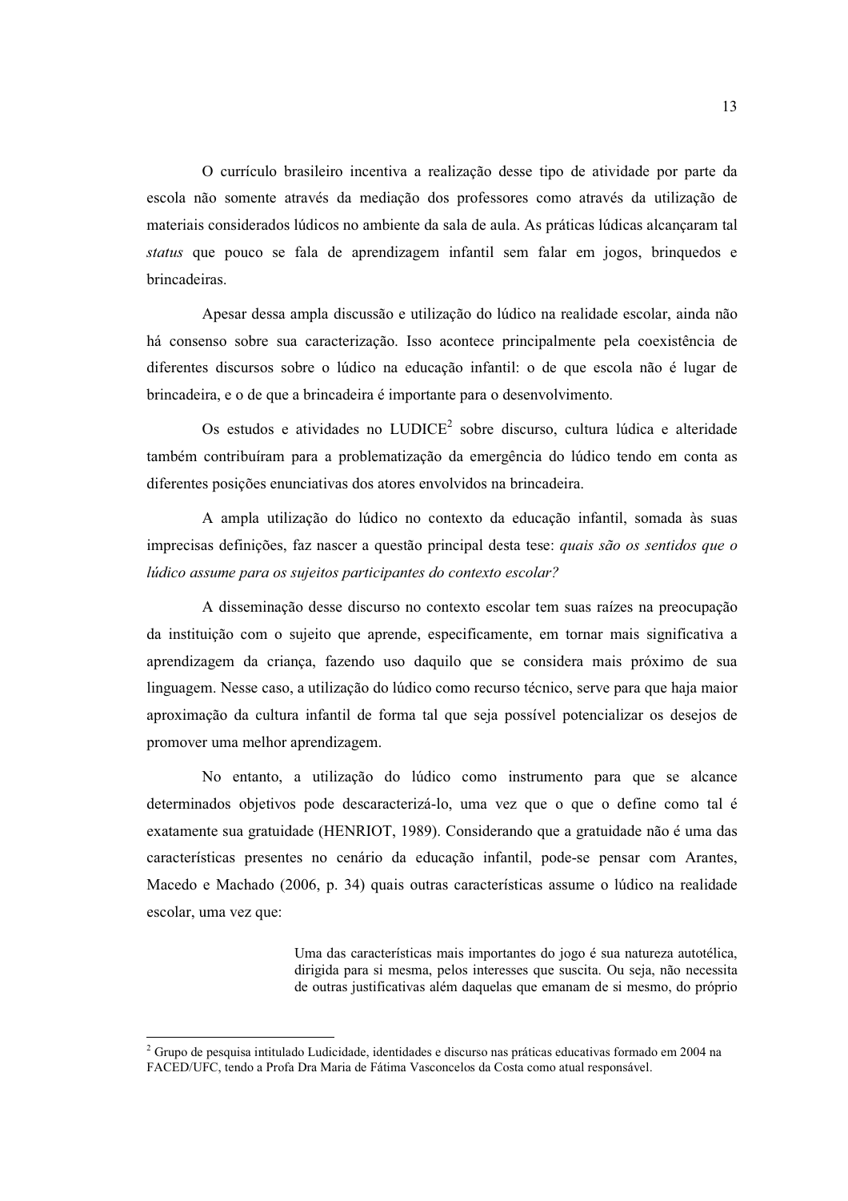O currículo brasileiro incentiva a realização desse tipo de atividade por parte da escola não somente através da mediação dos professores como através da utilização de materiais considerados lúdicos no ambiente da sala de aula. As práticas lúdicas alcançaram tal *status* que pouco se fala de aprendizagem infantil sem falar em jogos, brinquedos e brincadeiras.

Apesar dessa ampla discussão e utilização do lúdico na realidade escolar, ainda não há consenso sobre sua caracterização. Isso acontece principalmente pela coexistência de diferentes discursos sobre o lúdico na educação infantil: o de que escola não é lugar de brincadeira, e o de que a brincadeira é importante para o desenvolvimento.

Os estudos e atividades no LUDICE[2] sobre discurso, cultura lúdica e alteridade também contribuíram para a problematização da emergência do lúdico tendo em conta as diferentes posições enunciativas dos atores envolvidos na brincadeira.

A ampla utilização do lúdico no contexto da educação infantil, somada às suas imprecisas definições, faz nascer a questão principal desta tese: *quais são os sentidos que o lúdico assume para os sujeitos participantes do contexto escolar?*

A disseminação desse discurso no contexto escolar tem suas raízes na preocupação da instituição com o sujeito que aprende, especificamente, em tornar mais significativa a aprendizagem da criança, fazendo uso daquilo que se considera mais próximo de sua linguagem. Nesse caso, a utilização do lúdico como recurso técnico, serve para que haja maior aproximação da cultura infantil de forma tal que seja possível potencializar os desejos de promover uma melhor aprendizagem.

No entanto, a utilização do lúdico como instrumento para que se alcance determinados objetivos pode descaracterizá-lo, uma vez que o que o define como tal é exatamente sua gratuidade (HENRIOT, 1989). Considerando que a gratuidade não é uma das características presentes no cenário da educação infantil, pode-se pensar com Arantes, Macedo e Machado (2006, p. 34) quais outras características assume o lúdico na realidade escolar, uma vez que:

> Uma das características mais importantes do jogo é sua natureza autotélica, dirigida para si mesma, pelos interesses que suscita. Ou seja, não necessita de outras justificativas além daquelas que emanam de si mesmo, do próprio

---

[2] Grupo de pesquisa intitulado Ludicidade, identidades e discurso nas práticas educativas formado em 2004 na FACED/UFC, tendo a Profa Dra Maria de Fátima Vasconcelos da Costa como atual responsável.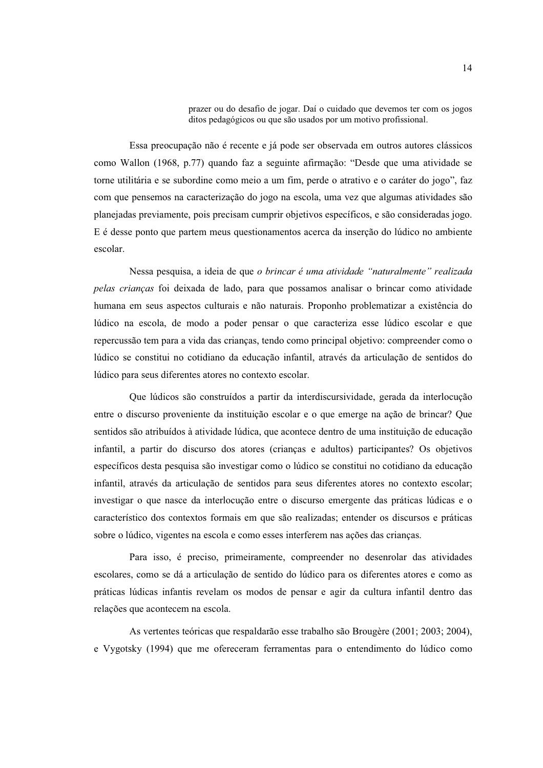> prazer ou do desafio de jogar. Daí o cuidado que devemos ter com os jogos ditos pedagógicos ou que são usados por um motivo profissional.

Essa preocupação não é recente e já pode ser observada em outros autores clássicos como Wallon (1968, p.77) quando faz a seguinte afirmação: "Desde que uma atividade se torne utilitária e se subordine como meio a um fim, perde o atrativo e o caráter do jogo", faz com que pensemos na caracterização do jogo na escola, uma vez que algumas atividades são planejadas previamente, pois precisam cumprir objetivos específicos, e são consideradas jogo. E é desse ponto que partem meus questionamentos acerca da inserção do lúdico no ambiente escolar.

Nessa pesquisa, a ideia de que *o brincar é uma atividade "naturalmente" realizada pelas crianças* foi deixada de lado, para que possamos analisar o brincar como atividade humana em seus aspectos culturais e não naturais. Proponho problematizar a existência do lúdico na escola, de modo a poder pensar o que caracteriza esse lúdico escolar e que repercussão tem para a vida das crianças, tendo como principal objetivo: compreender como o lúdico se constitui no cotidiano da educação infantil, através da articulação de sentidos do lúdico para seus diferentes atores no contexto escolar.

Que lúdicos são construídos a partir da interdiscursividade, gerada da interlocução entre o discurso proveniente da instituição escolar e o que emerge na ação de brincar? Que sentidos são atribuídos à atividade lúdica, que acontece dentro de uma instituição de educação infantil, a partir do discurso dos atores (crianças e adultos) participantes? Os objetivos específicos desta pesquisa são investigar como o lúdico se constitui no cotidiano da educação infantil, através da articulação de sentidos para seus diferentes atores no contexto escolar; investigar o que nasce da interlocução entre o discurso emergente das práticas lúdicas e o característico dos contextos formais em que são realizadas; entender os discursos e práticas sobre o lúdico, vigentes na escola e como esses interferem nas ações das crianças.

Para isso, é preciso, primeiramente, compreender no desenrolar das atividades escolares, como se dá a articulação de sentido do lúdico para os diferentes atores e como as práticas lúdicas infantis revelam os modos de pensar e agir da cultura infantil dentro das relações que acontecem na escola.

As vertentes teóricas que respaldarão esse trabalho são Brougère (2001; 2003; 2004), e Vygotsky (1994) que me ofereceram ferramentas para o entendimento do lúdico como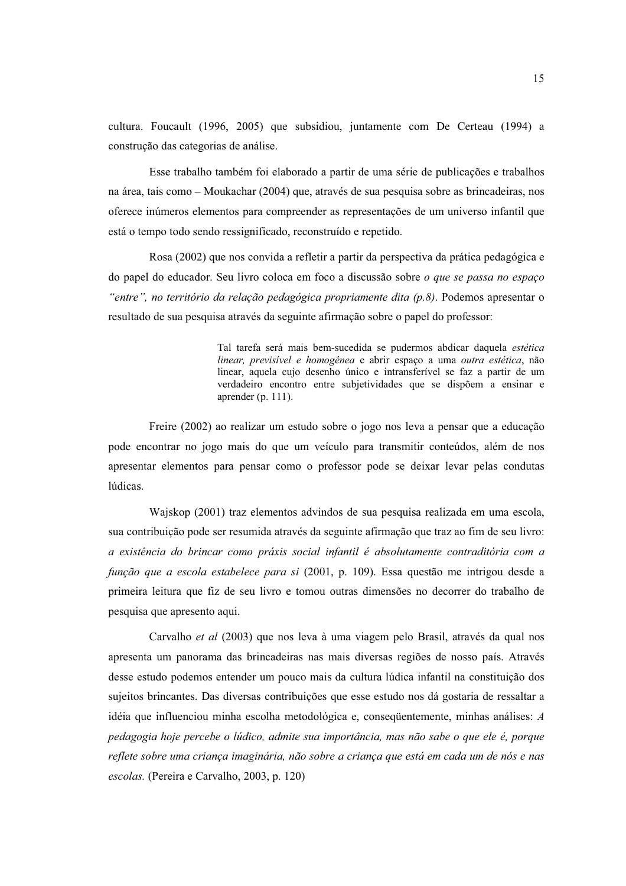cultura. Foucault (1996, 2005) que subsidiou, juntamente com De Certeau (1994) a construção das categorias de análise.

Esse trabalho também foi elaborado a partir de uma série de publicações e trabalhos na área, tais como – Moukachar (2004) que, através de sua pesquisa sobre as brincadeiras, nos oferece inúmeros elementos para compreender as representações de um universo infantil que está o tempo todo sendo ressignificado, reconstruído e repetido.

Rosa (2002) que nos convida a refletir a partir da perspectiva da prática pedagógica e do papel do educador. Seu livro coloca em foco a discussão sobre *o que se passa no espaço "entre", no território da relação pedagógica propriamente dita (p.8)*. Podemos apresentar o resultado de sua pesquisa através da seguinte afirmação sobre o papel do professor:

> Tal tarefa será mais bem-sucedida se pudermos abdicar daquela *estética linear, previsível e homogênea* e abrir espaço a uma *outra estética*, não linear, aquela cujo desenho único e intransferível se faz a partir de um verdadeiro encontro entre subjetividades que se dispõem a ensinar e aprender (p. 111).

Freire (2002) ao realizar um estudo sobre o jogo nos leva a pensar que a educação pode encontrar no jogo mais do que um veículo para transmitir conteúdos, além de nos apresentar elementos para pensar como o professor pode se deixar levar pelas condutas lúdicas.

Wajskop (2001) traz elementos advindos de sua pesquisa realizada em uma escola, sua contribuição pode ser resumida através da seguinte afirmação que traz ao fim de seu livro: *a existência do brincar como práxis social infantil é absolutamente contraditória com a função que a escola estabelece para si* (2001, p. 109). Essa questão me intrigou desde a primeira leitura que fiz de seu livro e tomou outras dimensões no decorrer do trabalho de pesquisa que apresento aqui.

Carvalho *et al* (2003) que nos leva à uma viagem pelo Brasil, através da qual nos apresenta um panorama das brincadeiras nas mais diversas regiões de nosso país. Através desse estudo podemos entender um pouco mais da cultura lúdica infantil na constituição dos sujeitos brincantes. Das diversas contribuições que esse estudo nos dá gostaria de ressaltar a idéia que influenciou minha escolha metodológica e, conseqüentemente, minhas análises: *A pedagogia hoje percebe o lúdico, admite sua importância, mas não sabe o que ele é, porque reflete sobre uma criança imaginária, não sobre a criança que está em cada um de nós e nas escolas.* (Pereira e Carvalho, 2003, p. 120)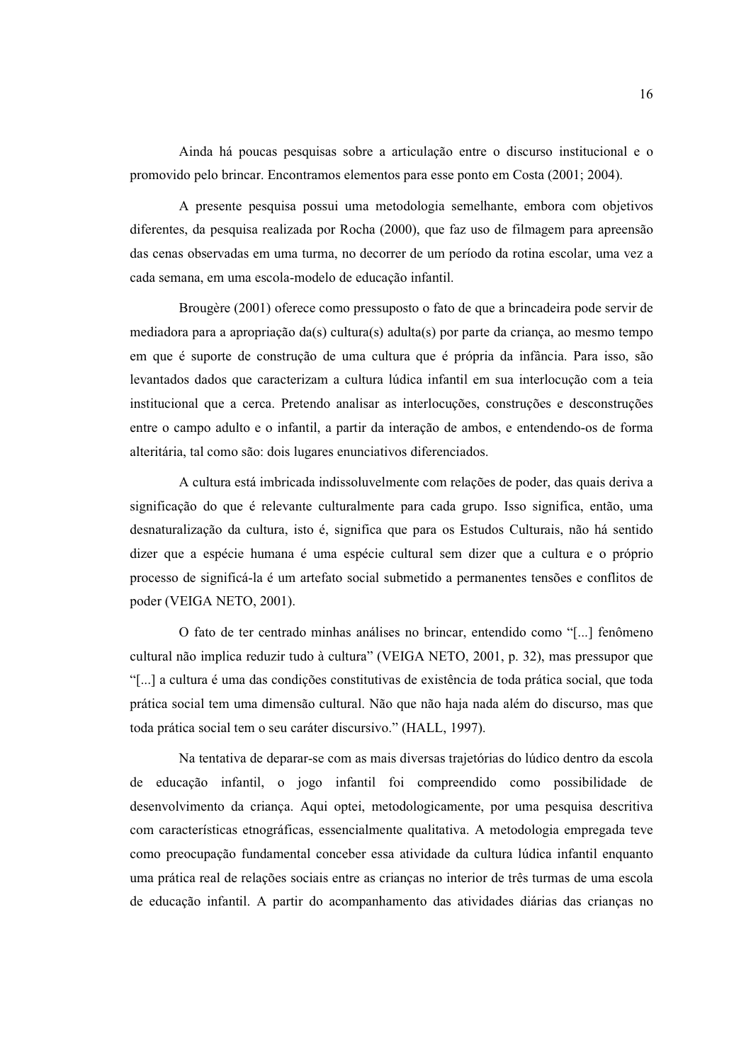Ainda há poucas pesquisas sobre a articulação entre o discurso institucional e o promovido pelo brincar. Encontramos elementos para esse ponto em Costa (2001; 2004).

A presente pesquisa possui uma metodologia semelhante, embora com objetivos diferentes, da pesquisa realizada por Rocha (2000), que faz uso de filmagem para apreensão das cenas observadas em uma turma, no decorrer de um período da rotina escolar, uma vez a cada semana, em uma escola-modelo de educação infantil.

Brougère (2001) oferece como pressuposto o fato de que a brincadeira pode servir de mediadora para a apropriação da(s) cultura(s) adulta(s) por parte da criança, ao mesmo tempo em que é suporte de construção de uma cultura que é própria da infância. Para isso, são levantados dados que caracterizam a cultura lúdica infantil em sua interlocução com a teia institucional que a cerca. Pretendo analisar as interlocuções, construções e desconstruções entre o campo adulto e o infantil, a partir da interação de ambos, e entendendo-os de forma alteritária, tal como são: dois lugares enunciativos diferenciados.

A cultura está imbricada indissoluvelmente com relações de poder, das quais deriva a significação do que é relevante culturalmente para cada grupo. Isso significa, então, uma desnaturalização da cultura, isto é, significa que para os Estudos Culturais, não há sentido dizer que a espécie humana é uma espécie cultural sem dizer que a cultura e o próprio processo de significá-la é um artefato social submetido a permanentes tensões e conflitos de poder (VEIGA NETO, 2001).

O fato de ter centrado minhas análises no brincar, entendido como "[...] fenômeno cultural não implica reduzir tudo à cultura" (VEIGA NETO, 2001, p. 32), mas pressupor que "[...] a cultura é uma das condições constitutivas de existência de toda prática social, que toda prática social tem uma dimensão cultural. Não que não haja nada além do discurso, mas que toda prática social tem o seu caráter discursivo." (HALL, 1997).

Na tentativa de deparar-se com as mais diversas trajetórias do lúdico dentro da escola de educação infantil, o jogo infantil foi compreendido como possibilidade de desenvolvimento da criança. Aqui optei, metodologicamente, por uma pesquisa descritiva com características etnográficas, essencialmente qualitativa. A metodologia empregada teve como preocupação fundamental conceber essa atividade da cultura lúdica infantil enquanto uma prática real de relações sociais entre as crianças no interior de três turmas de uma escola de educação infantil. A partir do acompanhamento das atividades diárias das crianças no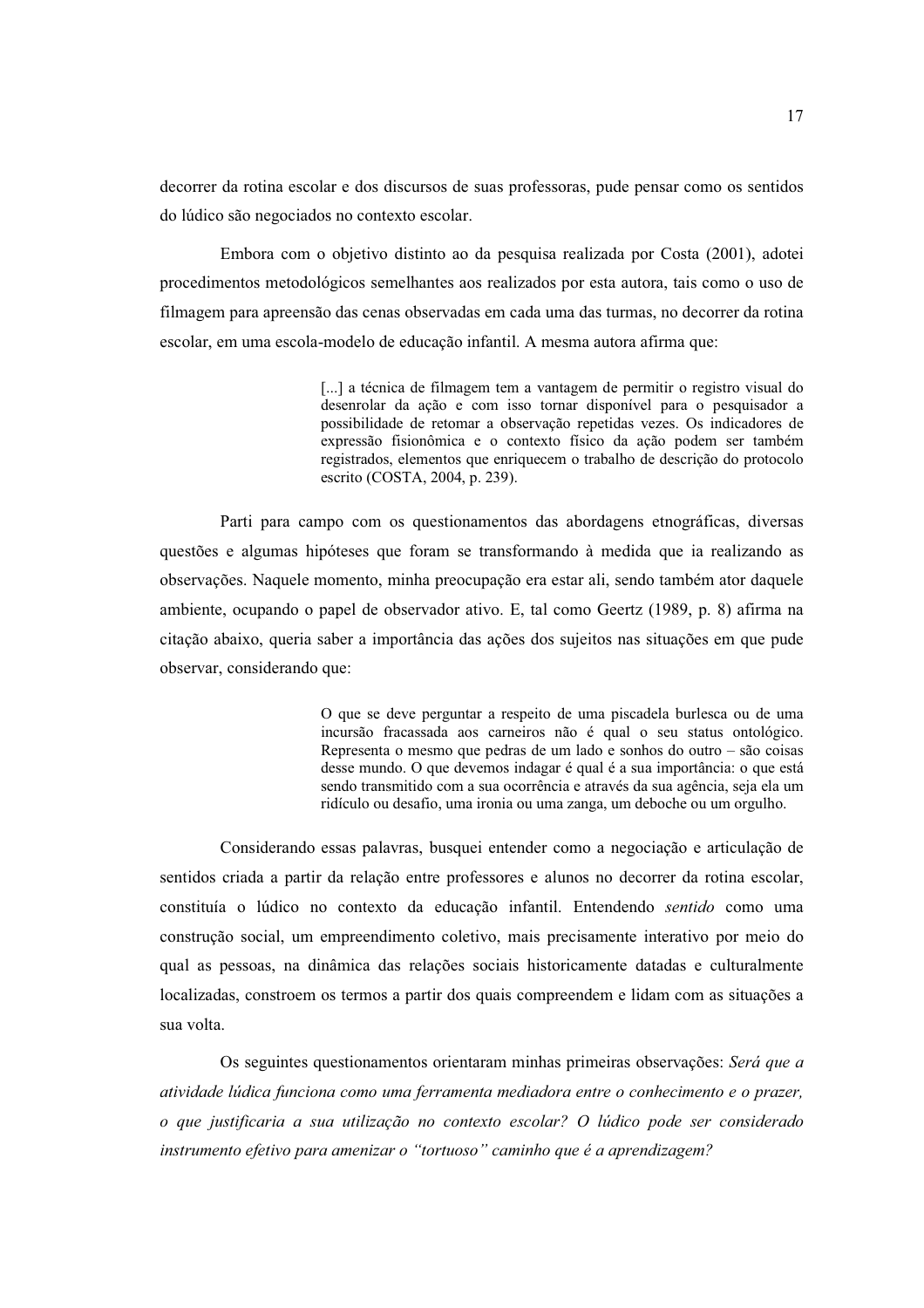decorrer da rotina escolar e dos discursos de suas professoras, pude pensar como os sentidos do lúdico são negociados no contexto escolar.

Embora com o objetivo distinto ao da pesquisa realizada por Costa (2001), adotei procedimentos metodológicos semelhantes aos realizados por esta autora, tais como o uso de filmagem para apreensão das cenas observadas em cada uma das turmas, no decorrer da rotina escolar, em uma escola-modelo de educação infantil. A mesma autora afirma que:

> [...] a técnica de filmagem tem a vantagem de permitir o registro visual do desenrolar da ação e com isso tornar disponível para o pesquisador a possibilidade de retomar a observação repetidas vezes. Os indicadores de expressão fisionômica e o contexto físico da ação podem ser também registrados, elementos que enriquecem o trabalho de descrição do protocolo escrito (COSTA, 2004, p. 239).

Parti para campo com os questionamentos das abordagens etnográficas, diversas questões e algumas hipóteses que foram se transformando à medida que ia realizando as observações. Naquele momento, minha preocupação era estar ali, sendo também ator daquele ambiente, ocupando o papel de observador ativo. E, tal como Geertz (1989, p. 8) afirma na citação abaixo, queria saber a importância das ações dos sujeitos nas situações em que pude observar, considerando que:

> O que se deve perguntar a respeito de uma piscadela burlesca ou de uma incursão fracassada aos carneiros não é qual o seu status ontológico. Representa o mesmo que pedras de um lado e sonhos do outro – são coisas desse mundo. O que devemos indagar é qual é a sua importância: o que está sendo transmitido com a sua ocorrência e através da sua agência, seja ela um ridículo ou desafio, uma ironia ou uma zanga, um deboche ou um orgulho.

Considerando essas palavras, busquei entender como a negociação e articulação de sentidos criada a partir da relação entre professores e alunos no decorrer da rotina escolar, constituía o lúdico no contexto da educação infantil. Entendendo *sentido* como uma construção social, um empreendimento coletivo, mais precisamente interativo por meio do qual as pessoas, na dinâmica das relações sociais historicamente datadas e culturalmente localizadas, constroem os termos a partir dos quais compreendem e lidam com as situações a sua volta.

Os seguintes questionamentos orientaram minhas primeiras observações: *Será que a atividade lúdica funciona como uma ferramenta mediadora entre o conhecimento e o prazer, o que justificaria a sua utilização no contexto escolar? O lúdico pode ser considerado instrumento efetivo para amenizar o "tortuoso" caminho que é a aprendizagem?*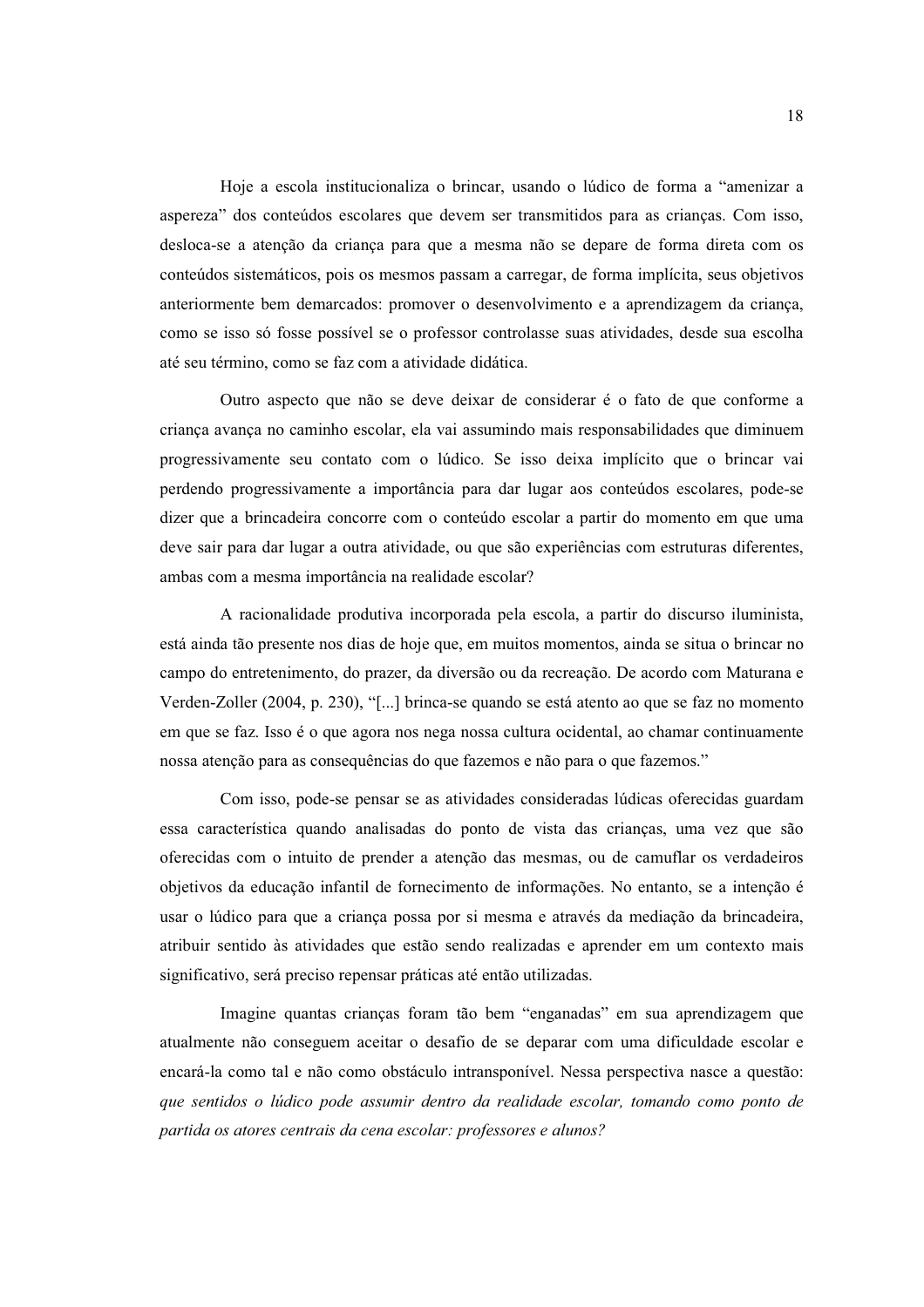Hoje a escola institucionaliza o brincar, usando o lúdico de forma a "amenizar a aspereza" dos conteúdos escolares que devem ser transmitidos para as crianças. Com isso, desloca-se a atenção da criança para que a mesma não se depare de forma direta com os conteúdos sistemáticos, pois os mesmos passam a carregar, de forma implícita, seus objetivos anteriormente bem demarcados: promover o desenvolvimento e a aprendizagem da criança, como se isso só fosse possível se o professor controlasse suas atividades, desde sua escolha até seu término, como se faz com a atividade didática.

Outro aspecto que não se deve deixar de considerar é o fato de que conforme a criança avança no caminho escolar, ela vai assumindo mais responsabilidades que diminuem progressivamente seu contato com o lúdico. Se isso deixa implícito que o brincar vai perdendo progressivamente a importância para dar lugar aos conteúdos escolares, pode-se dizer que a brincadeira concorre com o conteúdo escolar a partir do momento em que uma deve sair para dar lugar a outra atividade, ou que são experiências com estruturas diferentes, ambas com a mesma importância na realidade escolar?

A racionalidade produtiva incorporada pela escola, a partir do discurso iluminista, está ainda tão presente nos dias de hoje que, em muitos momentos, ainda se situa o brincar no campo do entretenimento, do prazer, da diversão ou da recreação. De acordo com Maturana e Verden-Zoller (2004, p. 230), "[...] brinca-se quando se está atento ao que se faz no momento em que se faz. Isso é o que agora nos nega nossa cultura ocidental, ao chamar continuamente nossa atenção para as consequências do que fazemos e não para o que fazemos."

Com isso, pode-se pensar se as atividades consideradas lúdicas oferecidas guardam essa característica quando analisadas do ponto de vista das crianças, uma vez que são oferecidas com o intuito de prender a atenção das mesmas, ou de camuflar os verdadeiros objetivos da educação infantil de fornecimento de informações. No entanto, se a intenção é usar o lúdico para que a criança possa por si mesma e através da mediação da brincadeira, atribuir sentido às atividades que estão sendo realizadas e aprender em um contexto mais significativo, será preciso repensar práticas até então utilizadas.

Imagine quantas crianças foram tão bem "enganadas" em sua aprendizagem que atualmente não conseguem aceitar o desafio de se deparar com uma dificuldade escolar e encará-la como tal e não como obstáculo intransponível. Nessa perspectiva nasce a questão: *que sentidos o lúdico pode assumir dentro da realidade escolar, tomando como ponto de partida os atores centrais da cena escolar: professores e alunos?*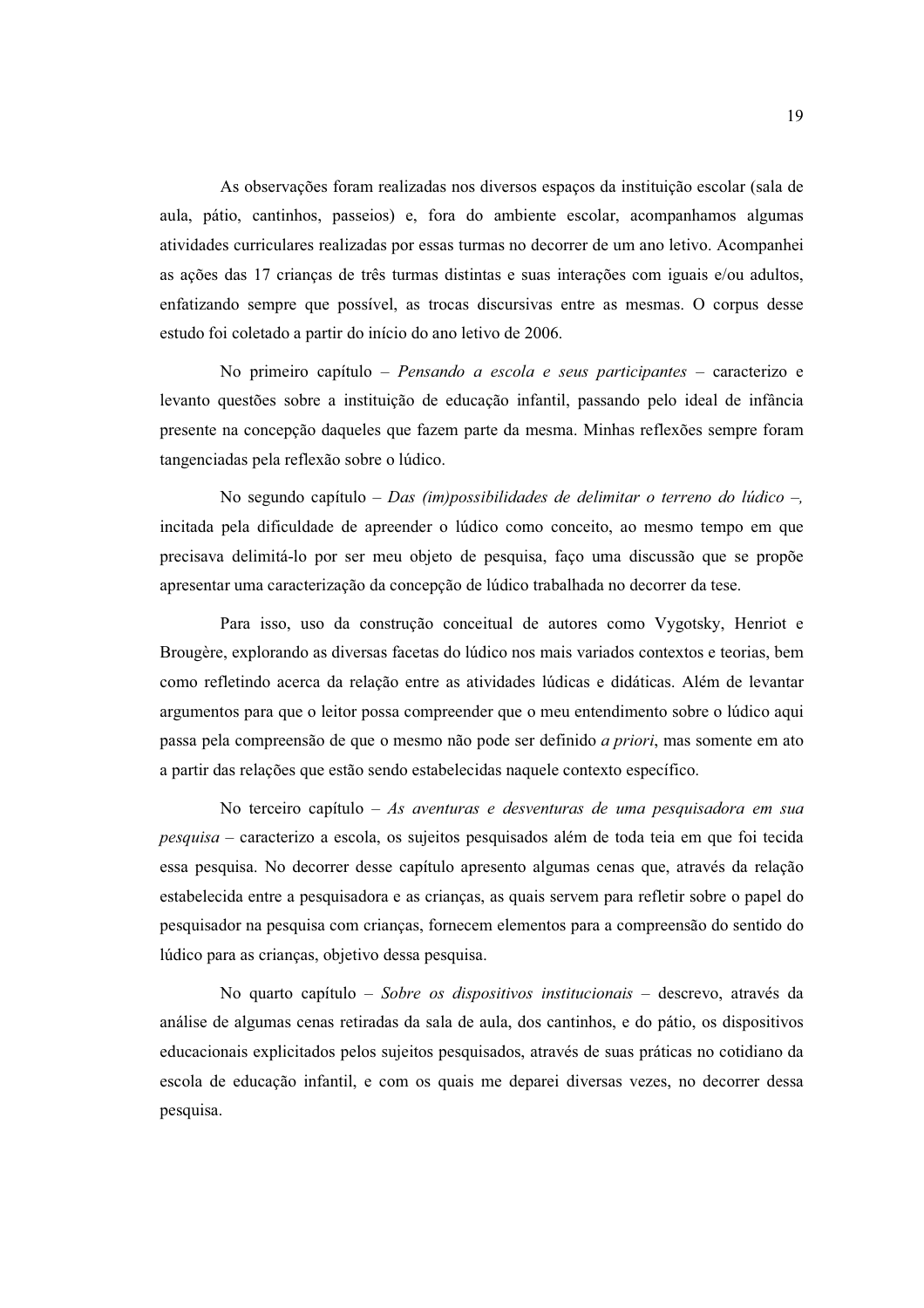As observações foram realizadas nos diversos espaços da instituição escolar (sala de aula, pátio, cantinhos, passeios) e, fora do ambiente escolar, acompanhamos algumas atividades curriculares realizadas por essas turmas no decorrer de um ano letivo. Acompanhei as ações das 17 crianças de três turmas distintas e suas interações com iguais e/ou adultos, enfatizando sempre que possível, as trocas discursivas entre as mesmas. O corpus desse estudo foi coletado a partir do início do ano letivo de 2006.

No primeiro capítulo – *Pensando a escola e seus participantes* – caracterizo e levanto questões sobre a instituição de educação infantil, passando pelo ideal de infância presente na concepção daqueles que fazem parte da mesma. Minhas reflexões sempre foram tangenciadas pela reflexão sobre o lúdico.

No segundo capítulo – *Das (im)possibilidades de delimitar o terreno do lúdico –,* incitada pela dificuldade de apreender o lúdico como conceito, ao mesmo tempo em que precisava delimitá-lo por ser meu objeto de pesquisa, faço uma discussão que se propõe apresentar uma caracterização da concepção de lúdico trabalhada no decorrer da tese.

Para isso, uso da construção conceitual de autores como Vygotsky, Henriot e Brougère, explorando as diversas facetas do lúdico nos mais variados contextos e teorias, bem como refletindo acerca da relação entre as atividades lúdicas e didáticas. Além de levantar argumentos para que o leitor possa compreender que o meu entendimento sobre o lúdico aqui passa pela compreensão de que o mesmo não pode ser definido *a priori*, mas somente em ato a partir das relações que estão sendo estabelecidas naquele contexto específico.

No terceiro capítulo – *As aventuras e desventuras de uma pesquisadora em sua pesquisa* – caracterizo a escola, os sujeitos pesquisados além de toda teia em que foi tecida essa pesquisa. No decorrer desse capítulo apresento algumas cenas que, através da relação estabelecida entre a pesquisadora e as crianças, as quais servem para refletir sobre o papel do pesquisador na pesquisa com crianças, fornecem elementos para a compreensão do sentido do lúdico para as crianças, objetivo dessa pesquisa.

No quarto capítulo – *Sobre os dispositivos institucionais* – descrevo, através da análise de algumas cenas retiradas da sala de aula, dos cantinhos, e do pátio, os dispositivos educacionais explicitados pelos sujeitos pesquisados, através de suas práticas no cotidiano da escola de educação infantil, e com os quais me deparei diversas vezes, no decorrer dessa pesquisa.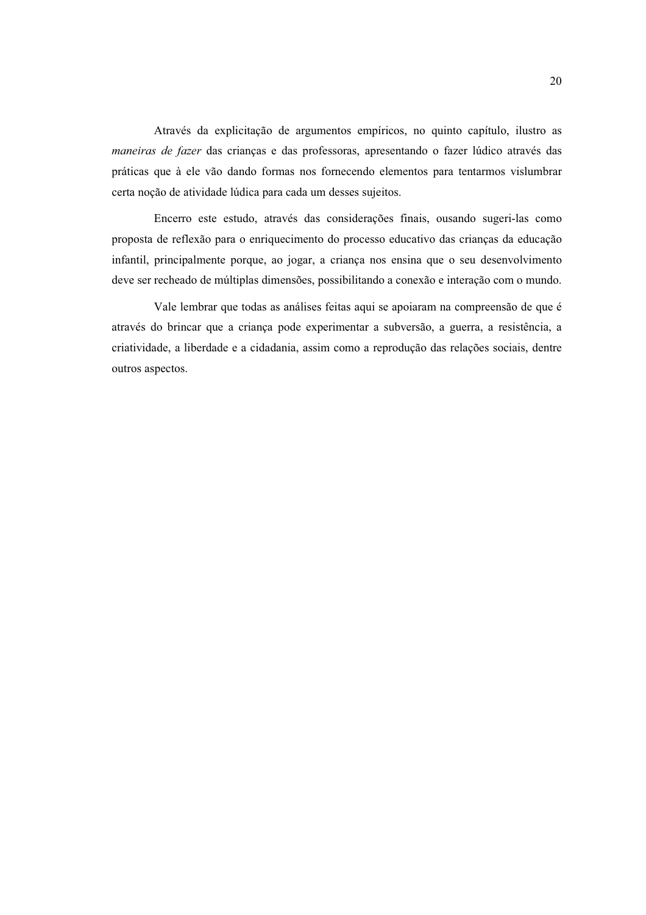Através da explicitação de argumentos empíricos, no quinto capítulo, ilustro as *maneiras de fazer* das crianças e das professoras, apresentando o fazer lúdico através das práticas que à ele vão dando formas nos fornecendo elementos para tentarmos vislumbrar certa noção de atividade lúdica para cada um desses sujeitos.

Encerro este estudo, através das considerações finais, ousando sugeri-las como proposta de reflexão para o enriquecimento do processo educativo das crianças da educação infantil, principalmente porque, ao jogar, a criança nos ensina que o seu desenvolvimento deve ser recheado de múltiplas dimensões, possibilitando a conexão e interação com o mundo.

Vale lembrar que todas as análises feitas aqui se apoiaram na compreensão de que é através do brincar que a criança pode experimentar a subversão, a guerra, a resistência, a criatividade, a liberdade e a cidadania, assim como a reprodução das relações sociais, dentre outros aspectos.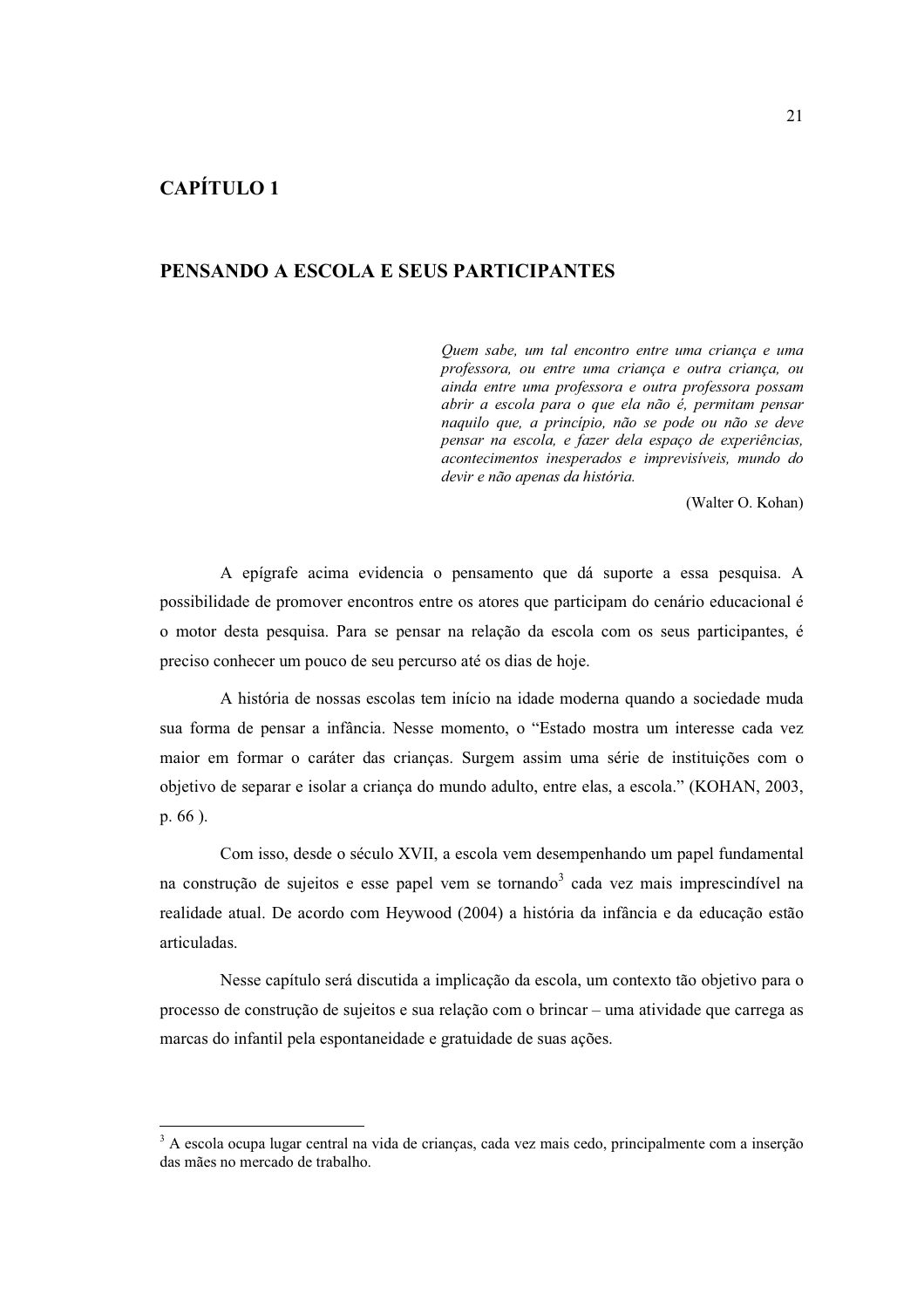# CAPÍTULO 1

# PENSANDO A ESCOLA E SEUS PARTICIPANTES

> *Quem sabe, um tal encontro entre uma criança e uma professora, ou entre uma criança e outra criança, ou ainda entre uma professora e outra professora possam abrir a escola para o que ela não é, permitam pensar naquilo que, a princípio, não se pode ou não se deve pensar na escola, e fazer dela espaço de experiências, acontecimentos inesperados e imprevisíveis, mundo do devir e não apenas da história.*
>
> (Walter O. Kohan)

A epígrafe acima evidencia o pensamento que dá suporte a essa pesquisa. A possibilidade de promover encontros entre os atores que participam do cenário educacional é o motor desta pesquisa. Para se pensar na relação da escola com os seus participantes, é preciso conhecer um pouco de seu percurso até os dias de hoje.

A história de nossas escolas tem início na idade moderna quando a sociedade muda sua forma de pensar a infância. Nesse momento, o "Estado mostra um interesse cada vez maior em formar o caráter das crianças. Surgem assim uma série de instituições com o objetivo de separar e isolar a criança do mundo adulto, entre elas, a escola." (KOHAN, 2003, p. 66 ).

Com isso, desde o século XVII, a escola vem desempenhando um papel fundamental na construção de sujeitos e esse papel vem se tornando[3] cada vez mais imprescindível na realidade atual. De acordo com Heywood (2004) a história da infância e da educação estão articuladas.

Nesse capítulo será discutida a implicação da escola, um contexto tão objetivo para o processo de construção de sujeitos e sua relação com o brincar – uma atividade que carrega as marcas do infantil pela espontaneidade e gratuidade de suas ações.

---

[3] A escola ocupa lugar central na vida de crianças, cada vez mais cedo, principalmente com a inserção das mães no mercado de trabalho.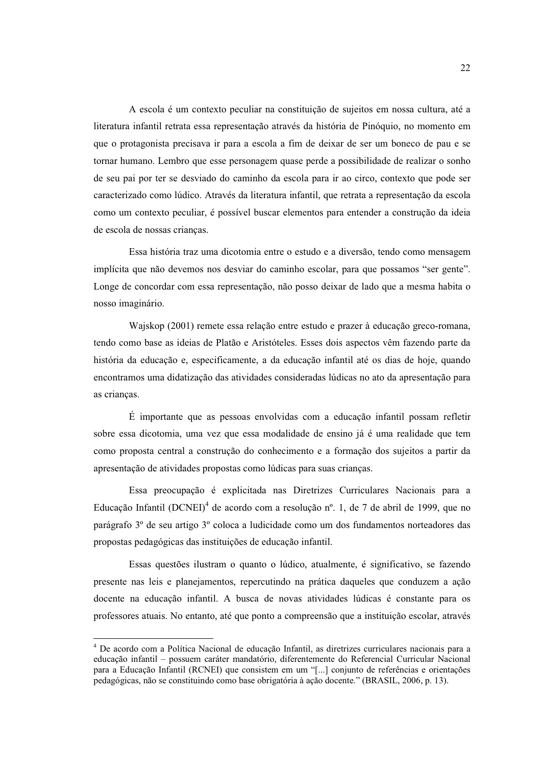A escola é um contexto peculiar na constituição de sujeitos em nossa cultura, até a literatura infantil retrata essa representação através da história de Pinóquio, no momento em que o protagonista precisava ir para a escola a fim de deixar de ser um boneco de pau e se tornar humano. Lembro que esse personagem quase perde a possibilidade de realizar o sonho de seu pai por ter se desviado do caminho da escola para ir ao circo, contexto que pode ser caracterizado como lúdico. Através da literatura infantil, que retrata a representação da escola como um contexto peculiar, é possível buscar elementos para entender a construção da ideia de escola de nossas crianças.

Essa história traz uma dicotomia entre o estudo e a diversão, tendo como mensagem implícita que não devemos nos desviar do caminho escolar, para que possamos "ser gente". Longe de concordar com essa representação, não posso deixar de lado que a mesma habita o nosso imaginário.

Wajskop (2001) remete essa relação entre estudo e prazer à educação greco-romana, tendo como base as ideias de Platão e Aristóteles. Esses dois aspectos vêm fazendo parte da história da educação e, especificamente, a da educação infantil até os dias de hoje, quando encontramos uma didatização das atividades consideradas lúdicas no ato da apresentação para as crianças.

É importante que as pessoas envolvidas com a educação infantil possam refletir sobre essa dicotomia, uma vez que essa modalidade de ensino já é uma realidade que tem como proposta central a construção do conhecimento e a formação dos sujeitos a partir da apresentação de atividades propostas como lúdicas para suas crianças.

Essa preocupação é explicitada nas Diretrizes Curriculares Nacionais para a Educação Infantil (DCNEI)[4] de acordo com a resolução nº. 1, de 7 de abril de 1999, que no parágrafo 3º de seu artigo 3º coloca a ludicidade como um dos fundamentos norteadores das propostas pedagógicas das instituições de educação infantil.

Essas questões ilustram o quanto o lúdico, atualmente, é significativo, se fazendo presente nas leis e planejamentos, repercutindo na prática daqueles que conduzem a ação docente na educação infantil. A busca de novas atividades lúdicas é constante para os professores atuais. No entanto, até que ponto a compreensão que a instituição escolar, através

[4] De acordo com a Política Nacional de educação Infantil, as diretrizes curriculares nacionais para a educação infantil – possuem caráter mandatório, diferentemente do Referencial Curricular Nacional para a Educação Infantil (RCNEI) que consistem em um "[...] conjunto de referências e orientações pedagógicas, não se constituindo como base obrigatória à ação docente." (BRASIL, 2006, p. 13).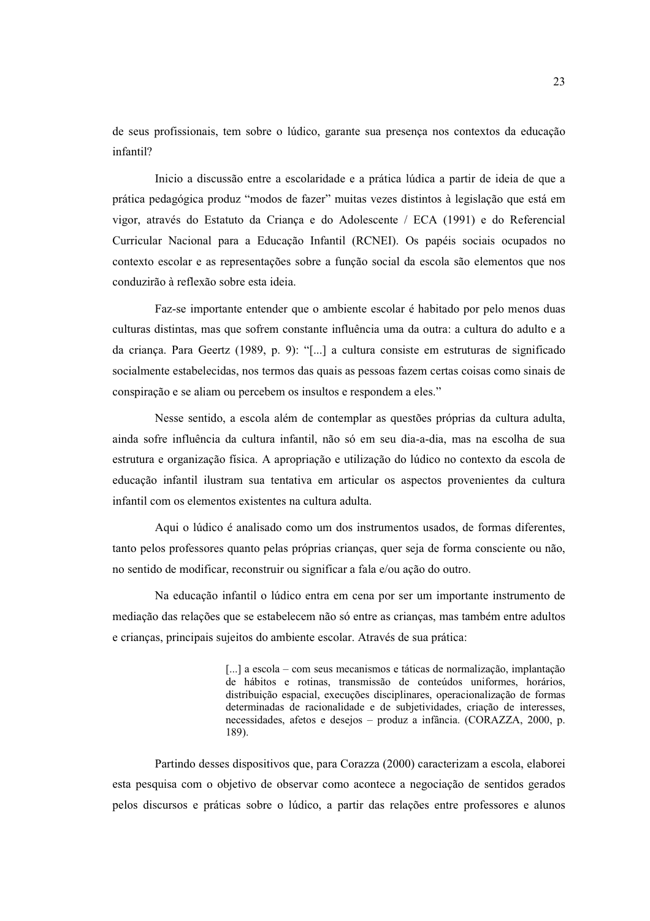de seus profissionais, tem sobre o lúdico, garante sua presença nos contextos da educação infantil?

Inicio a discussão entre a escolaridade e a prática lúdica a partir de ideia de que a prática pedagógica produz “modos de fazer” muitas vezes distintos à legislação que está em vigor, através do Estatuto da Criança e do Adolescente / ECA (1991) e do Referencial Curricular Nacional para a Educação Infantil (RCNEI). Os papéis sociais ocupados no contexto escolar e as representações sobre a função social da escola são elementos que nos conduzirão à reflexão sobre esta ideia.

Faz-se importante entender que o ambiente escolar é habitado por pelo menos duas culturas distintas, mas que sofrem constante influência uma da outra: a cultura do adulto e a da criança. Para Geertz (1989, p. 9): “[...] a cultura consiste em estruturas de significado socialmente estabelecidas, nos termos das quais as pessoas fazem certas coisas como sinais de conspiração e se aliam ou percebem os insultos e respondem a eles.”

Nesse sentido, a escola além de contemplar as questões próprias da cultura adulta, ainda sofre influência da cultura infantil, não só em seu dia-a-dia, mas na escolha de sua estrutura e organização física. A apropriação e utilização do lúdico no contexto da escola de educação infantil ilustram sua tentativa em articular os aspectos provenientes da cultura infantil com os elementos existentes na cultura adulta.

Aqui o lúdico é analisado como um dos instrumentos usados, de formas diferentes, tanto pelos professores quanto pelas próprias crianças, quer seja de forma consciente ou não, no sentido de modificar, reconstruir ou significar a fala e/ou ação do outro.

Na educação infantil o lúdico entra em cena por ser um importante instrumento de mediação das relações que se estabelecem não só entre as crianças, mas também entre adultos e crianças, principais sujeitos do ambiente escolar. Através de sua prática:

> [...] a escola – com seus mecanismos e táticas de normalização, implantação de hábitos e rotinas, transmissão de conteúdos uniformes, horários, distribuição espacial, execuções disciplinares, operacionalização de formas determinadas de racionalidade e de subjetividades, criação de interesses, necessidades, afetos e desejos – produz a infância. (CORAZZA, 2000, p. 189).

Partindo desses dispositivos que, para Corazza (2000) caracterizam a escola, elaborei esta pesquisa com o objetivo de observar como acontece a negociação de sentidos gerados pelos discursos e práticas sobre o lúdico, a partir das relações entre professores e alunos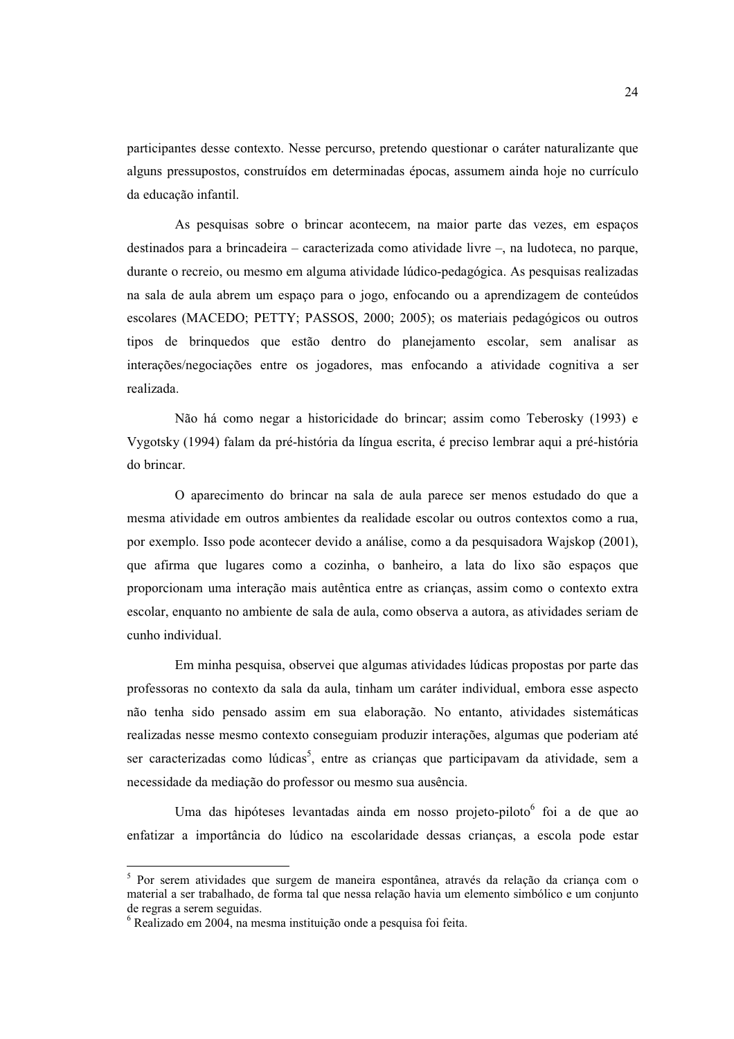participantes desse contexto. Nesse percurso, pretendo questionar o caráter naturalizante que alguns pressupostos, construídos em determinadas épocas, assumem ainda hoje no currículo da educação infantil.

As pesquisas sobre o brincar acontecem, na maior parte das vezes, em espaços destinados para a brincadeira – caracterizada como atividade livre –, na ludoteca, no parque, durante o recreio, ou mesmo em alguma atividade lúdico-pedagógica. As pesquisas realizadas na sala de aula abrem um espaço para o jogo, enfocando ou a aprendizagem de conteúdos escolares (MACEDO; PETTY; PASSOS, 2000; 2005); os materiais pedagógicos ou outros tipos de brinquedos que estão dentro do planejamento escolar, sem analisar as interações/negociações entre os jogadores, mas enfocando a atividade cognitiva a ser realizada.

Não há como negar a historicidade do brincar; assim como Teberosky (1993) e Vygotsky (1994) falam da pré-história da língua escrita, é preciso lembrar aqui a pré-história do brincar.

O aparecimento do brincar na sala de aula parece ser menos estudado do que a mesma atividade em outros ambientes da realidade escolar ou outros contextos como a rua, por exemplo. Isso pode acontecer devido a análise, como a da pesquisadora Wajskop (2001), que afirma que lugares como a cozinha, o banheiro, a lata do lixo são espaços que proporcionam uma interação mais autêntica entre as crianças, assim como o contexto extra escolar, enquanto no ambiente de sala de aula, como observa a autora, as atividades seriam de cunho individual.

Em minha pesquisa, observei que algumas atividades lúdicas propostas por parte das professoras no contexto da sala da aula, tinham um caráter individual, embora esse aspecto não tenha sido pensado assim em sua elaboração. No entanto, atividades sistemáticas realizadas nesse mesmo contexto conseguiam produzir interações, algumas que poderiam até ser caracterizadas como lúdicas[5], entre as crianças que participavam da atividade, sem a necessidade da mediação do professor ou mesmo sua ausência.

Uma das hipóteses levantadas ainda em nosso projeto-piloto[6] foi a de que ao enfatizar a importância do lúdico na escolaridade dessas crianças, a escola pode estar

---

[5] Por serem atividades que surgem de maneira espontânea, através da relação da criança com o material a ser trabalhado, de forma tal que nessa relação havia um elemento simbólico e um conjunto de regras a serem seguidas.

[6] Realizado em 2004, na mesma instituição onde a pesquisa foi feita.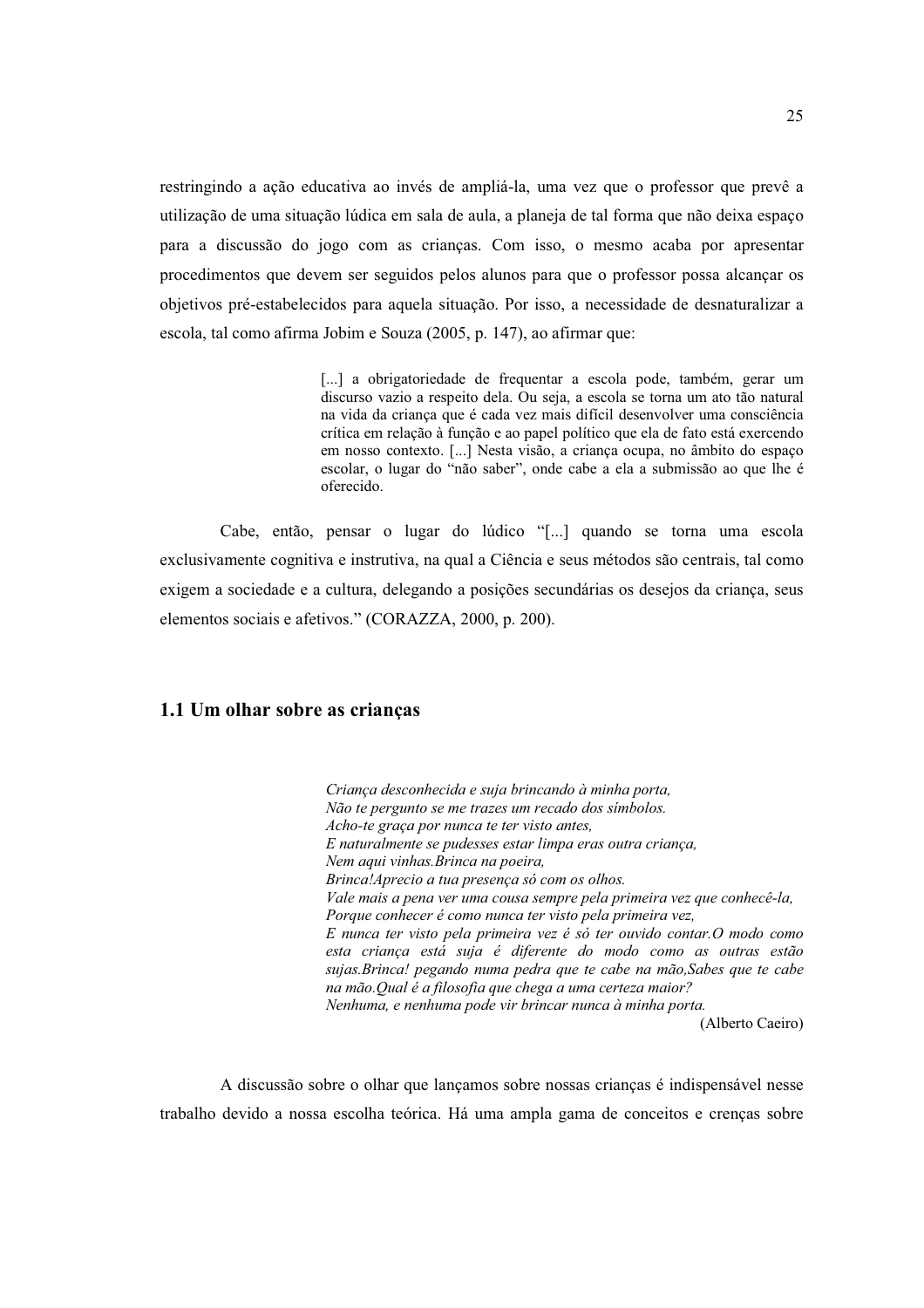restringindo a ação educativa ao invés de ampliá-la, uma vez que o professor que prevê a utilização de uma situação lúdica em sala de aula, a planeja de tal forma que não deixa espaço para a discussão do jogo com as crianças. Com isso, o mesmo acaba por apresentar procedimentos que devem ser seguidos pelos alunos para que o professor possa alcançar os objetivos pré-estabelecidos para aquela situação. Por isso, a necessidade de desnaturalizar a escola, tal como afirma Jobim e Souza (2005, p. 147), ao afirmar que:

> [...] a obrigatoriedade de frequentar a escola pode, também, gerar um discurso vazio a respeito dela. Ou seja, a escola se torna um ato tão natural na vida da criança que é cada vez mais difícil desenvolver uma consciência crítica em relação à função e ao papel político que ela de fato está exercendo em nosso contexto. [...] Nesta visão, a criança ocupa, no âmbito do espaço escolar, o lugar do "não saber", onde cabe a ela a submissão ao que lhe é oferecido.

Cabe, então, pensar o lugar do lúdico "[...] quando se torna uma escola exclusivamente cognitiva e instrutiva, na qual a Ciência e seus métodos são centrais, tal como exigem a sociedade e a cultura, delegando a posições secundárias os desejos da criança, seus elementos sociais e afetivos." (CORAZZA, 2000, p. 200).

## 1.1 Um olhar sobre as crianças

> *Criança desconhecida e suja brincando à minha porta,*
> *Não te pergunto se me trazes um recado dos símbolos.*
> *Acho-te graça por nunca te ter visto antes,*
> *E naturalmente se pudesses estar limpa eras outra criança,*
> *Nem aqui vinhas.Brinca na poeira,*
> *Brinca!Aprecio a tua presença só com os olhos.*
> *Vale mais a pena ver uma cousa sempre pela primeira vez que conhecê-la,*
> *Porque conhecer é como nunca ter visto pela primeira vez,*
> *E nunca ter visto pela primeira vez é só ter ouvido contar.O modo como esta criança está suja é diferente do modo como as outras estão sujas.Brinca! pegando numa pedra que te cabe na mão,Sabes que te cabe na mão.Qual é a filosofia que chega a uma certeza maior?*
> *Nenhuma, e nenhuma pode vir brincar nunca à minha porta.*
>
> (Alberto Caeiro)

A discussão sobre o olhar que lançamos sobre nossas crianças é indispensável nesse trabalho devido a nossa escolha teórica. Há uma ampla gama de conceitos e crenças sobre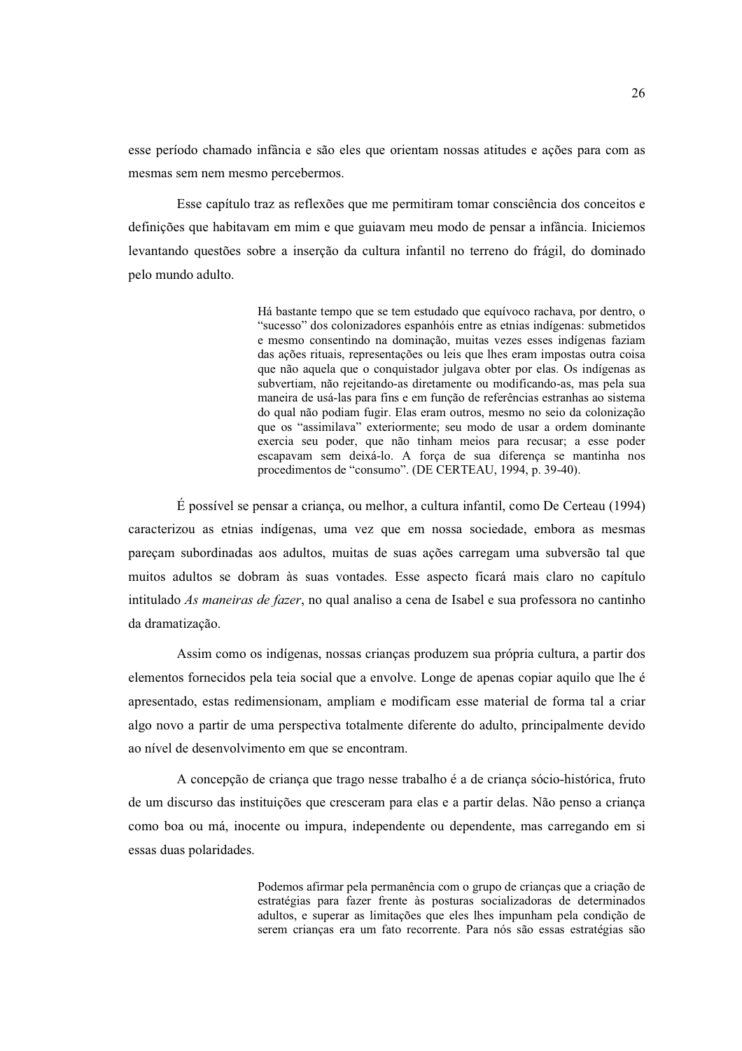esse período chamado infância e são eles que orientam nossas atitudes e ações para com as mesmas sem nem mesmo percebermos.

Esse capítulo traz as reflexões que me permitiram tomar consciência dos conceitos e definições que habitavam em mim e que guiavam meu modo de pensar a infância. Iniciemos levantando questões sobre a inserção da cultura infantil no terreno do frágil, do dominado pelo mundo adulto.

> Há bastante tempo que se tem estudado que equívoco rachava, por dentro, o "sucesso" dos colonizadores espanhóis entre as etnias indígenas: submetidos e mesmo consentindo na dominação, muitas vezes esses indígenas faziam das ações rituais, representações ou leis que lhes eram impostas outra coisa que não aquela que o conquistador julgava obter por elas. Os indígenas as subvertiam, não rejeitando-as diretamente ou modificando-as, mas pela sua maneira de usá-las para fins e em função de referências estranhas ao sistema do qual não podiam fugir. Elas eram outros, mesmo no seio da colonização que os "assimilava" exteriormente; seu modo de usar a ordem dominante exercia seu poder, que não tinham meios para recusar; a esse poder escapavam sem deixá-lo. A força de sua diferença se mantinha nos procedimentos de "consumo". (DE CERTEAU, 1994, p. 39-40).

É possível se pensar a criança, ou melhor, a cultura infantil, como De Certeau (1994) caracterizou as etnias indígenas, uma vez que em nossa sociedade, embora as mesmas pareçam subordinadas aos adultos, muitas de suas ações carregam uma subversão tal que muitos adultos se dobram às suas vontades. Esse aspecto ficará mais claro no capítulo intitulado *As maneiras de fazer*, no qual analiso a cena de Isabel e sua professora no cantinho da dramatização.

Assim como os indígenas, nossas crianças produzem sua própria cultura, a partir dos elementos fornecidos pela teia social que a envolve. Longe de apenas copiar aquilo que lhe é apresentado, estas redimensionam, ampliam e modificam esse material de forma tal a criar algo novo a partir de uma perspectiva totalmente diferente do adulto, principalmente devido ao nível de desenvolvimento em que se encontram.

A concepção de criança que trago nesse trabalho é a de criança sócio-histórica, fruto de um discurso das instituições que cresceram para elas e a partir delas. Não penso a criança como boa ou má, inocente ou impura, independente ou dependente, mas carregando em si essas duas polaridades.

> Podemos afirmar pela permanência com o grupo de crianças que a criação de estratégias para fazer frente às posturas socializadoras de determinados adultos, e superar as limitações que eles lhes impunham pela condição de serem crianças era um fato recorrente. Para nós são essas estratégias são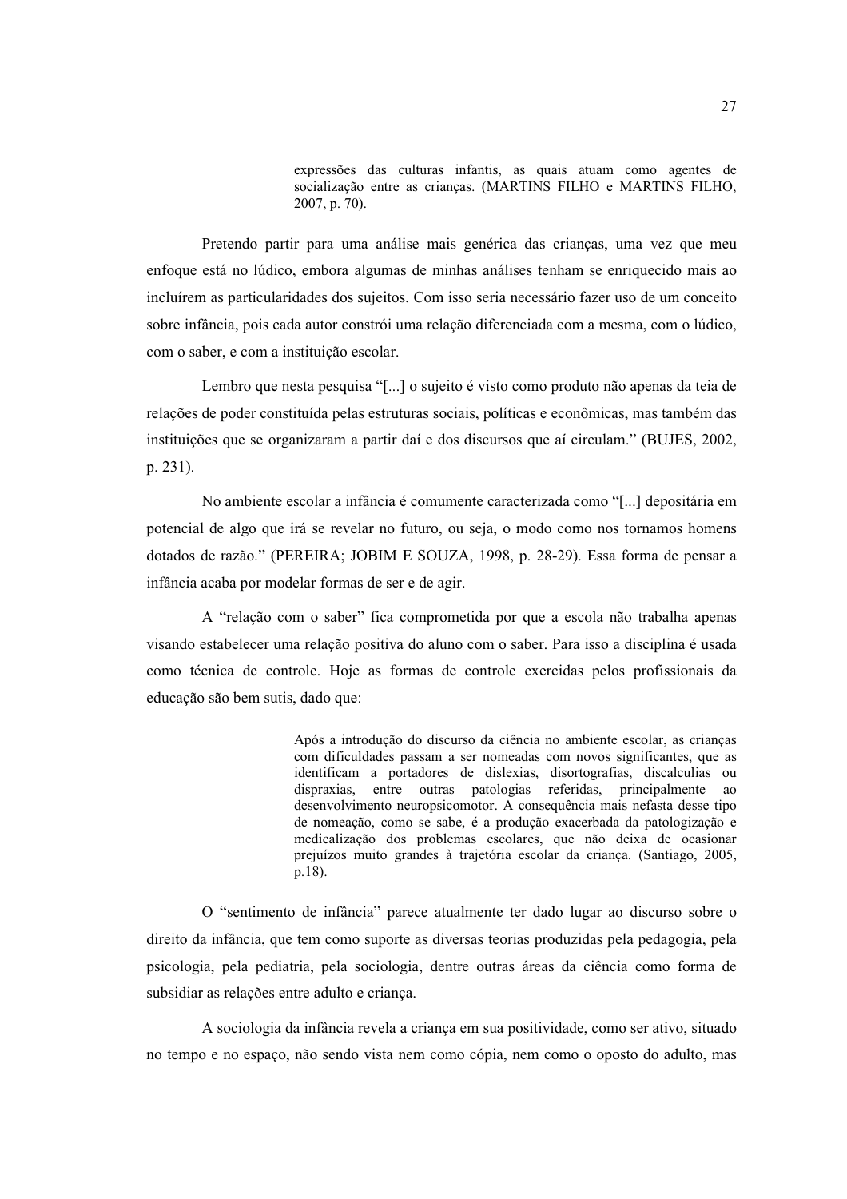> expressões das culturas infantis, as quais atuam como agentes de socialização entre as crianças. (MARTINS FILHO e MARTINS FILHO, 2007, p. 70).

Pretendo partir para uma análise mais genérica das crianças, uma vez que meu enfoque está no lúdico, embora algumas de minhas análises tenham se enriquecido mais ao incluírem as particularidades dos sujeitos. Com isso seria necessário fazer uso de um conceito sobre infância, pois cada autor constrói uma relação diferenciada com a mesma, com o lúdico, com o saber, e com a instituição escolar.

Lembro que nesta pesquisa "[...] o sujeito é visto como produto não apenas da teia de relações de poder constituída pelas estruturas sociais, políticas e econômicas, mas também das instituições que se organizaram a partir daí e dos discursos que aí circulam." (BUJES, 2002, p. 231).

No ambiente escolar a infância é comumente caracterizada como "[...] depositária em potencial de algo que irá se revelar no futuro, ou seja, o modo como nos tornamos homens dotados de razão." (PEREIRA; JOBIM E SOUZA, 1998, p. 28-29). Essa forma de pensar a infância acaba por modelar formas de ser e de agir.

A "relação com o saber" fica comprometida por que a escola não trabalha apenas visando estabelecer uma relação positiva do aluno com o saber. Para isso a disciplina é usada como técnica de controle. Hoje as formas de controle exercidas pelos profissionais da educação são bem sutis, dado que:

> Após a introdução do discurso da ciência no ambiente escolar, as crianças com dificuldades passam a ser nomeadas com novos significantes, que as identificam a portadores de dislexias, disortografias, discalculias ou dispraxias, entre outras patologias referidas, principalmente ao desenvolvimento neuropsicomotor. A consequência mais nefasta desse tipo de nomeação, como se sabe, é a produção exacerbada da patologização e medicalização dos problemas escolares, que não deixa de ocasionar prejuízos muito grandes à trajetória escolar da criança. (Santiago, 2005, p.18).

O "sentimento de infância" parece atualmente ter dado lugar ao discurso sobre o direito da infância, que tem como suporte as diversas teorias produzidas pela pedagogia, pela psicologia, pela pediatria, pela sociologia, dentre outras áreas da ciência como forma de subsidiar as relações entre adulto e criança.

A sociologia da infância revela a criança em sua positividade, como ser ativo, situado no tempo e no espaço, não sendo vista nem como cópia, nem como o oposto do adulto, mas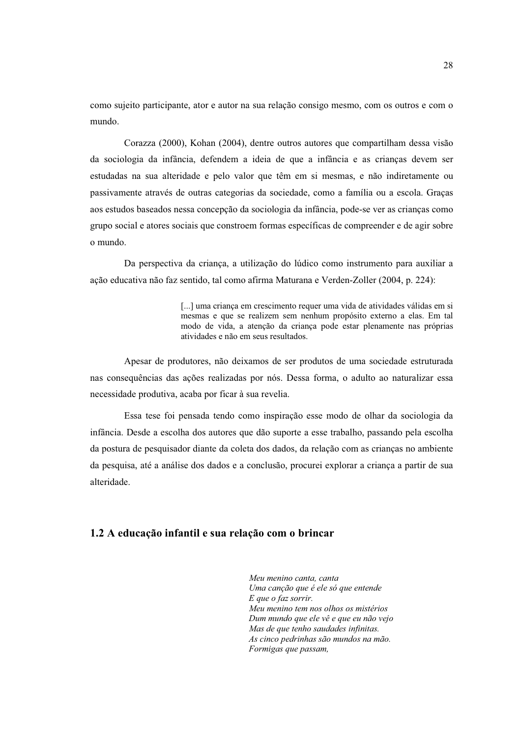como sujeito participante, ator e autor na sua relação consigo mesmo, com os outros e com o mundo.

Corazza (2000), Kohan (2004), dentre outros autores que compartilham dessa visão da sociologia da infância, defendem a ideia de que a infância e as crianças devem ser estudadas na sua alteridade e pelo valor que têm em si mesmas, e não indiretamente ou passivamente através de outras categorias da sociedade, como a família ou a escola. Graças aos estudos baseados nessa concepção da sociologia da infância, pode-se ver as crianças como grupo social e atores sociais que constroem formas específicas de compreender e de agir sobre o mundo.

Da perspectiva da criança, a utilização do lúdico como instrumento para auxiliar a ação educativa não faz sentido, tal como afirma Maturana e Verden-Zoller (2004, p. 224):

> [...] uma criança em crescimento requer uma vida de atividades válidas em si mesmas e que se realizem sem nenhum propósito externo a elas. Em tal modo de vida, a atenção da criança pode estar plenamente nas próprias atividades e não em seus resultados.

Apesar de produtores, não deixamos de ser produtos de uma sociedade estruturada nas consequências das ações realizadas por nós. Dessa forma, o adulto ao naturalizar essa necessidade produtiva, acaba por ficar à sua revelia.

Essa tese foi pensada tendo como inspiração esse modo de olhar da sociologia da infância. Desde a escolha dos autores que dão suporte a esse trabalho, passando pela escolha da postura de pesquisador diante da coleta dos dados, da relação com as crianças no ambiente da pesquisa, até a análise dos dados e a conclusão, procurei explorar a criança a partir de sua alteridade.

## 1.2 A educação infantil e sua relação com o brincar

> *Meu menino canta, canta*
> *Uma canção que é ele só que entende*
> *E que o faz sorrir.*
> *Meu menino tem nos olhos os mistérios*
> *Dum mundo que ele vê e que eu não vejo*
> *Mas de que tenho saudades infinitas.*
> *As cinco pedrinhas são mundos na mão.*
> *Formigas que passam,*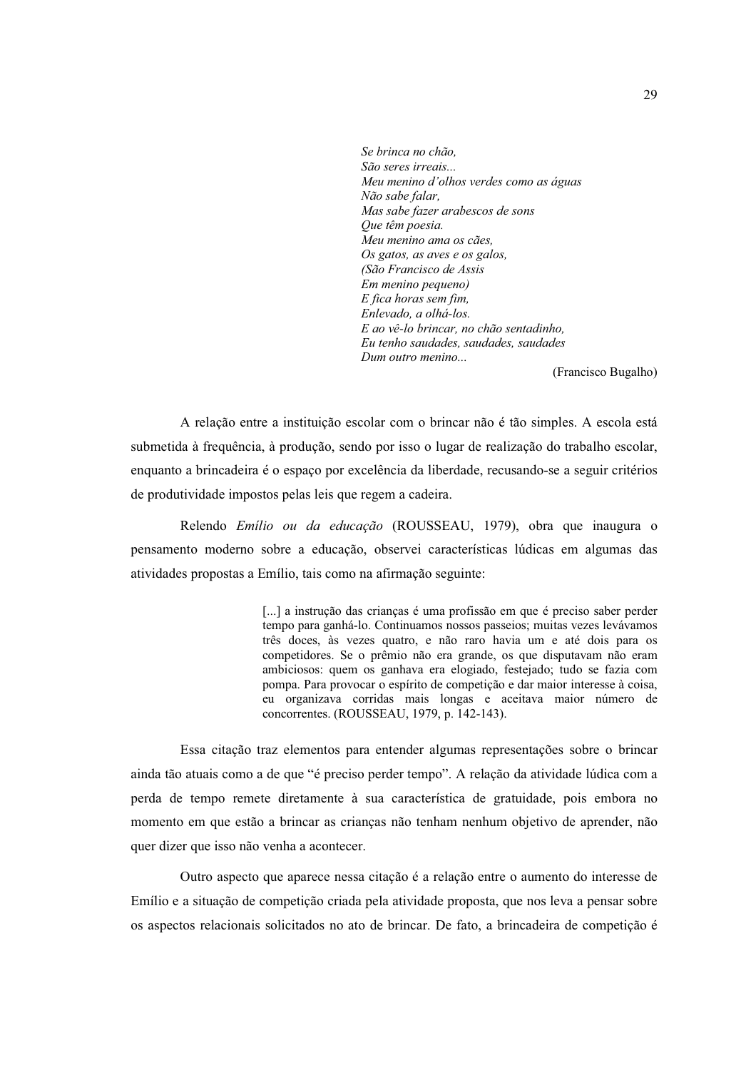> *Se brinca no chão,*
> *São seres irreais...*
> *Meu menino d'olhos verdes como as águas*
> *Não sabe falar,*
> *Mas sabe fazer arabescos de sons*
> *Que têm poesia.*
> *Meu menino ama os cães,*
> *Os gatos, as aves e os galos,*
> *(São Francisco de Assis*
> *Em menino pequeno)*
> *E fica horas sem fim,*
> *Enlevado, a olhá-los.*
> *E ao vê-lo brincar, no chão sentadinho,*
> *Eu tenho saudades, saudades, saudades*
> *Dum outro menino...*
>
> (Francisco Bugalho)

A relação entre a instituição escolar com o brincar não é tão simples. A escola está submetida à frequência, à produção, sendo por isso o lugar de realização do trabalho escolar, enquanto a brincadeira é o espaço por excelência da liberdade, recusando-se a seguir critérios de produtividade impostos pelas leis que regem a cadeira.

Relendo *Emílio ou da educação* (ROUSSEAU, 1979), obra que inaugura o pensamento moderno sobre a educação, observei características lúdicas em algumas das atividades propostas a Emílio, tais como na afirmação seguinte:

> [...] a instrução das crianças é uma profissão em que é preciso saber perder tempo para ganhá-lo. Continuamos nossos passeios; muitas vezes levávamos três doces, às vezes quatro, e não raro havia um e até dois para os competidores. Se o prêmio não era grande, os que disputavam não eram ambiciosos: quem os ganhava era elogiado, festejado; tudo se fazia com pompa. Para provocar o espírito de competição e dar maior interesse à coisa, eu organizava corridas mais longas e aceitava maior número de concorrentes. (ROUSSEAU, 1979, p. 142-143).

Essa citação traz elementos para entender algumas representações sobre o brincar ainda tão atuais como a de que "é preciso perder tempo". A relação da atividade lúdica com a perda de tempo remete diretamente à sua característica de gratuidade, pois embora no momento em que estão a brincar as crianças não tenham nenhum objetivo de aprender, não quer dizer que isso não venha a acontecer.

Outro aspecto que aparece nessa citação é a relação entre o aumento do interesse de Emílio e a situação de competição criada pela atividade proposta, que nos leva a pensar sobre os aspectos relacionais solicitados no ato de brincar. De fato, a brincadeira de competição é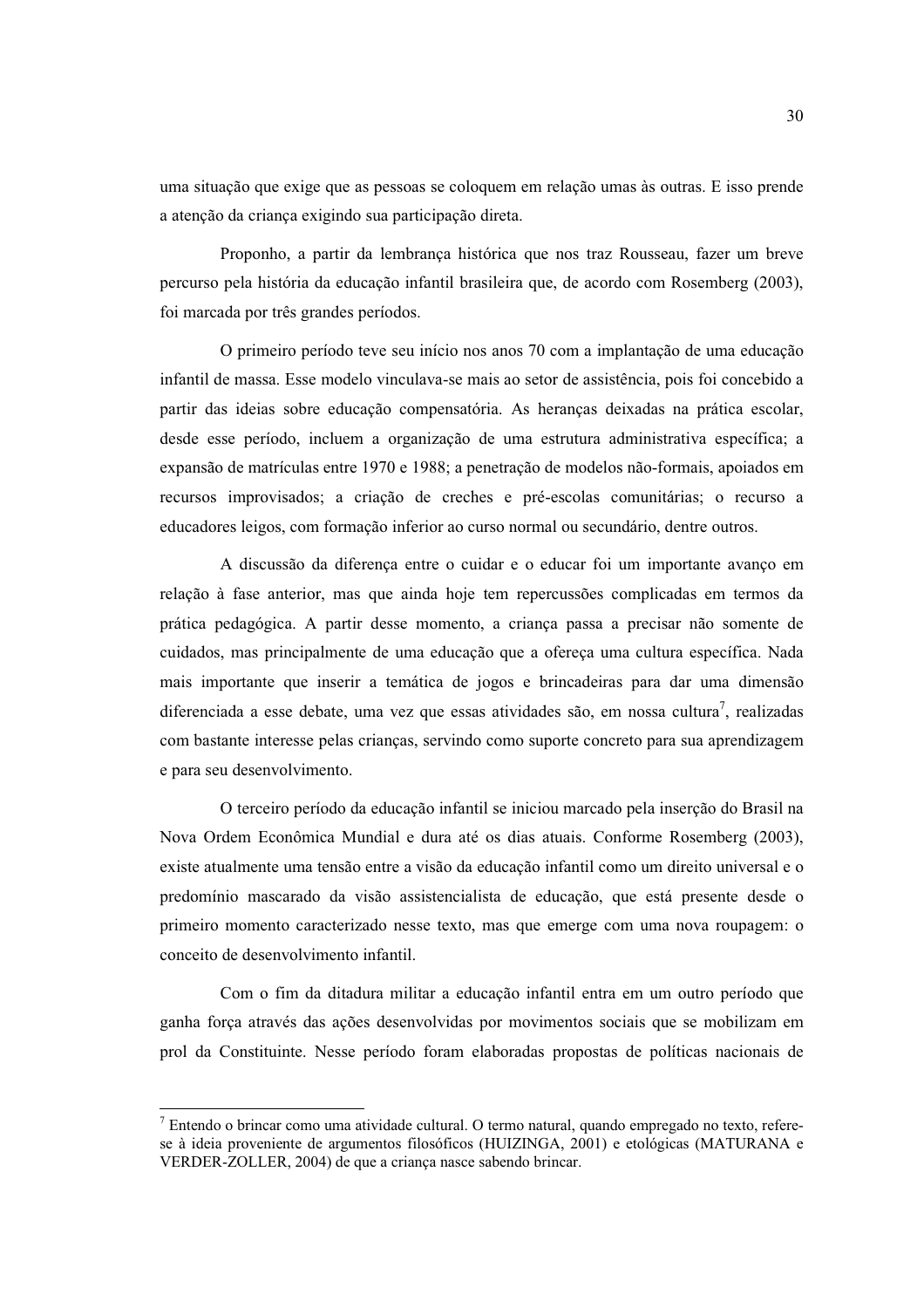uma situação que exige que as pessoas se coloquem em relação umas às outras. E isso prende a atenção da criança exigindo sua participação direta.

Proponho, a partir da lembrança histórica que nos traz Rousseau, fazer um breve percurso pela história da educação infantil brasileira que, de acordo com Rosemberg (2003), foi marcada por três grandes períodos.

O primeiro período teve seu início nos anos 70 com a implantação de uma educação infantil de massa. Esse modelo vinculava-se mais ao setor de assistência, pois foi concebido a partir das ideias sobre educação compensatória. As heranças deixadas na prática escolar, desde esse período, incluem a organização de uma estrutura administrativa específica; a expansão de matrículas entre 1970 e 1988; a penetração de modelos não-formais, apoiados em recursos improvisados; a criação de creches e pré-escolas comunitárias; o recurso a educadores leigos, com formação inferior ao curso normal ou secundário, dentre outros.

A discussão da diferença entre o cuidar e o educar foi um importante avanço em relação à fase anterior, mas que ainda hoje tem repercussões complicadas em termos da prática pedagógica. A partir desse momento, a criança passa a precisar não somente de cuidados, mas principalmente de uma educação que a ofereça uma cultura específica. Nada mais importante que inserir a temática de jogos e brincadeiras para dar uma dimensão diferenciada a esse debate, uma vez que essas atividades são, em nossa cultura[7], realizadas com bastante interesse pelas crianças, servindo como suporte concreto para sua aprendizagem e para seu desenvolvimento.

O terceiro período da educação infantil se iniciou marcado pela inserção do Brasil na Nova Ordem Econômica Mundial e dura até os dias atuais. Conforme Rosemberg (2003), existe atualmente uma tensão entre a visão da educação infantil como um direito universal e o predomínio mascarado da visão assistencialista de educação, que está presente desde o primeiro momento caracterizado nesse texto, mas que emerge com uma nova roupagem: o conceito de desenvolvimento infantil.

Com o fim da ditadura militar a educação infantil entra em um outro período que ganha força através das ações desenvolvidas por movimentos sociais que se mobilizam em prol da Constituinte. Nesse período foram elaboradas propostas de políticas nacionais de

---

[7] Entendo o brincar como uma atividade cultural. O termo natural, quando empregado no texto, refere-se à ideia proveniente de argumentos filosóficos (HUIZINGA, 2001) e etológicas (MATURANA e VERDER-ZOLLER, 2004) de que a criança nasce sabendo brincar.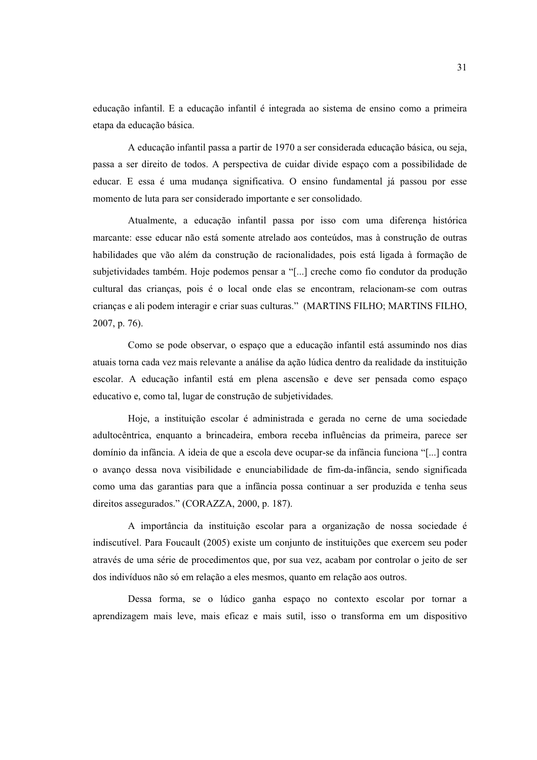educação infantil. E a educação infantil é integrada ao sistema de ensino como a primeira etapa da educação básica.

A educação infantil passa a partir de 1970 a ser considerada educação básica, ou seja, passa a ser direito de todos. A perspectiva de cuidar divide espaço com a possibilidade de educar. E essa é uma mudança significativa. O ensino fundamental já passou por esse momento de luta para ser considerado importante e ser consolidado.

Atualmente, a educação infantil passa por isso com uma diferença histórica marcante: esse educar não está somente atrelado aos conteúdos, mas à construção de outras habilidades que vão além da construção de racionalidades, pois está ligada à formação de subjetividades também. Hoje podemos pensar a "[...] creche como fio condutor da produção cultural das crianças, pois é o local onde elas se encontram, relacionam-se com outras crianças e ali podem interagir e criar suas culturas." (MARTINS FILHO; MARTINS FILHO, 2007, p. 76).

Como se pode observar, o espaço que a educação infantil está assumindo nos dias atuais torna cada vez mais relevante a análise da ação lúdica dentro da realidade da instituição escolar. A educação infantil está em plena ascensão e deve ser pensada como espaço educativo e, como tal, lugar de construção de subjetividades.

Hoje, a instituição escolar é administrada e gerada no cerne de uma sociedade adultocêntrica, enquanto a brincadeira, embora receba influências da primeira, parece ser domínio da infância. A ideia de que a escola deve ocupar-se da infância funciona "[...] contra o avanço dessa nova visibilidade e enunciabilidade de fim-da-infância, sendo significada como uma das garantias para que a infância possa continuar a ser produzida e tenha seus direitos assegurados." (CORAZZA, 2000, p. 187).

A importância da instituição escolar para a organização de nossa sociedade é indiscutível. Para Foucault (2005) existe um conjunto de instituições que exercem seu poder através de uma série de procedimentos que, por sua vez, acabam por controlar o jeito de ser dos indivíduos não só em relação a eles mesmos, quanto em relação aos outros.

Dessa forma, se o lúdico ganha espaço no contexto escolar por tornar a aprendizagem mais leve, mais eficaz e mais sutil, isso o transforma em um dispositivo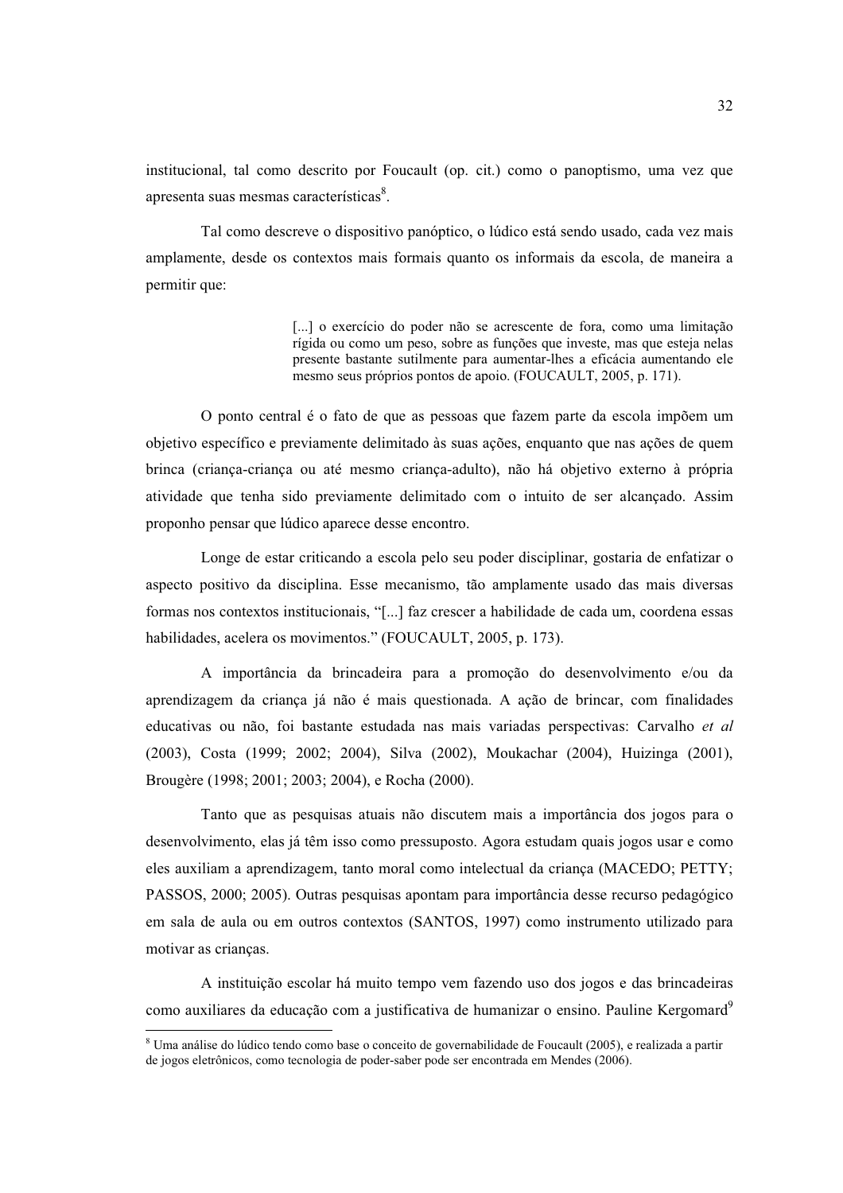institucional, tal como descrito por Foucault (op. cit.) como o panoptismo, uma vez que apresenta suas mesmas características[8].

Tal como descreve o dispositivo panóptico, o lúdico está sendo usado, cada vez mais amplamente, desde os contextos mais formais quanto os informais da escola, de maneira a permitir que:

> [...] o exercício do poder não se acrescente de fora, como uma limitação rígida ou como um peso, sobre as funções que investe, mas que esteja nelas presente bastante sutilmente para aumentar-lhes a eficácia aumentando ele mesmo seus próprios pontos de apoio. (FOUCAULT, 2005, p. 171).

O ponto central é o fato de que as pessoas que fazem parte da escola impõem um objetivo específico e previamente delimitado às suas ações, enquanto que nas ações de quem brinca (criança-criança ou até mesmo criança-adulto), não há objetivo externo à própria atividade que tenha sido previamente delimitado com o intuito de ser alcançado. Assim proponho pensar que lúdico aparece desse encontro.

Longe de estar criticando a escola pelo seu poder disciplinar, gostaria de enfatizar o aspecto positivo da disciplina. Esse mecanismo, tão amplamente usado das mais diversas formas nos contextos institucionais, "[...] faz crescer a habilidade de cada um, coordena essas habilidades, acelera os movimentos." (FOUCAULT, 2005, p. 173).

A importância da brincadeira para a promoção do desenvolvimento e/ou da aprendizagem da criança já não é mais questionada. A ação de brincar, com finalidades educativas ou não, foi bastante estudada nas mais variadas perspectivas: Carvalho *et al* (2003), Costa (1999; 2002; 2004), Silva (2002), Moukachar (2004), Huizinga (2001), Brougère (1998; 2001; 2003; 2004), e Rocha (2000).

Tanto que as pesquisas atuais não discutem mais a importância dos jogos para o desenvolvimento, elas já têm isso como pressuposto. Agora estudam quais jogos usar e como eles auxiliam a aprendizagem, tanto moral como intelectual da criança (MACEDO; PETTY; PASSOS, 2000; 2005). Outras pesquisas apontam para importância desse recurso pedagógico em sala de aula ou em outros contextos (SANTOS, 1997) como instrumento utilizado para motivar as crianças.

A instituição escolar há muito tempo vem fazendo uso dos jogos e das brincadeiras como auxiliares da educação com a justificativa de humanizar o ensino. Pauline Kergomard[9]

---

[8] Uma análise do lúdico tendo como base o conceito de governabilidade de Foucault (2005), e realizada a partir de jogos eletrônicos, como tecnologia de poder-saber pode ser encontrada em Mendes (2006).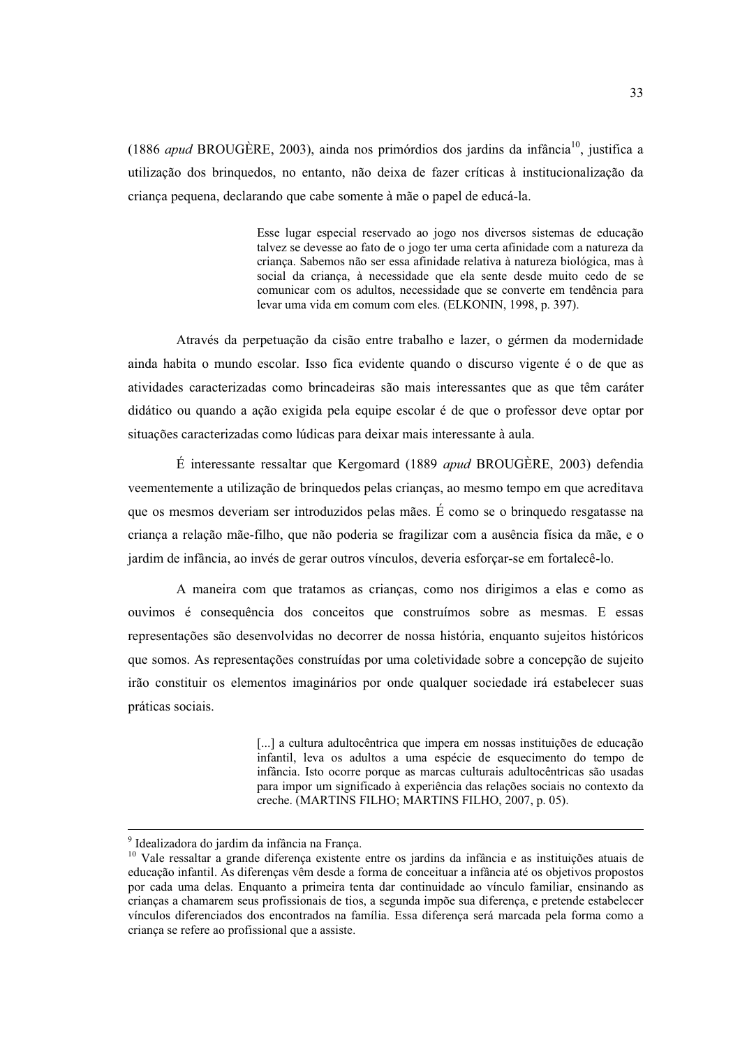(1886 *apud* BROUGÈRE, 2003), ainda nos primórdios dos jardins da infância[10], justifica a utilização dos brinquedos, no entanto, não deixa de fazer críticas à institucionalização da criança pequena, declarando que cabe somente à mãe o papel de educá-la.

> Esse lugar especial reservado ao jogo nos diversos sistemas de educação talvez se devesse ao fato de o jogo ter uma certa afinidade com a natureza da criança. Sabemos não ser essa afinidade relativa à natureza biológica, mas à social da criança, à necessidade que ela sente desde muito cedo de se comunicar com os adultos, necessidade que se converte em tendência para levar uma vida em comum com eles. (ELKONIN, 1998, p. 397).

Através da perpetuação da cisão entre trabalho e lazer, o gérmen da modernidade ainda habita o mundo escolar. Isso fica evidente quando o discurso vigente é o de que as atividades caracterizadas como brincadeiras são mais interessantes que as que têm caráter didático ou quando a ação exigida pela equipe escolar é de que o professor deve optar por situações caracterizadas como lúdicas para deixar mais interessante à aula.

É interessante ressaltar que Kergomard (1889 *apud* BROUGÈRE, 2003) defendia veementemente a utilização de brinquedos pelas crianças, ao mesmo tempo em que acreditava que os mesmos deveriam ser introduzidos pelas mães. É como se o brinquedo resgatasse na criança a relação mãe-filho, que não poderia se fragilizar com a ausência física da mãe, e o jardim de infância, ao invés de gerar outros vínculos, deveria esforçar-se em fortalecê-lo.

A maneira com que tratamos as crianças, como nos dirigimos a elas e como as ouvimos é consequência dos conceitos que construímos sobre as mesmas. E essas representações são desenvolvidas no decorrer de nossa história, enquanto sujeitos históricos que somos. As representações construídas por uma coletividade sobre a concepção de sujeito irão constituir os elementos imaginários por onde qualquer sociedade irá estabelecer suas práticas sociais.

> [...] a cultura adultocêntrica que impera em nossas instituições de educação infantil, leva os adultos a uma espécie de esquecimento do tempo de infância. Isto ocorre porque as marcas culturais adultocêntricas são usadas para impor um significado à experiência das relações sociais no contexto da creche. (MARTINS FILHO; MARTINS FILHO, 2007, p. 05).

---

[9] Idealizadora do jardim da infância na França.

[10] Vale ressaltar a grande diferença existente entre os jardins da infância e as instituições atuais de educação infantil. As diferenças vêm desde a forma de conceituar a infância até os objetivos propostos por cada uma delas. Enquanto a primeira tenta dar continuidade ao vínculo familiar, ensinando as crianças a chamarem seus profissionais de tios, a segunda impõe sua diferença, e pretende estabelecer vínculos diferenciados dos encontrados na família. Essa diferença será marcada pela forma como a criança se refere ao profissional que a assiste.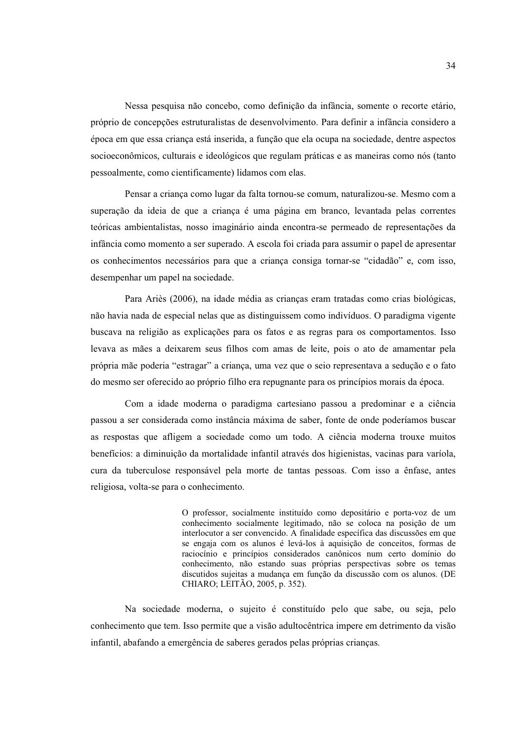Nessa pesquisa não concebo, como definição da infância, somente o recorte etário, próprio de concepções estruturalistas de desenvolvimento. Para definir a infância considero a época em que essa criança está inserida, a função que ela ocupa na sociedade, dentre aspectos socioeconômicos, culturais e ideológicos que regulam práticas e as maneiras como nós (tanto pessoalmente, como cientificamente) lidamos com elas.

Pensar a criança como lugar da falta tornou-se comum, naturalizou-se. Mesmo com a superação da ideia de que a criança é uma página em branco, levantada pelas correntes teóricas ambientalistas, nosso imaginário ainda encontra-se permeado de representações da infância como momento a ser superado. A escola foi criada para assumir o papel de apresentar os conhecimentos necessários para que a criança consiga tornar-se "cidadão" e, com isso, desempenhar um papel na sociedade.

Para Ariès (2006), na idade média as crianças eram tratadas como crias biológicas, não havia nada de especial nelas que as distinguissem como indivíduos. O paradigma vigente buscava na religião as explicações para os fatos e as regras para os comportamentos. Isso levava as mães a deixarem seus filhos com amas de leite, pois o ato de amamentar pela própria mãe poderia "estragar" a criança, uma vez que o seio representava a sedução e o fato do mesmo ser oferecido ao próprio filho era repugnante para os princípios morais da época.

Com a idade moderna o paradigma cartesiano passou a predominar e a ciência passou a ser considerada como instância máxima de saber, fonte de onde poderíamos buscar as respostas que afligem a sociedade como um todo. A ciência moderna trouxe muitos benefícios: a diminuição da mortalidade infantil através dos higienistas, vacinas para varíola, cura da tuberculose responsável pela morte de tantas pessoas. Com isso a ênfase, antes religiosa, volta-se para o conhecimento.

> O professor, socialmente instituído como depositário e porta-voz de um conhecimento socialmente legitimado, não se coloca na posição de um interlocutor a ser convencido. A finalidade específica das discussões em que se engaja com os alunos é levá-los à aquisição de conceitos, formas de raciocínio e princípios considerados canônicos num certo domínio do conhecimento, não estando suas próprias perspectivas sobre os temas discutidos sujeitas a mudança em função da discussão com os alunos. (DE CHIARO; LEITÃO, 2005, p. 352).

Na sociedade moderna, o sujeito é constituído pelo que sabe, ou seja, pelo conhecimento que tem. Isso permite que a visão adultocêntrica impere em detrimento da visão infantil, abafando a emergência de saberes gerados pelas próprias crianças.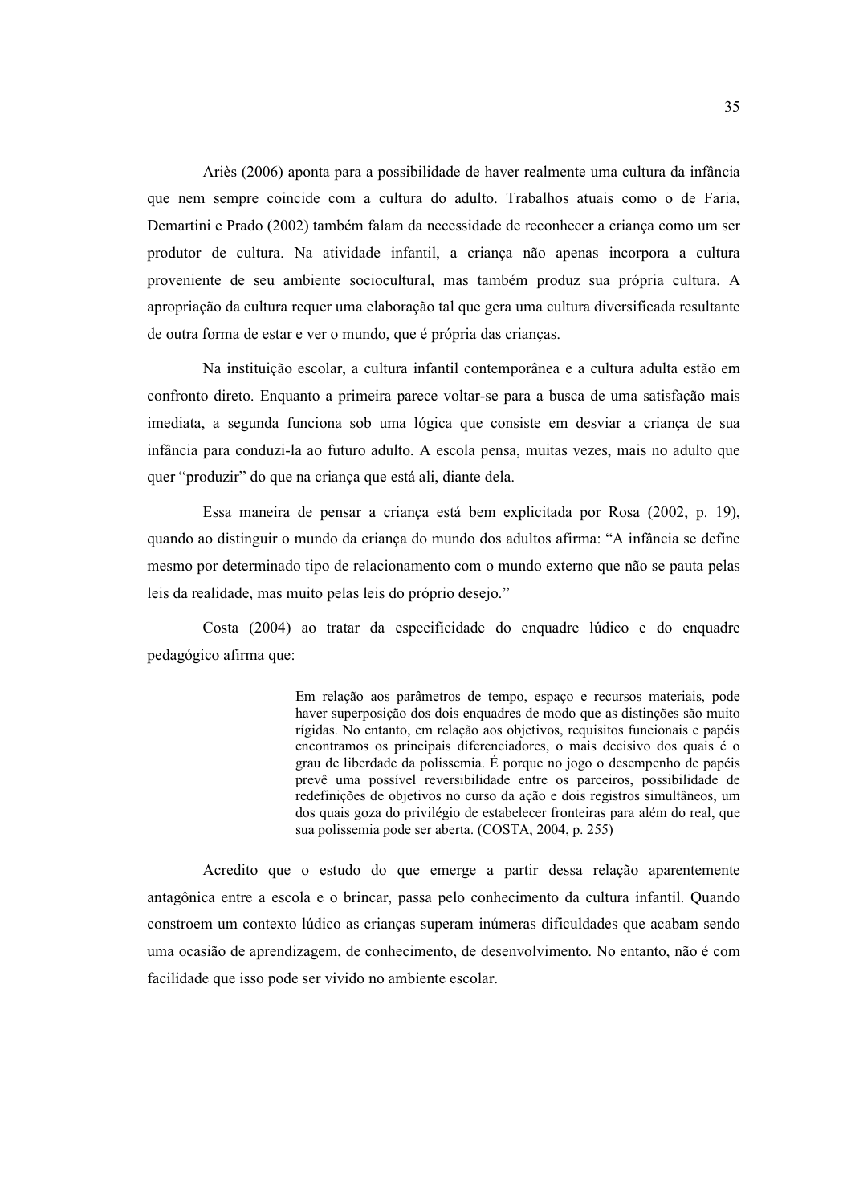Ariès (2006) aponta para a possibilidade de haver realmente uma cultura da infância que nem sempre coincide com a cultura do adulto. Trabalhos atuais como o de Faria, Demartini e Prado (2002) também falam da necessidade de reconhecer a criança como um ser produtor de cultura. Na atividade infantil, a criança não apenas incorpora a cultura proveniente de seu ambiente sociocultural, mas também produz sua própria cultura. A apropriação da cultura requer uma elaboração tal que gera uma cultura diversificada resultante de outra forma de estar e ver o mundo, que é própria das crianças.

Na instituição escolar, a cultura infantil contemporânea e a cultura adulta estão em confronto direto. Enquanto a primeira parece voltar-se para a busca de uma satisfação mais imediata, a segunda funciona sob uma lógica que consiste em desviar a criança de sua infância para conduzi-la ao futuro adulto. A escola pensa, muitas vezes, mais no adulto que quer "produzir" do que na criança que está ali, diante dela.

Essa maneira de pensar a criança está bem explicitada por Rosa (2002, p. 19), quando ao distinguir o mundo da criança do mundo dos adultos afirma: "A infância se define mesmo por determinado tipo de relacionamento com o mundo externo que não se pauta pelas leis da realidade, mas muito pelas leis do próprio desejo."

Costa (2004) ao tratar da especificidade do enquadre lúdico e do enquadre pedagógico afirma que:

> Em relação aos parâmetros de tempo, espaço e recursos materiais, pode haver superposição dos dois enquadres de modo que as distinções são muito rígidas. No entanto, em relação aos objetivos, requisitos funcionais e papéis encontramos os principais diferenciadores, o mais decisivo dos quais é o grau de liberdade da polissemia. É porque no jogo o desempenho de papéis prevê uma possível reversibilidade entre os parceiros, possibilidade de redefinições de objetivos no curso da ação e dois registros simultâneos, um dos quais goza do privilégio de estabelecer fronteiras para além do real, que sua polissemia pode ser aberta. (COSTA, 2004, p. 255)

Acredito que o estudo do que emerge a partir dessa relação aparentemente antagônica entre a escola e o brincar, passa pelo conhecimento da cultura infantil. Quando constroem um contexto lúdico as crianças superam inúmeras dificuldades que acabam sendo uma ocasião de aprendizagem, de conhecimento, de desenvolvimento. No entanto, não é com facilidade que isso pode ser vivido no ambiente escolar.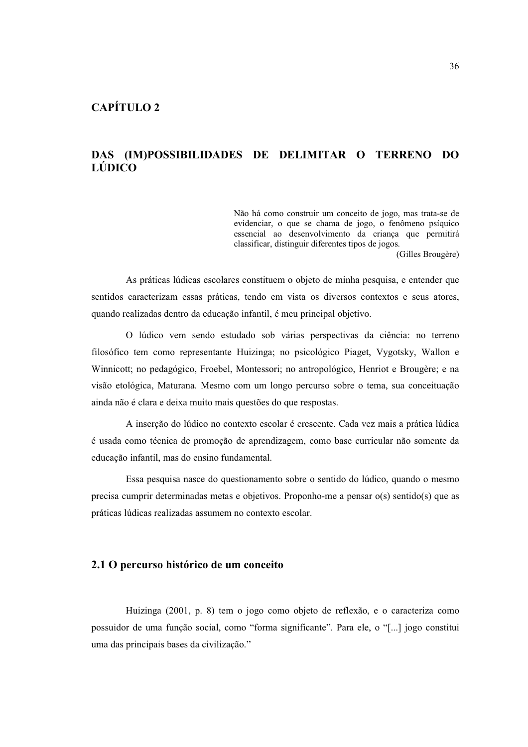# CAPÍTULO 2

# DAS (IM)POSSIBILIDADES DE DELIMITAR O TERRENO DO LÚDICO

> Não há como construir um conceito de jogo, mas trata-se de evidenciar, o que se chama de jogo, o fenômeno psíquico essencial ao desenvolvimento da criança que permitirá classificar, distinguir diferentes tipos de jogos.
>
> (Gilles Brougère)

As práticas lúdicas escolares constituem o objeto de minha pesquisa, e entender que sentidos caracterizam essas práticas, tendo em vista os diversos contextos e seus atores, quando realizadas dentro da educação infantil, é meu principal objetivo.

O lúdico vem sendo estudado sob várias perspectivas da ciência: no terreno filosófico tem como representante Huizinga; no psicológico Piaget, Vygotsky, Wallon e Winnicott; no pedagógico, Froebel, Montessori; no antropológico, Henriot e Brougère; e na visão etológica, Maturana. Mesmo com um longo percurso sobre o tema, sua conceituação ainda não é clara e deixa muito mais questões do que respostas.

A inserção do lúdico no contexto escolar é crescente. Cada vez mais a prática lúdica é usada como técnica de promoção de aprendizagem, como base curricular não somente da educação infantil, mas do ensino fundamental.

Essa pesquisa nasce do questionamento sobre o sentido do lúdico, quando o mesmo precisa cumprir determinadas metas e objetivos. Proponho-me a pensar o(s) sentido(s) que as práticas lúdicas realizadas assumem no contexto escolar.

## 2.1 O percurso histórico de um conceito

Huizinga (2001, p. 8) tem o jogo como objeto de reflexão, e o caracteriza como possuidor de uma função social, como “forma significante”. Para ele, o “[...] jogo constitui uma das principais bases da civilização.”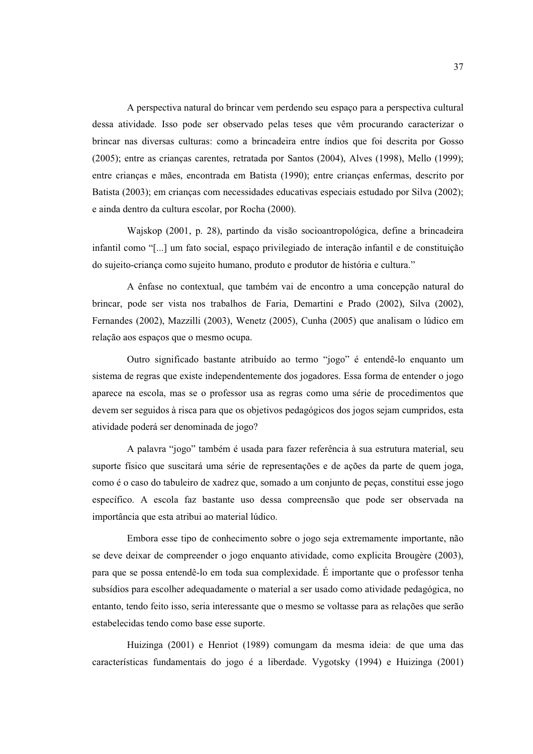A perspectiva natural do brincar vem perdendo seu espaço para a perspectiva cultural dessa atividade. Isso pode ser observado pelas teses que vêm procurando caracterizar o brincar nas diversas culturas: como a brincadeira entre índios que foi descrita por Gosso (2005); entre as crianças carentes, retratada por Santos (2004), Alves (1998), Mello (1999); entre crianças e mães, encontrada em Batista (1990); entre crianças enfermas, descrito por Batista (2003); em crianças com necessidades educativas especiais estudado por Silva (2002); e ainda dentro da cultura escolar, por Rocha (2000).

Wajskop (2001, p. 28), partindo da visão socioantropológica, define a brincadeira infantil como "[...] um fato social, espaço privilegiado de interação infantil e de constituição do sujeito-criança como sujeito humano, produto e produtor de história e cultura."

A ênfase no contextual, que também vai de encontro a uma concepção natural do brincar, pode ser vista nos trabalhos de Faria, Demartini e Prado (2002), Silva (2002), Fernandes (2002), Mazzilli (2003), Wenetz (2005), Cunha (2005) que analisam o lúdico em relação aos espaços que o mesmo ocupa.

Outro significado bastante atribuído ao termo "jogo" é entendê-lo enquanto um sistema de regras que existe independentemente dos jogadores. Essa forma de entender o jogo aparece na escola, mas se o professor usa as regras como uma série de procedimentos que devem ser seguidos à risca para que os objetivos pedagógicos dos jogos sejam cumpridos, esta atividade poderá ser denominada de jogo?

A palavra "jogo" também é usada para fazer referência à sua estrutura material, seu suporte físico que suscitará uma série de representações e de ações da parte de quem joga, como é o caso do tabuleiro de xadrez que, somado a um conjunto de peças, constitui esse jogo específico. A escola faz bastante uso dessa compreensão que pode ser observada na importância que esta atribui ao material lúdico.

Embora esse tipo de conhecimento sobre o jogo seja extremamente importante, não se deve deixar de compreender o jogo enquanto atividade, como explicita Brougère (2003), para que se possa entendê-lo em toda sua complexidade. É importante que o professor tenha subsídios para escolher adequadamente o material a ser usado como atividade pedagógica, no entanto, tendo feito isso, seria interessante que o mesmo se voltasse para as relações que serão estabelecidas tendo como base esse suporte.

Huizinga (2001) e Henriot (1989) comungam da mesma ideia: de que uma das características fundamentais do jogo é a liberdade. Vygotsky (1994) e Huizinga (2001)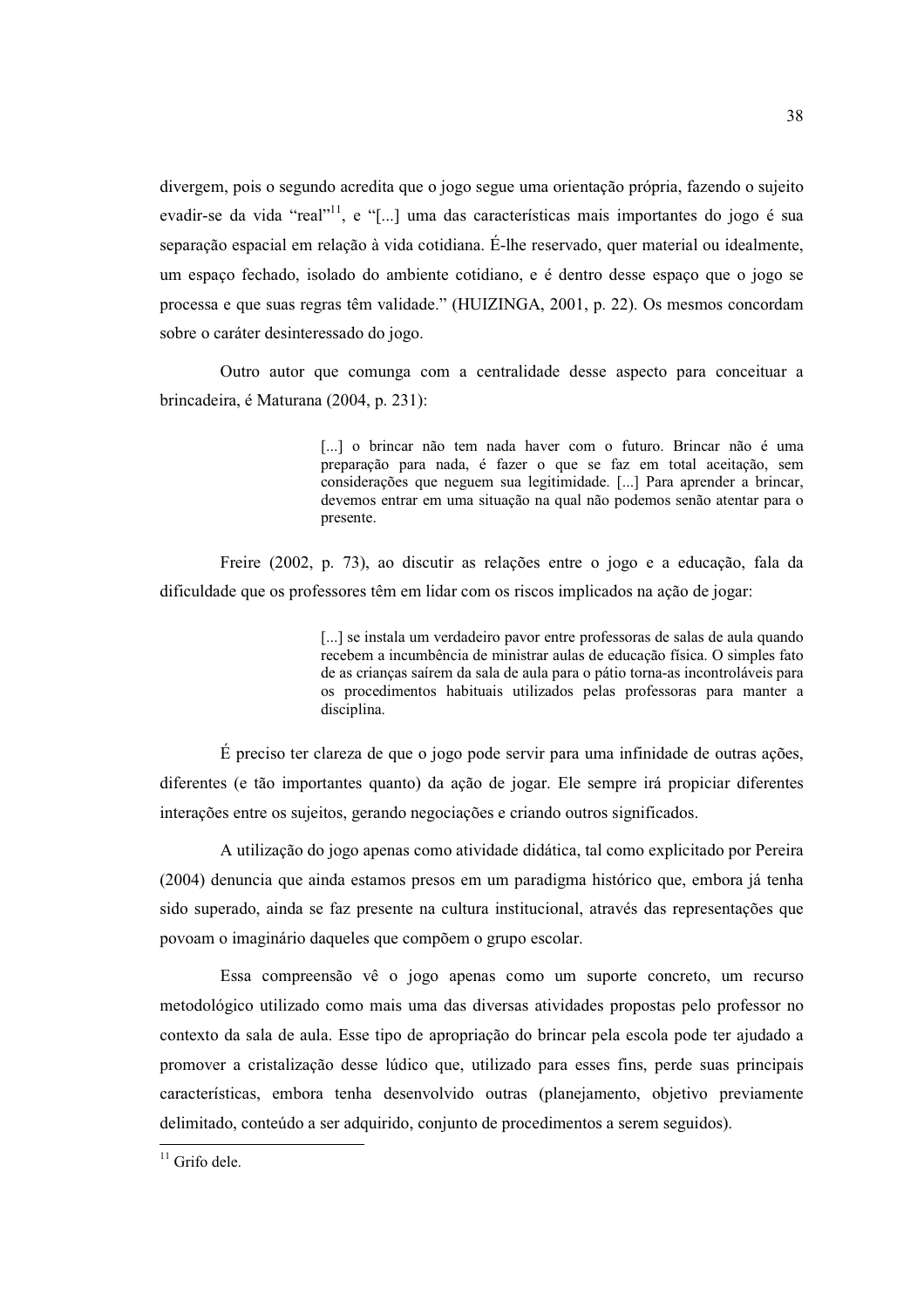divergem, pois o segundo acredita que o jogo segue uma orientação própria, fazendo o sujeito evadir-se da vida "real"[11], e "[...] uma das características mais importantes do jogo é sua separação espacial em relação à vida cotidiana. É-lhe reservado, quer material ou idealmente, um espaço fechado, isolado do ambiente cotidiano, e é dentro desse espaço que o jogo se processa e que suas regras têm validade." (HUIZINGA, 2001, p. 22). Os mesmos concordam sobre o caráter desinteressado do jogo.

Outro autor que comunga com a centralidade desse aspecto para conceituar a brincadeira, é Maturana (2004, p. 231):

> [...] o brincar não tem nada haver com o futuro. Brincar não é uma preparação para nada, é fazer o que se faz em total aceitação, sem considerações que neguem sua legitimidade. [...] Para aprender a brincar, devemos entrar em uma situação na qual não podemos senão atentar para o presente.

Freire (2002, p. 73), ao discutir as relações entre o jogo e a educação, fala da dificuldade que os professores têm em lidar com os riscos implicados na ação de jogar:

> [...] se instala um verdadeiro pavor entre professoras de salas de aula quando recebem a incumbência de ministrar aulas de educação física. O simples fato de as crianças saírem da sala de aula para o pátio torna-as incontroláveis para os procedimentos habituais utilizados pelas professoras para manter a disciplina.

É preciso ter clareza de que o jogo pode servir para uma infinidade de outras ações, diferentes (e tão importantes quanto) da ação de jogar. Ele sempre irá propiciar diferentes interações entre os sujeitos, gerando negociações e criando outros significados.

A utilização do jogo apenas como atividade didática, tal como explicitado por Pereira (2004) denuncia que ainda estamos presos em um paradigma histórico que, embora já tenha sido superado, ainda se faz presente na cultura institucional, através das representações que povoam o imaginário daqueles que compõem o grupo escolar.

Essa compreensão vê o jogo apenas como um suporte concreto, um recurso metodológico utilizado como mais uma das diversas atividades propostas pelo professor no contexto da sala de aula. Esse tipo de apropriação do brincar pela escola pode ter ajudado a promover a cristalização desse lúdico que, utilizado para esses fins, perde suas principais características, embora tenha desenvolvido outras (planejamento, objetivo previamente delimitado, conteúdo a ser adquirido, conjunto de procedimentos a serem seguidos).

---

[11] Grifo dele.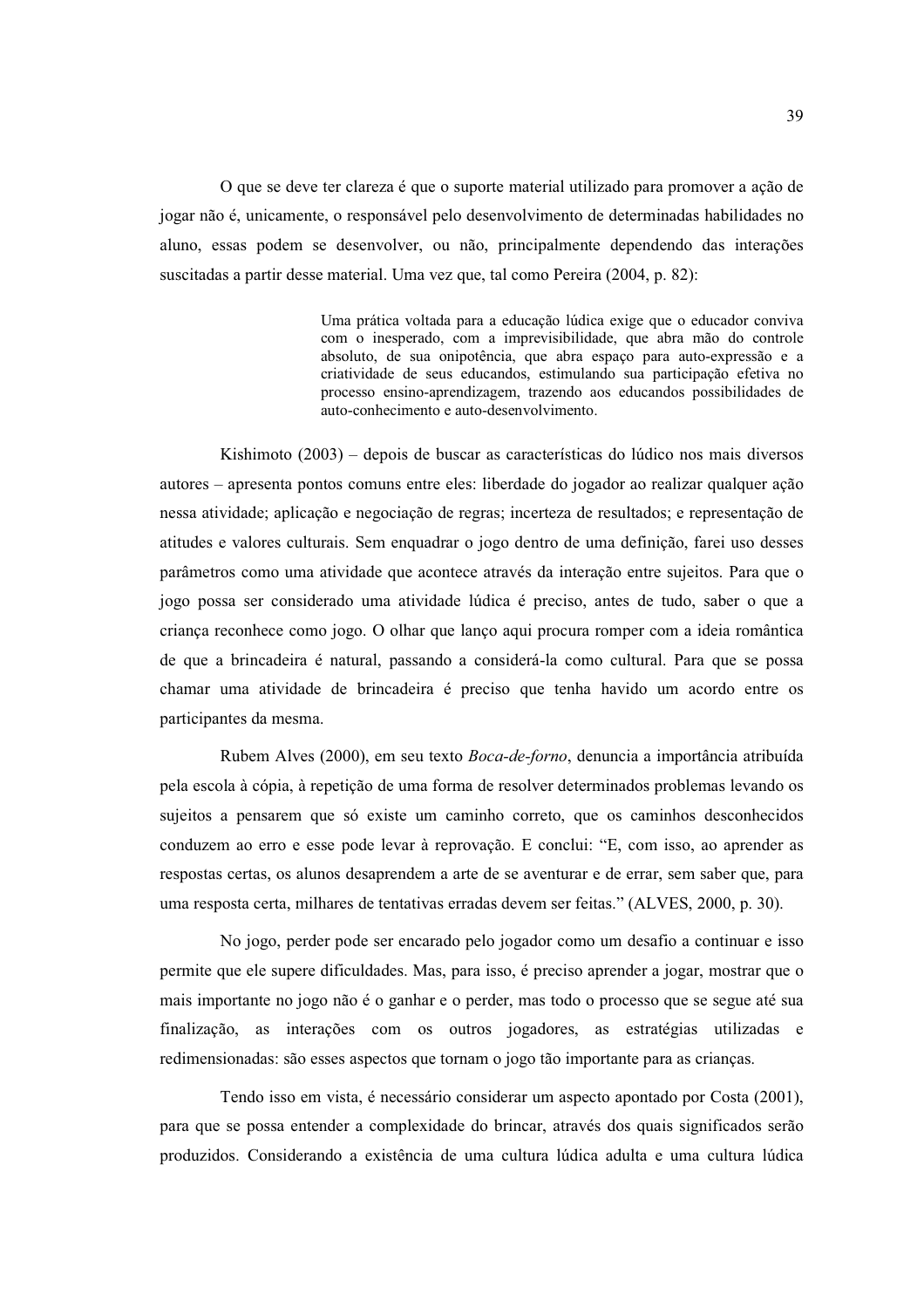O que se deve ter clareza é que o suporte material utilizado para promover a ação de jogar não é, unicamente, o responsável pelo desenvolvimento de determinadas habilidades no aluno, essas podem se desenvolver, ou não, principalmente dependendo das interações suscitadas a partir desse material. Uma vez que, tal como Pereira (2004, p. 82):

> Uma prática voltada para a educação lúdica exige que o educador conviva com o inesperado, com a imprevisibilidade, que abra mão do controle absoluto, de sua onipotência, que abra espaço para auto-expressão e a criatividade de seus educandos, estimulando sua participação efetiva no processo ensino-aprendizagem, trazendo aos educandos possibilidades de auto-conhecimento e auto-desenvolvimento.

Kishimoto (2003) – depois de buscar as características do lúdico nos mais diversos autores – apresenta pontos comuns entre eles: liberdade do jogador ao realizar qualquer ação nessa atividade; aplicação e negociação de regras; incerteza de resultados; e representação de atitudes e valores culturais. Sem enquadrar o jogo dentro de uma definição, farei uso desses parâmetros como uma atividade que acontece através da interação entre sujeitos. Para que o jogo possa ser considerado uma atividade lúdica é preciso, antes de tudo, saber o que a criança reconhece como jogo. O olhar que lanço aqui procura romper com a ideia romântica de que a brincadeira é natural, passando a considerá-la como cultural. Para que se possa chamar uma atividade de brincadeira é preciso que tenha havido um acordo entre os participantes da mesma.

Rubem Alves (2000), em seu texto *Boca-de-forno*, denuncia a importância atribuída pela escola à cópia, à repetição de uma forma de resolver determinados problemas levando os sujeitos a pensarem que só existe um caminho correto, que os caminhos desconhecidos conduzem ao erro e esse pode levar à reprovação. E conclui: "E, com isso, ao aprender as respostas certas, os alunos desaprendem a arte de se aventurar e de errar, sem saber que, para uma resposta certa, milhares de tentativas erradas devem ser feitas." (ALVES, 2000, p. 30).

No jogo, perder pode ser encarado pelo jogador como um desafio a continuar e isso permite que ele supere dificuldades. Mas, para isso, é preciso aprender a jogar, mostrar que o mais importante no jogo não é o ganhar e o perder, mas todo o processo que se segue até sua finalização, as interações com os outros jogadores, as estratégias utilizadas e redimensionadas: são esses aspectos que tornam o jogo tão importante para as crianças.

Tendo isso em vista, é necessário considerar um aspecto apontado por Costa (2001), para que se possa entender a complexidade do brincar, através dos quais significados serão produzidos. Considerando a existência de uma cultura lúdica adulta e uma cultura lúdica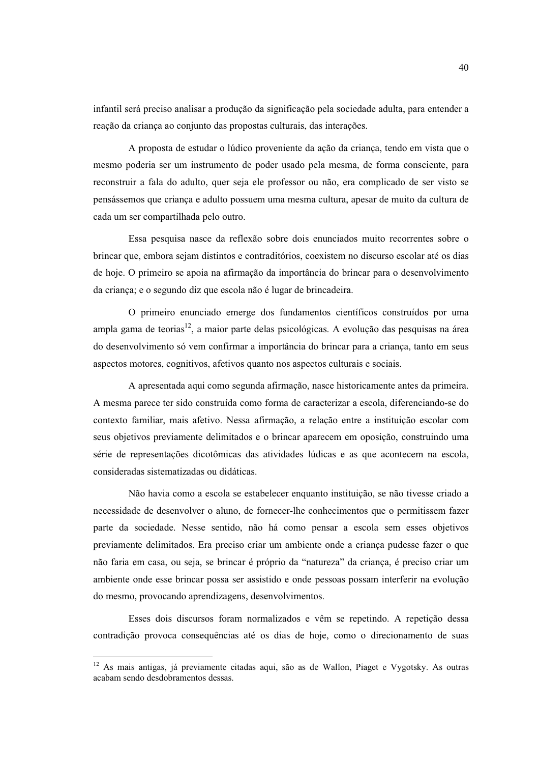infantil será preciso analisar a produção da significação pela sociedade adulta, para entender a reação da criança ao conjunto das propostas culturais, das interações.

A proposta de estudar o lúdico proveniente da ação da criança, tendo em vista que o mesmo poderia ser um instrumento de poder usado pela mesma, de forma consciente, para reconstruir a fala do adulto, quer seja ele professor ou não, era complicado de ser visto se pensássemos que criança e adulto possuem uma mesma cultura, apesar de muito da cultura de cada um ser compartilhada pelo outro.

Essa pesquisa nasce da reflexão sobre dois enunciados muito recorrentes sobre o brincar que, embora sejam distintos e contraditórios, coexistem no discurso escolar até os dias de hoje. O primeiro se apoia na afirmação da importância do brincar para o desenvolvimento da criança; e o segundo diz que escola não é lugar de brincadeira.

O primeiro enunciado emerge dos fundamentos científicos construídos por uma ampla gama de teorias[12], a maior parte delas psicológicas. A evolução das pesquisas na área do desenvolvimento só vem confirmar a importância do brincar para a criança, tanto em seus aspectos motores, cognitivos, afetivos quanto nos aspectos culturais e sociais.

A apresentada aqui como segunda afirmação, nasce historicamente antes da primeira. A mesma parece ter sido construída como forma de caracterizar a escola, diferenciando-se do contexto familiar, mais afetivo. Nessa afirmação, a relação entre a instituição escolar com seus objetivos previamente delimitados e o brincar aparecem em oposição, construindo uma série de representações dicotômicas das atividades lúdicas e as que acontecem na escola, consideradas sistematizadas ou didáticas.

Não havia como a escola se estabelecer enquanto instituição, se não tivesse criado a necessidade de desenvolver o aluno, de fornecer-lhe conhecimentos que o permitissem fazer parte da sociedade. Nesse sentido, não há como pensar a escola sem esses objetivos previamente delimitados. Era preciso criar um ambiente onde a criança pudesse fazer o que não faria em casa, ou seja, se brincar é próprio da "natureza" da criança, é preciso criar um ambiente onde esse brincar possa ser assistido e onde pessoas possam interferir na evolução do mesmo, provocando aprendizagens, desenvolvimentos.

Esses dois discursos foram normalizados e vêm se repetindo. A repetição dessa contradição provoca consequências até os dias de hoje, como o direcionamento de suas

---

[12] As mais antigas, já previamente citadas aqui, são as de Wallon, Piaget e Vygotsky. As outras acabam sendo desdobramentos dessas.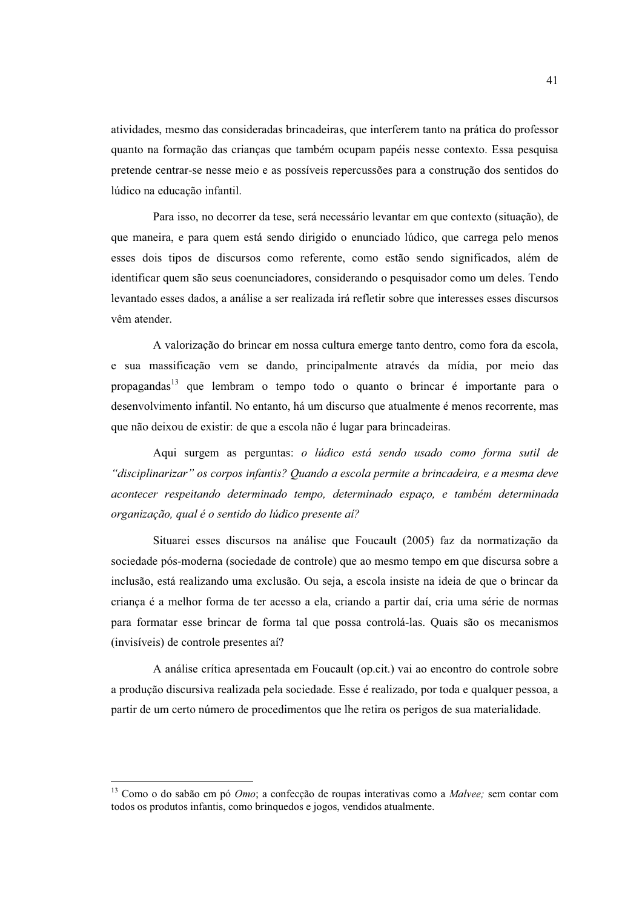atividades, mesmo das consideradas brincadeiras, que interferem tanto na prática do professor quanto na formação das crianças que também ocupam papéis nesse contexto. Essa pesquisa pretende centrar-se nesse meio e as possíveis repercussões para a construção dos sentidos do lúdico na educação infantil.

Para isso, no decorrer da tese, será necessário levantar em que contexto (situação), de que maneira, e para quem está sendo dirigido o enunciado lúdico, que carrega pelo menos esses dois tipos de discursos como referente, como estão sendo significados, além de identificar quem são seus coenunciadores, considerando o pesquisador como um deles. Tendo levantado esses dados, a análise a ser realizada irá refletir sobre que interesses esses discursos vêm atender.

A valorização do brincar em nossa cultura emerge tanto dentro, como fora da escola, e sua massificação vem se dando, principalmente através da mídia, por meio das propagandas[13] que lembram o tempo todo o quanto o brincar é importante para o desenvolvimento infantil. No entanto, há um discurso que atualmente é menos recorrente, mas que não deixou de existir: de que a escola não é lugar para brincadeiras.

Aqui surgem as perguntas: *o lúdico está sendo usado como forma sutil de "disciplinarizar" os corpos infantis? Quando a escola permite a brincadeira, e a mesma deve acontecer respeitando determinado tempo, determinado espaço, e também determinada organização, qual é o sentido do lúdico presente aí?*

Situarei esses discursos na análise que Foucault (2005) faz da normatização da sociedade pós-moderna (sociedade de controle) que ao mesmo tempo em que discursa sobre a inclusão, está realizando uma exclusão. Ou seja, a escola insiste na ideia de que o brincar da criança é a melhor forma de ter acesso a ela, criando a partir daí, cria uma série de normas para formatar esse brincar de forma tal que possa controlá-las. Quais são os mecanismos (invisíveis) de controle presentes aí?

A análise crítica apresentada em Foucault (op.cit.) vai ao encontro do controle sobre a produção discursiva realizada pela sociedade. Esse é realizado, por toda e qualquer pessoa, a partir de um certo número de procedimentos que lhe retira os perigos de sua materialidade.

---

[13] Como o do sabão em pó *Omo*; a confecção de roupas interativas como a *Malvee;* sem contar com todos os produtos infantis, como brinquedos e jogos, vendidos atualmente.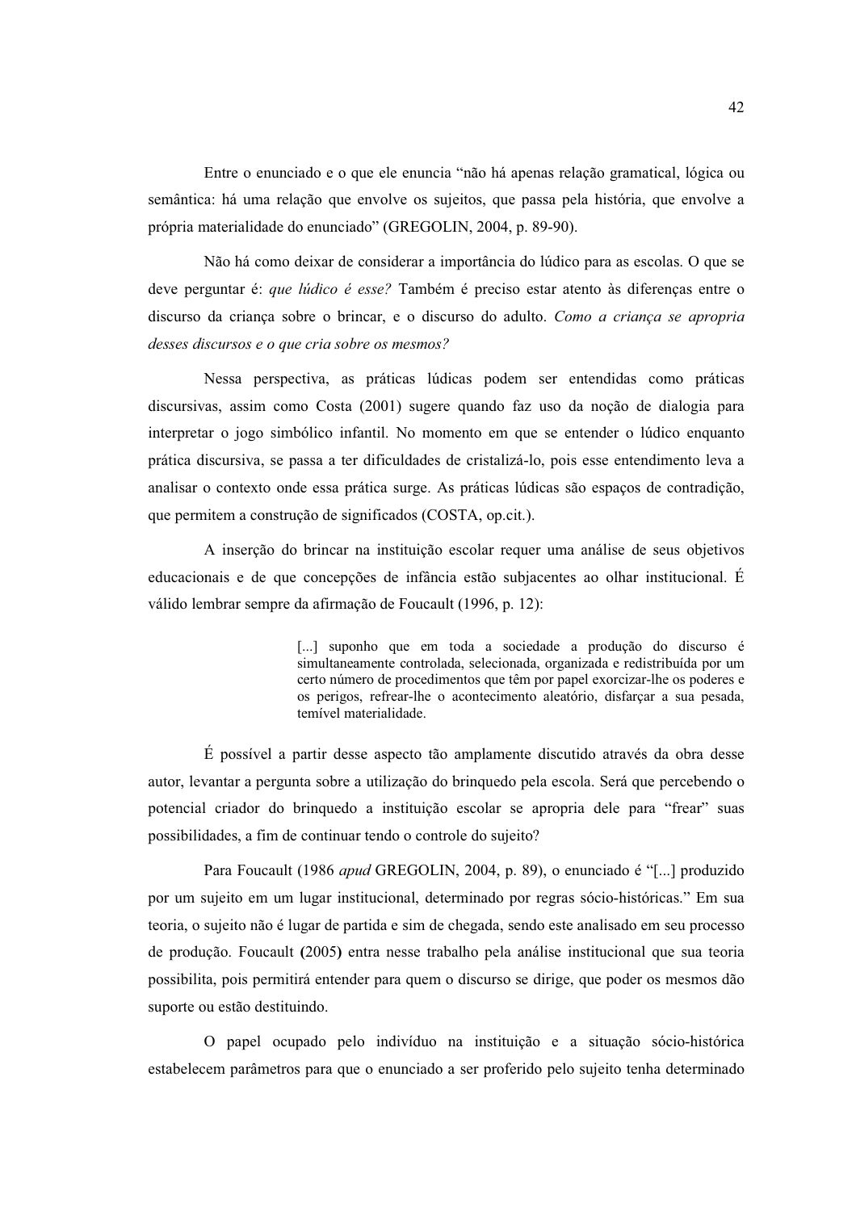Entre o enunciado e o que ele enuncia “não há apenas relação gramatical, lógica ou semântica: há uma relação que envolve os sujeitos, que passa pela história, que envolve a própria materialidade do enunciado” (GREGOLIN, 2004, p. 89-90).

Não há como deixar de considerar a importância do lúdico para as escolas. O que se deve perguntar é: *que lúdico é esse?* Também é preciso estar atento às diferenças entre o discurso da criança sobre o brincar, e o discurso do adulto. *Como a criança se apropria desses discursos e o que cria sobre os mesmos?*

Nessa perspectiva, as práticas lúdicas podem ser entendidas como práticas discursivas, assim como Costa (2001) sugere quando faz uso da noção de dialogia para interpretar o jogo simbólico infantil. No momento em que se entender o lúdico enquanto prática discursiva, se passa a ter dificuldades de cristalizá-lo, pois esse entendimento leva a analisar o contexto onde essa prática surge. As práticas lúdicas são espaços de contradição, que permitem a construção de significados (COSTA, op.cit.).

A inserção do brincar na instituição escolar requer uma análise de seus objetivos educacionais e de que concepções de infância estão subjacentes ao olhar institucional. É válido lembrar sempre da afirmação de Foucault (1996, p. 12):

> [...] suponho que em toda a sociedade a produção do discurso é simultaneamente controlada, selecionada, organizada e redistribuída por um certo número de procedimentos que têm por papel exorcizar-lhe os poderes e os perigos, refrear-lhe o acontecimento aleatório, disfarçar a sua pesada, temível materialidade.

É possível a partir desse aspecto tão amplamente discutido através da obra desse autor, levantar a pergunta sobre a utilização do brinquedo pela escola. Será que percebendo o potencial criador do brinquedo a instituição escolar se apropria dele para “frear” suas possibilidades, a fim de continuar tendo o controle do sujeito?

Para Foucault (1986 *apud* GREGOLIN, 2004, p. 89), o enunciado é “[...] produzido por um sujeito em um lugar institucional, determinado por regras sócio-históricas.” Em sua teoria, o sujeito não é lugar de partida e sim de chegada, sendo este analisado em seu processo de produção. Foucault **(**2005**)** entra nesse trabalho pela análise institucional que sua teoria possibilita, pois permitirá entender para quem o discurso se dirige, que poder os mesmos dão suporte ou estão destituindo.

O papel ocupado pelo indivíduo na instituição e a situação sócio-histórica estabelecem parâmetros para que o enunciado a ser proferido pelo sujeito tenha determinado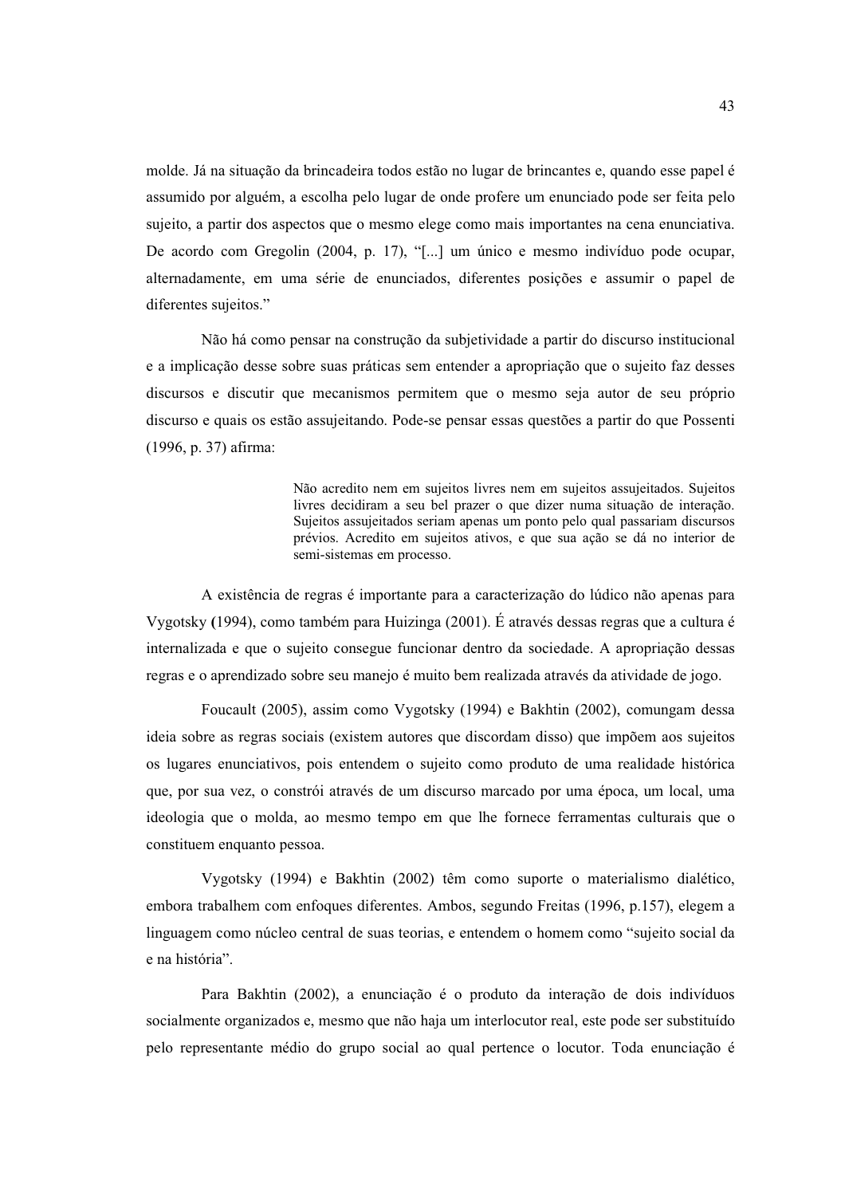molde. Já na situação da brincadeira todos estão no lugar de brincantes e, quando esse papel é assumido por alguém, a escolha pelo lugar de onde profere um enunciado pode ser feita pelo sujeito, a partir dos aspectos que o mesmo elege como mais importantes na cena enunciativa. De acordo com Gregolin (2004, p. 17), "[...] um único e mesmo indivíduo pode ocupar, alternadamente, em uma série de enunciados, diferentes posições e assumir o papel de diferentes sujeitos."

Não há como pensar na construção da subjetividade a partir do discurso institucional e a implicação desse sobre suas práticas sem entender a apropriação que o sujeito faz desses discursos e discutir que mecanismos permitem que o mesmo seja autor de seu próprio discurso e quais os estão assujeitando. Pode-se pensar essas questões a partir do que Possenti (1996, p. 37) afirma:

> Não acredito nem em sujeitos livres nem em sujeitos assujeitados. Sujeitos livres decidiram a seu bel prazer o que dizer numa situação de interação. Sujeitos assujeitados seriam apenas um ponto pelo qual passariam discursos prévios. Acredito em sujeitos ativos, e que sua ação se dá no interior de semi-sistemas em processo.

A existência de regras é importante para a caracterização do lúdico não apenas para Vygotsky **(**1994), como também para Huizinga (2001). É através dessas regras que a cultura é internalizada e que o sujeito consegue funcionar dentro da sociedade. A apropriação dessas regras e o aprendizado sobre seu manejo é muito bem realizada através da atividade de jogo.

Foucault (2005), assim como Vygotsky (1994) e Bakhtin (2002), comungam dessa ideia sobre as regras sociais (existem autores que discordam disso) que impõem aos sujeitos os lugares enunciativos, pois entendem o sujeito como produto de uma realidade histórica que, por sua vez, o constrói através de um discurso marcado por uma época, um local, uma ideologia que o molda, ao mesmo tempo em que lhe fornece ferramentas culturais que o constituem enquanto pessoa.

Vygotsky (1994) e Bakhtin (2002) têm como suporte o materialismo dialético, embora trabalhem com enfoques diferentes. Ambos, segundo Freitas (1996, p.157), elegem a linguagem como núcleo central de suas teorias, e entendem o homem como "sujeito social da e na história".

Para Bakhtin (2002), a enunciação é o produto da interação de dois indivíduos socialmente organizados e, mesmo que não haja um interlocutor real, este pode ser substituído pelo representante médio do grupo social ao qual pertence o locutor. Toda enunciação é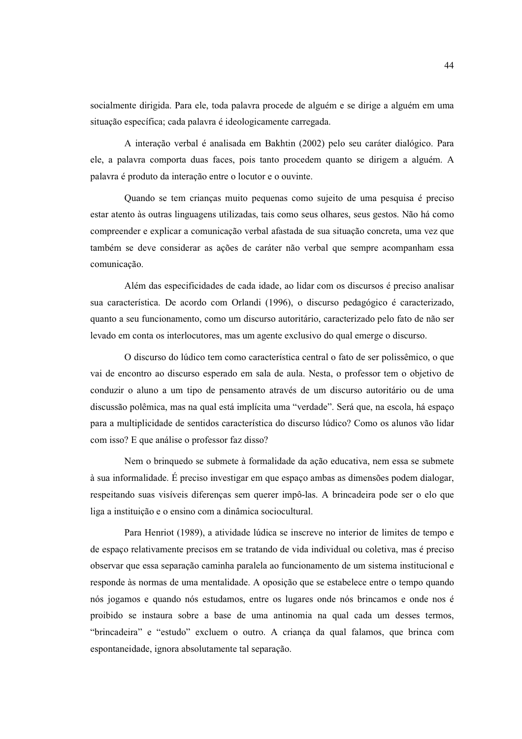socialmente dirigida. Para ele, toda palavra procede de alguém e se dirige a alguém em uma situação específica; cada palavra é ideologicamente carregada.

A interação verbal é analisada em Bakhtin (2002) pelo seu caráter dialógico. Para ele, a palavra comporta duas faces, pois tanto procedem quanto se dirigem a alguém. A palavra é produto da interação entre o locutor e o ouvinte.

Quando se tem crianças muito pequenas como sujeito de uma pesquisa é preciso estar atento às outras linguagens utilizadas, tais como seus olhares, seus gestos. Não há como compreender e explicar a comunicação verbal afastada de sua situação concreta, uma vez que também se deve considerar as ações de caráter não verbal que sempre acompanham essa comunicação.

Além das especificidades de cada idade, ao lidar com os discursos é preciso analisar sua característica. De acordo com Orlandi (1996), o discurso pedagógico é caracterizado, quanto a seu funcionamento, como um discurso autoritário, caracterizado pelo fato de não ser levado em conta os interlocutores, mas um agente exclusivo do qual emerge o discurso.

O discurso do lúdico tem como característica central o fato de ser polissêmico, o que vai de encontro ao discurso esperado em sala de aula. Nesta, o professor tem o objetivo de conduzir o aluno a um tipo de pensamento através de um discurso autoritário ou de uma discussão polêmica, mas na qual está implícita uma "verdade". Será que, na escola, há espaço para a multiplicidade de sentidos característica do discurso lúdico? Como os alunos vão lidar com isso? E que análise o professor faz disso?

Nem o brinquedo se submete à formalidade da ação educativa, nem essa se submete à sua informalidade. É preciso investigar em que espaço ambas as dimensões podem dialogar, respeitando suas visíveis diferenças sem querer impô-las. A brincadeira pode ser o elo que liga a instituição e o ensino com a dinâmica sociocultural.

Para Henriot (1989), a atividade lúdica se inscreve no interior de limites de tempo e de espaço relativamente precisos em se tratando de vida individual ou coletiva, mas é preciso observar que essa separação caminha paralela ao funcionamento de um sistema institucional e responde às normas de uma mentalidade. A oposição que se estabelece entre o tempo quando nós jogamos e quando nós estudamos, entre os lugares onde nós brincamos e onde nos é proibido se instaura sobre a base de uma antinomia na qual cada um desses termos, "brincadeira" e "estudo" excluem o outro. A criança da qual falamos, que brinca com espontaneidade, ignora absolutamente tal separação.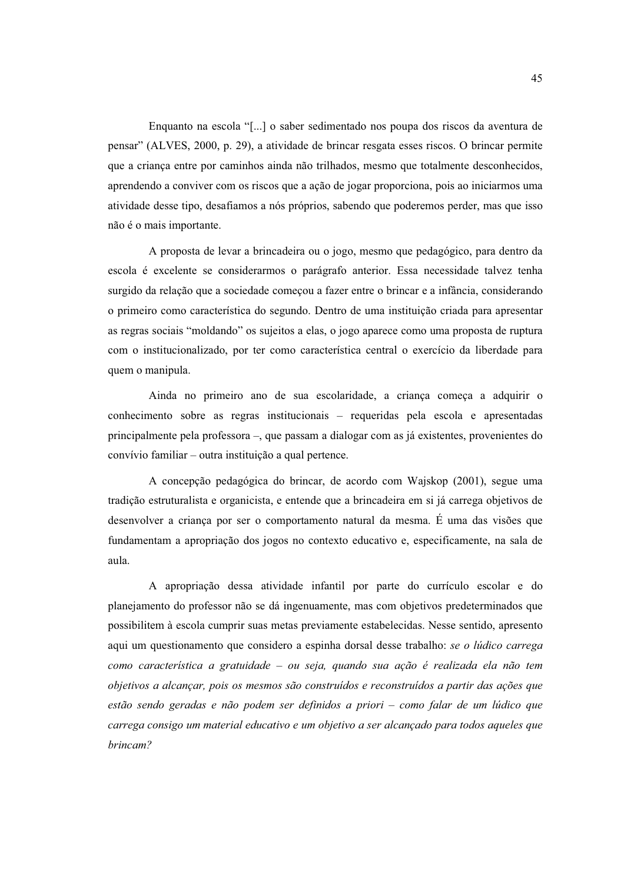Enquanto na escola "[...] o saber sedimentado nos poupa dos riscos da aventura de pensar" (ALVES, 2000, p. 29), a atividade de brincar resgata esses riscos. O brincar permite que a criança entre por caminhos ainda não trilhados, mesmo que totalmente desconhecidos, aprendendo a conviver com os riscos que a ação de jogar proporciona, pois ao iniciarmos uma atividade desse tipo, desafiamos a nós próprios, sabendo que poderemos perder, mas que isso não é o mais importante.

A proposta de levar a brincadeira ou o jogo, mesmo que pedagógico, para dentro da escola é excelente se considerarmos o parágrafo anterior. Essa necessidade talvez tenha surgido da relação que a sociedade começou a fazer entre o brincar e a infância, considerando o primeiro como característica do segundo. Dentro de uma instituição criada para apresentar as regras sociais "moldando" os sujeitos a elas, o jogo aparece como uma proposta de ruptura com o institucionalizado, por ter como característica central o exercício da liberdade para quem o manipula.

Ainda no primeiro ano de sua escolaridade, a criança começa a adquirir o conhecimento sobre as regras institucionais – requeridas pela escola e apresentadas principalmente pela professora –, que passam a dialogar com as já existentes, provenientes do convívio familiar – outra instituição a qual pertence.

A concepção pedagógica do brincar, de acordo com Wajskop (2001), segue uma tradição estruturalista e organicista, e entende que a brincadeira em si já carrega objetivos de desenvolver a criança por ser o comportamento natural da mesma. É uma das visões que fundamentam a apropriação dos jogos no contexto educativo e, especificamente, na sala de aula.

A apropriação dessa atividade infantil por parte do currículo escolar e do planejamento do professor não se dá ingenuamente, mas com objetivos predeterminados que possibilitem à escola cumprir suas metas previamente estabelecidas. Nesse sentido, apresento aqui um questionamento que considero a espinha dorsal desse trabalho: *se o lúdico carrega como característica a gratuidade – ou seja, quando sua ação é realizada ela não tem objetivos a alcançar, pois os mesmos são construídos e reconstruídos a partir das ações que estão sendo geradas e não podem ser definidos a priori – como falar de um lúdico que carrega consigo um material educativo e um objetivo a ser alcançado para todos aqueles que brincam?*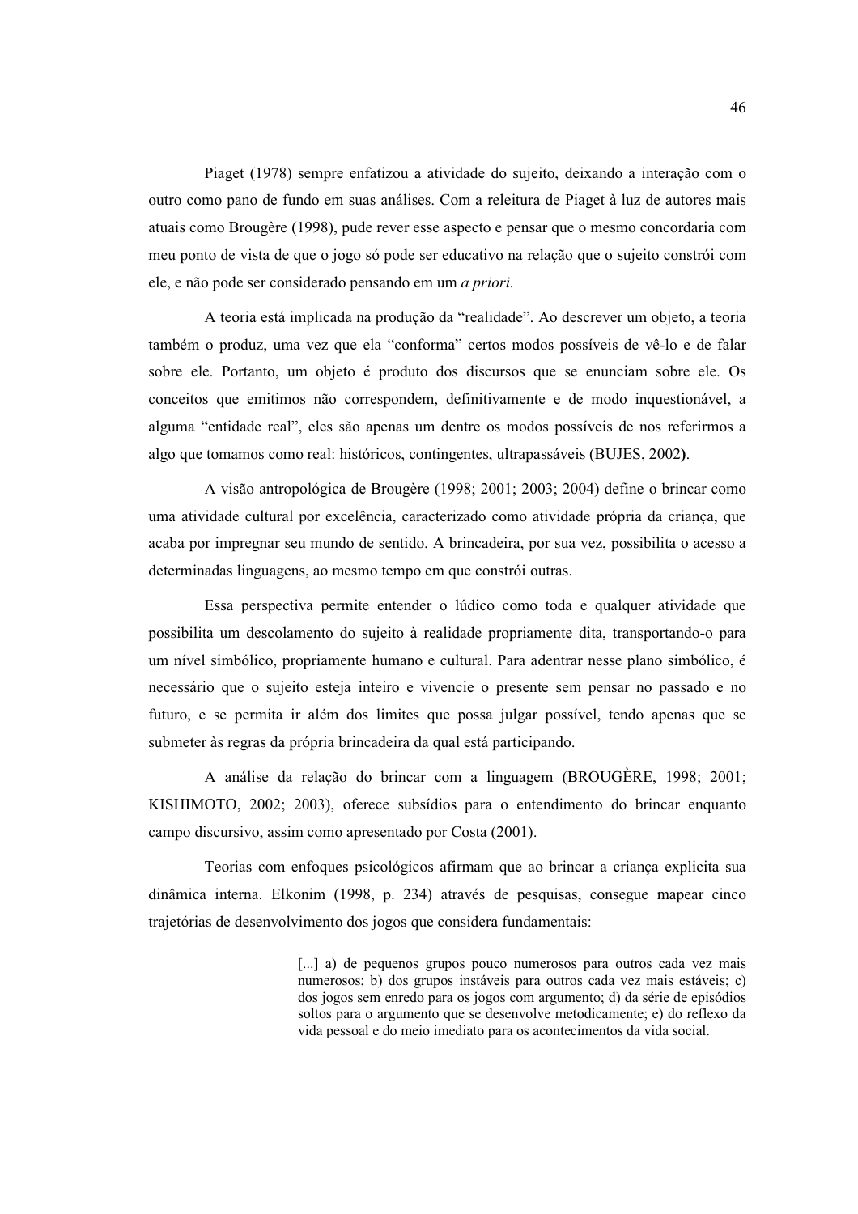Piaget (1978) sempre enfatizou a atividade do sujeito, deixando a interação com o outro como pano de fundo em suas análises. Com a releitura de Piaget à luz de autores mais atuais como Brougère (1998), pude rever esse aspecto e pensar que o mesmo concordaria com meu ponto de vista de que o jogo só pode ser educativo na relação que o sujeito constrói com ele, e não pode ser considerado pensando em um *a priori*.

A teoria está implicada na produção da "realidade". Ao descrever um objeto, a teoria também o produz, uma vez que ela "conforma" certos modos possíveis de vê-lo e de falar sobre ele. Portanto, um objeto é produto dos discursos que se enunciam sobre ele. Os conceitos que emitimos não correspondem, definitivamente e de modo inquestionável, a alguma "entidade real", eles são apenas um dentre os modos possíveis de nos referirmos a algo que tomamos como real: históricos, contingentes, ultrapassáveis (BUJES, 2002**)**.

A visão antropológica de Brougère (1998; 2001; 2003; 2004) define o brincar como uma atividade cultural por excelência, caracterizado como atividade própria da criança, que acaba por impregnar seu mundo de sentido. A brincadeira, por sua vez, possibilita o acesso a determinadas linguagens, ao mesmo tempo em que constrói outras.

Essa perspectiva permite entender o lúdico como toda e qualquer atividade que possibilita um descolamento do sujeito à realidade propriamente dita, transportando-o para um nível simbólico, propriamente humano e cultural. Para adentrar nesse plano simbólico, é necessário que o sujeito esteja inteiro e vivencie o presente sem pensar no passado e no futuro, e se permita ir além dos limites que possa julgar possível, tendo apenas que se submeter às regras da própria brincadeira da qual está participando.

A análise da relação do brincar com a linguagem (BROUGÈRE, 1998; 2001; KISHIMOTO, 2002; 2003), oferece subsídios para o entendimento do brincar enquanto campo discursivo, assim como apresentado por Costa (2001).

Teorias com enfoques psicológicos afirmam que ao brincar a criança explicita sua dinâmica interna. Elkonim (1998, p. 234) através de pesquisas, consegue mapear cinco trajetórias de desenvolvimento dos jogos que considera fundamentais:

> [...] a) de pequenos grupos pouco numerosos para outros cada vez mais numerosos; b) dos grupos instáveis para outros cada vez mais estáveis; c) dos jogos sem enredo para os jogos com argumento; d) da série de episódios soltos para o argumento que se desenvolve metodicamente; e) do reflexo da vida pessoal e do meio imediato para os acontecimentos da vida social.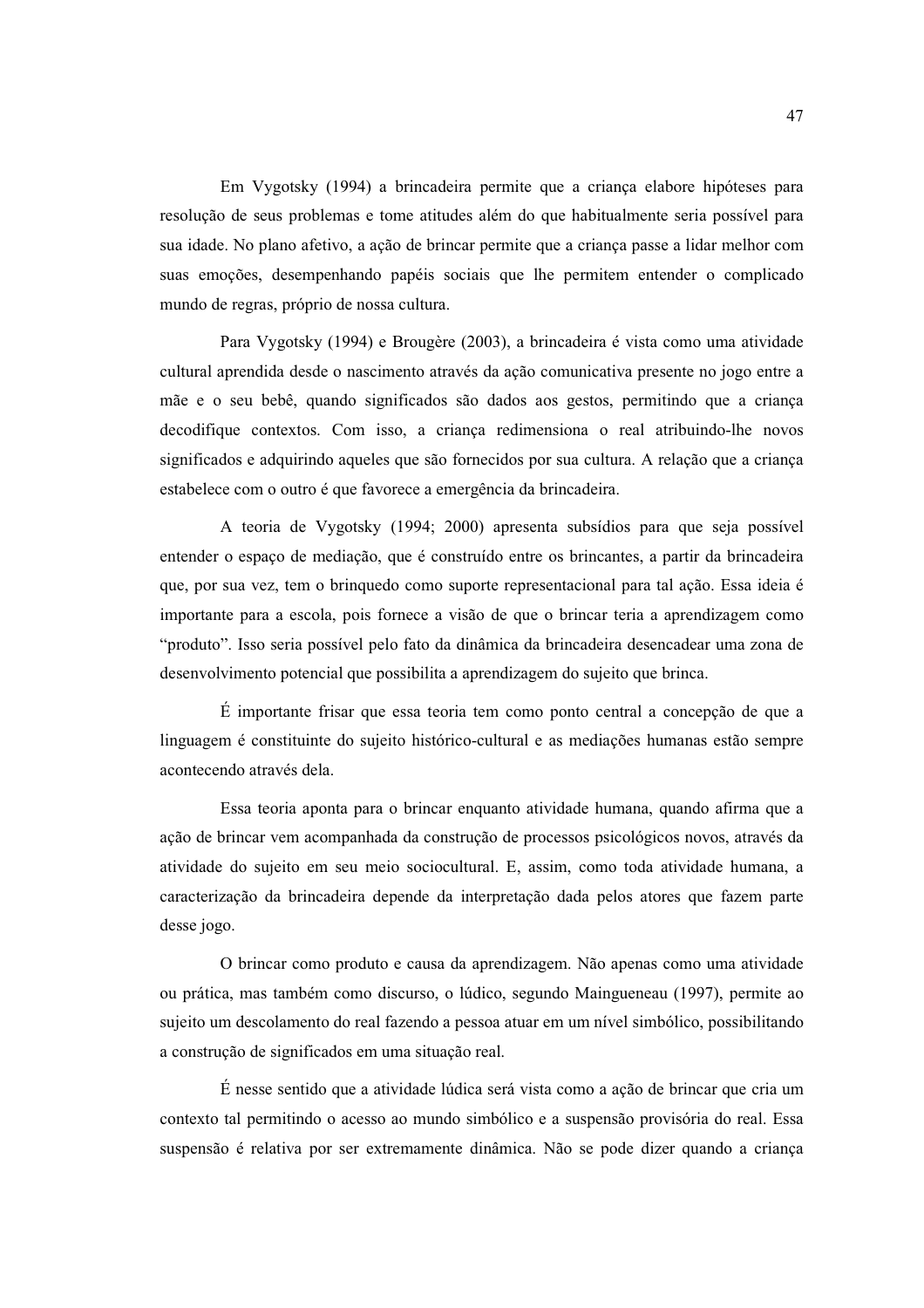Em Vygotsky (1994) a brincadeira permite que a criança elabore hipóteses para resolução de seus problemas e tome atitudes além do que habitualmente seria possível para sua idade. No plano afetivo, a ação de brincar permite que a criança passe a lidar melhor com suas emoções, desempenhando papéis sociais que lhe permitem entender o complicado mundo de regras, próprio de nossa cultura.

Para Vygotsky (1994) e Brougère (2003), a brincadeira é vista como uma atividade cultural aprendida desde o nascimento através da ação comunicativa presente no jogo entre a mãe e o seu bebê, quando significados são dados aos gestos, permitindo que a criança decodifique contextos. Com isso, a criança redimensiona o real atribuindo-lhe novos significados e adquirindo aqueles que são fornecidos por sua cultura. A relação que a criança estabelece com o outro é que favorece a emergência da brincadeira.

A teoria de Vygotsky (1994; 2000) apresenta subsídios para que seja possível entender o espaço de mediação, que é construído entre os brincantes, a partir da brincadeira que, por sua vez, tem o brinquedo como suporte representacional para tal ação. Essa ideia é importante para a escola, pois fornece a visão de que o brincar teria a aprendizagem como "produto". Isso seria possível pelo fato da dinâmica da brincadeira desencadear uma zona de desenvolvimento potencial que possibilita a aprendizagem do sujeito que brinca.

É importante frisar que essa teoria tem como ponto central a concepção de que a linguagem é constituinte do sujeito histórico-cultural e as mediações humanas estão sempre acontecendo através dela.

Essa teoria aponta para o brincar enquanto atividade humana, quando afirma que a ação de brincar vem acompanhada da construção de processos psicológicos novos, através da atividade do sujeito em seu meio sociocultural. E, assim, como toda atividade humana, a caracterização da brincadeira depende da interpretação dada pelos atores que fazem parte desse jogo.

O brincar como produto e causa da aprendizagem. Não apenas como uma atividade ou prática, mas também como discurso, o lúdico, segundo Maingueneau (1997), permite ao sujeito um descolamento do real fazendo a pessoa atuar em um nível simbólico, possibilitando a construção de significados em uma situação real.

É nesse sentido que a atividade lúdica será vista como a ação de brincar que cria um contexto tal permitindo o acesso ao mundo simbólico e a suspensão provisória do real. Essa suspensão é relativa por ser extremamente dinâmica. Não se pode dizer quando a criança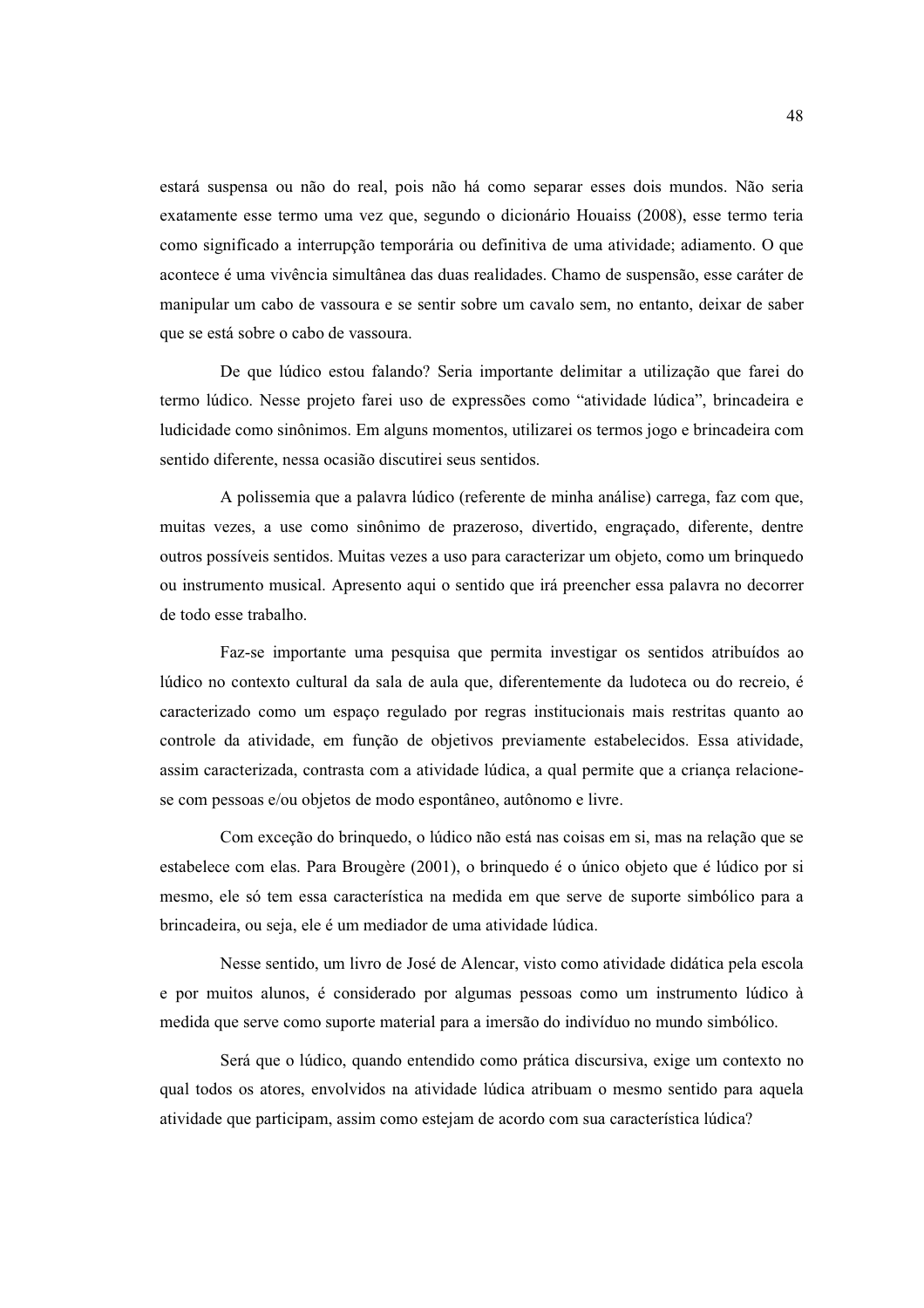estará suspensa ou não do real, pois não há como separar esses dois mundos. Não seria exatamente esse termo uma vez que, segundo o dicionário Houaiss (2008), esse termo teria como significado a interrupção temporária ou definitiva de uma atividade; adiamento. O que acontece é uma vivência simultânea das duas realidades. Chamo de suspensão, esse caráter de manipular um cabo de vassoura e se sentir sobre um cavalo sem, no entanto, deixar de saber que se está sobre o cabo de vassoura.

De que lúdico estou falando? Seria importante delimitar a utilização que farei do termo lúdico. Nesse projeto farei uso de expressões como "atividade lúdica", brincadeira e ludicidade como sinônimos. Em alguns momentos, utilizarei os termos jogo e brincadeira com sentido diferente, nessa ocasião discutirei seus sentidos.

A polissemia que a palavra lúdico (referente de minha análise) carrega, faz com que, muitas vezes, a use como sinônimo de prazeroso, divertido, engraçado, diferente, dentre outros possíveis sentidos. Muitas vezes a uso para caracterizar um objeto, como um brinquedo ou instrumento musical. Apresento aqui o sentido que irá preencher essa palavra no decorrer de todo esse trabalho.

Faz-se importante uma pesquisa que permita investigar os sentidos atribuídos ao lúdico no contexto cultural da sala de aula que, diferentemente da ludoteca ou do recreio, é caracterizado como um espaço regulado por regras institucionais mais restritas quanto ao controle da atividade, em função de objetivos previamente estabelecidos. Essa atividade, assim caracterizada, contrasta com a atividade lúdica, a qual permite que a criança relacione-se com pessoas e/ou objetos de modo espontâneo, autônomo e livre.

Com exceção do brinquedo, o lúdico não está nas coisas em si, mas na relação que se estabelece com elas. Para Brougère (2001), o brinquedo é o único objeto que é lúdico por si mesmo, ele só tem essa característica na medida em que serve de suporte simbólico para a brincadeira, ou seja, ele é um mediador de uma atividade lúdica.

Nesse sentido, um livro de José de Alencar, visto como atividade didática pela escola e por muitos alunos, é considerado por algumas pessoas como um instrumento lúdico à medida que serve como suporte material para a imersão do indivíduo no mundo simbólico.

Será que o lúdico, quando entendido como prática discursiva, exige um contexto no qual todos os atores, envolvidos na atividade lúdica atribuam o mesmo sentido para aquela atividade que participam, assim como estejam de acordo com sua característica lúdica?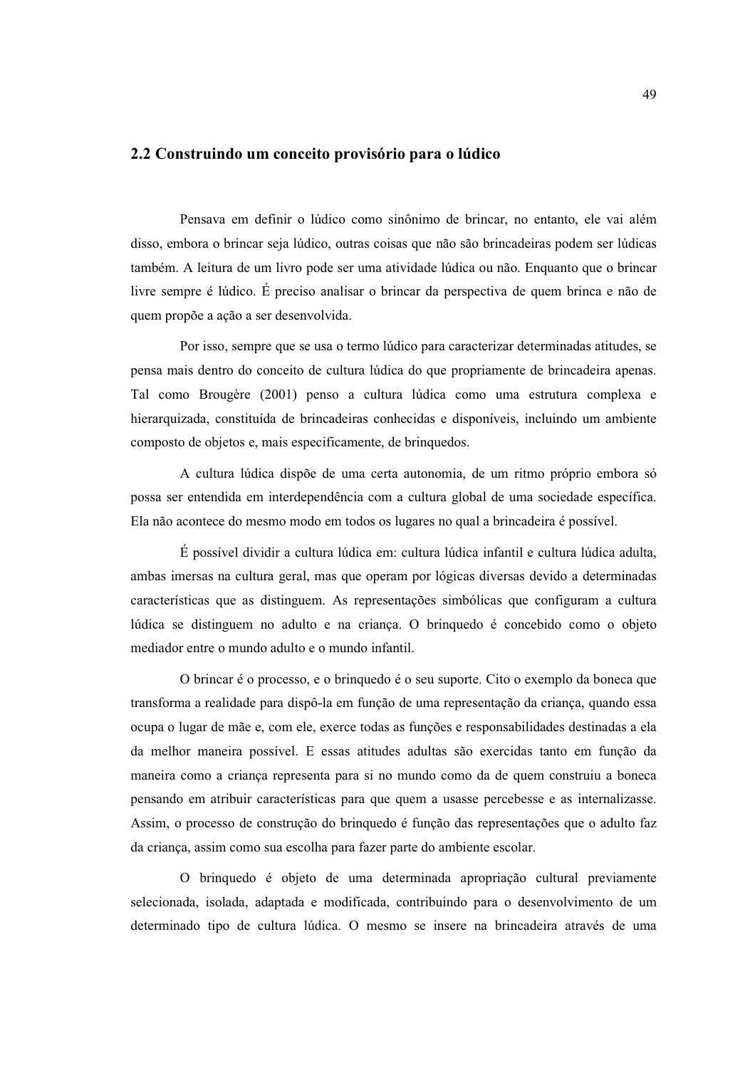## 2.2 Construindo um conceito provisório para o lúdico

Pensava em definir o lúdico como sinônimo de brincar, no entanto, ele vai além disso, embora o brincar seja lúdico, outras coisas que não são brincadeiras podem ser lúdicas também. A leitura de um livro pode ser uma atividade lúdica ou não. Enquanto que o brincar livre sempre é lúdico. É preciso analisar o brincar da perspectiva de quem brinca e não de quem propõe a ação a ser desenvolvida.

Por isso, sempre que se usa o termo lúdico para caracterizar determinadas atitudes, se pensa mais dentro do conceito de cultura lúdica do que propriamente de brincadeira apenas. Tal como Brougère (2001) penso a cultura lúdica como uma estrutura complexa e hierarquizada, constituída de brincadeiras conhecidas e disponíveis, incluindo um ambiente composto de objetos e, mais especificamente, de brinquedos.

A cultura lúdica dispõe de uma certa autonomia, de um ritmo próprio embora só possa ser entendida em interdependência com a cultura global de uma sociedade específica. Ela não acontece do mesmo modo em todos os lugares no qual a brincadeira é possível.

É possível dividir a cultura lúdica em: cultura lúdica infantil e cultura lúdica adulta, ambas imersas na cultura geral, mas que operam por lógicas diversas devido a determinadas características que as distinguem. As representações simbólicas que configuram a cultura lúdica se distinguem no adulto e na criança. O brinquedo é concebido como o objeto mediador entre o mundo adulto e o mundo infantil.

O brincar é o processo, e o brinquedo é o seu suporte. Cito o exemplo da boneca que transforma a realidade para dispô-la em função de uma representação da criança, quando essa ocupa o lugar de mãe e, com ele, exerce todas as funções e responsabilidades destinadas a ela da melhor maneira possível. E essas atitudes adultas são exercidas tanto em função da maneira como a criança representa para si no mundo como da de quem construiu a boneca pensando em atribuir características para que quem a usasse percebesse e as internalizasse. Assim, o processo de construção do brinquedo é função das representações que o adulto faz da criança, assim como sua escolha para fazer parte do ambiente escolar.

O brinquedo é objeto de uma determinada apropriação cultural previamente selecionada, isolada, adaptada e modificada, contribuindo para o desenvolvimento de um determinado tipo de cultura lúdica. O mesmo se insere na brincadeira através de uma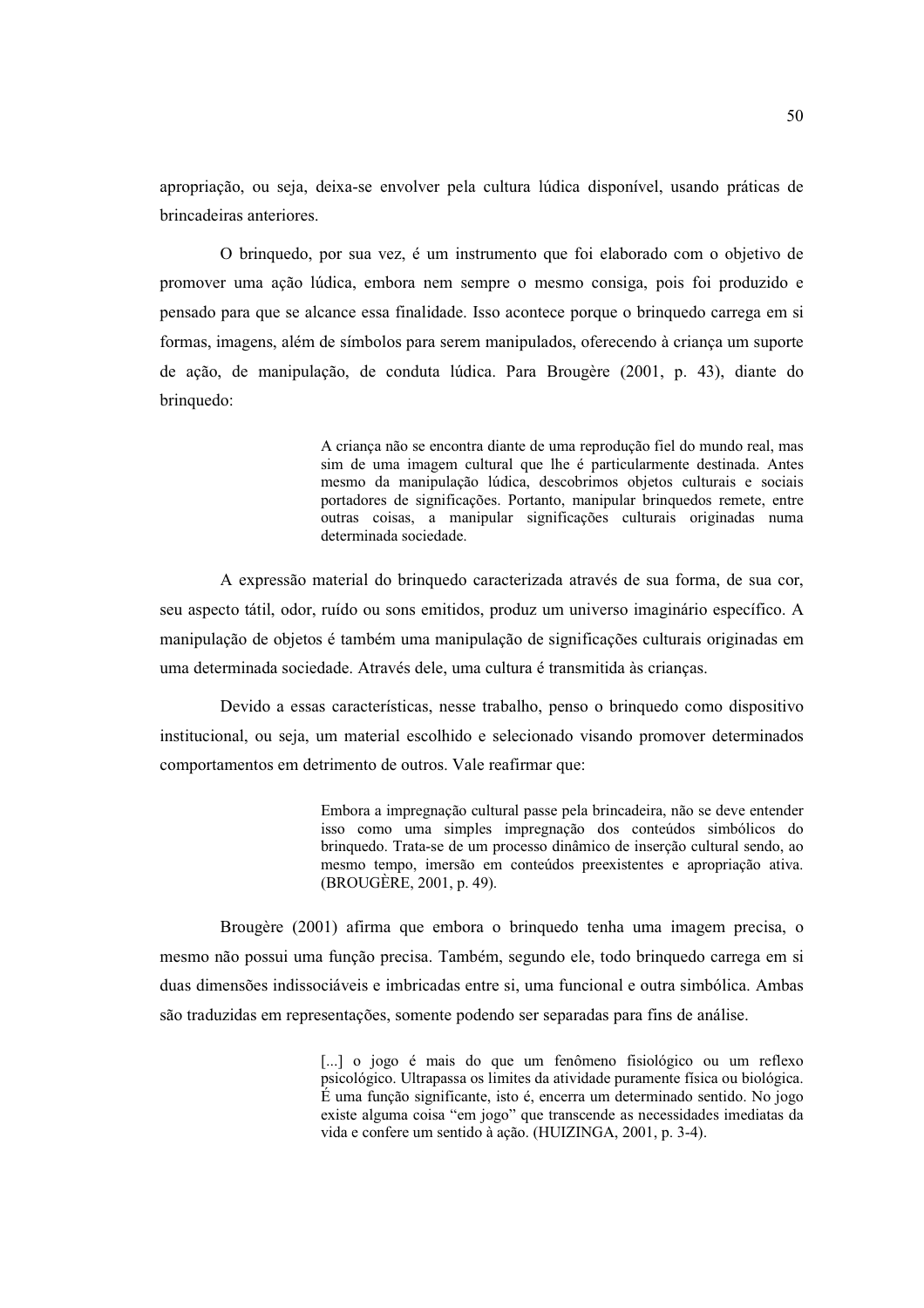apropriação, ou seja, deixa-se envolver pela cultura lúdica disponível, usando práticas de brincadeiras anteriores.

O brinquedo, por sua vez, é um instrumento que foi elaborado com o objetivo de promover uma ação lúdica, embora nem sempre o mesmo consiga, pois foi produzido e pensado para que se alcance essa finalidade. Isso acontece porque o brinquedo carrega em si formas, imagens, além de símbolos para serem manipulados, oferecendo à criança um suporte de ação, de manipulação, de conduta lúdica. Para Brougère (2001, p. 43), diante do brinquedo:

> A criança não se encontra diante de uma reprodução fiel do mundo real, mas sim de uma imagem cultural que lhe é particularmente destinada. Antes mesmo da manipulação lúdica, descobrimos objetos culturais e sociais portadores de significações. Portanto, manipular brinquedos remete, entre outras coisas, a manipular significações culturais originadas numa determinada sociedade.

A expressão material do brinquedo caracterizada através de sua forma, de sua cor, seu aspecto tátil, odor, ruído ou sons emitidos, produz um universo imaginário específico. A manipulação de objetos é também uma manipulação de significações culturais originadas em uma determinada sociedade. Através dele, uma cultura é transmitida às crianças.

Devido a essas características, nesse trabalho, penso o brinquedo como dispositivo institucional, ou seja, um material escolhido e selecionado visando promover determinados comportamentos em detrimento de outros. Vale reafirmar que:

> Embora a impregnação cultural passe pela brincadeira, não se deve entender isso como uma simples impregnação dos conteúdos simbólicos do brinquedo. Trata-se de um processo dinâmico de inserção cultural sendo, ao mesmo tempo, imersão em conteúdos preexistentes e apropriação ativa. (BROUGÈRE, 2001, p. 49).

Brougère (2001) afirma que embora o brinquedo tenha uma imagem precisa, o mesmo não possui uma função precisa. Também, segundo ele, todo brinquedo carrega em si duas dimensões indissociáveis e imbricadas entre si, uma funcional e outra simbólica. Ambas são traduzidas em representações, somente podendo ser separadas para fins de análise.

> [...] o jogo é mais do que um fenômeno fisiológico ou um reflexo psicológico. Ultrapassa os limites da atividade puramente física ou biológica. É uma função significante, isto é, encerra um determinado sentido. No jogo existe alguma coisa "em jogo" que transcende as necessidades imediatas da vida e confere um sentido à ação. (HUIZINGA, 2001, p. 3-4).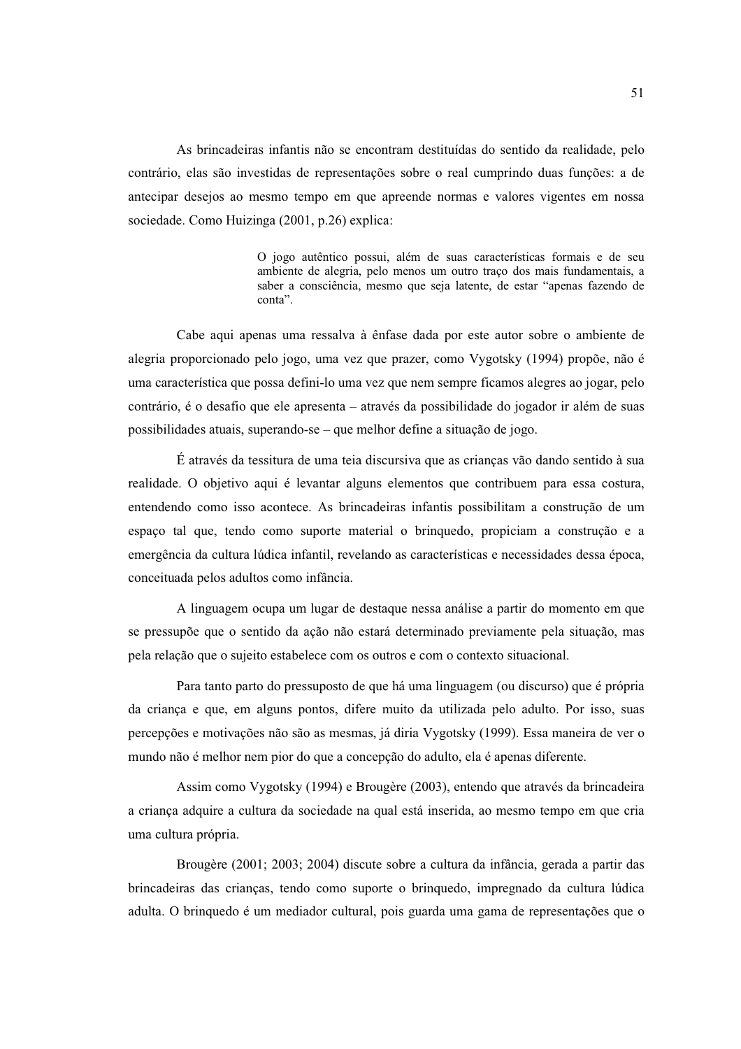As brincadeiras infantis não se encontram destituídas do sentido da realidade, pelo contrário, elas são investidas de representações sobre o real cumprindo duas funções: a de antecipar desejos ao mesmo tempo em que apreende normas e valores vigentes em nossa sociedade. Como Huizinga (2001, p.26) explica:

> O jogo autêntico possui, além de suas características formais e de seu ambiente de alegria, pelo menos um outro traço dos mais fundamentais, a saber a consciência, mesmo que seja latente, de estar "apenas fazendo de conta".

Cabe aqui apenas uma ressalva à ênfase dada por este autor sobre o ambiente de alegria proporcionado pelo jogo, uma vez que prazer, como Vygotsky (1994) propõe, não é uma característica que possa defini-lo uma vez que nem sempre ficamos alegres ao jogar, pelo contrário, é o desafio que ele apresenta – através da possibilidade do jogador ir além de suas possibilidades atuais, superando-se – que melhor define a situação de jogo.

É através da tessitura de uma teia discursiva que as crianças vão dando sentido à sua realidade. O objetivo aqui é levantar alguns elementos que contribuem para essa costura, entendendo como isso acontece. As brincadeiras infantis possibilitam a construção de um espaço tal que, tendo como suporte material o brinquedo, propiciam a construção e a emergência da cultura lúdica infantil, revelando as características e necessidades dessa época, conceituada pelos adultos como infância.

A linguagem ocupa um lugar de destaque nessa análise a partir do momento em que se pressupõe que o sentido da ação não estará determinado previamente pela situação, mas pela relação que o sujeito estabelece com os outros e com o contexto situacional.

Para tanto parto do pressuposto de que há uma linguagem (ou discurso) que é própria da criança e que, em alguns pontos, difere muito da utilizada pelo adulto. Por isso, suas percepções e motivações não são as mesmas, já diria Vygotsky (1999). Essa maneira de ver o mundo não é melhor nem pior do que a concepção do adulto, ela é apenas diferente.

Assim como Vygotsky (1994) e Brougère (2003), entendo que através da brincadeira a criança adquire a cultura da sociedade na qual está inserida, ao mesmo tempo em que cria uma cultura própria.

Brougère (2001; 2003; 2004) discute sobre a cultura da infância, gerada a partir das brincadeiras das crianças, tendo como suporte o brinquedo, impregnado da cultura lúdica adulta. O brinquedo é um mediador cultural, pois guarda uma gama de representações que o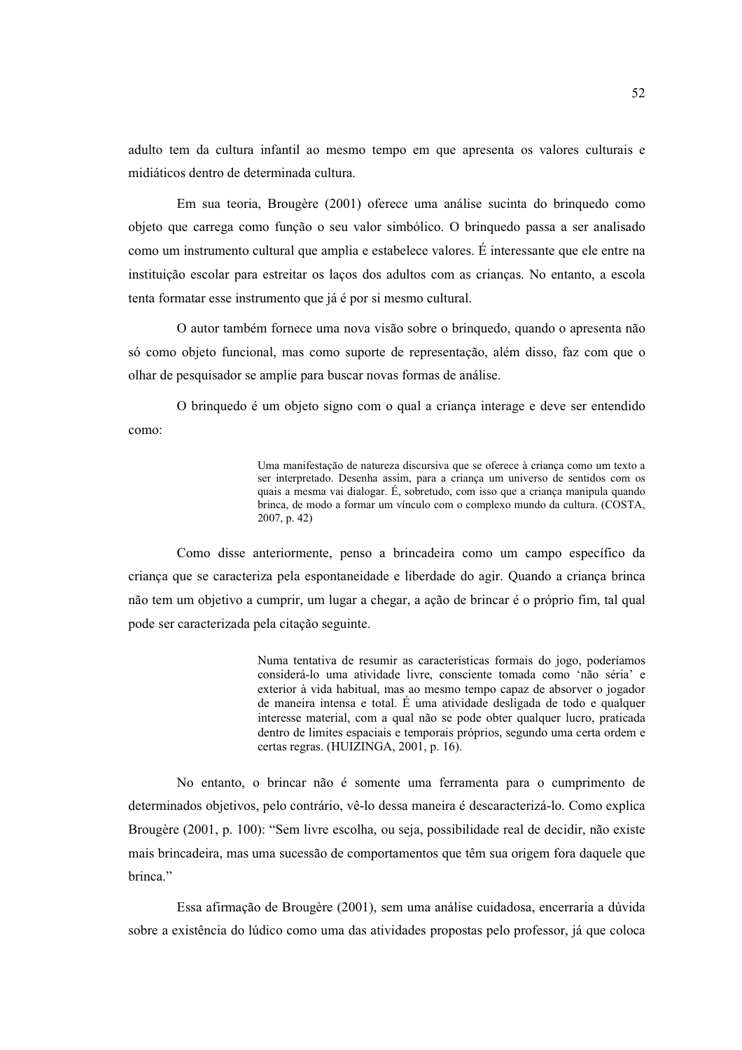adulto tem da cultura infantil ao mesmo tempo em que apresenta os valores culturais e midiáticos dentro de determinada cultura.

Em sua teoria, Brougère (2001) oferece uma análise sucinta do brinquedo como objeto que carrega como função o seu valor simbólico. O brinquedo passa a ser analisado como um instrumento cultural que amplia e estabelece valores. É interessante que ele entre na instituição escolar para estreitar os laços dos adultos com as crianças. No entanto, a escola tenta formatar esse instrumento que já é por si mesmo cultural.

O autor também fornece uma nova visão sobre o brinquedo, quando o apresenta não só como objeto funcional, mas como suporte de representação, além disso, faz com que o olhar de pesquisador se amplie para buscar novas formas de análise.

O brinquedo é um objeto signo com o qual a criança interage e deve ser entendido como:

> Uma manifestação de natureza discursiva que se oferece à criança como um texto a ser interpretado. Desenha assim, para a criança um universo de sentidos com os quais a mesma vai dialogar. É, sobretudo, com isso que a criança manipula quando brinca, de modo a formar um vínculo com o complexo mundo da cultura. (COSTA, 2007, p. 42)

Como disse anteriormente, penso a brincadeira como um campo específico da criança que se caracteriza pela espontaneidade e liberdade do agir. Quando a criança brinca não tem um objetivo a cumprir, um lugar a chegar, a ação de brincar é o próprio fim, tal qual pode ser caracterizada pela citação seguinte.

> Numa tentativa de resumir as características formais do jogo, poderíamos considerá-lo uma atividade livre, consciente tomada como 'não séria' e exterior à vida habitual, mas ao mesmo tempo capaz de absorver o jogador de maneira intensa e total. É uma atividade desligada de todo e qualquer interesse material, com a qual não se pode obter qualquer lucro, praticada dentro de limites espaciais e temporais próprios, segundo uma certa ordem e certas regras. (HUIZINGA, 2001, p. 16).

No entanto, o brincar não é somente uma ferramenta para o cumprimento de determinados objetivos, pelo contrário, vê-lo dessa maneira é descaracterizá-lo. Como explica Brougère (2001, p. 100): "Sem livre escolha, ou seja, possibilidade real de decidir, não existe mais brincadeira, mas uma sucessão de comportamentos que têm sua origem fora daquele que brinca."

Essa afirmação de Brougère (2001), sem uma análise cuidadosa, encerraria a dúvida sobre a existência do lúdico como uma das atividades propostas pelo professor, já que coloca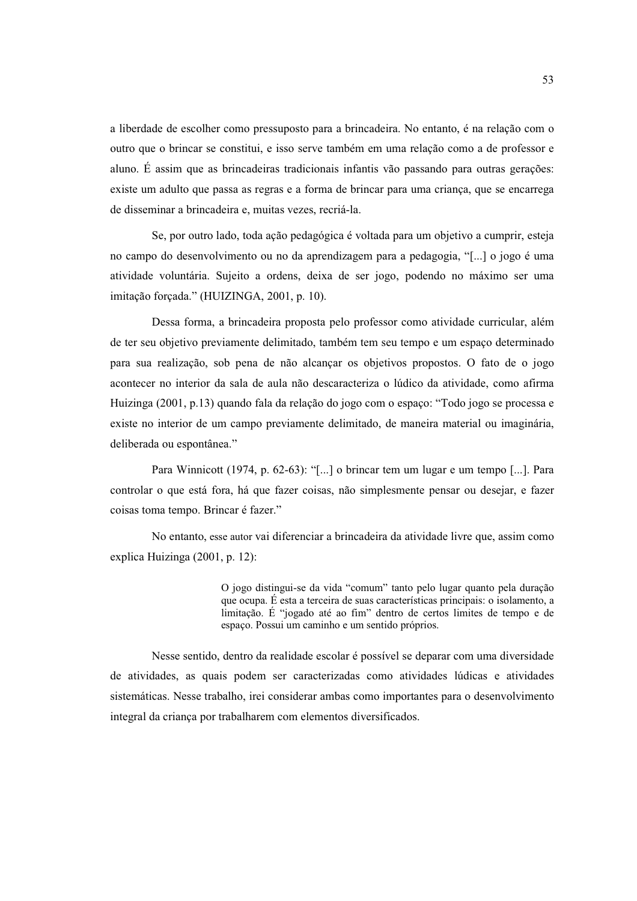a liberdade de escolher como pressuposto para a brincadeira. No entanto, é na relação com o outro que o brincar se constitui, e isso serve também em uma relação como a de professor e aluno. É assim que as brincadeiras tradicionais infantis vão passando para outras gerações: existe um adulto que passa as regras e a forma de brincar para uma criança, que se encarrega de disseminar a brincadeira e, muitas vezes, recriá-la.

Se, por outro lado, toda ação pedagógica é voltada para um objetivo a cumprir, esteja no campo do desenvolvimento ou no da aprendizagem para a pedagogia, "[...] o jogo é uma atividade voluntária. Sujeito a ordens, deixa de ser jogo, podendo no máximo ser uma imitação forçada." (HUIZINGA, 2001, p. 10).

Dessa forma, a brincadeira proposta pelo professor como atividade curricular, além de ter seu objetivo previamente delimitado, também tem seu tempo e um espaço determinado para sua realização, sob pena de não alcançar os objetivos propostos. O fato de o jogo acontecer no interior da sala de aula não descaracteriza o lúdico da atividade, como afirma Huizinga (2001, p.13) quando fala da relação do jogo com o espaço: "Todo jogo se processa e existe no interior de um campo previamente delimitado, de maneira material ou imaginária, deliberada ou espontânea."

Para Winnicott (1974, p. 62-63): "[...] o brincar tem um lugar e um tempo [...]. Para controlar o que está fora, há que fazer coisas, não simplesmente pensar ou desejar, e fazer coisas toma tempo. Brincar é fazer."

No entanto, esse autor vai diferenciar a brincadeira da atividade livre que, assim como explica Huizinga (2001, p. 12):

> O jogo distingui-se da vida "comum" tanto pelo lugar quanto pela duração que ocupa. É esta a terceira de suas características principais: o isolamento, a limitação. É "jogado até ao fim" dentro de certos limites de tempo e de espaço. Possui um caminho e um sentido próprios.

Nesse sentido, dentro da realidade escolar é possível se deparar com uma diversidade de atividades, as quais podem ser caracterizadas como atividades lúdicas e atividades sistemáticas. Nesse trabalho, irei considerar ambas como importantes para o desenvolvimento integral da criança por trabalharem com elementos diversificados.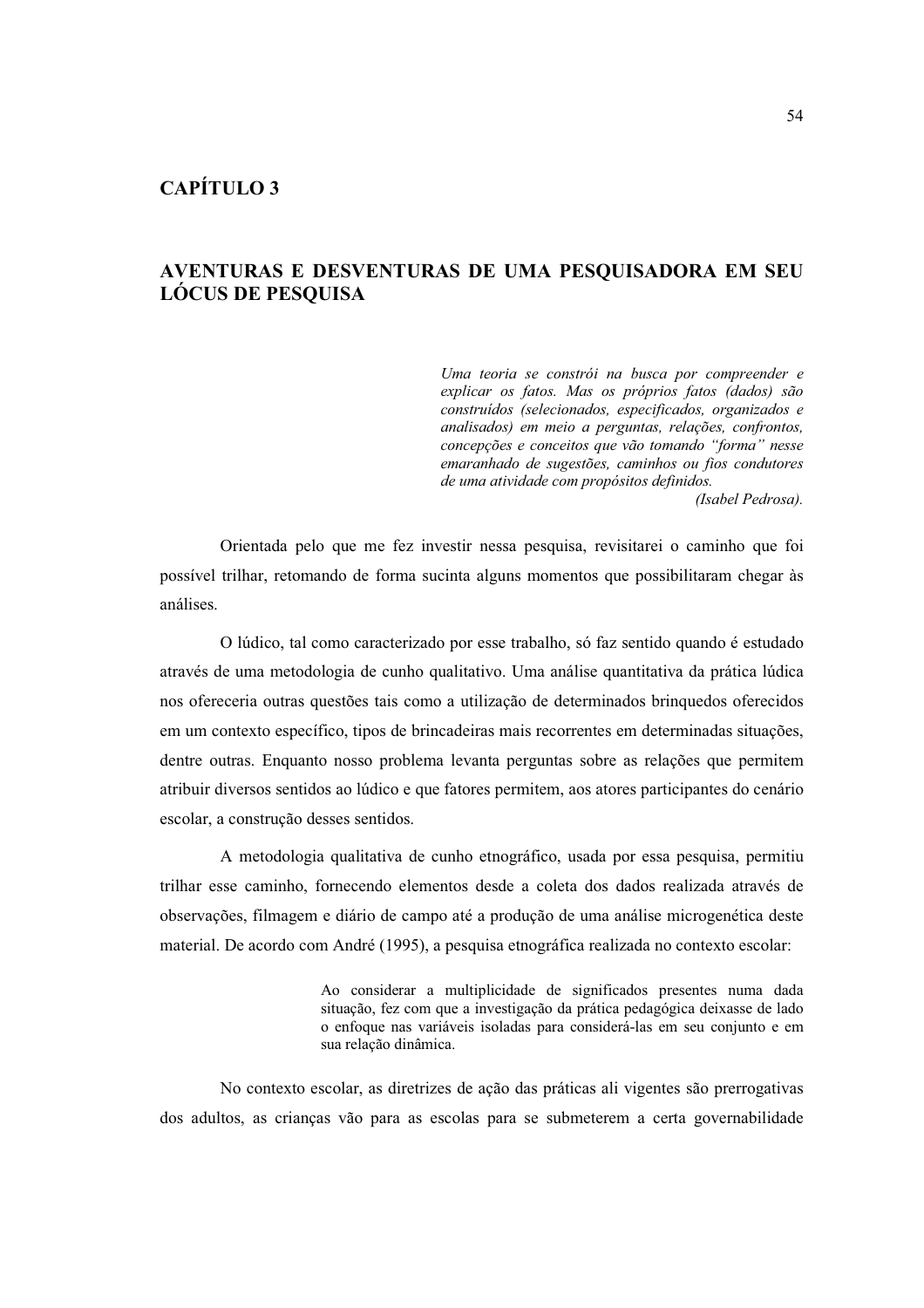# CAPÍTULO 3

## AVENTURAS E DESVENTURAS DE UMA PESQUISADORA EM SEU LÓCUS DE PESQUISA

> *Uma teoria se constrói na busca por compreender e explicar os fatos. Mas os próprios fatos (dados) são construídos (selecionados, especificados, organizados e analisados) em meio a perguntas, relações, confrontos, concepções e conceitos que vão tomando "forma" nesse emaranhado de sugestões, caminhos ou fios condutores de uma atividade com propósitos definidos.*
>
> *(Isabel Pedrosa).*

Orientada pelo que me fez investir nessa pesquisa, revisitarei o caminho que foi possível trilhar, retomando de forma sucinta alguns momentos que possibilitaram chegar às análises.

O lúdico, tal como caracterizado por esse trabalho, só faz sentido quando é estudado através de uma metodologia de cunho qualitativo. Uma análise quantitativa da prática lúdica nos ofereceria outras questões tais como a utilização de determinados brinquedos oferecidos em um contexto específico, tipos de brincadeiras mais recorrentes em determinadas situações, dentre outras. Enquanto nosso problema levanta perguntas sobre as relações que permitem atribuir diversos sentidos ao lúdico e que fatores permitem, aos atores participantes do cenário escolar, a construção desses sentidos.

A metodologia qualitativa de cunho etnográfico, usada por essa pesquisa, permitiu trilhar esse caminho, fornecendo elementos desde a coleta dos dados realizada através de observações, filmagem e diário de campo até a produção de uma análise microgenética deste material. De acordo com André (1995), a pesquisa etnográfica realizada no contexto escolar:

> Ao considerar a multiplicidade de significados presentes numa dada situação, fez com que a investigação da prática pedagógica deixasse de lado o enfoque nas variáveis isoladas para considerá-las em seu conjunto e em sua relação dinâmica.

No contexto escolar, as diretrizes de ação das práticas ali vigentes são prerrogativas dos adultos, as crianças vão para as escolas para se submeterem a certa governabilidade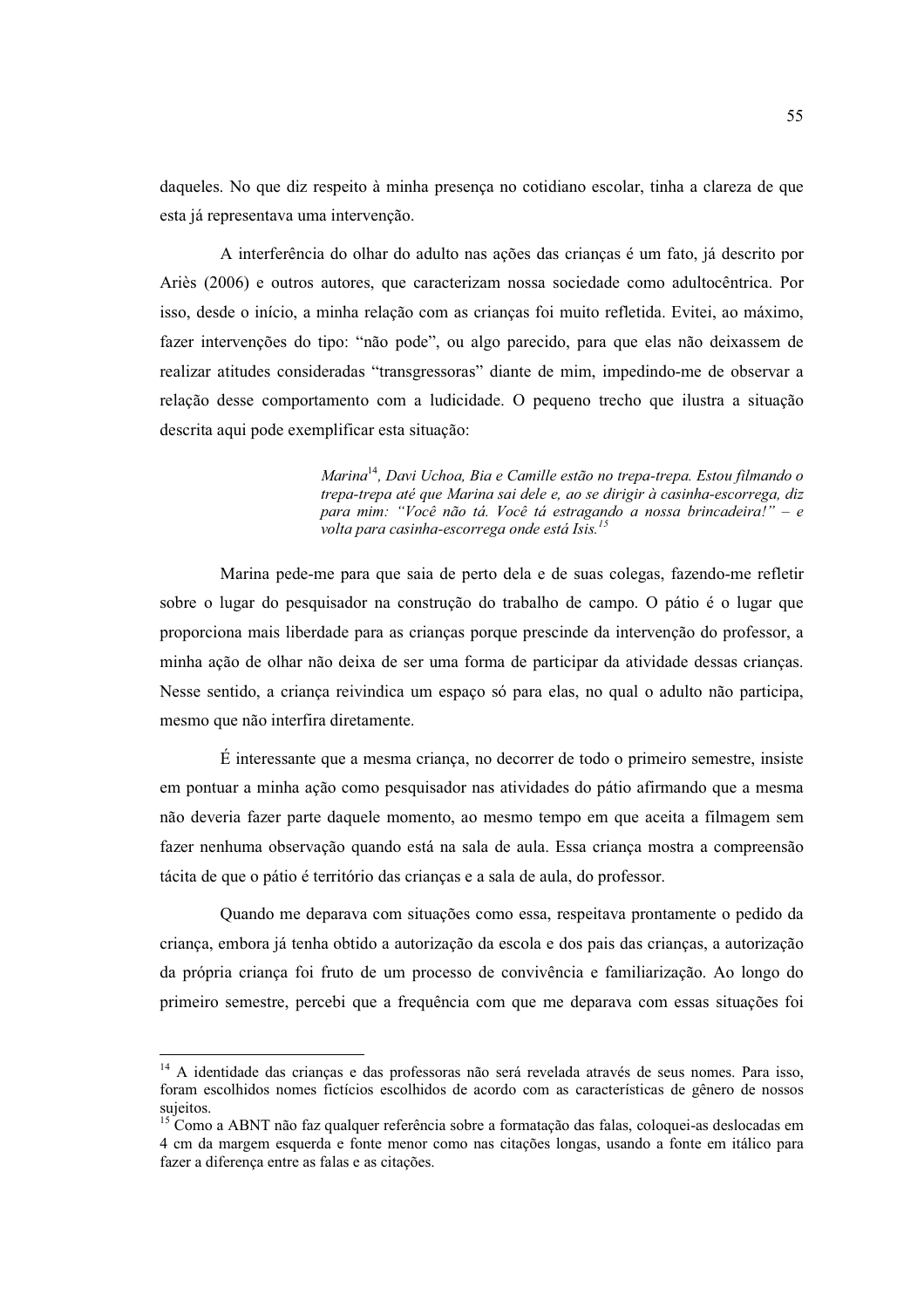daqueles. No que diz respeito à minha presença no cotidiano escolar, tinha a clareza de que esta já representava uma intervenção.

A interferência do olhar do adulto nas ações das crianças é um fato, já descrito por Ariès (2006) e outros autores, que caracterizam nossa sociedade como adultocêntrica. Por isso, desde o início, a minha relação com as crianças foi muito refletida. Evitei, ao máximo, fazer intervenções do tipo: "não pode", ou algo parecido, para que elas não deixassem de realizar atitudes consideradas "transgressoras" diante de mim, impedindo-me de observar a relação desse comportamento com a ludicidade. O pequeno trecho que ilustra a situação descrita aqui pode exemplificar esta situação:

> *Marina*[14]*, Davi Uchoa, Bia e Camille estão no trepa-trepa. Estou filmando o trepa-trepa até que Marina sai dele e, ao se dirigir à casinha-escorrega, diz para mim: "Você não tá. Você tá estragando a nossa brincadeira!" – e volta para casinha-escorrega onde está Isis.*[15]

Marina pede-me para que saia de perto dela e de suas colegas, fazendo-me refletir sobre o lugar do pesquisador na construção do trabalho de campo. O pátio é o lugar que proporciona mais liberdade para as crianças porque prescinde da intervenção do professor, a minha ação de olhar não deixa de ser uma forma de participar da atividade dessas crianças. Nesse sentido, a criança reivindica um espaço só para elas, no qual o adulto não participa, mesmo que não interfira diretamente.

É interessante que a mesma criança, no decorrer de todo o primeiro semestre, insiste em pontuar a minha ação como pesquisador nas atividades do pátio afirmando que a mesma não deveria fazer parte daquele momento, ao mesmo tempo em que aceita a filmagem sem fazer nenhuma observação quando está na sala de aula. Essa criança mostra a compreensão tácita de que o pátio é território das crianças e a sala de aula, do professor.

Quando me deparava com situações como essa, respeitava prontamente o pedido da criança, embora já tenha obtido a autorização da escola e dos pais das crianças, a autorização da própria criança foi fruto de um processo de convivência e familiarização. Ao longo do primeiro semestre, percebi que a frequência com que me deparava com essas situações foi

---

[14] A identidade das crianças e das professoras não será revelada através de seus nomes. Para isso, foram escolhidos nomes fictícios escolhidos de acordo com as características de gênero de nossos sujeitos.

[15] Como a ABNT não faz qualquer referência sobre a formatação das falas, coloquei-as deslocadas em 4 cm da margem esquerda e fonte menor como nas citações longas, usando a fonte em itálico para fazer a diferença entre as falas e as citações.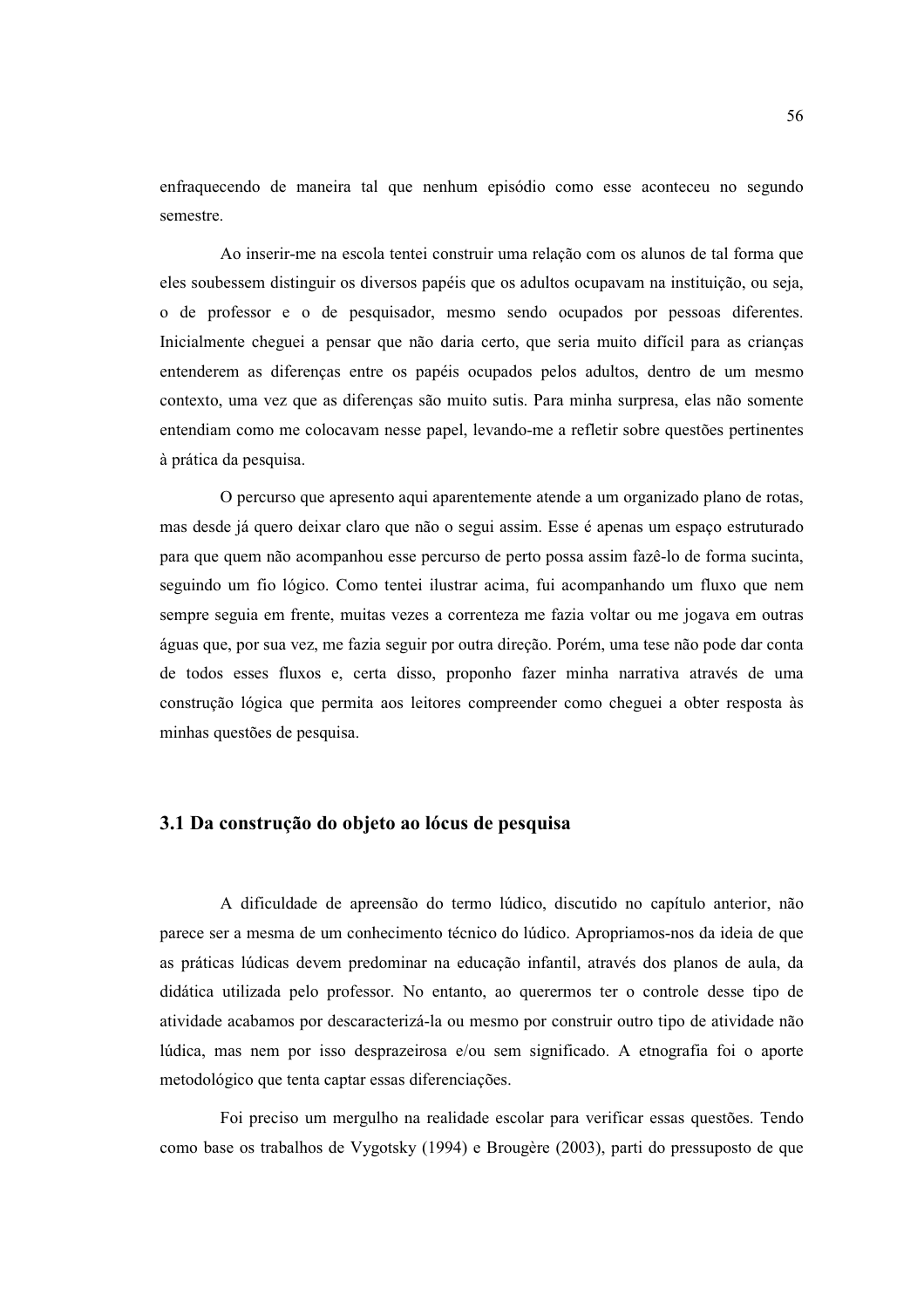enfraquecendo de maneira tal que nenhum episódio como esse aconteceu no segundo semestre.

Ao inserir-me na escola tentei construir uma relação com os alunos de tal forma que eles soubessem distinguir os diversos papéis que os adultos ocupavam na instituição, ou seja, o de professor e o de pesquisador, mesmo sendo ocupados por pessoas diferentes. Inicialmente cheguei a pensar que não daria certo, que seria muito difícil para as crianças entenderem as diferenças entre os papéis ocupados pelos adultos, dentro de um mesmo contexto, uma vez que as diferenças são muito sutis. Para minha surpresa, elas não somente entendiam como me colocavam nesse papel, levando-me a refletir sobre questões pertinentes à prática da pesquisa.

O percurso que apresento aqui aparentemente atende a um organizado plano de rotas, mas desde já quero deixar claro que não o segui assim. Esse é apenas um espaço estruturado para que quem não acompanhou esse percurso de perto possa assim fazê-lo de forma sucinta, seguindo um fio lógico. Como tentei ilustrar acima, fui acompanhando um fluxo que nem sempre seguia em frente, muitas vezes a correnteza me fazia voltar ou me jogava em outras águas que, por sua vez, me fazia seguir por outra direção. Porém, uma tese não pode dar conta de todos esses fluxos e, certa disso, proponho fazer minha narrativa através de uma construção lógica que permita aos leitores compreender como cheguei a obter resposta às minhas questões de pesquisa.

## 3.1 Da construção do objeto ao lócus de pesquisa

A dificuldade de apreensão do termo lúdico, discutido no capítulo anterior, não parece ser a mesma de um conhecimento técnico do lúdico. Apropriamos-nos da ideia de que as práticas lúdicas devem predominar na educação infantil, através dos planos de aula, da didática utilizada pelo professor. No entanto, ao querermos ter o controle desse tipo de atividade acabamos por descaracterizá-la ou mesmo por construir outro tipo de atividade não lúdica, mas nem por isso desprazeirosa e/ou sem significado. A etnografia foi o aporte metodológico que tenta captar essas diferenciações.

Foi preciso um mergulho na realidade escolar para verificar essas questões. Tendo como base os trabalhos de Vygotsky (1994) e Brougère (2003), parti do pressuposto de que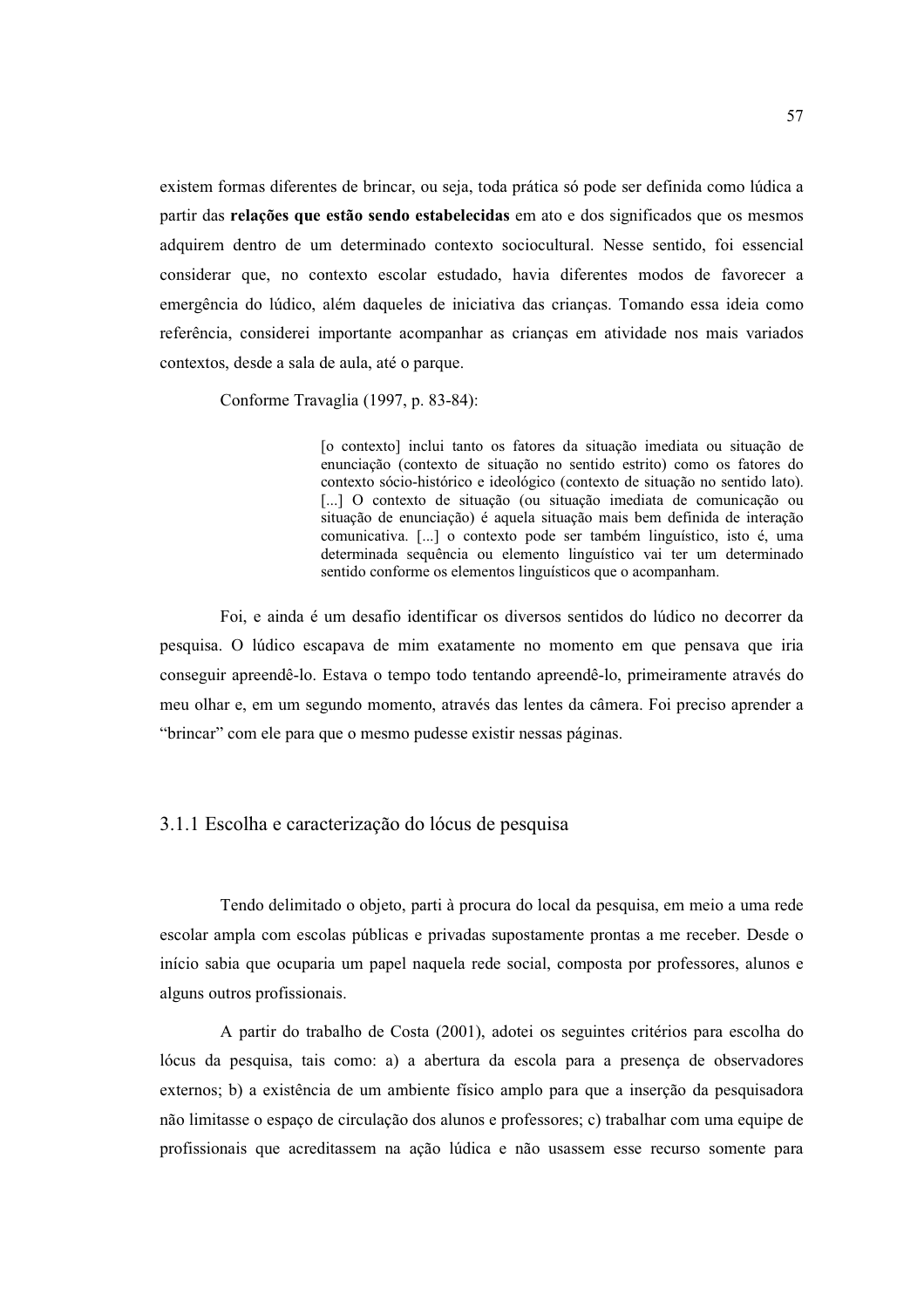existem formas diferentes de brincar, ou seja, toda prática só pode ser definida como lúdica a partir das **relações que estão sendo estabelecidas** em ato e dos significados que os mesmos adquirem dentro de um determinado contexto sociocultural. Nesse sentido, foi essencial considerar que, no contexto escolar estudado, havia diferentes modos de favorecer a emergência do lúdico, além daqueles de iniciativa das crianças. Tomando essa ideia como referência, considerei importante acompanhar as crianças em atividade nos mais variados contextos, desde a sala de aula, até o parque.

Conforme Travaglia (1997, p. 83-84):

> [o contexto] inclui tanto os fatores da situação imediata ou situação de enunciação (contexto de situação no sentido estrito) como os fatores do contexto sócio-histórico e ideológico (contexto de situação no sentido lato). [...] O contexto de situação (ou situação imediata de comunicação ou situação de enunciação) é aquela situação mais bem definida de interação comunicativa. [...] o contexto pode ser também linguístico, isto é, uma determinada sequência ou elemento linguístico vai ter um determinado sentido conforme os elementos linguísticos que o acompanham.

Foi, e ainda é um desafio identificar os diversos sentidos do lúdico no decorrer da pesquisa. O lúdico escapava de mim exatamente no momento em que pensava que iria conseguir apreendê-lo. Estava o tempo todo tentando apreendê-lo, primeiramente através do meu olhar e, em um segundo momento, através das lentes da câmera. Foi preciso aprender a "brincar" com ele para que o mesmo pudesse existir nessas páginas.

### 3.1.1 Escolha e caracterização do lócus de pesquisa

Tendo delimitado o objeto, parti à procura do local da pesquisa, em meio a uma rede escolar ampla com escolas públicas e privadas supostamente prontas a me receber. Desde o início sabia que ocuparia um papel naquela rede social, composta por professores, alunos e alguns outros profissionais.

A partir do trabalho de Costa (2001), adotei os seguintes critérios para escolha do lócus da pesquisa, tais como: a) a abertura da escola para a presença de observadores externos; b) a existência de um ambiente físico amplo para que a inserção da pesquisadora não limitasse o espaço de circulação dos alunos e professores; c) trabalhar com uma equipe de profissionais que acreditassem na ação lúdica e não usassem esse recurso somente para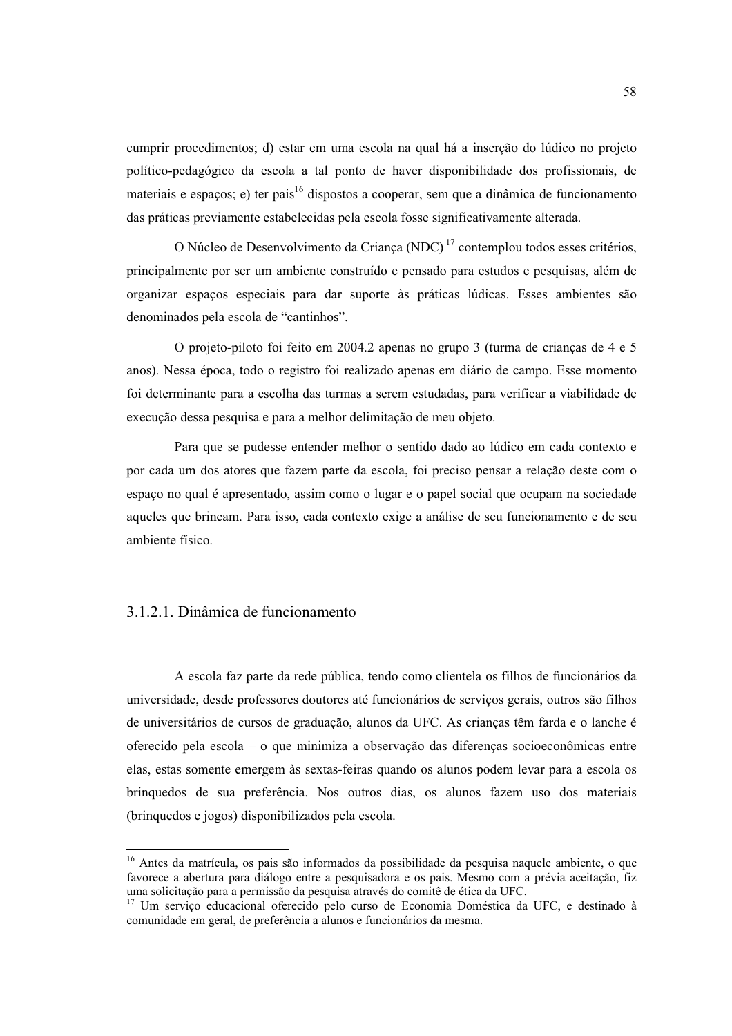cumprir procedimentos; d) estar em uma escola na qual há a inserção do lúdico no projeto político-pedagógico da escola a tal ponto de haver disponibilidade dos profissionais, de materiais e espaços; e) ter pais[16] dispostos a cooperar, sem que a dinâmica de funcionamento das práticas previamente estabelecidas pela escola fosse significativamente alterada.

O Núcleo de Desenvolvimento da Criança (NDC) [17] contemplou todos esses critérios, principalmente por ser um ambiente construído e pensado para estudos e pesquisas, além de organizar espaços especiais para dar suporte às práticas lúdicas. Esses ambientes são denominados pela escola de "cantinhos".

O projeto-piloto foi feito em 2004.2 apenas no grupo 3 (turma de crianças de 4 e 5 anos). Nessa época, todo o registro foi realizado apenas em diário de campo. Esse momento foi determinante para a escolha das turmas a serem estudadas, para verificar a viabilidade de execução dessa pesquisa e para a melhor delimitação de meu objeto.

Para que se pudesse entender melhor o sentido dado ao lúdico em cada contexto e por cada um dos atores que fazem parte da escola, foi preciso pensar a relação deste com o espaço no qual é apresentado, assim como o lugar e o papel social que ocupam na sociedade aqueles que brincam. Para isso, cada contexto exige a análise de seu funcionamento e de seu ambiente físico.

#### 3.1.2.1. Dinâmica de funcionamento

A escola faz parte da rede pública, tendo como clientela os filhos de funcionários da universidade, desde professores doutores até funcionários de serviços gerais, outros são filhos de universitários de cursos de graduação, alunos da UFC. As crianças têm farda e o lanche é oferecido pela escola – o que minimiza a observação das diferenças socioeconômicas entre elas, estas somente emergem às sextas-feiras quando os alunos podem levar para a escola os brinquedos de sua preferência. Nos outros dias, os alunos fazem uso dos materiais (brinquedos e jogos) disponibilizados pela escola.

---

[16] Antes da matrícula, os pais são informados da possibilidade da pesquisa naquele ambiente, o que favorece a abertura para diálogo entre a pesquisadora e os pais. Mesmo com a prévia aceitação, fiz uma solicitação para a permissão da pesquisa através do comitê de ética da UFC.

[17] Um serviço educacional oferecido pelo curso de Economia Doméstica da UFC, e destinado à comunidade em geral, de preferência a alunos e funcionários da mesma.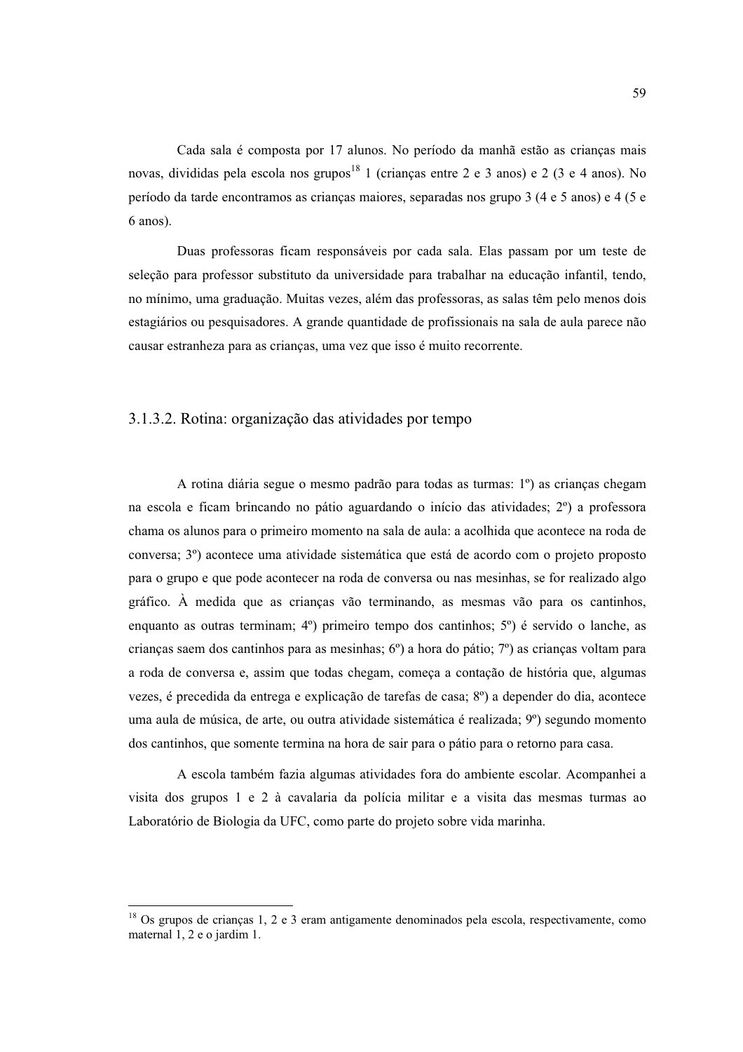Cada sala é composta por 17 alunos. No período da manhã estão as crianças mais novas, divididas pela escola nos grupos[18] 1 (crianças entre 2 e 3 anos) e 2 (3 e 4 anos). No período da tarde encontramos as crianças maiores, separadas nos grupo 3 (4 e 5 anos) e 4 (5 e 6 anos).

Duas professoras ficam responsáveis por cada sala. Elas passam por um teste de seleção para professor substituto da universidade para trabalhar na educação infantil, tendo, no mínimo, uma graduação. Muitas vezes, além das professoras, as salas têm pelo menos dois estagiários ou pesquisadores. A grande quantidade de profissionais na sala de aula parece não causar estranheza para as crianças, uma vez que isso é muito recorrente.

#### 3.1.3.2. Rotina: organização das atividades por tempo

A rotina diária segue o mesmo padrão para todas as turmas: 1º) as crianças chegam na escola e ficam brincando no pátio aguardando o início das atividades; 2º) a professora chama os alunos para o primeiro momento na sala de aula: a acolhida que acontece na roda de conversa; 3º) acontece uma atividade sistemática que está de acordo com o projeto proposto para o grupo e que pode acontecer na roda de conversa ou nas mesinhas, se for realizado algo gráfico. À medida que as crianças vão terminando, as mesmas vão para os cantinhos, enquanto as outras terminam; 4º) primeiro tempo dos cantinhos; 5º) é servido o lanche, as crianças saem dos cantinhos para as mesinhas; 6º) a hora do pátio; 7º) as crianças voltam para a roda de conversa e, assim que todas chegam, começa a contação de história que, algumas vezes, é precedida da entrega e explicação de tarefas de casa; 8º) a depender do dia, acontece uma aula de música, de arte, ou outra atividade sistemática é realizada; 9º) segundo momento dos cantinhos, que somente termina na hora de sair para o pátio para o retorno para casa.

A escola também fazia algumas atividades fora do ambiente escolar. Acompanhei a visita dos grupos 1 e 2 à cavalaria da polícia militar e a visita das mesmas turmas ao Laboratório de Biologia da UFC, como parte do projeto sobre vida marinha.

---

[18] Os grupos de crianças 1, 2 e 3 eram antigamente denominados pela escola, respectivamente, como maternal 1, 2 e o jardim 1.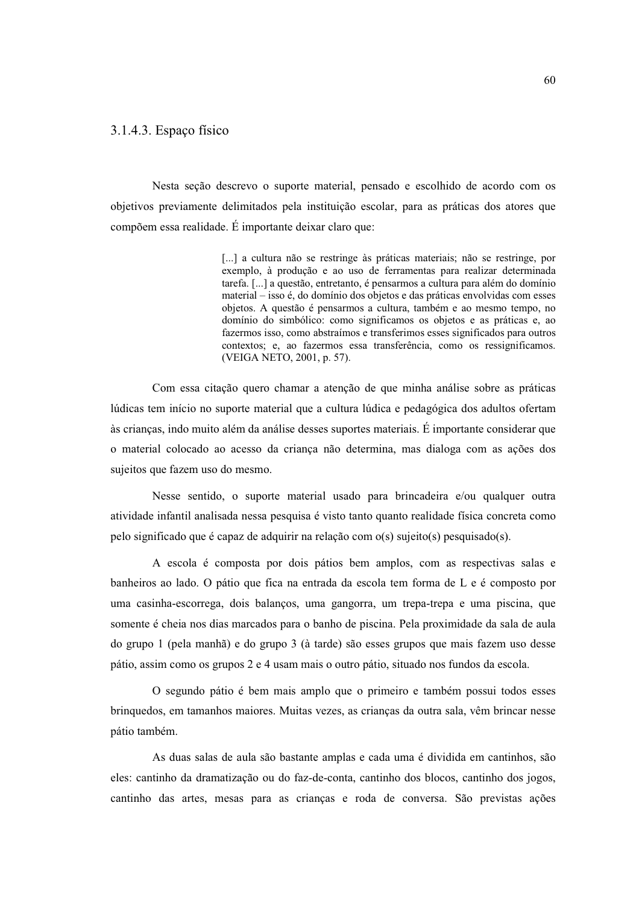### 3.1.4.3. Espaço físico

Nesta seção descrevo o suporte material, pensado e escolhido de acordo com os objetivos previamente delimitados pela instituição escolar, para as práticas dos atores que compõem essa realidade. É importante deixar claro que:

> [...] a cultura não se restringe às práticas materiais; não se restringe, por exemplo, à produção e ao uso de ferramentas para realizar determinada tarefa. [...] a questão, entretanto, é pensarmos a cultura para além do domínio material – isso é, do domínio dos objetos e das práticas envolvidas com esses objetos. A questão é pensarmos a cultura, também e ao mesmo tempo, no domínio do simbólico: como significamos os objetos e as práticas e, ao fazermos isso, como abstraímos e transferimos esses significados para outros contextos; e, ao fazermos essa transferência, como os ressignificamos. (VEIGA NETO, 2001, p. 57).

Com essa citação quero chamar a atenção de que minha análise sobre as práticas lúdicas tem início no suporte material que a cultura lúdica e pedagógica dos adultos ofertam às crianças, indo muito além da análise desses suportes materiais. É importante considerar que o material colocado ao acesso da criança não determina, mas dialoga com as ações dos sujeitos que fazem uso do mesmo.

Nesse sentido, o suporte material usado para brincadeira e/ou qualquer outra atividade infantil analisada nessa pesquisa é visto tanto quanto realidade física concreta como pelo significado que é capaz de adquirir na relação com o(s) sujeito(s) pesquisado(s).

A escola é composta por dois pátios bem amplos, com as respectivas salas e banheiros ao lado. O pátio que fica na entrada da escola tem forma de L e é composto por uma casinha-escorrega, dois balanços, uma gangorra, um trepa-trepa e uma piscina, que somente é cheia nos dias marcados para o banho de piscina. Pela proximidade da sala de aula do grupo 1 (pela manhã) e do grupo 3 (à tarde) são esses grupos que mais fazem uso desse pátio, assim como os grupos 2 e 4 usam mais o outro pátio, situado nos fundos da escola.

O segundo pátio é bem mais amplo que o primeiro e também possui todos esses brinquedos, em tamanhos maiores. Muitas vezes, as crianças da outra sala, vêm brincar nesse pátio também.

As duas salas de aula são bastante amplas e cada uma é dividida em cantinhos, são eles: cantinho da dramatização ou do faz-de-conta, cantinho dos blocos, cantinho dos jogos, cantinho das artes, mesas para as crianças e roda de conversa. São previstas ações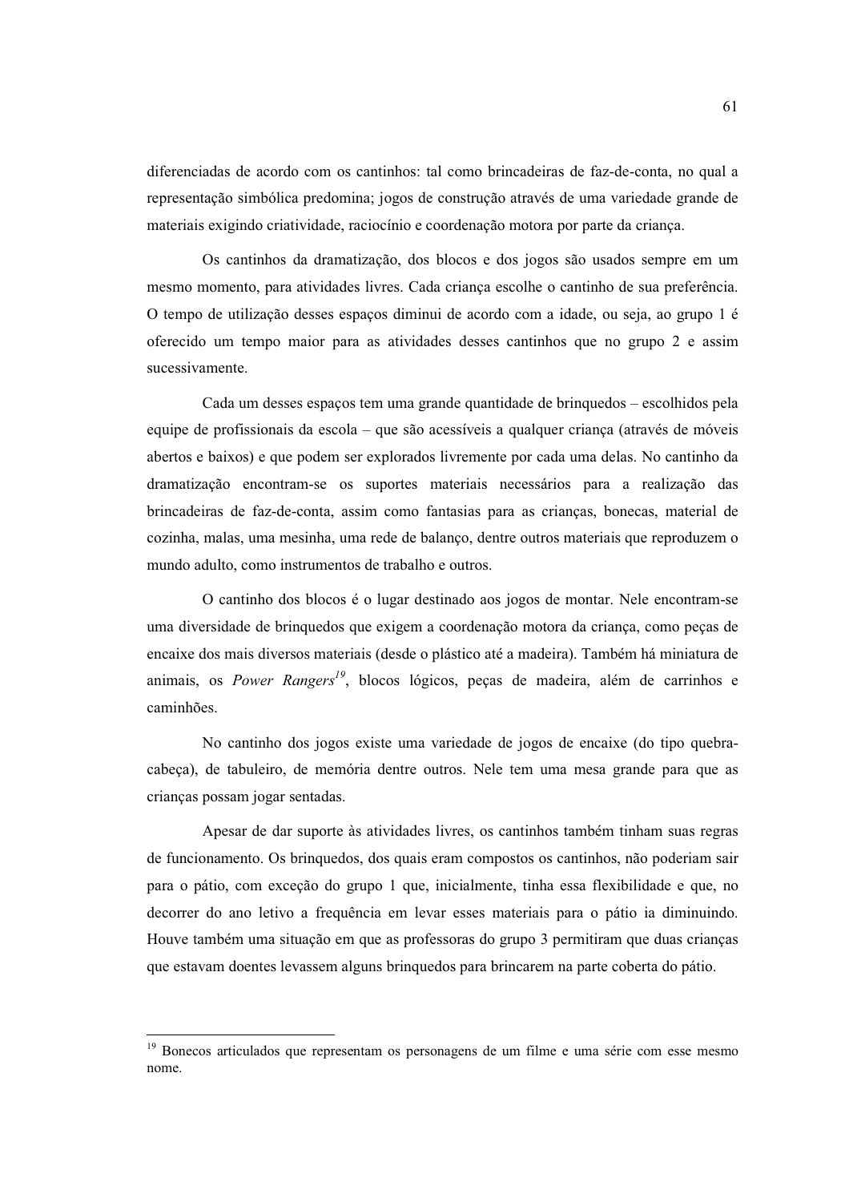diferenciadas de acordo com os cantinhos: tal como brincadeiras de faz-de-conta, no qual a representação simbólica predomina; jogos de construção através de uma variedade grande de materiais exigindo criatividade, raciocínio e coordenação motora por parte da criança.

Os cantinhos da dramatização, dos blocos e dos jogos são usados sempre em um mesmo momento, para atividades livres. Cada criança escolhe o cantinho de sua preferência. O tempo de utilização desses espaços diminui de acordo com a idade, ou seja, ao grupo 1 é oferecido um tempo maior para as atividades desses cantinhos que no grupo 2 e assim sucessivamente.

Cada um desses espaços tem uma grande quantidade de brinquedos – escolhidos pela equipe de profissionais da escola – que são acessíveis a qualquer criança (através de móveis abertos e baixos) e que podem ser explorados livremente por cada uma delas. No cantinho da dramatização encontram-se os suportes materiais necessários para a realização das brincadeiras de faz-de-conta, assim como fantasias para as crianças, bonecas, material de cozinha, malas, uma mesinha, uma rede de balanço, dentre outros materiais que reproduzem o mundo adulto, como instrumentos de trabalho e outros.

O cantinho dos blocos é o lugar destinado aos jogos de montar. Nele encontram-se uma diversidade de brinquedos que exigem a coordenação motora da criança, como peças de encaixe dos mais diversos materiais (desde o plástico até a madeira). Também há miniatura de animais, os *Power Rangers*[19], blocos lógicos, peças de madeira, além de carrinhos e caminhões.

No cantinho dos jogos existe uma variedade de jogos de encaixe (do tipo quebra-cabeça), de tabuleiro, de memória dentre outros. Nele tem uma mesa grande para que as crianças possam jogar sentadas.

Apesar de dar suporte às atividades livres, os cantinhos também tinham suas regras de funcionamento. Os brinquedos, dos quais eram compostos os cantinhos, não poderiam sair para o pátio, com exceção do grupo 1 que, inicialmente, tinha essa flexibilidade e que, no decorrer do ano letivo a frequência em levar esses materiais para o pátio ia diminuindo. Houve também uma situação em que as professoras do grupo 3 permitiram que duas crianças que estavam doentes levassem alguns brinquedos para brincarem na parte coberta do pátio.

---

[19] Bonecos articulados que representam os personagens de um filme e uma série com esse mesmo nome.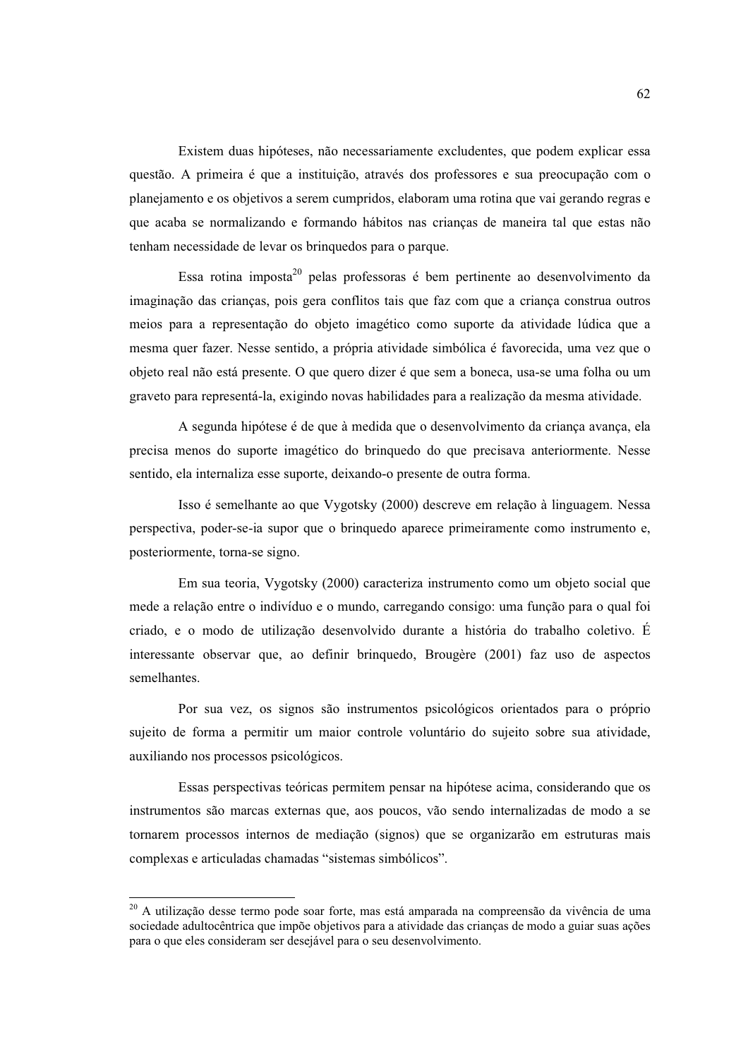Existem duas hipóteses, não necessariamente excludentes, que podem explicar essa questão. A primeira é que a instituição, através dos professores e sua preocupação com o planejamento e os objetivos a serem cumpridos, elaboram uma rotina que vai gerando regras e que acaba se normalizando e formando hábitos nas crianças de maneira tal que estas não tenham necessidade de levar os brinquedos para o parque.

Essa rotina imposta[20] pelas professoras é bem pertinente ao desenvolvimento da imaginação das crianças, pois gera conflitos tais que faz com que a criança construa outros meios para a representação do objeto imagético como suporte da atividade lúdica que a mesma quer fazer. Nesse sentido, a própria atividade simbólica é favorecida, uma vez que o objeto real não está presente. O que quero dizer é que sem a boneca, usa-se uma folha ou um graveto para representá-la, exigindo novas habilidades para a realização da mesma atividade.

A segunda hipótese é de que à medida que o desenvolvimento da criança avança, ela precisa menos do suporte imagético do brinquedo do que precisava anteriormente. Nesse sentido, ela internaliza esse suporte, deixando-o presente de outra forma.

Isso é semelhante ao que Vygotsky (2000) descreve em relação à linguagem. Nessa perspectiva, poder-se-ia supor que o brinquedo aparece primeiramente como instrumento e, posteriormente, torna-se signo.

Em sua teoria, Vygotsky (2000) caracteriza instrumento como um objeto social que mede a relação entre o indivíduo e o mundo, carregando consigo: uma função para o qual foi criado, e o modo de utilização desenvolvido durante a história do trabalho coletivo. É interessante observar que, ao definir brinquedo, Brougère (2001) faz uso de aspectos semelhantes.

Por sua vez, os signos são instrumentos psicológicos orientados para o próprio sujeito de forma a permitir um maior controle voluntário do sujeito sobre sua atividade, auxiliando nos processos psicológicos.

Essas perspectivas teóricas permitem pensar na hipótese acima, considerando que os instrumentos são marcas externas que, aos poucos, vão sendo internalizadas de modo a se tornarem processos internos de mediação (signos) que se organizarão em estruturas mais complexas e articuladas chamadas "sistemas simbólicos".

---

[20] A utilização desse termo pode soar forte, mas está amparada na compreensão da vivência de uma sociedade adultocêntrica que impõe objetivos para a atividade das crianças de modo a guiar suas ações para o que eles consideram ser desejável para o seu desenvolvimento.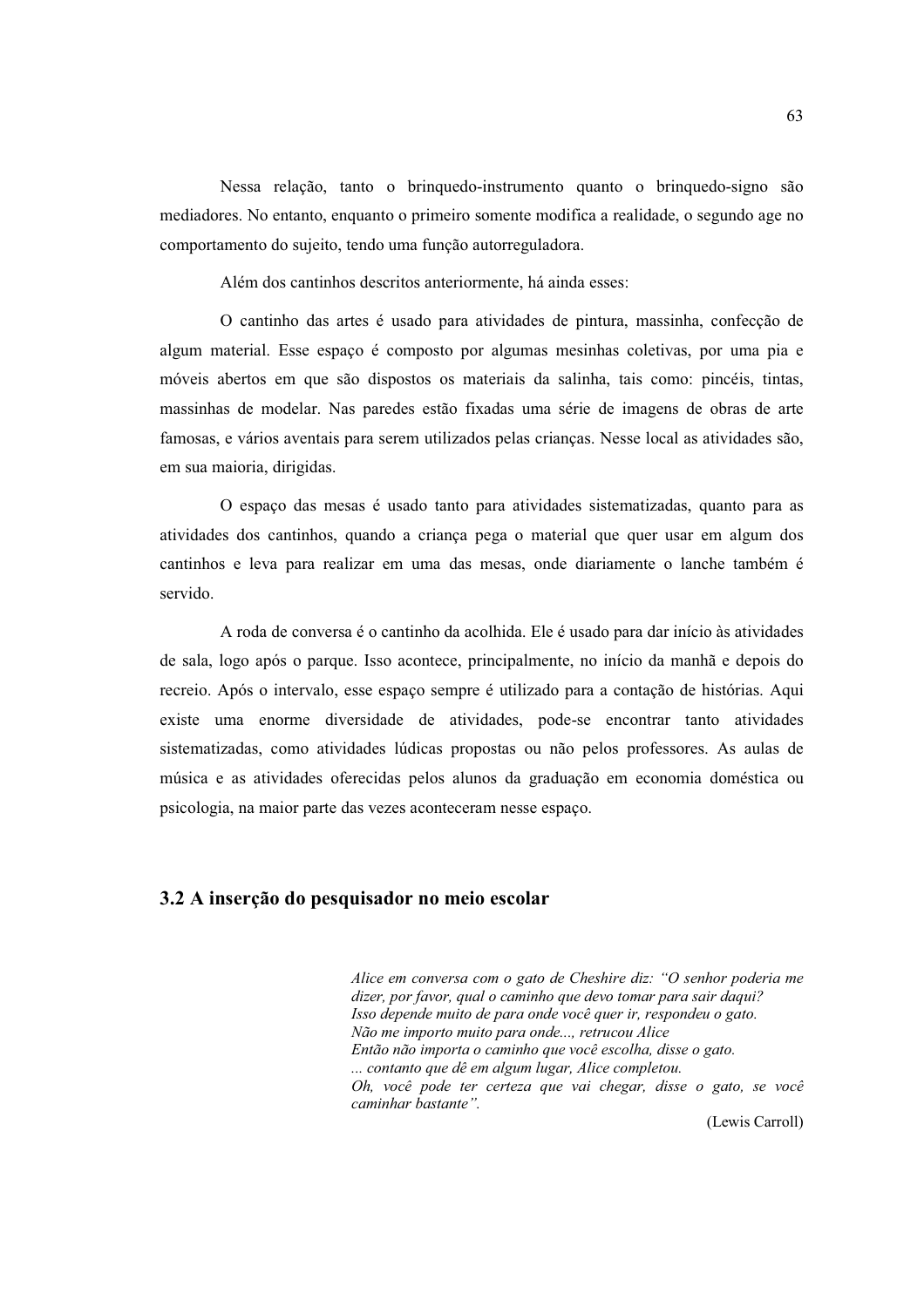Nessa relação, tanto o brinquedo-instrumento quanto o brinquedo-signo são mediadores. No entanto, enquanto o primeiro somente modifica a realidade, o segundo age no comportamento do sujeito, tendo uma função autorreguladora.

Além dos cantinhos descritos anteriormente, há ainda esses:

O cantinho das artes é usado para atividades de pintura, massinha, confecção de algum material. Esse espaço é composto por algumas mesinhas coletivas, por uma pia e móveis abertos em que são dispostos os materiais da salinha, tais como: pincéis, tintas, massinhas de modelar. Nas paredes estão fixadas uma série de imagens de obras de arte famosas, e vários aventais para serem utilizados pelas crianças. Nesse local as atividades são, em sua maioria, dirigidas.

O espaço das mesas é usado tanto para atividades sistematizadas, quanto para as atividades dos cantinhos, quando a criança pega o material que quer usar em algum dos cantinhos e leva para realizar em uma das mesas, onde diariamente o lanche também é servido.

A roda de conversa é o cantinho da acolhida. Ele é usado para dar início às atividades de sala, logo após o parque. Isso acontece, principalmente, no início da manhã e depois do recreio. Após o intervalo, esse espaço sempre é utilizado para a contação de histórias. Aqui existe uma enorme diversidade de atividades, pode-se encontrar tanto atividades sistematizadas, como atividades lúdicas propostas ou não pelos professores. As aulas de música e as atividades oferecidas pelos alunos da graduação em economia doméstica ou psicologia, na maior parte das vezes aconteceram nesse espaço.

## 3.2 A inserção do pesquisador no meio escolar

> *Alice em conversa com o gato de Cheshire diz: "O senhor poderia me dizer, por favor, qual o caminho que devo tomar para sair daqui?*
> *Isso depende muito de para onde você quer ir, respondeu o gato.*
> *Não me importo muito para onde..., retrucou Alice*
> *Então não importa o caminho que você escolha, disse o gato.*
> *... contanto que dê em algum lugar, Alice completou.*
> *Oh, você pode ter certeza que vai chegar, disse o gato, se você caminhar bastante".*
>
> (Lewis Carroll)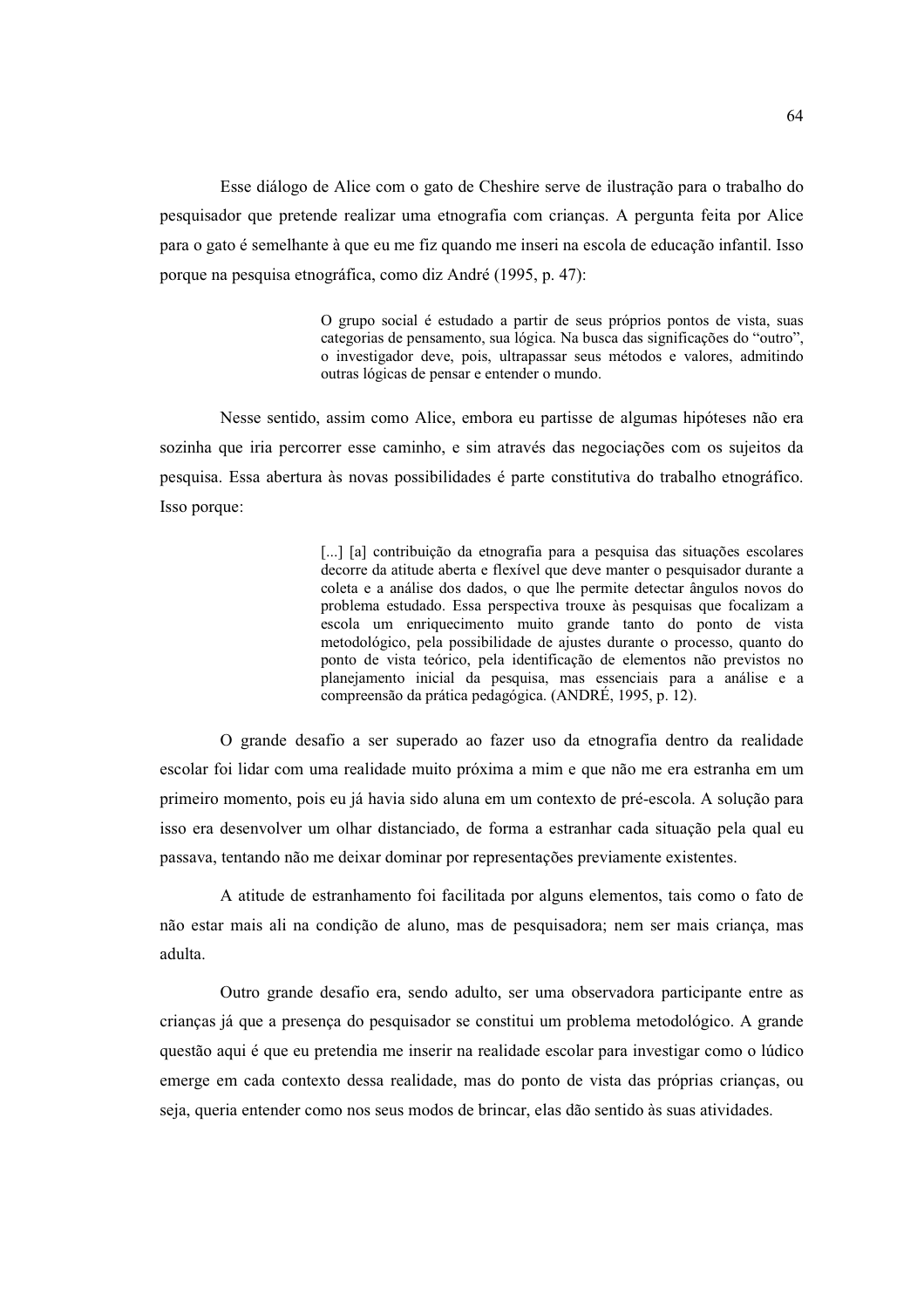Esse diálogo de Alice com o gato de Cheshire serve de ilustração para o trabalho do pesquisador que pretende realizar uma etnografia com crianças. A pergunta feita por Alice para o gato é semelhante à que eu me fiz quando me inseri na escola de educação infantil. Isso porque na pesquisa etnográfica, como diz André (1995, p. 47):

> O grupo social é estudado a partir de seus próprios pontos de vista, suas categorias de pensamento, sua lógica. Na busca das significações do "outro", o investigador deve, pois, ultrapassar seus métodos e valores, admitindo outras lógicas de pensar e entender o mundo.

Nesse sentido, assim como Alice, embora eu partisse de algumas hipóteses não era sozinha que iria percorrer esse caminho, e sim através das negociações com os sujeitos da pesquisa. Essa abertura às novas possibilidades é parte constitutiva do trabalho etnográfico. Isso porque:

> [...] [a] contribuição da etnografia para a pesquisa das situações escolares decorre da atitude aberta e flexível que deve manter o pesquisador durante a coleta e a análise dos dados, o que lhe permite detectar ângulos novos do problema estudado. Essa perspectiva trouxe às pesquisas que focalizam a escola um enriquecimento muito grande tanto do ponto de vista metodológico, pela possibilidade de ajustes durante o processo, quanto do ponto de vista teórico, pela identificação de elementos não previstos no planejamento inicial da pesquisa, mas essenciais para a análise e a compreensão da prática pedagógica. (ANDRÉ, 1995, p. 12).

O grande desafio a ser superado ao fazer uso da etnografia dentro da realidade escolar foi lidar com uma realidade muito próxima a mim e que não me era estranha em um primeiro momento, pois eu já havia sido aluna em um contexto de pré-escola. A solução para isso era desenvolver um olhar distanciado, de forma a estranhar cada situação pela qual eu passava, tentando não me deixar dominar por representações previamente existentes.

A atitude de estranhamento foi facilitada por alguns elementos, tais como o fato de não estar mais ali na condição de aluno, mas de pesquisadora; nem ser mais criança, mas adulta.

Outro grande desafio era, sendo adulto, ser uma observadora participante entre as crianças já que a presença do pesquisador se constitui um problema metodológico. A grande questão aqui é que eu pretendia me inserir na realidade escolar para investigar como o lúdico emerge em cada contexto dessa realidade, mas do ponto de vista das próprias crianças, ou seja, queria entender como nos seus modos de brincar, elas dão sentido às suas atividades.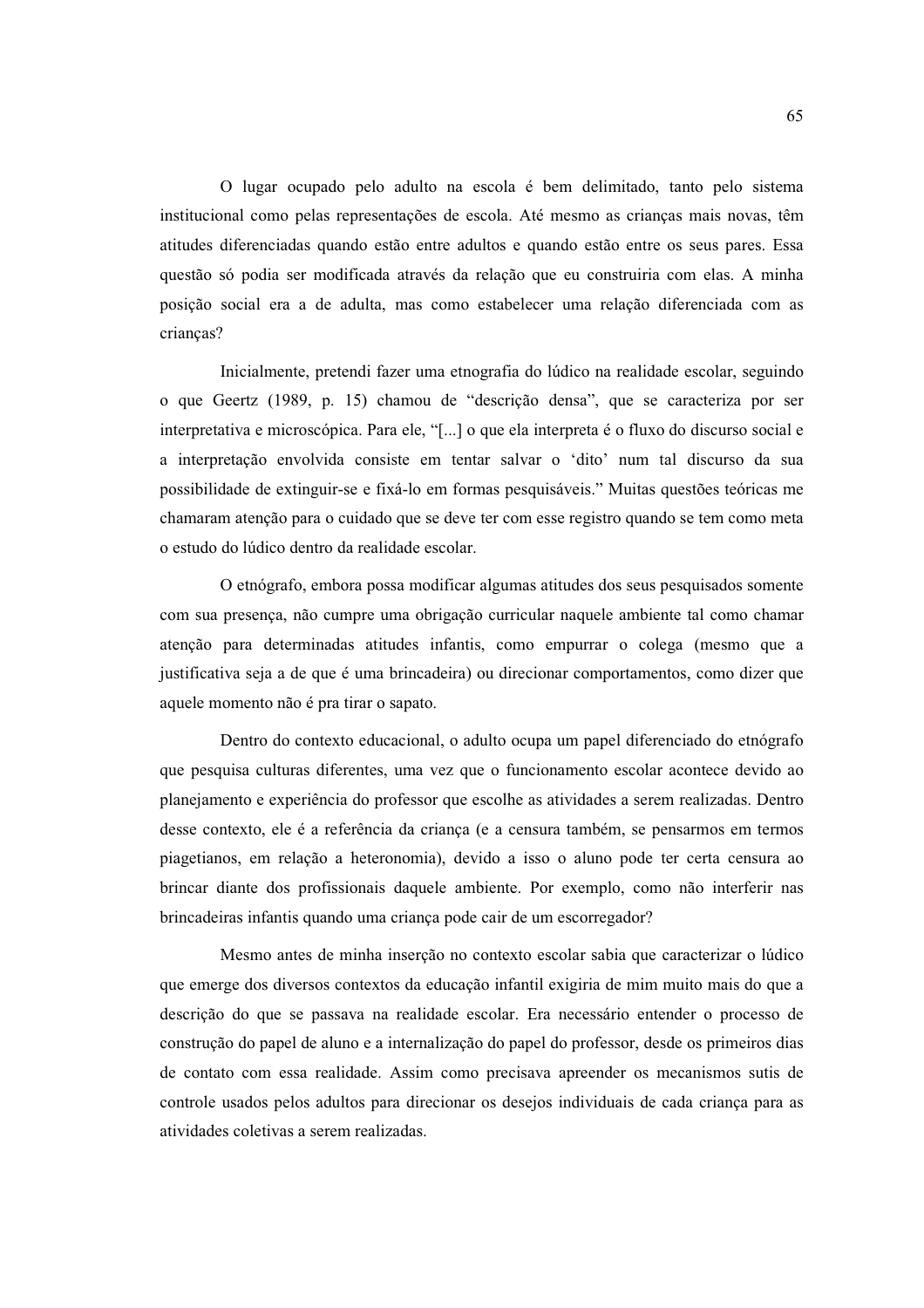O lugar ocupado pelo adulto na escola é bem delimitado, tanto pelo sistema institucional como pelas representações de escola. Até mesmo as crianças mais novas, têm atitudes diferenciadas quando estão entre adultos e quando estão entre os seus pares. Essa questão só podia ser modificada através da relação que eu construiria com elas. A minha posição social era a de adulta, mas como estabelecer uma relação diferenciada com as crianças?

Inicialmente, pretendi fazer uma etnografia do lúdico na realidade escolar, seguindo o que Geertz (1989, p. 15) chamou de "descrição densa", que se caracteriza por ser interpretativa e microscópica. Para ele, "[...] o que ela interpreta é o fluxo do discurso social e a interpretação envolvida consiste em tentar salvar o 'dito' num tal discurso da sua possibilidade de extinguir-se e fixá-lo em formas pesquisáveis." Muitas questões teóricas me chamaram atenção para o cuidado que se deve ter com esse registro quando se tem como meta o estudo do lúdico dentro da realidade escolar.

O etnógrafo, embora possa modificar algumas atitudes dos seus pesquisados somente com sua presença, não cumpre uma obrigação curricular naquele ambiente tal como chamar atenção para determinadas atitudes infantis, como empurrar o colega (mesmo que a justificativa seja a de que é uma brincadeira) ou direcionar comportamentos, como dizer que aquele momento não é pra tirar o sapato.

Dentro do contexto educacional, o adulto ocupa um papel diferenciado do etnógrafo que pesquisa culturas diferentes, uma vez que o funcionamento escolar acontece devido ao planejamento e experiência do professor que escolhe as atividades a serem realizadas. Dentro desse contexto, ele é a referência da criança (e a censura também, se pensarmos em termos piagetianos, em relação a heteronomia), devido a isso o aluno pode ter certa censura ao brincar diante dos profissionais daquele ambiente. Por exemplo, como não interferir nas brincadeiras infantis quando uma criança pode cair de um escorregador?

Mesmo antes de minha inserção no contexto escolar sabia que caracterizar o lúdico que emerge dos diversos contextos da educação infantil exigiria de mim muito mais do que a descrição do que se passava na realidade escolar. Era necessário entender o processo de construção do papel de aluno e a internalização do papel do professor, desde os primeiros dias de contato com essa realidade. Assim como precisava apreender os mecanismos sutis de controle usados pelos adultos para direcionar os desejos individuais de cada criança para as atividades coletivas a serem realizadas.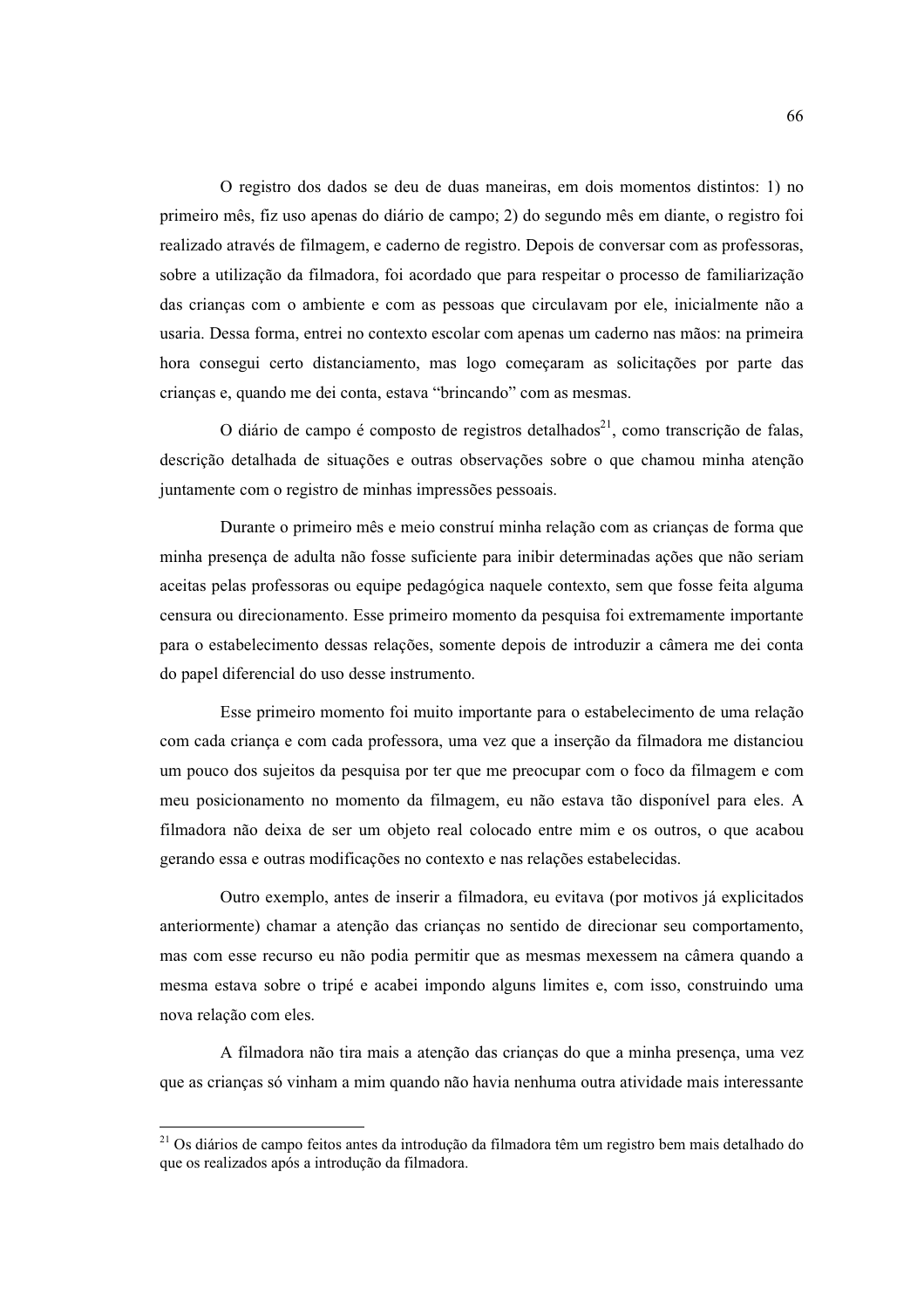O registro dos dados se deu de duas maneiras, em dois momentos distintos: 1) no primeiro mês, fiz uso apenas do diário de campo; 2) do segundo mês em diante, o registro foi realizado através de filmagem, e caderno de registro. Depois de conversar com as professoras, sobre a utilização da filmadora, foi acordado que para respeitar o processo de familiarização das crianças com o ambiente e com as pessoas que circulavam por ele, inicialmente não a usaria. Dessa forma, entrei no contexto escolar com apenas um caderno nas mãos: na primeira hora consegui certo distanciamento, mas logo começaram as solicitações por parte das crianças e, quando me dei conta, estava "brincando" com as mesmas.

O diário de campo é composto de registros detalhados[21], como transcrição de falas, descrição detalhada de situações e outras observações sobre o que chamou minha atenção juntamente com o registro de minhas impressões pessoais.

Durante o primeiro mês e meio construí minha relação com as crianças de forma que minha presença de adulta não fosse suficiente para inibir determinadas ações que não seriam aceitas pelas professoras ou equipe pedagógica naquele contexto, sem que fosse feita alguma censura ou direcionamento. Esse primeiro momento da pesquisa foi extremamente importante para o estabelecimento dessas relações, somente depois de introduzir a câmera me dei conta do papel diferencial do uso desse instrumento.

Esse primeiro momento foi muito importante para o estabelecimento de uma relação com cada criança e com cada professora, uma vez que a inserção da filmadora me distanciou um pouco dos sujeitos da pesquisa por ter que me preocupar com o foco da filmagem e com meu posicionamento no momento da filmagem, eu não estava tão disponível para eles. A filmadora não deixa de ser um objeto real colocado entre mim e os outros, o que acabou gerando essa e outras modificações no contexto e nas relações estabelecidas.

Outro exemplo, antes de inserir a filmadora, eu evitava (por motivos já explicitados anteriormente) chamar a atenção das crianças no sentido de direcionar seu comportamento, mas com esse recurso eu não podia permitir que as mesmas mexessem na câmera quando a mesma estava sobre o tripé e acabei impondo alguns limites e, com isso, construindo uma nova relação com eles.

A filmadora não tira mais a atenção das crianças do que a minha presença, uma vez que as crianças só vinham a mim quando não havia nenhuma outra atividade mais interessante

---

[21] Os diários de campo feitos antes da introdução da filmadora têm um registro bem mais detalhado do que os realizados após a introdução da filmadora.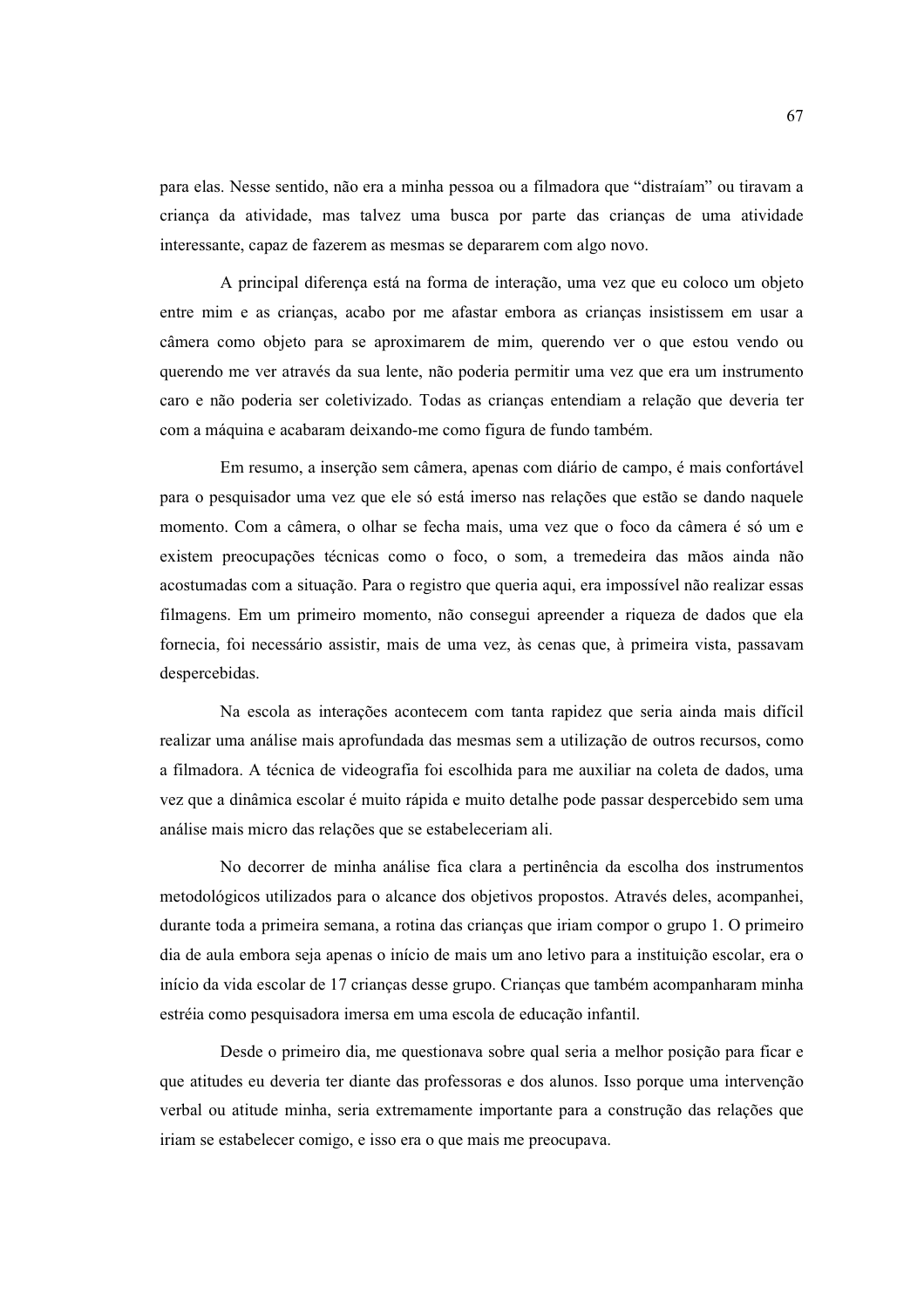para elas. Nesse sentido, não era a minha pessoa ou a filmadora que "distraíam" ou tiravam a criança da atividade, mas talvez uma busca por parte das crianças de uma atividade interessante, capaz de fazerem as mesmas se depararem com algo novo.

A principal diferença está na forma de interação, uma vez que eu coloco um objeto entre mim e as crianças, acabo por me afastar embora as crianças insistissem em usar a câmera como objeto para se aproximarem de mim, querendo ver o que estou vendo ou querendo me ver através da sua lente, não poderia permitir uma vez que era um instrumento caro e não poderia ser coletivizado. Todas as crianças entendiam a relação que deveria ter com a máquina e acabaram deixando-me como figura de fundo também.

Em resumo, a inserção sem câmera, apenas com diário de campo, é mais confortável para o pesquisador uma vez que ele só está imerso nas relações que estão se dando naquele momento. Com a câmera, o olhar se fecha mais, uma vez que o foco da câmera é só um e existem preocupações técnicas como o foco, o som, a tremedeira das mãos ainda não acostumadas com a situação. Para o registro que queria aqui, era impossível não realizar essas filmagens. Em um primeiro momento, não consegui apreender a riqueza de dados que ela fornecia, foi necessário assistir, mais de uma vez, às cenas que, à primeira vista, passavam despercebidas.

Na escola as interações acontecem com tanta rapidez que seria ainda mais difícil realizar uma análise mais aprofundada das mesmas sem a utilização de outros recursos, como a filmadora. A técnica de videografia foi escolhida para me auxiliar na coleta de dados, uma vez que a dinâmica escolar é muito rápida e muito detalhe pode passar despercebido sem uma análise mais micro das relações que se estabeleceriam ali.

No decorrer de minha análise fica clara a pertinência da escolha dos instrumentos metodológicos utilizados para o alcance dos objetivos propostos. Através deles, acompanhei, durante toda a primeira semana, a rotina das crianças que iriam compor o grupo 1. O primeiro dia de aula embora seja apenas o início de mais um ano letivo para a instituição escolar, era o início da vida escolar de 17 crianças desse grupo. Crianças que também acompanharam minha estréia como pesquisadora imersa em uma escola de educação infantil.

Desde o primeiro dia, me questionava sobre qual seria a melhor posição para ficar e que atitudes eu deveria ter diante das professoras e dos alunos. Isso porque uma intervenção verbal ou atitude minha, seria extremamente importante para a construção das relações que iriam se estabelecer comigo, e isso era o que mais me preocupava.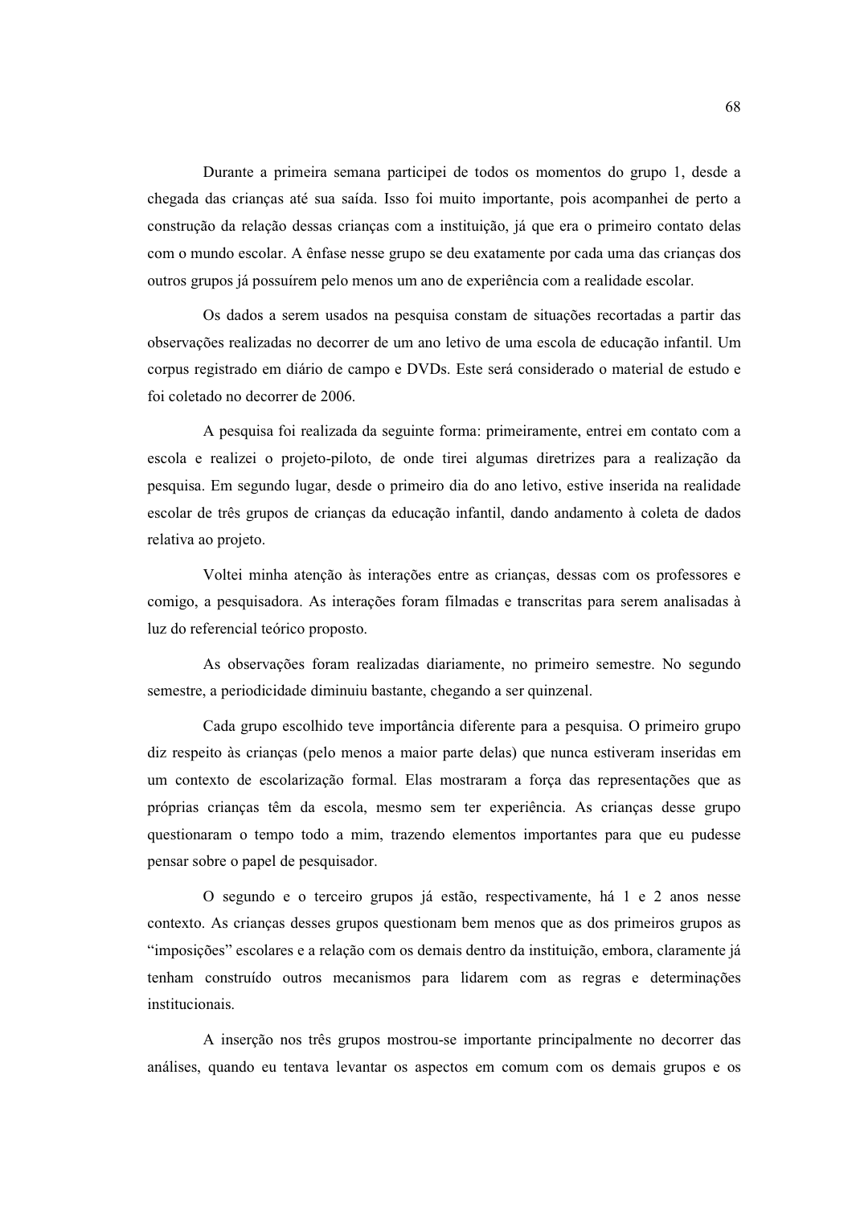Durante a primeira semana participei de todos os momentos do grupo 1, desde a chegada das crianças até sua saída. Isso foi muito importante, pois acompanhei de perto a construção da relação dessas crianças com a instituição, já que era o primeiro contato delas com o mundo escolar. A ênfase nesse grupo se deu exatamente por cada uma das crianças dos outros grupos já possuírem pelo menos um ano de experiência com a realidade escolar.

Os dados a serem usados na pesquisa constam de situações recortadas a partir das observações realizadas no decorrer de um ano letivo de uma escola de educação infantil. Um corpus registrado em diário de campo e DVDs. Este será considerado o material de estudo e foi coletado no decorrer de 2006.

A pesquisa foi realizada da seguinte forma: primeiramente, entrei em contato com a escola e realizei o projeto-piloto, de onde tirei algumas diretrizes para a realização da pesquisa. Em segundo lugar, desde o primeiro dia do ano letivo, estive inserida na realidade escolar de três grupos de crianças da educação infantil, dando andamento à coleta de dados relativa ao projeto.

Voltei minha atenção às interações entre as crianças, dessas com os professores e comigo, a pesquisadora. As interações foram filmadas e transcritas para serem analisadas à luz do referencial teórico proposto.

As observações foram realizadas diariamente, no primeiro semestre. No segundo semestre, a periodicidade diminuiu bastante, chegando a ser quinzenal.

Cada grupo escolhido teve importância diferente para a pesquisa. O primeiro grupo diz respeito às crianças (pelo menos a maior parte delas) que nunca estiveram inseridas em um contexto de escolarização formal. Elas mostraram a força das representações que as próprias crianças têm da escola, mesmo sem ter experiência. As crianças desse grupo questionaram o tempo todo a mim, trazendo elementos importantes para que eu pudesse pensar sobre o papel de pesquisador.

O segundo e o terceiro grupos já estão, respectivamente, há 1 e 2 anos nesse contexto. As crianças desses grupos questionam bem menos que as dos primeiros grupos as "imposições" escolares e a relação com os demais dentro da instituição, embora, claramente já tenham construído outros mecanismos para lidarem com as regras e determinações institucionais.

A inserção nos três grupos mostrou-se importante principalmente no decorrer das análises, quando eu tentava levantar os aspectos em comum com os demais grupos e os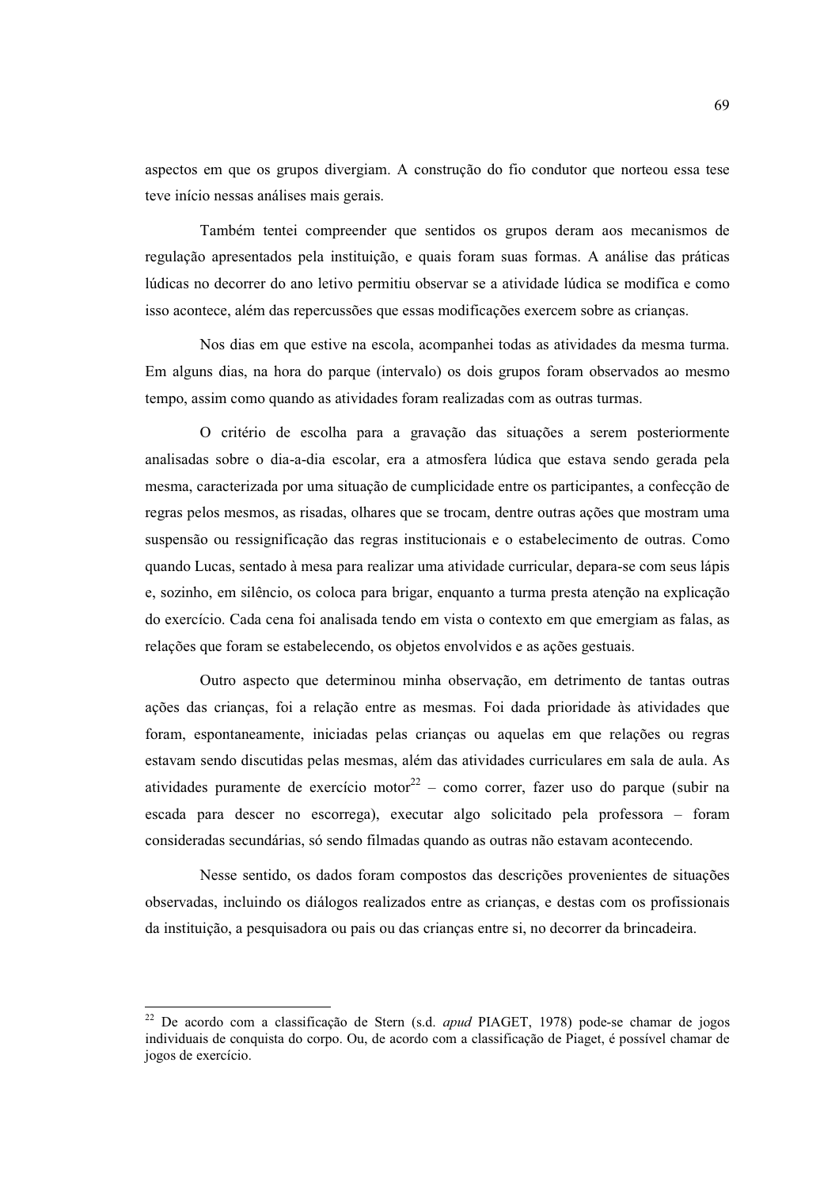aspectos em que os grupos divergiam. A construção do fio condutor que norteou essa tese teve início nessas análises mais gerais.

Também tentei compreender que sentidos os grupos deram aos mecanismos de regulação apresentados pela instituição, e quais foram suas formas. A análise das práticas lúdicas no decorrer do ano letivo permitiu observar se a atividade lúdica se modifica e como isso acontece, além das repercussões que essas modificações exercem sobre as crianças.

Nos dias em que estive na escola, acompanhei todas as atividades da mesma turma. Em alguns dias, na hora do parque (intervalo) os dois grupos foram observados ao mesmo tempo, assim como quando as atividades foram realizadas com as outras turmas.

O critério de escolha para a gravação das situações a serem posteriormente analisadas sobre o dia-a-dia escolar, era a atmosfera lúdica que estava sendo gerada pela mesma, caracterizada por uma situação de cumplicidade entre os participantes, a confecção de regras pelos mesmos, as risadas, olhares que se trocam, dentre outras ações que mostram uma suspensão ou ressignificação das regras institucionais e o estabelecimento de outras. Como quando Lucas, sentado à mesa para realizar uma atividade curricular, depara-se com seus lápis e, sozinho, em silêncio, os coloca para brigar, enquanto a turma presta atenção na explicação do exercício. Cada cena foi analisada tendo em vista o contexto em que emergiam as falas, as relações que foram se estabelecendo, os objetos envolvidos e as ações gestuais.

Outro aspecto que determinou minha observação, em detrimento de tantas outras ações das crianças, foi a relação entre as mesmas. Foi dada prioridade às atividades que foram, espontaneamente, iniciadas pelas crianças ou aquelas em que relações ou regras estavam sendo discutidas pelas mesmas, além das atividades curriculares em sala de aula. As atividades puramente de exercício motor[22] – como correr, fazer uso do parque (subir na escada para descer no escorrega), executar algo solicitado pela professora – foram consideradas secundárias, só sendo filmadas quando as outras não estavam acontecendo.

Nesse sentido, os dados foram compostos das descrições provenientes de situações observadas, incluindo os diálogos realizados entre as crianças, e destas com os profissionais da instituição, a pesquisadora ou pais ou das crianças entre si, no decorrer da brincadeira.

---

[22] De acordo com a classificação de Stern (s.d. *apud* PIAGET, 1978) pode-se chamar de jogos individuais de conquista do corpo. Ou, de acordo com a classificação de Piaget, é possível chamar de jogos de exercício.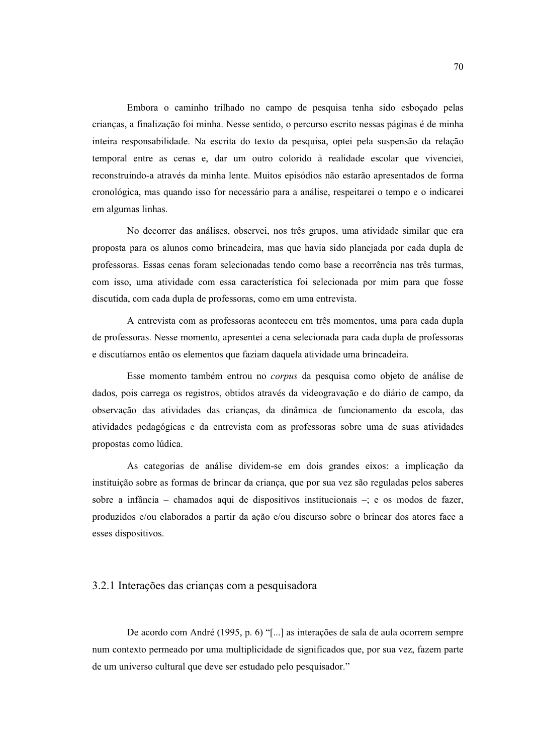Embora o caminho trilhado no campo de pesquisa tenha sido esboçado pelas crianças, a finalização foi minha. Nesse sentido, o percurso escrito nessas páginas é de minha inteira responsabilidade. Na escrita do texto da pesquisa, optei pela suspensão da relação temporal entre as cenas e, dar um outro colorido à realidade escolar que vivenciei, reconstruindo-a através da minha lente. Muitos episódios não estarão apresentados de forma cronológica, mas quando isso for necessário para a análise, respeitarei o tempo e o indicarei em algumas linhas.

No decorrer das análises, observei, nos três grupos, uma atividade similar que era proposta para os alunos como brincadeira, mas que havia sido planejada por cada dupla de professoras. Essas cenas foram selecionadas tendo como base a recorrência nas três turmas, com isso, uma atividade com essa característica foi selecionada por mim para que fosse discutida, com cada dupla de professoras, como em uma entrevista.

A entrevista com as professoras aconteceu em três momentos, uma para cada dupla de professoras. Nesse momento, apresentei a cena selecionada para cada dupla de professoras e discutíamos então os elementos que faziam daquela atividade uma brincadeira.

Esse momento também entrou no *corpus* da pesquisa como objeto de análise de dados, pois carrega os registros, obtidos através da videogravação e do diário de campo, da observação das atividades das crianças, da dinâmica de funcionamento da escola, das atividades pedagógicas e da entrevista com as professoras sobre uma de suas atividades propostas como lúdica.

As categorias de análise dividem-se em dois grandes eixos: a implicação da instituição sobre as formas de brincar da criança, que por sua vez são reguladas pelos saberes sobre a infância – chamados aqui de dispositivos institucionais –; e os modos de fazer, produzidos e/ou elaborados a partir da ação e/ou discurso sobre o brincar dos atores face a esses dispositivos.

### 3.2.1 Interações das crianças com a pesquisadora

De acordo com André (1995, p. 6) "[...] as interações de sala de aula ocorrem sempre num contexto permeado por uma multiplicidade de significados que, por sua vez, fazem parte de um universo cultural que deve ser estudado pelo pesquisador."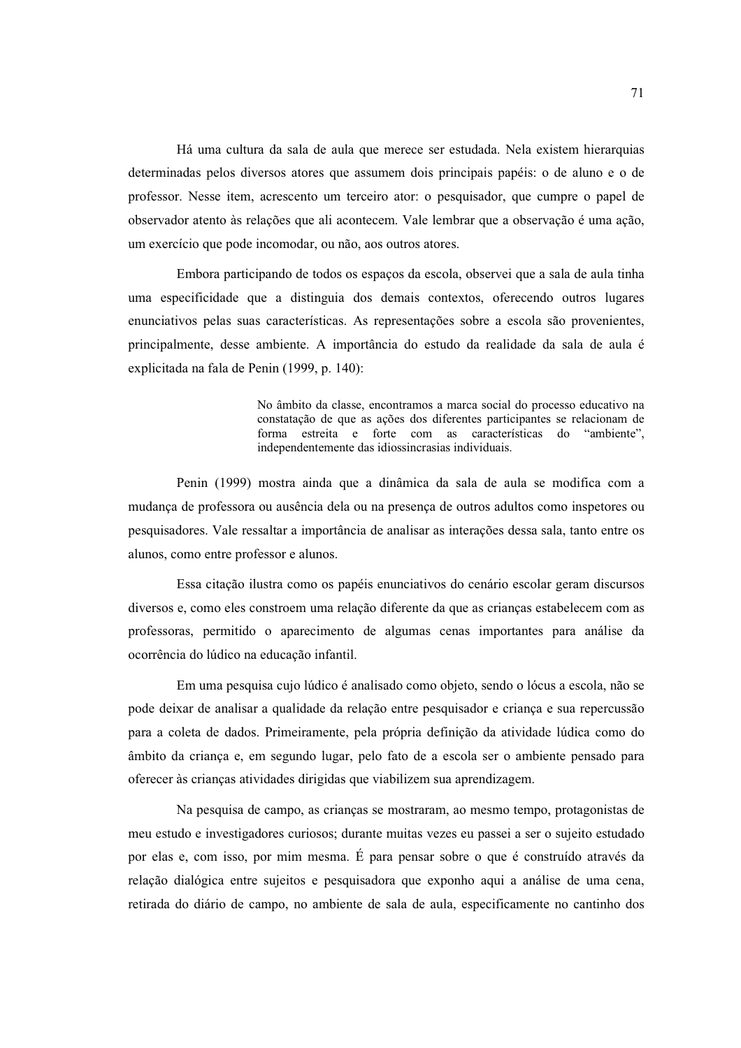Há uma cultura da sala de aula que merece ser estudada. Nela existem hierarquias determinadas pelos diversos atores que assumem dois principais papéis: o de aluno e o de professor. Nesse item, acrescento um terceiro ator: o pesquisador, que cumpre o papel de observador atento às relações que ali acontecem. Vale lembrar que a observação é uma ação, um exercício que pode incomodar, ou não, aos outros atores.

Embora participando de todos os espaços da escola, observei que a sala de aula tinha uma especificidade que a distinguia dos demais contextos, oferecendo outros lugares enunciativos pelas suas características. As representações sobre a escola são provenientes, principalmente, desse ambiente. A importância do estudo da realidade da sala de aula é explicitada na fala de Penin (1999, p. 140):

> No âmbito da classe, encontramos a marca social do processo educativo na constatação de que as ações dos diferentes participantes se relacionam de forma estreita e forte com as características do "ambiente", independentemente das idiossincrasias individuais.

Penin (1999) mostra ainda que a dinâmica da sala de aula se modifica com a mudança de professora ou ausência dela ou na presença de outros adultos como inspetores ou pesquisadores. Vale ressaltar a importância de analisar as interações dessa sala, tanto entre os alunos, como entre professor e alunos.

Essa citação ilustra como os papéis enunciativos do cenário escolar geram discursos diversos e, como eles constroem uma relação diferente da que as crianças estabelecem com as professoras, permitido o aparecimento de algumas cenas importantes para análise da ocorrência do lúdico na educação infantil.

Em uma pesquisa cujo lúdico é analisado como objeto, sendo o lócus a escola, não se pode deixar de analisar a qualidade da relação entre pesquisador e criança e sua repercussão para a coleta de dados. Primeiramente, pela própria definição da atividade lúdica como do âmbito da criança e, em segundo lugar, pelo fato de a escola ser o ambiente pensado para oferecer às crianças atividades dirigidas que viabilizem sua aprendizagem.

Na pesquisa de campo, as crianças se mostraram, ao mesmo tempo, protagonistas de meu estudo e investigadores curiosos; durante muitas vezes eu passei a ser o sujeito estudado por elas e, com isso, por mim mesma. É para pensar sobre o que é construído através da relação dialógica entre sujeitos e pesquisadora que exponho aqui a análise de uma cena, retirada do diário de campo, no ambiente de sala de aula, especificamente no cantinho dos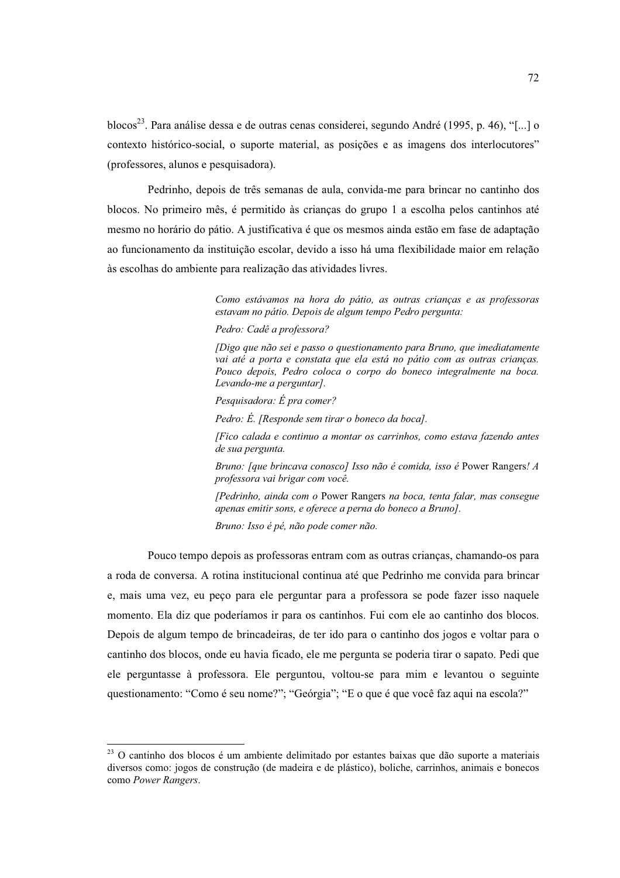blocos[23]. Para análise dessa e de outras cenas considerei, segundo André (1995, p. 46), "[...] o contexto histórico-social, o suporte material, as posições e as imagens dos interlocutores" (professores, alunos e pesquisadora).

Pedrinho, depois de três semanas de aula, convida-me para brincar no cantinho dos blocos. No primeiro mês, é permitido às crianças do grupo 1 a escolha pelos cantinhos até mesmo no horário do pátio. A justificativa é que os mesmos ainda estão em fase de adaptação ao funcionamento da instituição escolar, devido a isso há uma flexibilidade maior em relação às escolhas do ambiente para realização das atividades livres.

> *Como estávamos na hora do pátio, as outras crianças e as professoras estavam no pátio. Depois de algum tempo Pedro pergunta:*
>
> *Pedro: Cadê a professora?*
>
> *[Digo que não sei e passo o questionamento para Bruno, que imediatamente vai até a porta e constata que ela está no pátio com as outras crianças. Pouco depois, Pedro coloca o corpo do boneco integralmente na boca. Levando-me a perguntar].*
>
> *Pesquisadora: É pra comer?*
>
> *Pedro: É. [Responde sem tirar o boneco da boca].*
>
> *[Fico calada e continuo a montar os carrinhos, como estava fazendo antes de sua pergunta.*
>
> *Bruno: [que brincava conosco] Isso não é comida, isso é* Power Rangers*! A professora vai brigar com você.*
>
> *[Pedrinho, ainda com o* Power Rangers *na boca, tenta falar, mas consegue apenas emitir sons, e oferece a perna do boneco a Bruno].*
>
> *Bruno: Isso é pé, não pode comer não.*

Pouco tempo depois as professoras entram com as outras crianças, chamando-os para a roda de conversa. A rotina institucional continua até que Pedrinho me convida para brincar e, mais uma vez, eu peço para ele perguntar para a professora se pode fazer isso naquele momento. Ela diz que poderíamos ir para os cantinhos. Fui com ele ao cantinho dos blocos. Depois de algum tempo de brincadeiras, de ter ido para o cantinho dos jogos e voltar para o cantinho dos blocos, onde eu havia ficado, ele me pergunta se poderia tirar o sapato. Pedi que ele perguntasse à professora. Ele perguntou, voltou-se para mim e levantou o seguinte questionamento: "Como é seu nome?"; "Geórgia"; "E o que é que você faz aqui na escola?"

---

[23] O cantinho dos blocos é um ambiente delimitado por estantes baixas que dão suporte a materiais diversos como: jogos de construção (de madeira e de plástico), boliche, carrinhos, animais e bonecos como *Power Rangers*.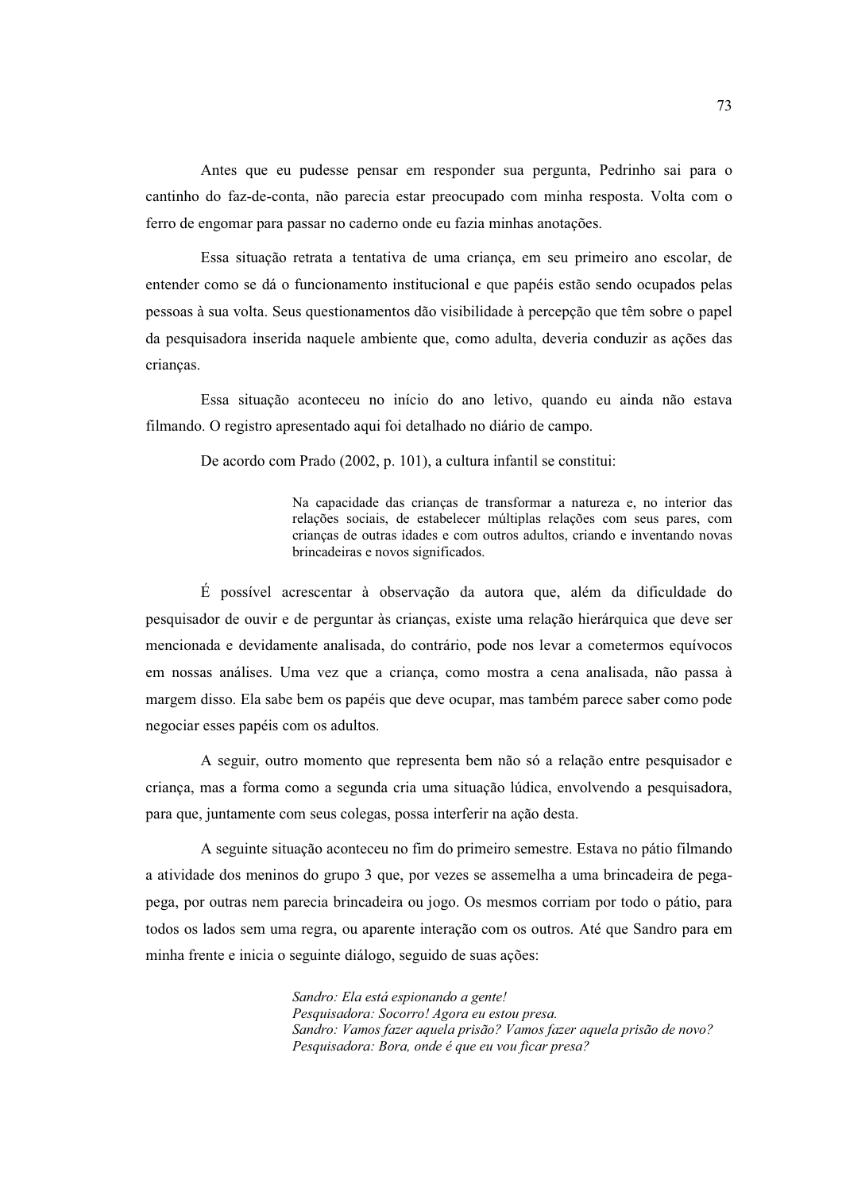Antes que eu pudesse pensar em responder sua pergunta, Pedrinho sai para o cantinho do faz-de-conta, não parecia estar preocupado com minha resposta. Volta com o ferro de engomar para passar no caderno onde eu fazia minhas anotações.

Essa situação retrata a tentativa de uma criança, em seu primeiro ano escolar, de entender como se dá o funcionamento institucional e que papéis estão sendo ocupados pelas pessoas à sua volta. Seus questionamentos dão visibilidade à percepção que têm sobre o papel da pesquisadora inserida naquele ambiente que, como adulta, deveria conduzir as ações das crianças.

Essa situação aconteceu no início do ano letivo, quando eu ainda não estava filmando. O registro apresentado aqui foi detalhado no diário de campo.

De acordo com Prado (2002, p. 101), a cultura infantil se constitui:

> Na capacidade das crianças de transformar a natureza e, no interior das relações sociais, de estabelecer múltiplas relações com seus pares, com crianças de outras idades e com outros adultos, criando e inventando novas brincadeiras e novos significados.

É possível acrescentar à observação da autora que, além da dificuldade do pesquisador de ouvir e de perguntar às crianças, existe uma relação hierárquica que deve ser mencionada e devidamente analisada, do contrário, pode nos levar a cometermos equívocos em nossas análises. Uma vez que a criança, como mostra a cena analisada, não passa à margem disso. Ela sabe bem os papéis que deve ocupar, mas também parece saber como pode negociar esses papéis com os adultos.

A seguir, outro momento que representa bem não só a relação entre pesquisador e criança, mas a forma como a segunda cria uma situação lúdica, envolvendo a pesquisadora, para que, juntamente com seus colegas, possa interferir na ação desta.

A seguinte situação aconteceu no fim do primeiro semestre. Estava no pátio filmando a atividade dos meninos do grupo 3 que, por vezes se assemelha a uma brincadeira de pega-pega, por outras nem parecia brincadeira ou jogo. Os mesmos corriam por todo o pátio, para todos os lados sem uma regra, ou aparente interação com os outros. Até que Sandro para em minha frente e inicia o seguinte diálogo, seguido de suas ações:

> *Sandro: Ela está espionando a gente!*
> *Pesquisadora: Socorro! Agora eu estou presa.*
> *Sandro: Vamos fazer aquela prisão? Vamos fazer aquela prisão de novo?*
> *Pesquisadora: Bora, onde é que eu vou ficar presa?*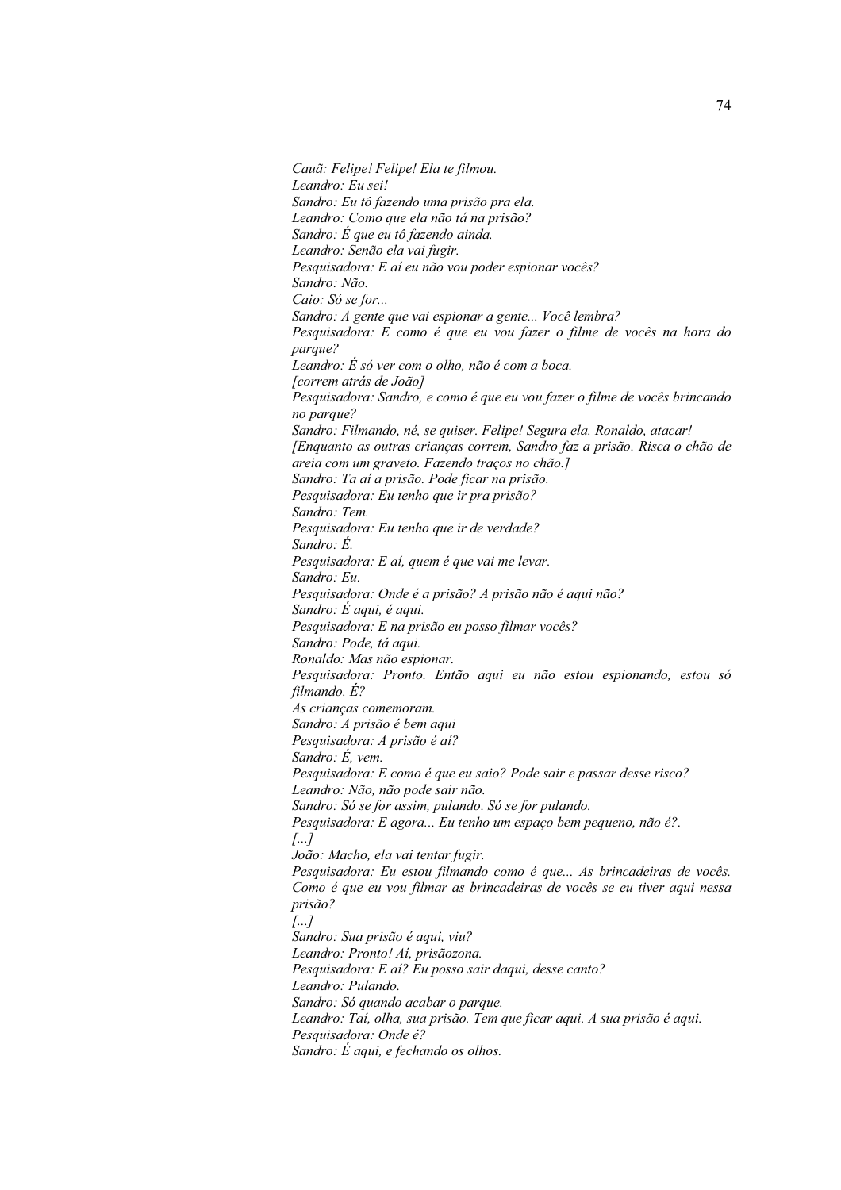*Cauã: Felipe! Felipe! Ela te filmou.*
*Leandro: Eu sei!*
*Sandro: Eu tô fazendo uma prisão pra ela.*
*Leandro: Como que ela não tá na prisão?*
*Sandro: É que eu tô fazendo ainda.*
*Leandro: Senão ela vai fugir.*
*Pesquisadora: E aí eu não vou poder espionar vocês?*
*Sandro: Não.*
*Caio: Só se for...*
*Sandro: A gente que vai espionar a gente... Você lembra?*
*Pesquisadora: E como é que eu vou fazer o filme de vocês na hora do parque?*
*Leandro: É só ver com o olho, não é com a boca.*
*[correm atrás de João]*
*Pesquisadora: Sandro, e como é que eu vou fazer o filme de vocês brincando no parque?*
*Sandro: Filmando, né, se quiser. Felipe! Segura ela. Ronaldo, atacar!*
*[Enquanto as outras crianças correm, Sandro faz a prisão. Risca o chão de areia com um graveto. Fazendo traços no chão.]*
*Sandro: Ta aí a prisão. Pode ficar na prisão.*
*Pesquisadora: Eu tenho que ir pra prisão?*
*Sandro: Tem.*
*Pesquisadora: Eu tenho que ir de verdade?*
*Sandro: É.*
*Pesquisadora: E aí, quem é que vai me levar.*
*Sandro: Eu.*
*Pesquisadora: Onde é a prisão? A prisão não é aqui não?*
*Sandro: É aqui, é aqui.*
*Pesquisadora: E na prisão eu posso filmar vocês?*
*Sandro: Pode, tá aqui.*
*Ronaldo: Mas não espionar.*
*Pesquisadora: Pronto. Então aqui eu não estou espionando, estou só filmando. É?*
*As crianças comemoram.*
*Sandro: A prisão é bem aqui*
*Pesquisadora: A prisão é aí?*
*Sandro: É, vem.*
*Pesquisadora: E como é que eu saio? Pode sair e passar desse risco?*
*Leandro: Não, não pode sair não.*
*Sandro: Só se for assim, pulando. Só se for pulando.*
*Pesquisadora: E agora... Eu tenho um espaço bem pequeno, não é?.*
*[...]*
*João: Macho, ela vai tentar fugir.*
*Pesquisadora: Eu estou filmando como é que... As brincadeiras de vocês. Como é que eu vou filmar as brincadeiras de vocês se eu tiver aqui nessa prisão?*
*[...]*
*Sandro: Sua prisão é aqui, viu?*
*Leandro: Pronto! Aí, prisãozona.*
*Pesquisadora: E aí? Eu posso sair daqui, desse canto?*
*Leandro: Pulando.*
*Sandro: Só quando acabar o parque.*
*Leandro: Taí, olha, sua prisão. Tem que ficar aqui. A sua prisão é aqui.*
*Pesquisadora: Onde é?*
*Sandro: É aqui, e fechando os olhos.*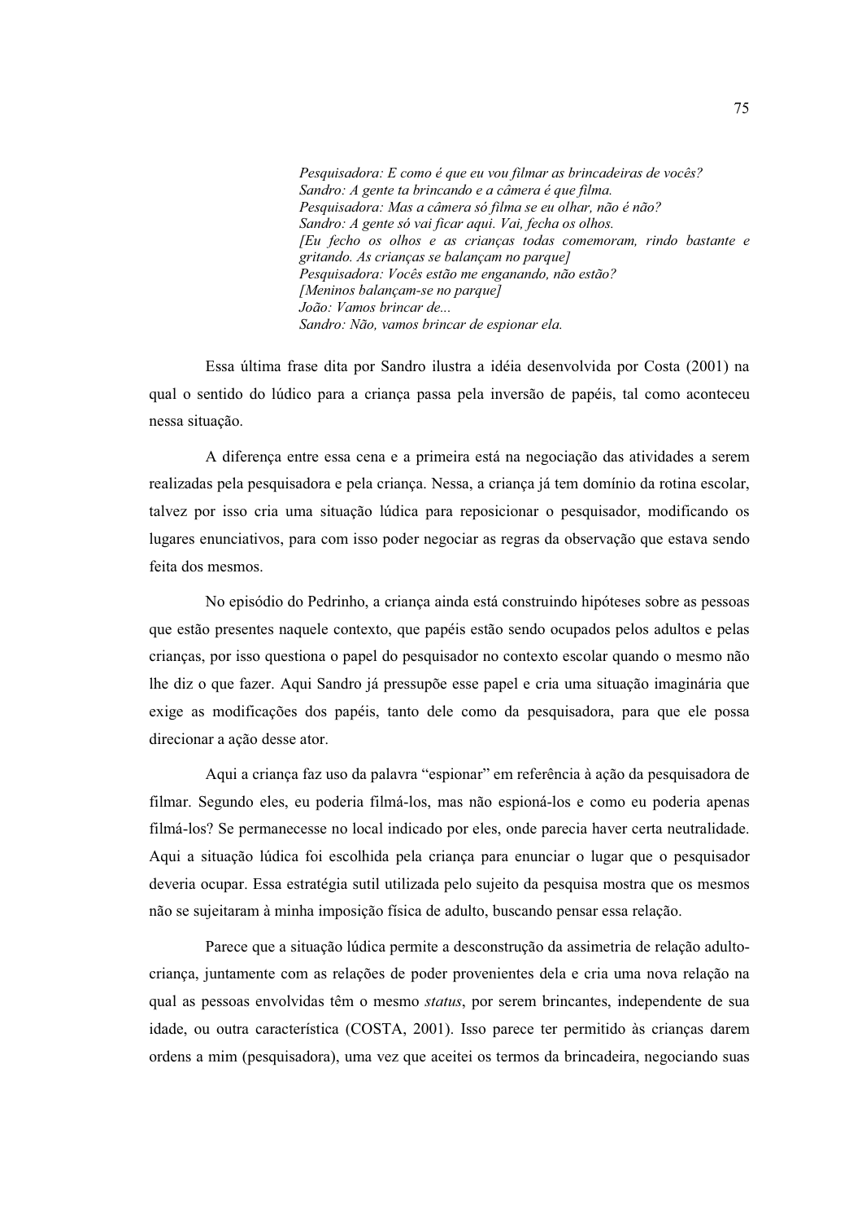> *Pesquisadora: E como é que eu vou filmar as brincadeiras de vocês?*
> *Sandro: A gente ta brincando e a câmera é que filma.*
> *Pesquisadora: Mas a câmera só filma se eu olhar, não é não?*
> *Sandro: A gente só vai ficar aqui. Vai, fecha os olhos.*
> *[Eu fecho os olhos e as crianças todas comemoram, rindo bastante e gritando. As crianças se balançam no parque]*
> *Pesquisadora: Vocês estão me enganando, não estão?*
> *[Meninos balançam-se no parque]*
> *João: Vamos brincar de...*
> *Sandro: Não, vamos brincar de espionar ela.*

Essa última frase dita por Sandro ilustra a idéia desenvolvida por Costa (2001) na qual o sentido do lúdico para a criança passa pela inversão de papéis, tal como aconteceu nessa situação.

A diferença entre essa cena e a primeira está na negociação das atividades a serem realizadas pela pesquisadora e pela criança. Nessa, a criança já tem domínio da rotina escolar, talvez por isso cria uma situação lúdica para reposicionar o pesquisador, modificando os lugares enunciativos, para com isso poder negociar as regras da observação que estava sendo feita dos mesmos.

No episódio do Pedrinho, a criança ainda está construindo hipóteses sobre as pessoas que estão presentes naquele contexto, que papéis estão sendo ocupados pelos adultos e pelas crianças, por isso questiona o papel do pesquisador no contexto escolar quando o mesmo não lhe diz o que fazer. Aqui Sandro já pressupõe esse papel e cria uma situação imaginária que exige as modificações dos papéis, tanto dele como da pesquisadora, para que ele possa direcionar a ação desse ator.

Aqui a criança faz uso da palavra "espionar" em referência à ação da pesquisadora de filmar. Segundo eles, eu poderia filmá-los, mas não espioná-los e como eu poderia apenas filmá-los? Se permanecesse no local indicado por eles, onde parecia haver certa neutralidade. Aqui a situação lúdica foi escolhida pela criança para enunciar o lugar que o pesquisador deveria ocupar. Essa estratégia sutil utilizada pelo sujeito da pesquisa mostra que os mesmos não se sujeitaram à minha imposição física de adulto, buscando pensar essa relação.

Parece que a situação lúdica permite a desconstrução da assimetria de relação adulto-criança, juntamente com as relações de poder provenientes dela e cria uma nova relação na qual as pessoas envolvidas têm o mesmo *status*, por serem brincantes, independente de sua idade, ou outra característica (COSTA, 2001). Isso parece ter permitido às crianças darem ordens a mim (pesquisadora), uma vez que aceitei os termos da brincadeira, negociando suas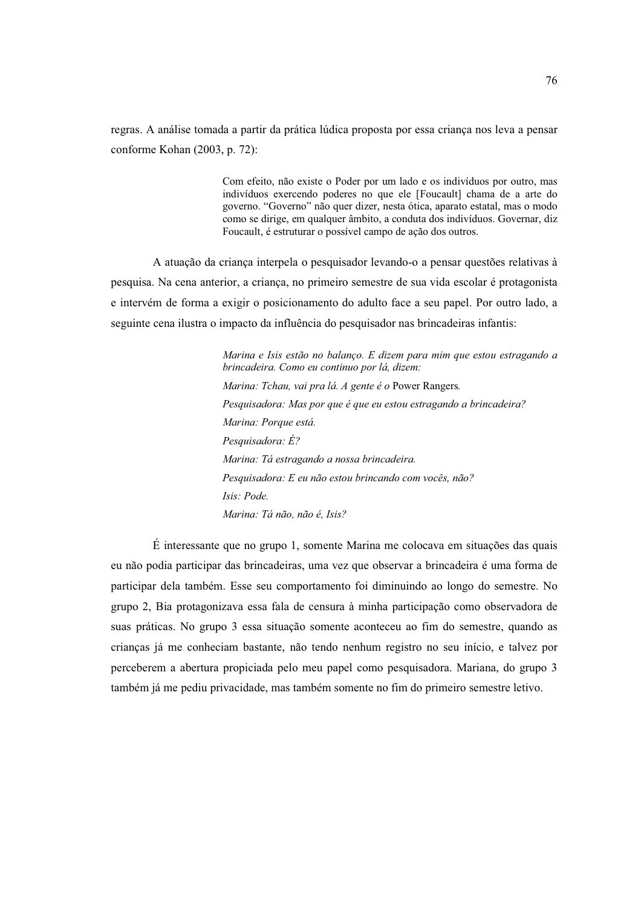regras. A análise tomada a partir da prática lúdica proposta por essa criança nos leva a pensar conforme Kohan (2003, p. 72):

> Com efeito, não existe o Poder por um lado e os indivíduos por outro, mas indivíduos exercendo poderes no que ele [Foucault] chama de a arte do governo. "Governo" não quer dizer, nesta ótica, aparato estatal, mas o modo como se dirige, em qualquer âmbito, a conduta dos indivíduos. Governar, diz Foucault, é estruturar o possível campo de ação dos outros.

A atuação da criança interpela o pesquisador levando-o a pensar questões relativas à pesquisa. Na cena anterior, a criança, no primeiro semestre de sua vida escolar é protagonista e intervém de forma a exigir o posicionamento do adulto face a seu papel. Por outro lado, a seguinte cena ilustra o impacto da influência do pesquisador nas brincadeiras infantis:

> *Marina e Isis estão no balanço. E dizem para mim que estou estragando a brincadeira. Como eu continuo por lá, dizem:*
>
> *Marina: Tchau, vai pra lá. A gente é o* Power Rangers*.*
>
> *Pesquisadora: Mas por que é que eu estou estragando a brincadeira?*
>
> *Marina: Porque está.*
>
> *Pesquisadora: É?*
>
> *Marina: Tá estragando a nossa brincadeira.*
>
> *Pesquisadora: E eu não estou brincando com vocês, não?*
>
> *Isis: Pode.*
>
> *Marina: Tá não, não é, Isis?*

É interessante que no grupo 1, somente Marina me colocava em situações das quais eu não podia participar das brincadeiras, uma vez que observar a brincadeira é uma forma de participar dela também. Esse seu comportamento foi diminuindo ao longo do semestre. No grupo 2, Bia protagonizava essa fala de censura à minha participação como observadora de suas práticas. No grupo 3 essa situação somente aconteceu ao fim do semestre, quando as crianças já me conheciam bastante, não tendo nenhum registro no seu início, e talvez por perceberem a abertura propiciada pelo meu papel como pesquisadora. Mariana, do grupo 3 também já me pediu privacidade, mas também somente no fim do primeiro semestre letivo.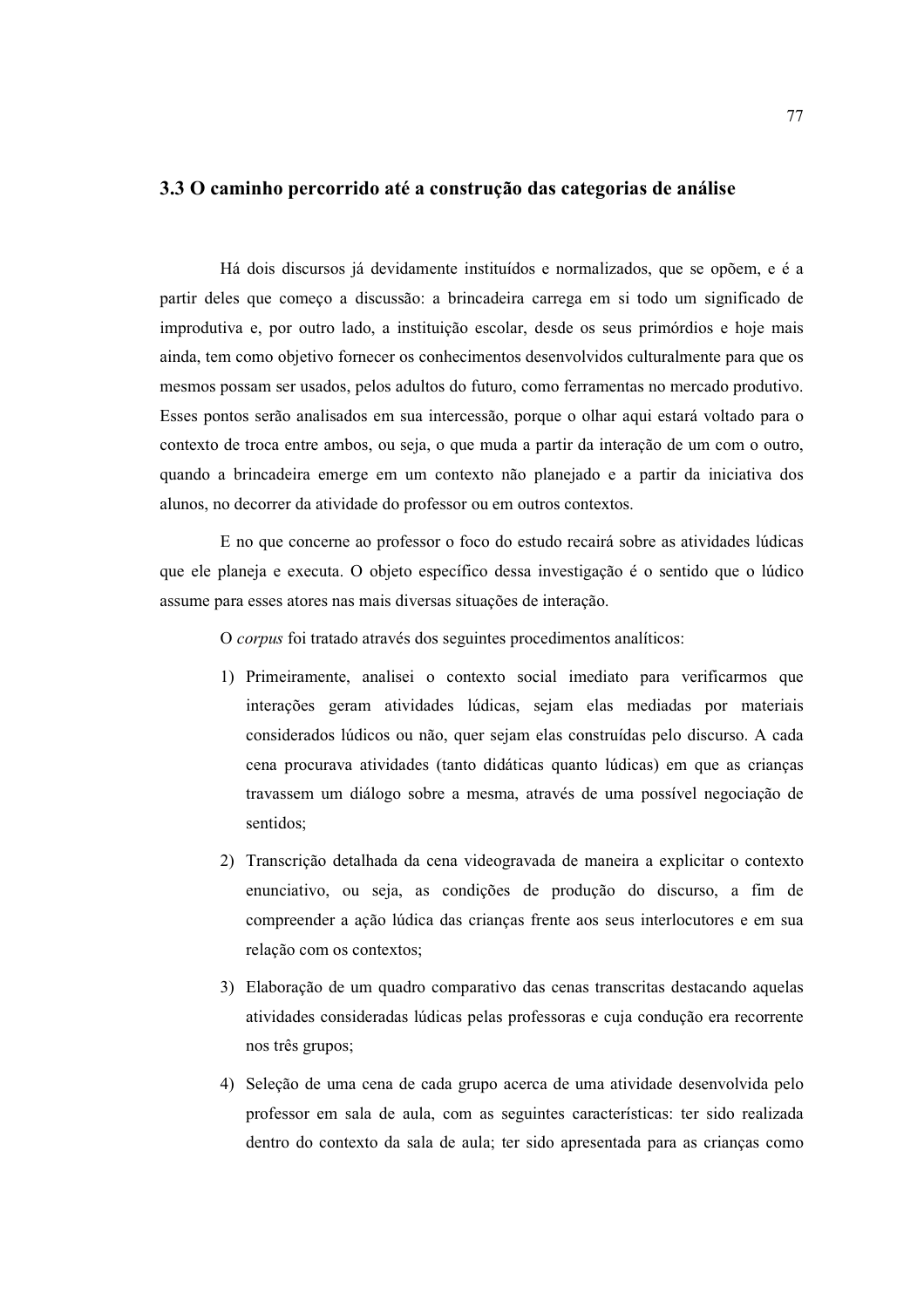## 3.3 O caminho percorrido até a construção das categorias de análise

Há dois discursos já devidamente instituídos e normalizados, que se opõem, e é a partir deles que começo a discussão: a brincadeira carrega em si todo um significado de improdutiva e, por outro lado, a instituição escolar, desde os seus primórdios e hoje mais ainda, tem como objetivo fornecer os conhecimentos desenvolvidos culturalmente para que os mesmos possam ser usados, pelos adultos do futuro, como ferramentas no mercado produtivo. Esses pontos serão analisados em sua intercessão, porque o olhar aqui estará voltado para o contexto de troca entre ambos, ou seja, o que muda a partir da interação de um com o outro, quando a brincadeira emerge em um contexto não planejado e a partir da iniciativa dos alunos, no decorrer da atividade do professor ou em outros contextos.

E no que concerne ao professor o foco do estudo recairá sobre as atividades lúdicas que ele planeja e executa. O objeto específico dessa investigação é o sentido que o lúdico assume para esses atores nas mais diversas situações de interação.

O *corpus* foi tratado através dos seguintes procedimentos analíticos:

1) Primeiramente, analisei o contexto social imediato para verificarmos que interações geram atividades lúdicas, sejam elas mediadas por materiais considerados lúdicos ou não, quer sejam elas construídas pelo discurso. A cada cena procurava atividades (tanto didáticas quanto lúdicas) em que as crianças travassem um diálogo sobre a mesma, através de uma possível negociação de sentidos;
2) Transcrição detalhada da cena videogravada de maneira a explicitar o contexto enunciativo, ou seja, as condições de produção do discurso, a fim de compreender a ação lúdica das crianças frente aos seus interlocutores e em sua relação com os contextos;
3) Elaboração de um quadro comparativo das cenas transcritas destacando aquelas atividades consideradas lúdicas pelas professoras e cuja condução era recorrente nos três grupos;
4) Seleção de uma cena de cada grupo acerca de uma atividade desenvolvida pelo professor em sala de aula, com as seguintes características: ter sido realizada dentro do contexto da sala de aula; ter sido apresentada para as crianças como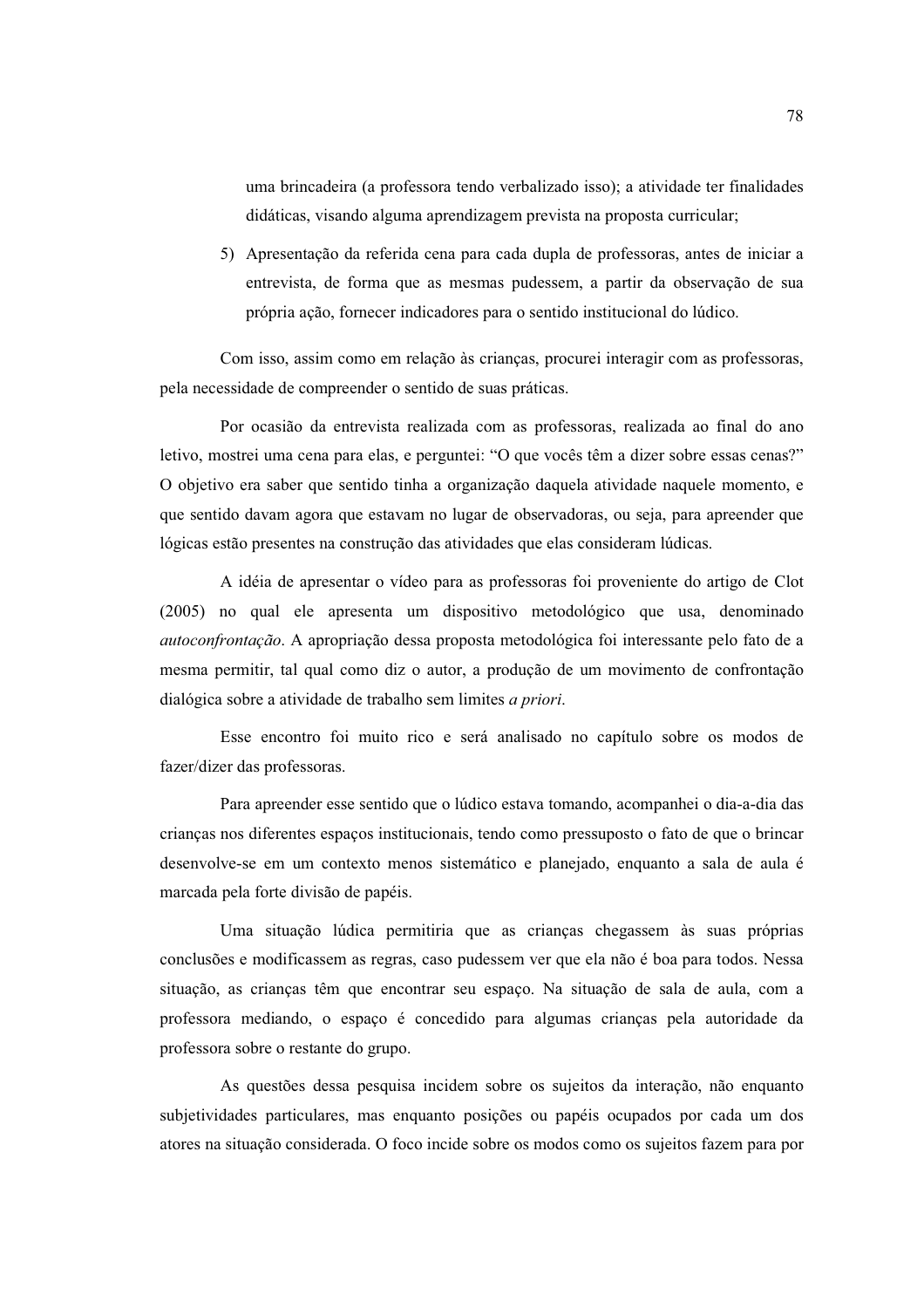uma brincadeira (a professora tendo verbalizado isso); a atividade ter finalidades didáticas, visando alguma aprendizagem prevista na proposta curricular;

5) Apresentação da referida cena para cada dupla de professoras, antes de iniciar a entrevista, de forma que as mesmas pudessem, a partir da observação de sua própria ação, fornecer indicadores para o sentido institucional do lúdico.

Com isso, assim como em relação às crianças, procurei interagir com as professoras, pela necessidade de compreender o sentido de suas práticas.

Por ocasião da entrevista realizada com as professoras, realizada ao final do ano letivo, mostrei uma cena para elas, e perguntei: "O que vocês têm a dizer sobre essas cenas?" O objetivo era saber que sentido tinha a organização daquela atividade naquele momento, e que sentido davam agora que estavam no lugar de observadoras, ou seja, para apreender que lógicas estão presentes na construção das atividades que elas consideram lúdicas.

A idéia de apresentar o vídeo para as professoras foi proveniente do artigo de Clot (2005) no qual ele apresenta um dispositivo metodológico que usa, denominado *autoconfrontação*. A apropriação dessa proposta metodológica foi interessante pelo fato de a mesma permitir, tal qual como diz o autor, a produção de um movimento de confrontação dialógica sobre a atividade de trabalho sem limites *a priori*.

Esse encontro foi muito rico e será analisado no capítulo sobre os modos de fazer/dizer das professoras.

Para apreender esse sentido que o lúdico estava tomando, acompanhei o dia-a-dia das crianças nos diferentes espaços institucionais, tendo como pressuposto o fato de que o brincar desenvolve-se em um contexto menos sistemático e planejado, enquanto a sala de aula é marcada pela forte divisão de papéis.

Uma situação lúdica permitiria que as crianças chegassem às suas próprias conclusões e modificassem as regras, caso pudessem ver que ela não é boa para todos. Nessa situação, as crianças têm que encontrar seu espaço. Na situação de sala de aula, com a professora mediando, o espaço é concedido para algumas crianças pela autoridade da professora sobre o restante do grupo.

As questões dessa pesquisa incidem sobre os sujeitos da interação, não enquanto subjetividades particulares, mas enquanto posições ou papéis ocupados por cada um dos atores na situação considerada. O foco incide sobre os modos como os sujeitos fazem para por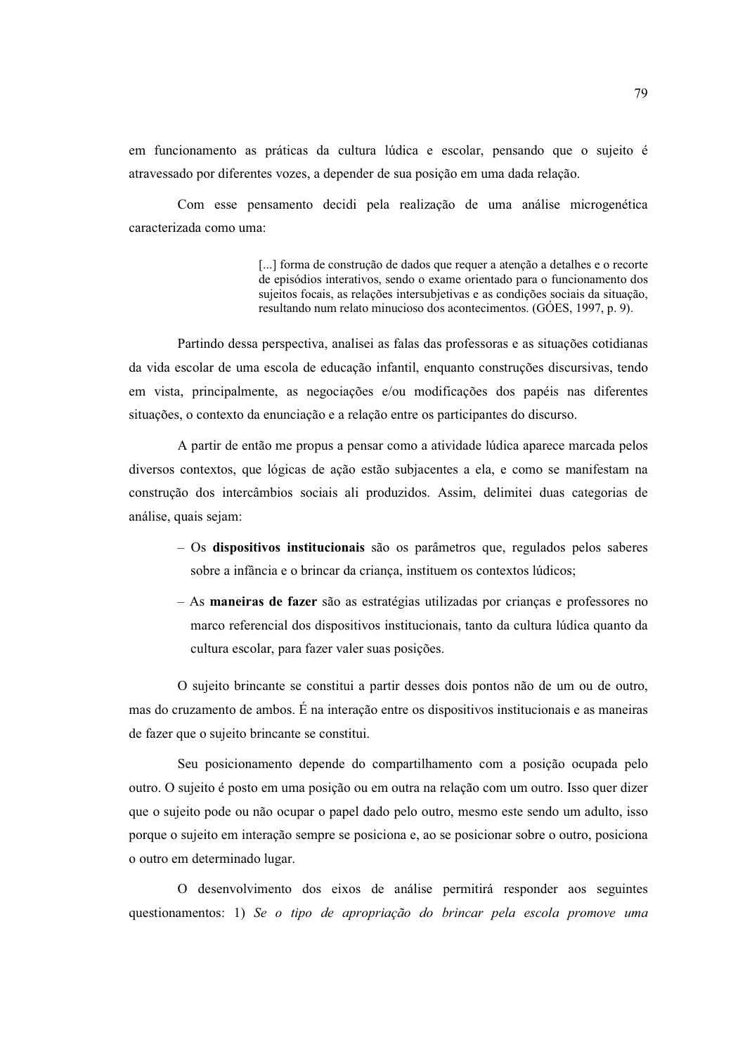em funcionamento as práticas da cultura lúdica e escolar, pensando que o sujeito é atravessado por diferentes vozes, a depender de sua posição em uma dada relação.

Com esse pensamento decidi pela realização de uma análise microgenética caracterizada como uma:

> [...] forma de construção de dados que requer a atenção a detalhes e o recorte de episódios interativos, sendo o exame orientado para o funcionamento dos sujeitos focais, as relações intersubjetivas e as condições sociais da situação, resultando num relato minucioso dos acontecimentos. (GÓES, 1997, p. 9).

Partindo dessa perspectiva, analisei as falas das professoras e as situações cotidianas da vida escolar de uma escola de educação infantil, enquanto construções discursivas, tendo em vista, principalmente, as negociações e/ou modificações dos papéis nas diferentes situações, o contexto da enunciação e a relação entre os participantes do discurso.

A partir de então me propus a pensar como a atividade lúdica aparece marcada pelos diversos contextos, que lógicas de ação estão subjacentes a ela, e como se manifestam na construção dos intercâmbios sociais ali produzidos. Assim, delimitei duas categorias de análise, quais sejam:

- Os **dispositivos institucionais** são os parâmetros que, regulados pelos saberes sobre a infância e o brincar da criança, instituem os contextos lúdicos;
- As **maneiras de fazer** são as estratégias utilizadas por crianças e professores no marco referencial dos dispositivos institucionais, tanto da cultura lúdica quanto da cultura escolar, para fazer valer suas posições.

O sujeito brincante se constitui a partir desses dois pontos não de um ou de outro, mas do cruzamento de ambos. É na interação entre os dispositivos institucionais e as maneiras de fazer que o sujeito brincante se constitui.

Seu posicionamento depende do compartilhamento com a posição ocupada pelo outro. O sujeito é posto em uma posição ou em outra na relação com um outro. Isso quer dizer que o sujeito pode ou não ocupar o papel dado pelo outro, mesmo este sendo um adulto, isso porque o sujeito em interação sempre se posiciona e, ao se posicionar sobre o outro, posiciona o outro em determinado lugar.

O desenvolvimento dos eixos de análise permitirá responder aos seguintes questionamentos: 1) *Se o tipo de apropriação do brincar pela escola promove uma*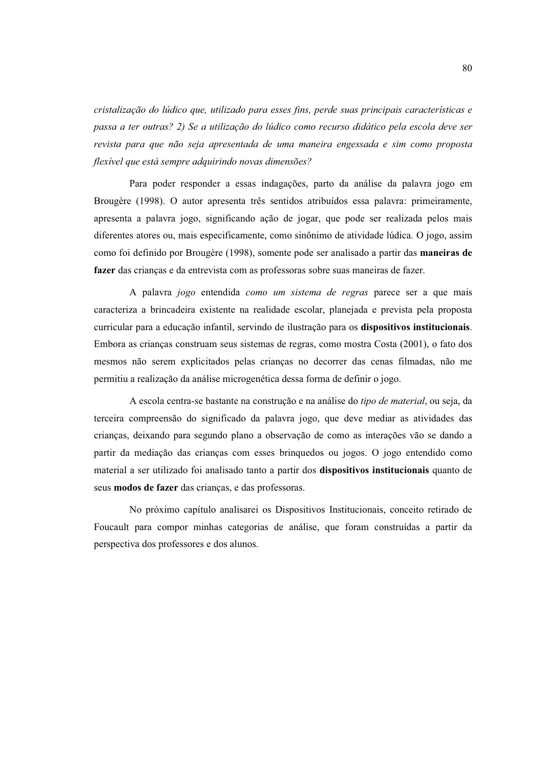*cristalização do lúdico que, utilizado para esses fins, perde suas principais características e passa a ter outras? 2) Se a utilização do lúdico como recurso didático pela escola deve ser revista para que não seja apresentada de uma maneira engessada e sim como proposta flexível que está sempre adquirindo novas dimensões?*

Para poder responder a essas indagações, parto da análise da palavra jogo em Brougère (1998). O autor apresenta três sentidos atribuídos essa palavra: primeiramente, apresenta a palavra jogo, significando ação de jogar, que pode ser realizada pelos mais diferentes atores ou, mais especificamente, como sinônimo de atividade lúdica. O jogo, assim como foi definido por Brougère (1998), somente pode ser analisado a partir das **maneiras de fazer** das crianças e da entrevista com as professoras sobre suas maneiras de fazer.

A palavra *jogo* entendida *como um sistema de regras* parece ser a que mais caracteriza a brincadeira existente na realidade escolar, planejada e prevista pela proposta curricular para a educação infantil, servindo de ilustração para os **dispositivos institucionais**. Embora as crianças construam seus sistemas de regras, como mostra Costa (2001), o fato dos mesmos não serem explicitados pelas crianças no decorrer das cenas filmadas, não me permitiu a realização da análise microgenética dessa forma de definir o jogo.

A escola centra-se bastante na construção e na análise do *tipo de material*, ou seja, da terceira compreensão do significado da palavra jogo, que deve mediar as atividades das crianças, deixando para segundo plano a observação de como as interações vão se dando a partir da mediação das crianças com esses brinquedos ou jogos. O jogo entendido como material a ser utilizado foi analisado tanto a partir dos **dispositivos institucionais** quanto de seus **modos de fazer** das crianças, e das professoras.

No próximo capítulo analisarei os Dispositivos Institucionais, conceito retirado de Foucault para compor minhas categorias de análise, que foram construídas a partir da perspectiva dos professores e dos alunos.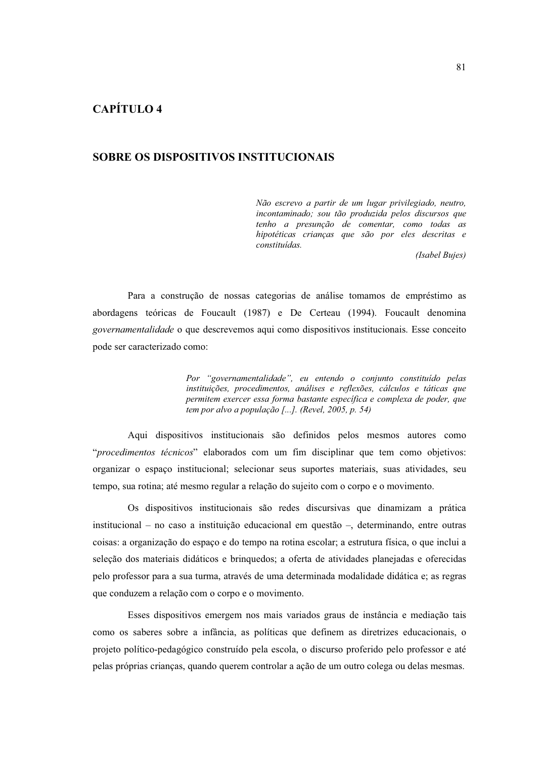# CAPÍTULO 4

## SOBRE OS DISPOSITIVOS INSTITUCIONAIS

> *Não escrevo a partir de um lugar privilegiado, neutro, incontaminado; sou tão produzida pelos discursos que tenho a presunção de comentar, como todas as hipotéticas crianças que são por eles descritas e constituídas.*
>
> *(Isabel Bujes)*

Para a construção de nossas categorias de análise tomamos de empréstimo as abordagens teóricas de Foucault (1987) e De Certeau (1994). Foucault denomina *governamentalidade* o que descrevemos aqui como dispositivos institucionais. Esse conceito pode ser caracterizado como:

> *Por "governamentalidade", eu entendo o conjunto constituído pelas instituições, procedimentos, análises e reflexões, cálculos e táticas que permitem exercer essa forma bastante específica e complexa de poder, que tem por alvo a população [...]. (Revel, 2005, p. 54)*

Aqui dispositivos institucionais são definidos pelos mesmos autores como "*procedimentos técnicos*" elaborados com um fim disciplinar que tem como objetivos: organizar o espaço institucional; selecionar seus suportes materiais, suas atividades, seu tempo, sua rotina; até mesmo regular a relação do sujeito com o corpo e o movimento.

Os dispositivos institucionais são redes discursivas que dinamizam a prática institucional – no caso a instituição educacional em questão –, determinando, entre outras coisas: a organização do espaço e do tempo na rotina escolar; a estrutura física, o que inclui a seleção dos materiais didáticos e brinquedos; a oferta de atividades planejadas e oferecidas pelo professor para a sua turma, através de uma determinada modalidade didática e; as regras que conduzem a relação com o corpo e o movimento.

Esses dispositivos emergem nos mais variados graus de instância e mediação tais como os saberes sobre a infância, as políticas que definem as diretrizes educacionais, o projeto político-pedagógico construído pela escola, o discurso proferido pelo professor e até pelas próprias crianças, quando querem controlar a ação de um outro colega ou delas mesmas.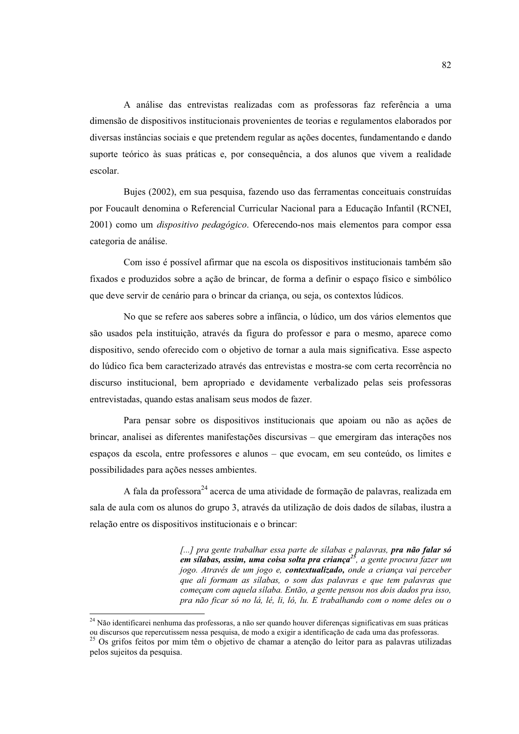A análise das entrevistas realizadas com as professoras faz referência a uma dimensão de dispositivos institucionais provenientes de teorias e regulamentos elaborados por diversas instâncias sociais e que pretendem regular as ações docentes, fundamentando e dando suporte teórico às suas práticas e, por consequência, a dos alunos que vivem a realidade escolar.

Bujes (2002), em sua pesquisa, fazendo uso das ferramentas conceituais construídas por Foucault denomina o Referencial Curricular Nacional para a Educação Infantil (RCNEI, 2001) como um *dispositivo pedagógico*. Oferecendo-nos mais elementos para compor essa categoria de análise.

Com isso é possível afirmar que na escola os dispositivos institucionais também são fixados e produzidos sobre a ação de brincar, de forma a definir o espaço físico e simbólico que deve servir de cenário para o brincar da criança, ou seja, os contextos lúdicos.

No que se refere aos saberes sobre a infância, o lúdico, um dos vários elementos que são usados pela instituição, através da figura do professor e para o mesmo, aparece como dispositivo, sendo oferecido com o objetivo de tornar a aula mais significativa. Esse aspecto do lúdico fica bem caracterizado através das entrevistas e mostra-se com certa recorrência no discurso institucional, bem apropriado e devidamente verbalizado pelas seis professoras entrevistadas, quando estas analisam seus modos de fazer.

Para pensar sobre os dispositivos institucionais que apoiam ou não as ações de brincar, analisei as diferentes manifestações discursivas – que emergiram das interações nos espaços da escola, entre professores e alunos – que evocam, em seu conteúdo, os limites e possibilidades para ações nesses ambientes.

A fala da professora[24] acerca de uma atividade de formação de palavras, realizada em sala de aula com os alunos do grupo 3, através da utilização de dois dados de sílabas, ilustra a relação entre os dispositivos institucionais e o brincar:

> *[...] pra gente trabalhar essa parte de sílabas e palavras,* ***pra não falar só em sílabas, assim, uma coisa solta pra criança***[25]*, a gente procura fazer um jogo. Através de um jogo e,* ***contextualizado,*** *onde a criança vai perceber que ali formam as sílabas, o som das palavras e que tem palavras que começam com aquela sílaba. Então, a gente pensou nos dois dados pra isso, pra não ficar só no lá, lé, li, ló, lu. E trabalhando com o nome deles ou o*

---

[24] Não identificarei nenhuma das professoras, a não ser quando houver diferenças significativas em suas práticas ou discursos que repercutissem nessa pesquisa, de modo a exigir a identificação de cada uma das professoras.

[25] Os grifos feitos por mim têm o objetivo de chamar a atenção do leitor para as palavras utilizadas pelos sujeitos da pesquisa.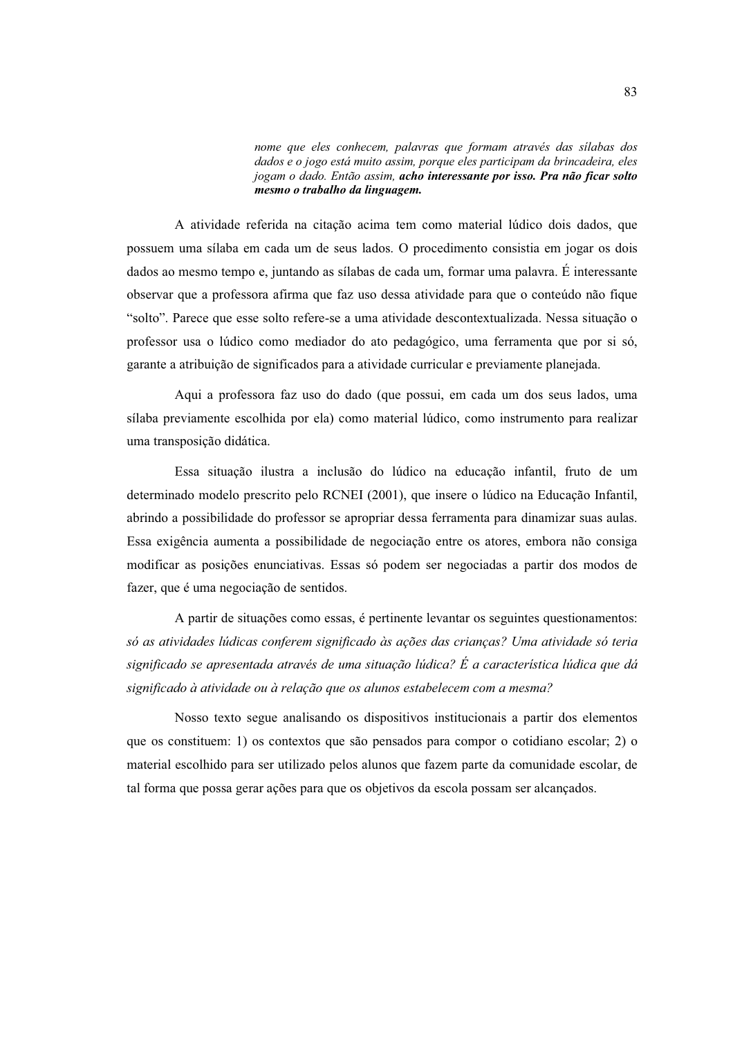> *nome que eles conhecem, palavras que formam através das sílabas dos dados e o jogo está muito assim, porque eles participam da brincadeira, eles jogam o dado. Então assim,* ***acho interessante por isso. Pra não ficar solto mesmo o trabalho da linguagem.***

A atividade referida na citação acima tem como material lúdico dois dados, que possuem uma sílaba em cada um de seus lados. O procedimento consistia em jogar os dois dados ao mesmo tempo e, juntando as sílabas de cada um, formar uma palavra. É interessante observar que a professora afirma que faz uso dessa atividade para que o conteúdo não fique "solto". Parece que esse solto refere-se a uma atividade descontextualizada. Nessa situação o professor usa o lúdico como mediador do ato pedagógico, uma ferramenta que por si só, garante a atribuição de significados para a atividade curricular e previamente planejada.

Aqui a professora faz uso do dado (que possui, em cada um dos seus lados, uma sílaba previamente escolhida por ela) como material lúdico, como instrumento para realizar uma transposição didática.

Essa situação ilustra a inclusão do lúdico na educação infantil, fruto de um determinado modelo prescrito pelo RCNEI (2001), que insere o lúdico na Educação Infantil, abrindo a possibilidade do professor se apropriar dessa ferramenta para dinamizar suas aulas. Essa exigência aumenta a possibilidade de negociação entre os atores, embora não consiga modificar as posições enunciativas. Essas só podem ser negociadas a partir dos modos de fazer, que é uma negociação de sentidos.

A partir de situações como essas, é pertinente levantar os seguintes questionamentos: *só as atividades lúdicas conferem significado às ações das crianças? Uma atividade só teria significado se apresentada através de uma situação lúdica? É a característica lúdica que dá significado à atividade ou à relação que os alunos estabelecem com a mesma?*

Nosso texto segue analisando os dispositivos institucionais a partir dos elementos que os constituem: 1) os contextos que são pensados para compor o cotidiano escolar; 2) o material escolhido para ser utilizado pelos alunos que fazem parte da comunidade escolar, de tal forma que possa gerar ações para que os objetivos da escola possam ser alcançados.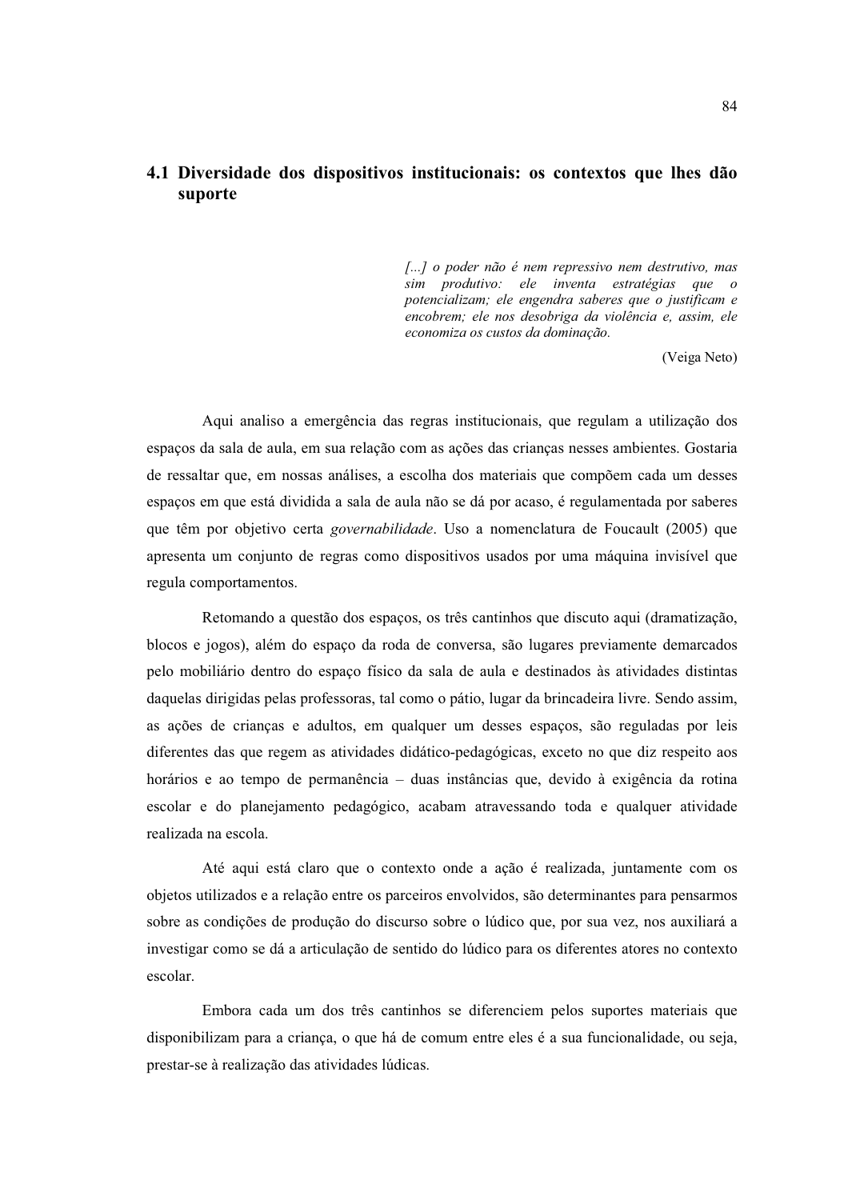## 4.1 Diversidade dos dispositivos institucionais: os contextos que lhes dão suporte

> *[...] o poder não é nem repressivo nem destrutivo, mas sim produtivo: ele inventa estratégias que o potencializam; ele engendra saberes que o justificam e encobrem; ele nos desobriga da violência e, assim, ele economiza os custos da dominação.*
>
> (Veiga Neto)

Aqui analiso a emergência das regras institucionais, que regulam a utilização dos espaços da sala de aula, em sua relação com as ações das crianças nesses ambientes. Gostaria de ressaltar que, em nossas análises, a escolha dos materiais que compõem cada um desses espaços em que está dividida a sala de aula não se dá por acaso, é regulamentada por saberes que têm por objetivo certa *governabilidade*. Uso a nomenclatura de Foucault (2005) que apresenta um conjunto de regras como dispositivos usados por uma máquina invisível que regula comportamentos.

Retomando a questão dos espaços, os três cantinhos que discuto aqui (dramatização, blocos e jogos), além do espaço da roda de conversa, são lugares previamente demarcados pelo mobiliário dentro do espaço físico da sala de aula e destinados às atividades distintas daquelas dirigidas pelas professoras, tal como o pátio, lugar da brincadeira livre. Sendo assim, as ações de crianças e adultos, em qualquer um desses espaços, são reguladas por leis diferentes das que regem as atividades didático-pedagógicas, exceto no que diz respeito aos horários e ao tempo de permanência – duas instâncias que, devido à exigência da rotina escolar e do planejamento pedagógico, acabam atravessando toda e qualquer atividade realizada na escola.

Até aqui está claro que o contexto onde a ação é realizada, juntamente com os objetos utilizados e a relação entre os parceiros envolvidos, são determinantes para pensarmos sobre as condições de produção do discurso sobre o lúdico que, por sua vez, nos auxiliará a investigar como se dá a articulação de sentido do lúdico para os diferentes atores no contexto escolar.

Embora cada um dos três cantinhos se diferenciem pelos suportes materiais que disponibilizam para a criança, o que há de comum entre eles é a sua funcionalidade, ou seja, prestar-se à realização das atividades lúdicas.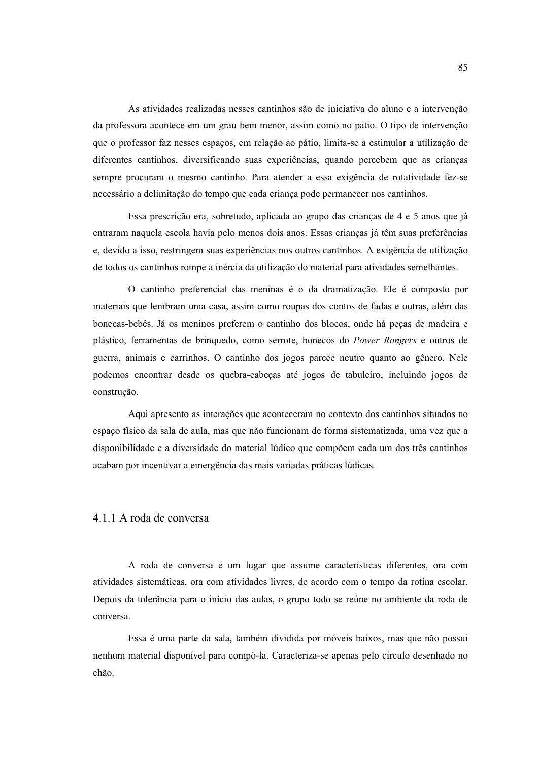As atividades realizadas nesses cantinhos são de iniciativa do aluno e a intervenção da professora acontece em um grau bem menor, assim como no pátio. O tipo de intervenção que o professor faz nesses espaços, em relação ao pátio, limita-se a estimular a utilização de diferentes cantinhos, diversificando suas experiências, quando percebem que as crianças sempre procuram o mesmo cantinho. Para atender a essa exigência de rotatividade fez-se necessário a delimitação do tempo que cada criança pode permanecer nos cantinhos.

Essa prescrição era, sobretudo, aplicada ao grupo das crianças de 4 e 5 anos que já entraram naquela escola havia pelo menos dois anos. Essas crianças já têm suas preferências e, devido a isso, restringem suas experiências nos outros cantinhos. A exigência de utilização de todos os cantinhos rompe a inércia da utilização do material para atividades semelhantes.

O cantinho preferencial das meninas é o da dramatização. Ele é composto por materiais que lembram uma casa, assim como roupas dos contos de fadas e outras, além das bonecas-bebês. Já os meninos preferem o cantinho dos blocos, onde há peças de madeira e plástico, ferramentas de brinquedo, como serrote, bonecos do *Power Rangers* e outros de guerra, animais e carrinhos. O cantinho dos jogos parece neutro quanto ao gênero. Nele podemos encontrar desde os quebra-cabeças até jogos de tabuleiro, incluindo jogos de construção.

Aqui apresento as interações que aconteceram no contexto dos cantinhos situados no espaço físico da sala de aula, mas que não funcionam de forma sistematizada, uma vez que a disponibilidade e a diversidade do material lúdico que compõem cada um dos três cantinhos acabam por incentivar a emergência das mais variadas práticas lúdicas.

### 4.1.1 A roda de conversa

A roda de conversa é um lugar que assume características diferentes, ora com atividades sistemáticas, ora com atividades livres, de acordo com o tempo da rotina escolar. Depois da tolerância para o início das aulas, o grupo todo se reúne no ambiente da roda de conversa.

Essa é uma parte da sala, também dividida por móveis baixos, mas que não possui nenhum material disponível para compô-la. Caracteriza-se apenas pelo círculo desenhado no chão.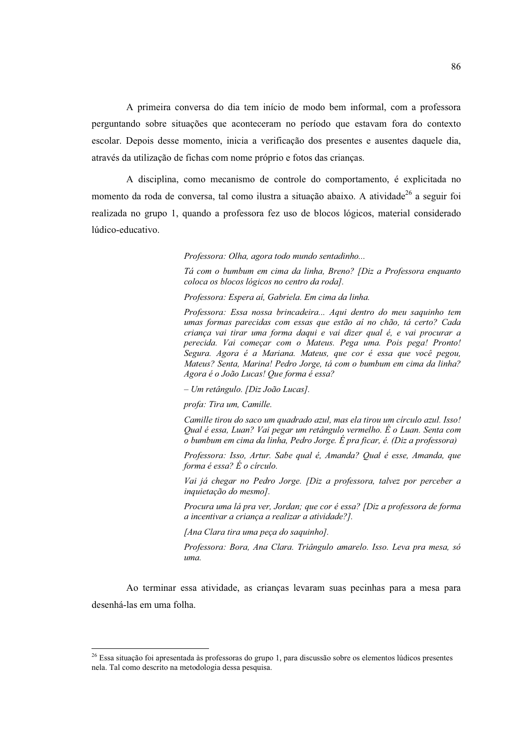A primeira conversa do dia tem início de modo bem informal, com a professora perguntando sobre situações que aconteceram no período que estavam fora do contexto escolar. Depois desse momento, inicia a verificação dos presentes e ausentes daquele dia, através da utilização de fichas com nome próprio e fotos das crianças.

A disciplina, como mecanismo de controle do comportamento, é explicitada no momento da roda de conversa, tal como ilustra a situação abaixo. A atividade[26] a seguir foi realizada no grupo 1, quando a professora fez uso de blocos lógicos, material considerado lúdico-educativo.

> *Professora: Olha, agora todo mundo sentadinho...*
>
> *Tá com o bumbum em cima da linha, Breno? [Diz a Professora enquanto coloca os blocos lógicos no centro da roda].*
>
> *Professora: Espera aí, Gabriela. Em cima da linha.*
>
> *Professora: Essa nossa brincadeira... Aqui dentro do meu saquinho tem umas formas parecidas com essas que estão aí no chão, tá certo? Cada criança vai tirar uma forma daqui e vai dizer qual é, e vai procurar a perecida. Vai começar com o Mateus. Pega uma. Pois pega! Pronto! Segura. Agora é a Mariana. Mateus, que cor é essa que você pegou, Mateus? Senta, Marina! Pedro Jorge, tá com o bumbum em cima da linha? Agora é o João Lucas! Que forma é essa?*
>
> *– Um retângulo. [Diz João Lucas].*
>
> *profa: Tira um, Camille.*
>
> *Camille tirou do saco um quadrado azul, mas ela tirou um círculo azul. Isso! Qual é essa, Luan? Vai pegar um retângulo vermelho. É o Luan. Senta com o bumbum em cima da linha, Pedro Jorge. É pra ficar, é. (Diz a professora)*
>
> *Professora: Isso, Artur. Sabe qual é, Amanda? Qual é esse, Amanda, que forma é essa? É o círculo.*
>
> *Vai já chegar no Pedro Jorge. [Diz a professora, talvez por perceber a inquietação do mesmo].*
>
> *Procura uma lá pra ver, Jordan; que cor é essa? [Diz a professora de forma a incentivar a criança a realizar a atividade?].*
>
> *[Ana Clara tira uma peça do saquinho].*
>
> *Professora: Bora, Ana Clara. Triângulo amarelo. Isso. Leva pra mesa, só uma.*

Ao terminar essa atividade, as crianças levaram suas pecinhas para a mesa para desenhá-las em uma folha.

---

[26] Essa situação foi apresentada às professoras do grupo 1, para discussão sobre os elementos lúdicos presentes nela. Tal como descrito na metodologia dessa pesquisa.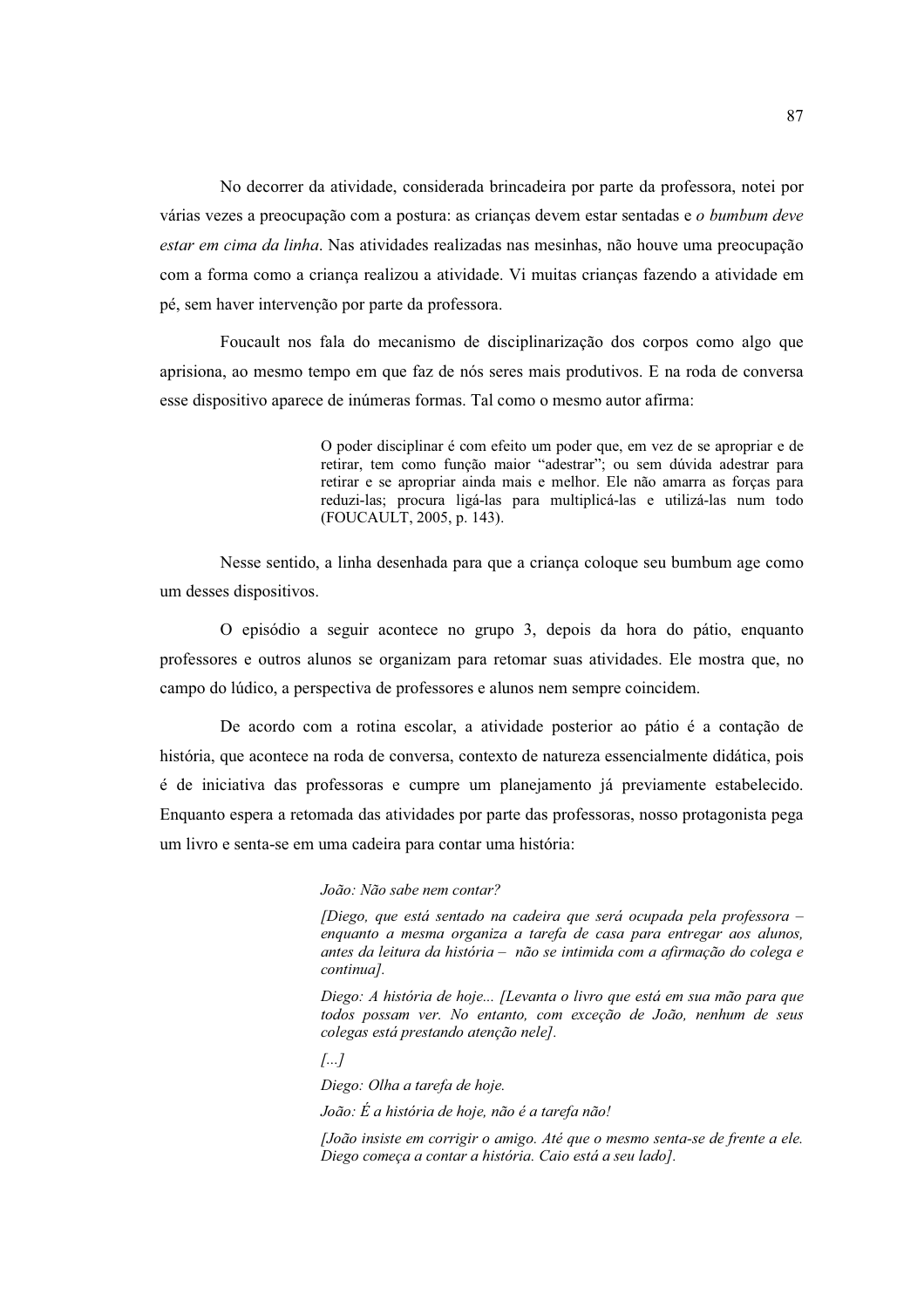No decorrer da atividade, considerada brincadeira por parte da professora, notei por várias vezes a preocupação com a postura: as crianças devem estar sentadas e *o bumbum deve estar em cima da linha*. Nas atividades realizadas nas mesinhas, não houve uma preocupação com a forma como a criança realizou a atividade. Vi muitas crianças fazendo a atividade em pé, sem haver intervenção por parte da professora.

Foucault nos fala do mecanismo de disciplinarização dos corpos como algo que aprisiona, ao mesmo tempo em que faz de nós seres mais produtivos. E na roda de conversa esse dispositivo aparece de inúmeras formas. Tal como o mesmo autor afirma:

> O poder disciplinar é com efeito um poder que, em vez de se apropriar e de retirar, tem como função maior "adestrar"; ou sem dúvida adestrar para retirar e se apropriar ainda mais e melhor. Ele não amarra as forças para reduzi-las; procura ligá-las para multiplicá-las e utilizá-las num todo (FOUCAULT, 2005, p. 143).

Nesse sentido, a linha desenhada para que a criança coloque seu bumbum age como um desses dispositivos.

O episódio a seguir acontece no grupo 3, depois da hora do pátio, enquanto professores e outros alunos se organizam para retomar suas atividades. Ele mostra que, no campo do lúdico, a perspectiva de professores e alunos nem sempre coincidem.

De acordo com a rotina escolar, a atividade posterior ao pátio é a contação de história, que acontece na roda de conversa, contexto de natureza essencialmente didática, pois é de iniciativa das professoras e cumpre um planejamento já previamente estabelecido. Enquanto espera a retomada das atividades por parte das professoras, nosso protagonista pega um livro e senta-se em uma cadeira para contar uma história:

> *João: Não sabe nem contar?*
>
> *[Diego, que está sentado na cadeira que será ocupada pela professora – enquanto a mesma organiza a tarefa de casa para entregar aos alunos, antes da leitura da história – não se intimida com a afirmação do colega e continua].*
>
> *Diego: A história de hoje... [Levanta o livro que está em sua mão para que todos possam ver. No entanto, com exceção de João, nenhum de seus colegas está prestando atenção nele].*
>
> *[...]*
>
> *Diego: Olha a tarefa de hoje.*
>
> *João: É a história de hoje, não é a tarefa não!*
>
> *[João insiste em corrigir o amigo. Até que o mesmo senta-se de frente a ele. Diego começa a contar a história. Caio está a seu lado].*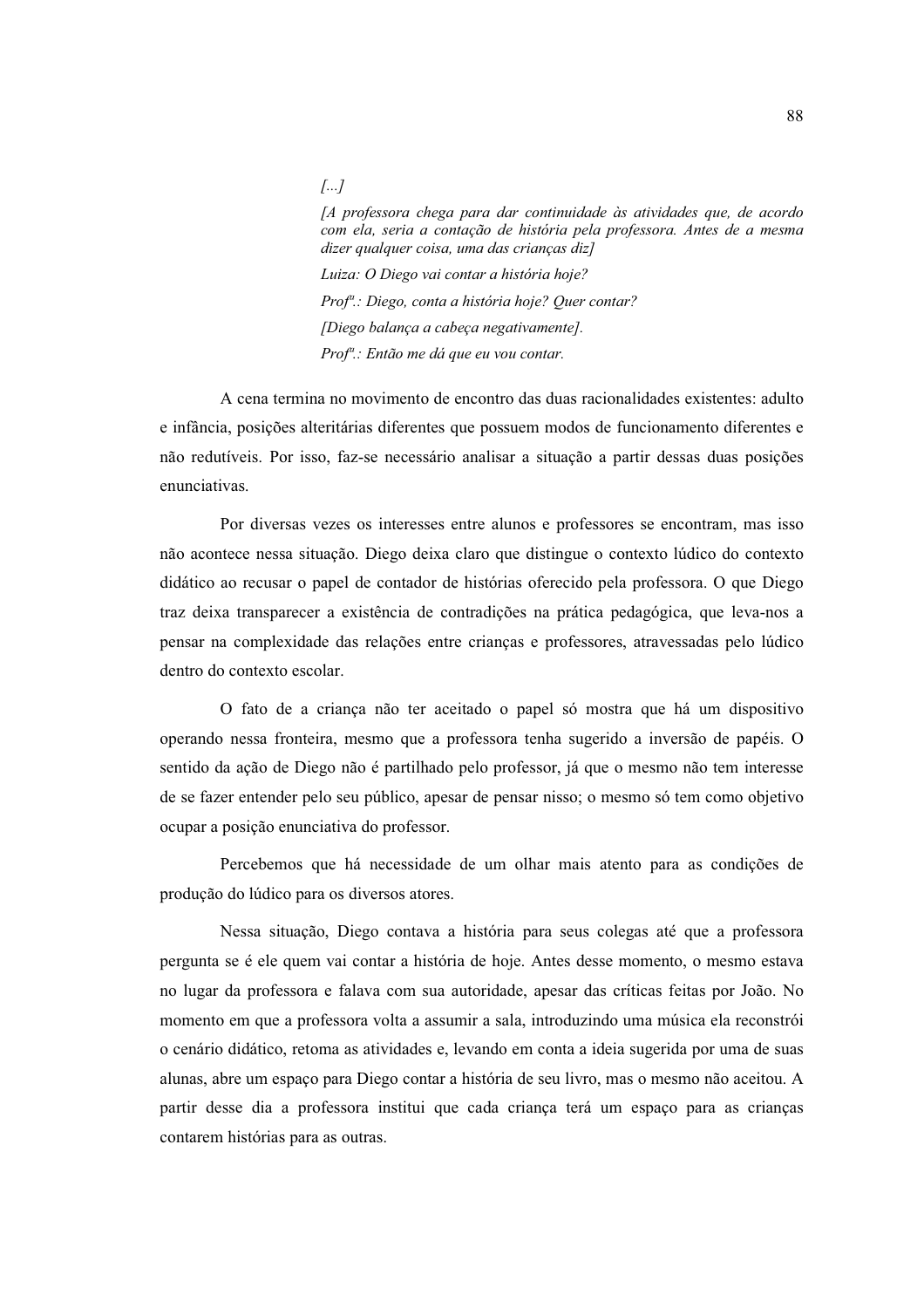> *[...]*
>
> *[A professora chega para dar continuidade às atividades que, de acordo com ela, seria a contação de história pela professora. Antes de a mesma dizer qualquer coisa, uma das crianças diz]*
>
> *Luiza: O Diego vai contar a história hoje?*
>
> *Profª.: Diego, conta a história hoje? Quer contar?*
>
> *[Diego balança a cabeça negativamente].*
>
> *Profª.: Então me dá que eu vou contar.*

A cena termina no movimento de encontro das duas racionalidades existentes: adulto e infância, posições alteritárias diferentes que possuem modos de funcionamento diferentes e não redutíveis. Por isso, faz-se necessário analisar a situação a partir dessas duas posições enunciativas.

Por diversas vezes os interesses entre alunos e professores se encontram, mas isso não acontece nessa situação. Diego deixa claro que distingue o contexto lúdico do contexto didático ao recusar o papel de contador de histórias oferecido pela professora. O que Diego traz deixa transparecer a existência de contradições na prática pedagógica, que leva-nos a pensar na complexidade das relações entre crianças e professores, atravessadas pelo lúdico dentro do contexto escolar.

O fato de a criança não ter aceitado o papel só mostra que há um dispositivo operando nessa fronteira, mesmo que a professora tenha sugerido a inversão de papéis. O sentido da ação de Diego não é partilhado pelo professor, já que o mesmo não tem interesse de se fazer entender pelo seu público, apesar de pensar nisso; o mesmo só tem como objetivo ocupar a posição enunciativa do professor.

Percebemos que há necessidade de um olhar mais atento para as condições de produção do lúdico para os diversos atores.

Nessa situação, Diego contava a história para seus colegas até que a professora pergunta se é ele quem vai contar a história de hoje. Antes desse momento, o mesmo estava no lugar da professora e falava com sua autoridade, apesar das críticas feitas por João. No momento em que a professora volta a assumir a sala, introduzindo uma música ela reconstrói o cenário didático, retoma as atividades e, levando em conta a ideia sugerida por uma de suas alunas, abre um espaço para Diego contar a história de seu livro, mas o mesmo não aceitou. A partir desse dia a professora institui que cada criança terá um espaço para as crianças contarem histórias para as outras.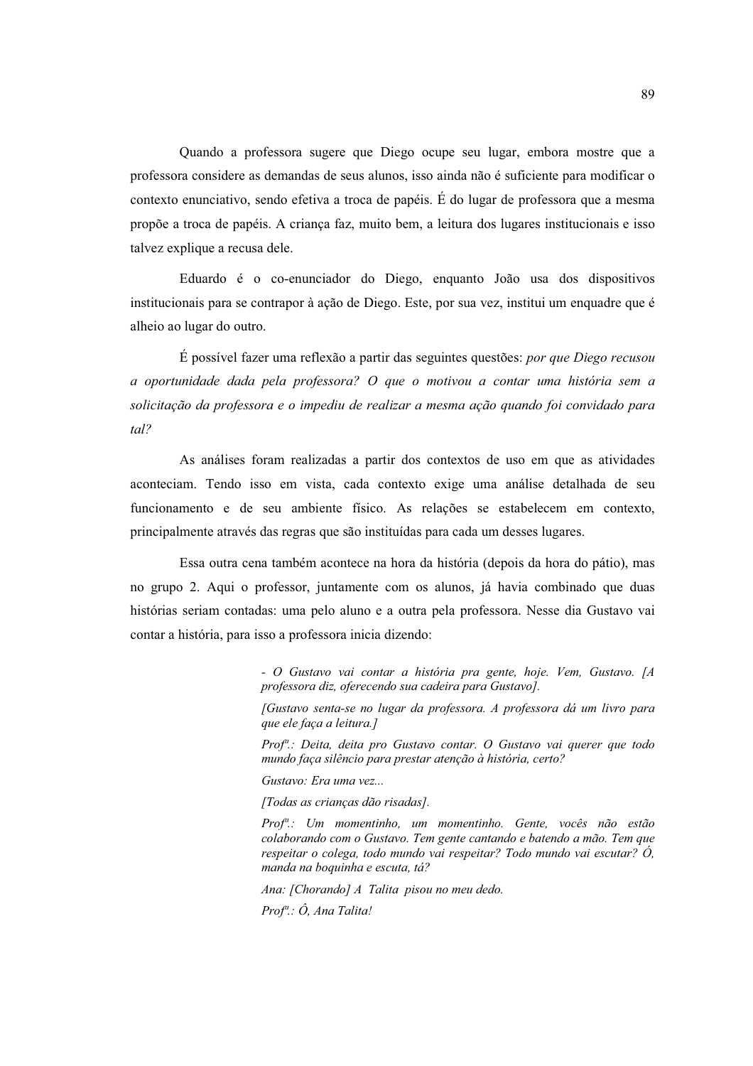Quando a professora sugere que Diego ocupe seu lugar, embora mostre que a professora considere as demandas de seus alunos, isso ainda não é suficiente para modificar o contexto enunciativo, sendo efetiva a troca de papéis. É do lugar de professora que a mesma propõe a troca de papéis. A criança faz, muito bem, a leitura dos lugares institucionais e isso talvez explique a recusa dele.

Eduardo é o co-enunciador do Diego, enquanto João usa dos dispositivos institucionais para se contrapor à ação de Diego. Este, por sua vez, institui um enquadre que é alheio ao lugar do outro.

É possível fazer uma reflexão a partir das seguintes questões: *por que Diego recusou a oportunidade dada pela professora? O que o motivou a contar uma história sem a solicitação da professora e o impediu de realizar a mesma ação quando foi convidado para tal?*

As análises foram realizadas a partir dos contextos de uso em que as atividades aconteciam. Tendo isso em vista, cada contexto exige uma análise detalhada de seu funcionamento e de seu ambiente físico. As relações se estabelecem em contexto, principalmente através das regras que são instituídas para cada um desses lugares.

Essa outra cena também acontece na hora da história (depois da hora do pátio), mas no grupo 2. Aqui o professor, juntamente com os alunos, já havia combinado que duas histórias seriam contadas: uma pelo aluno e a outra pela professora. Nesse dia Gustavo vai contar a história, para isso a professora inicia dizendo:

> *- O Gustavo vai contar a história pra gente, hoje. Vem, Gustavo. [A professora diz, oferecendo sua cadeira para Gustavo].*
>
> *[Gustavo senta-se no lugar da professora. A professora dá um livro para que ele faça a leitura.]*
>
> *Profª.: Deita, deita pro Gustavo contar. O Gustavo vai querer que todo mundo faça silêncio para prestar atenção à história, certo?*
>
> *Gustavo: Era uma vez...*
>
> *[Todas as crianças dão risadas].*
>
> *Profª.: Um momentinho, um momentinho. Gente, vocês não estão colaborando com o Gustavo. Tem gente cantando e batendo a mão. Tem que respeitar o colega, todo mundo vai respeitar? Todo mundo vai escutar? Ó, manda na boquinha e escuta, tá?*
>
> *Ana: [Chorando] A Talita pisou no meu dedo.*
>
> *Profª.: Ô, Ana Talita!*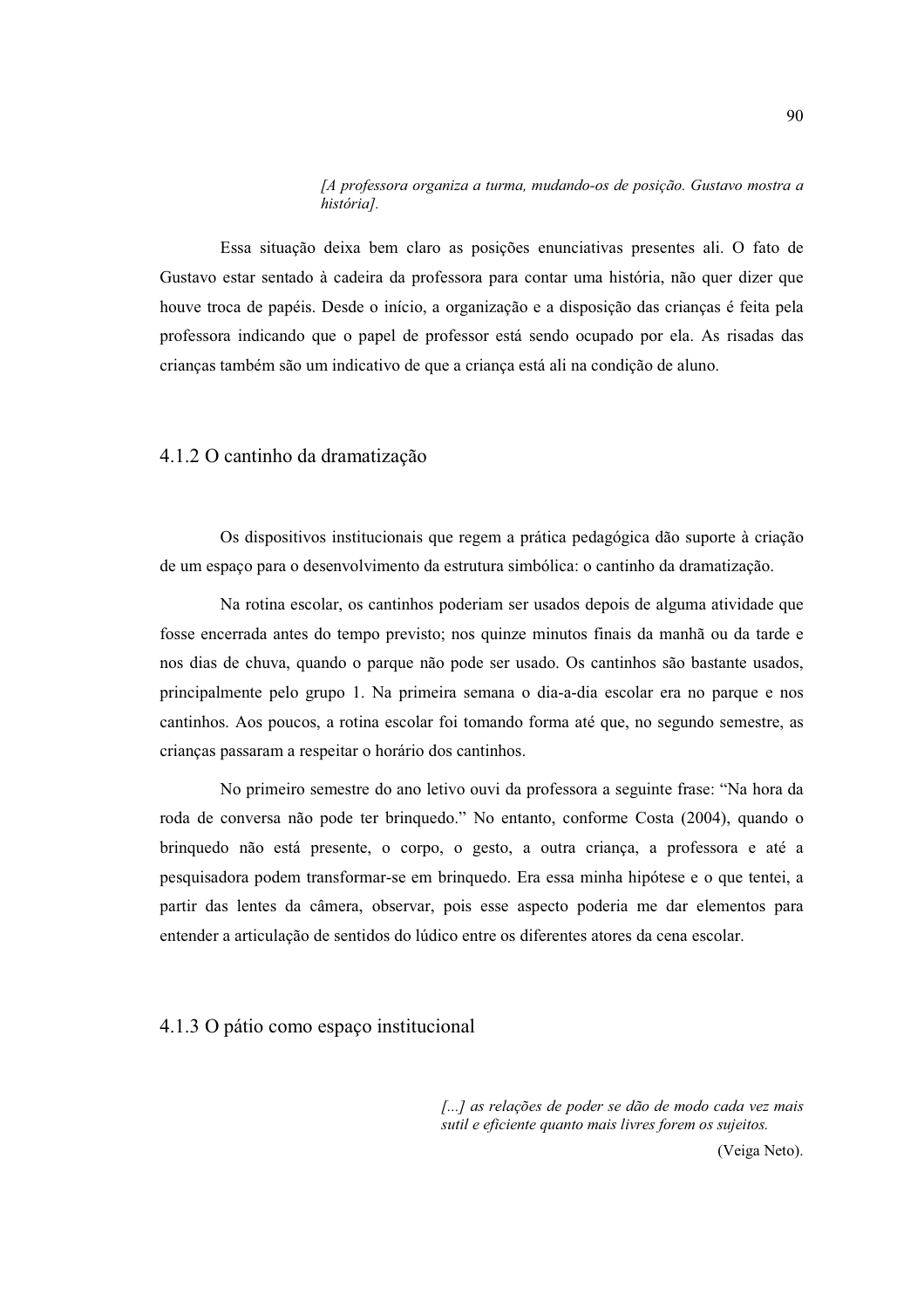> *[A professora organiza a turma, mudando-os de posição. Gustavo mostra a história].*

Essa situação deixa bem claro as posições enunciativas presentes ali. O fato de Gustavo estar sentado à cadeira da professora para contar uma história, não quer dizer que houve troca de papéis. Desde o início, a organização e a disposição das crianças é feita pela professora indicando que o papel de professor está sendo ocupado por ela. As risadas das crianças também são um indicativo de que a criança está ali na condição de aluno.

### 4.1.2 O cantinho da dramatização

Os dispositivos institucionais que regem a prática pedagógica dão suporte à criação de um espaço para o desenvolvimento da estrutura simbólica: o cantinho da dramatização.

Na rotina escolar, os cantinhos poderiam ser usados depois de alguma atividade que fosse encerrada antes do tempo previsto; nos quinze minutos finais da manhã ou da tarde e nos dias de chuva, quando o parque não pode ser usado. Os cantinhos são bastante usados, principalmente pelo grupo 1. Na primeira semana o dia-a-dia escolar era no parque e nos cantinhos. Aos poucos, a rotina escolar foi tomando forma até que, no segundo semestre, as crianças passaram a respeitar o horário dos cantinhos.

No primeiro semestre do ano letivo ouvi da professora a seguinte frase: "Na hora da roda de conversa não pode ter brinquedo." No entanto, conforme Costa (2004), quando o brinquedo não está presente, o corpo, o gesto, a outra criança, a professora e até a pesquisadora podem transformar-se em brinquedo. Era essa minha hipótese e o que tentei, a partir das lentes da câmera, observar, pois esse aspecto poderia me dar elementos para entender a articulação de sentidos do lúdico entre os diferentes atores da cena escolar.

### 4.1.3 O pátio como espaço institucional

> *[...] as relações de poder se dão de modo cada vez mais sutil e eficiente quanto mais livres forem os sujeitos.*
>
> (Veiga Neto).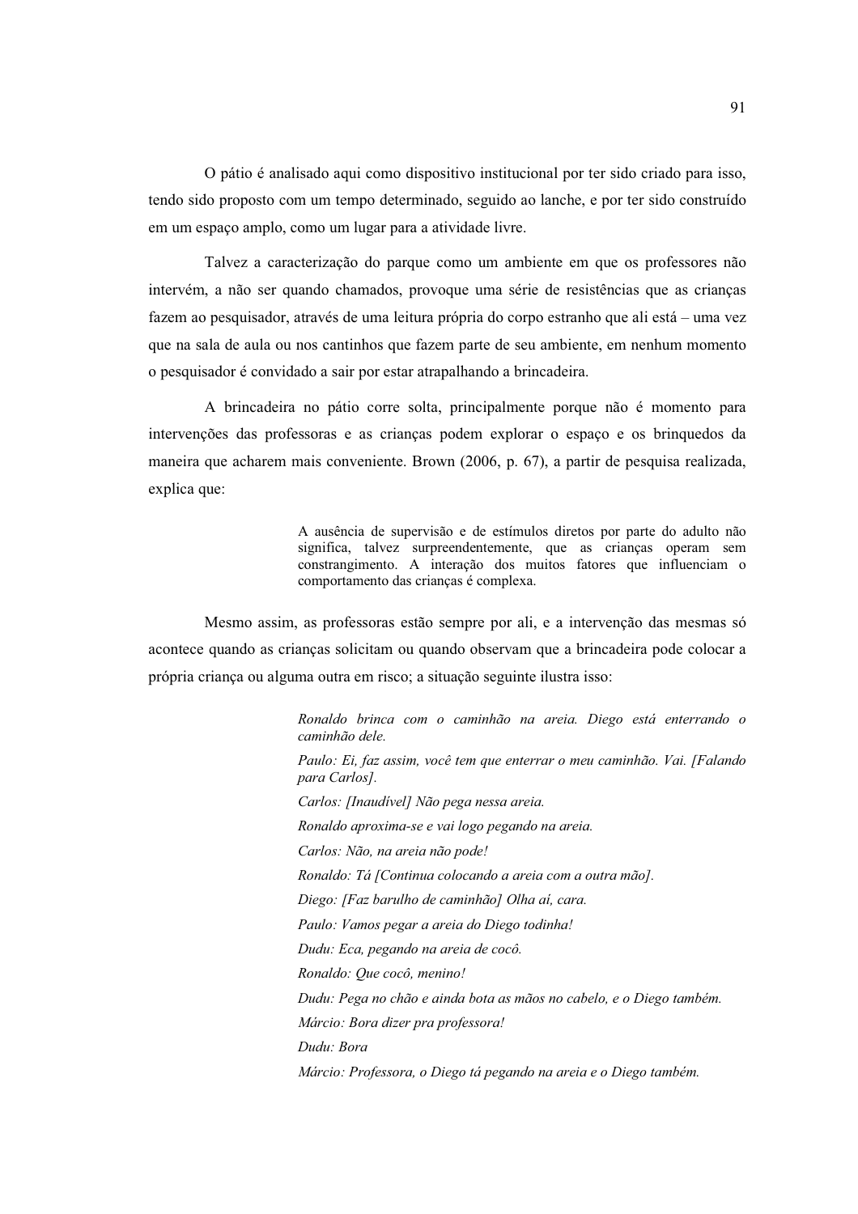O pátio é analisado aqui como dispositivo institucional por ter sido criado para isso, tendo sido proposto com um tempo determinado, seguido ao lanche, e por ter sido construído em um espaço amplo, como um lugar para a atividade livre.

Talvez a caracterização do parque como um ambiente em que os professores não intervém, a não ser quando chamados, provoque uma série de resistências que as crianças fazem ao pesquisador, através de uma leitura própria do corpo estranho que ali está – uma vez que na sala de aula ou nos cantinhos que fazem parte de seu ambiente, em nenhum momento o pesquisador é convidado a sair por estar atrapalhando a brincadeira.

A brincadeira no pátio corre solta, principalmente porque não é momento para intervenções das professoras e as crianças podem explorar o espaço e os brinquedos da maneira que acharem mais conveniente. Brown (2006, p. 67), a partir de pesquisa realizada, explica que:

> A ausência de supervisão e de estímulos diretos por parte do adulto não significa, talvez surpreendentemente, que as crianças operam sem constrangimento. A interação dos muitos fatores que influenciam o comportamento das crianças é complexa.

Mesmo assim, as professoras estão sempre por ali, e a intervenção das mesmas só acontece quando as crianças solicitam ou quando observam que a brincadeira pode colocar a própria criança ou alguma outra em risco; a situação seguinte ilustra isso:

> *Ronaldo brinca com o caminhão na areia. Diego está enterrando o caminhão dele.*
>
> *Paulo: Ei, faz assim, você tem que enterrar o meu caminhão. Vai. [Falando para Carlos].*
>
> *Carlos: [Inaudível] Não pega nessa areia.*
>
> *Ronaldo aproxima-se e vai logo pegando na areia.*
>
> *Carlos: Não, na areia não pode!*
>
> *Ronaldo: Tá [Continua colocando a areia com a outra mão].*
>
> *Diego: [Faz barulho de caminhão] Olha aí, cara.*
>
> *Paulo: Vamos pegar a areia do Diego todinha!*
>
> *Dudu: Eca, pegando na areia de cocô.*
>
> *Ronaldo: Que cocô, menino!*
>
> *Dudu: Pega no chão e ainda bota as mãos no cabelo, e o Diego também.*
>
> *Márcio: Bora dizer pra professora!*
>
> *Dudu: Bora*
>
> *Márcio: Professora, o Diego tá pegando na areia e o Diego também.*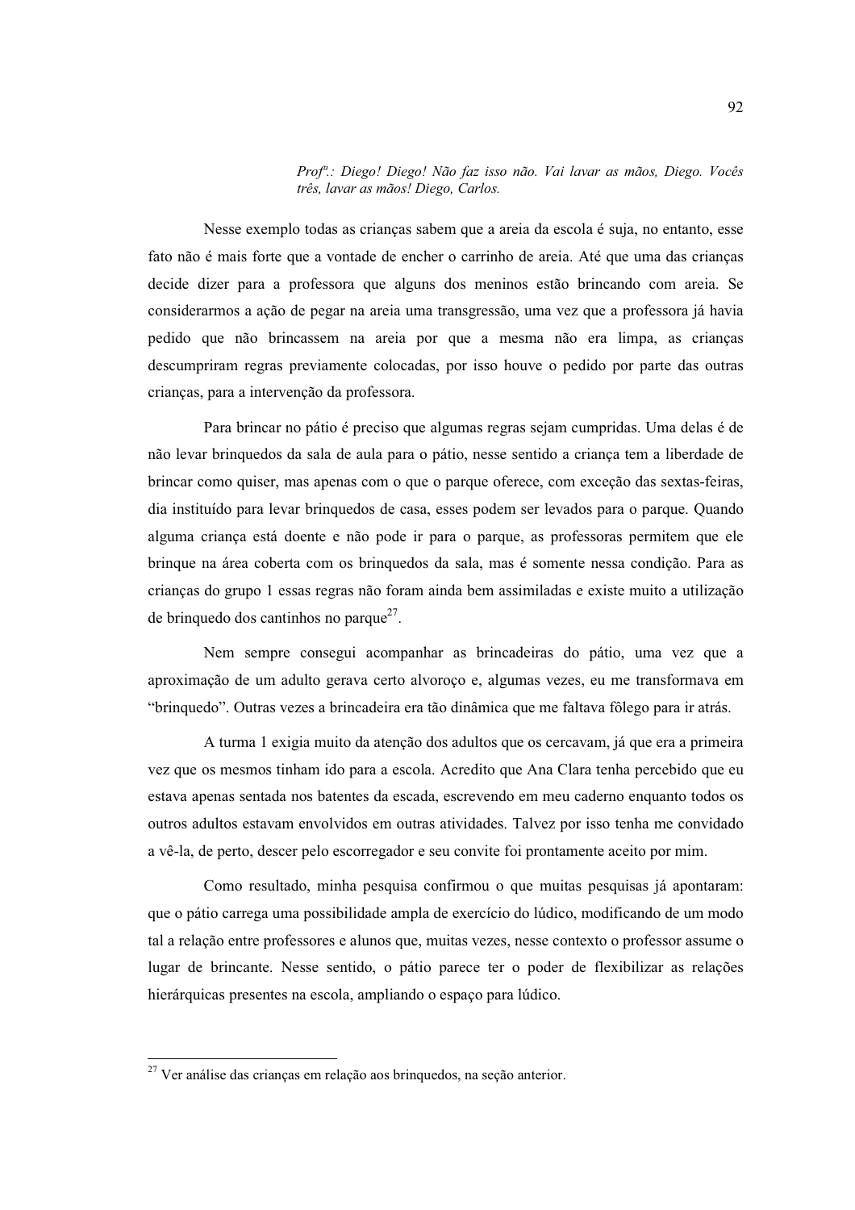> *Profª.: Diego! Diego! Não faz isso não. Vai lavar as mãos, Diego. Vocês três, lavar as mãos! Diego, Carlos.*

Nesse exemplo todas as crianças sabem que a areia da escola é suja, no entanto, esse fato não é mais forte que a vontade de encher o carrinho de areia. Até que uma das crianças decide dizer para a professora que alguns dos meninos estão brincando com areia. Se considerarmos a ação de pegar na areia uma transgressão, uma vez que a professora já havia pedido que não brincassem na areia por que a mesma não era limpa, as crianças descumpriram regras previamente colocadas, por isso houve o pedido por parte das outras crianças, para a intervenção da professora.

Para brincar no pátio é preciso que algumas regras sejam cumpridas. Uma delas é de não levar brinquedos da sala de aula para o pátio, nesse sentido a criança tem a liberdade de brincar como quiser, mas apenas com o que o parque oferece, com exceção das sextas-feiras, dia instituído para levar brinquedos de casa, esses podem ser levados para o parque. Quando alguma criança está doente e não pode ir para o parque, as professoras permitem que ele brinque na área coberta com os brinquedos da sala, mas é somente nessa condição. Para as crianças do grupo 1 essas regras não foram ainda bem assimiladas e existe muito a utilização de brinquedo dos cantinhos no parque[27].

Nem sempre consegui acompanhar as brincadeiras do pátio, uma vez que a aproximação de um adulto gerava certo alvoroço e, algumas vezes, eu me transformava em "brinquedo". Outras vezes a brincadeira era tão dinâmica que me faltava fôlego para ir atrás.

A turma 1 exigia muito da atenção dos adultos que os cercavam, já que era a primeira vez que os mesmos tinham ido para a escola. Acredito que Ana Clara tenha percebido que eu estava apenas sentada nos batentes da escada, escrevendo em meu caderno enquanto todos os outros adultos estavam envolvidos em outras atividades. Talvez por isso tenha me convidado a vê-la, de perto, descer pelo escorregador e seu convite foi prontamente aceito por mim.

Como resultado, minha pesquisa confirmou o que muitas pesquisas já apontaram: que o pátio carrega uma possibilidade ampla de exercício do lúdico, modificando de um modo tal a relação entre professores e alunos que, muitas vezes, nesse contexto o professor assume o lugar de brincante. Nesse sentido, o pátio parece ter o poder de flexibilizar as relações hierárquicas presentes na escola, ampliando o espaço para lúdico.

---

[27] Ver análise das crianças em relação aos brinquedos, na seção anterior.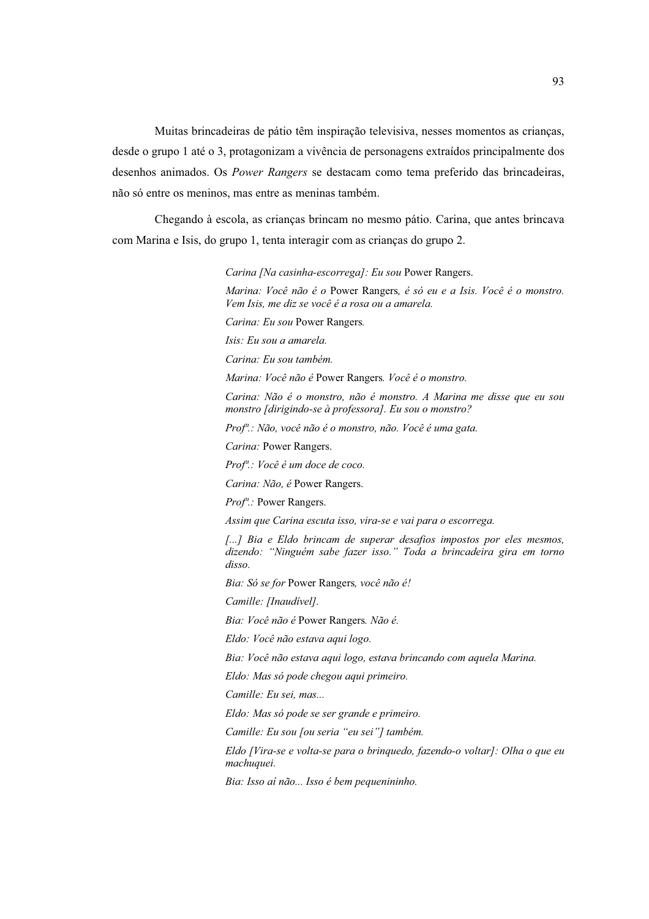Muitas brincadeiras de pátio têm inspiração televisiva, nesses momentos as crianças, desde o grupo 1 até o 3, protagonizam a vivência de personagens extraídos principalmente dos desenhos animados. Os *Power Rangers* se destacam como tema preferido das brincadeiras, não só entre os meninos, mas entre as meninas também.

Chegando à escola, as crianças brincam no mesmo pátio. Carina, que antes brincava com Marina e Isis, do grupo 1, tenta interagir com as crianças do grupo 2.

> *Carina [Na casinha-escorrega]: Eu sou* Power Rangers.
>
> *Marina: Você não é o* Power Rangers*, é só eu e a Isis. Você é o monstro. Vem Isis, me diz se você é a rosa ou a amarela.*
>
> *Carina: Eu sou* Power Rangers*.*
>
> *Isis: Eu sou a amarela.*
>
> *Carina: Eu sou também.*
>
> *Marina: Você não é* Power Rangers*. Você é o monstro.*
>
> *Carina: Não é o monstro, não é monstro. A Marina me disse que eu sou monstro [dirigindo-se à professora]. Eu sou o monstro?*
>
> *Profª.: Não, você não é o monstro, não. Você é uma gata.*
>
> *Carina:* Power Rangers.
>
> *Profª.: Você é um doce de coco.*
>
> *Carina: Não, é* Power Rangers.
>
> *Profª.:* Power Rangers.
>
> *Assim que Carina escuta isso, vira-se e vai para o escorrega.*
>
> *[...] Bia e Eldo brincam de superar desafios impostos por eles mesmos, dizendo: "Ninguém sabe fazer isso." Toda a brincadeira gira em torno disso.*
>
> *Bia: Só se for* Power Rangers*, você não é!*
>
> *Camille: [Inaudível].*
>
> *Bia: Você não é* Power Rangers*. Não é.*
>
> *Eldo: Você não estava aqui logo.*
>
> *Bia: Você não estava aqui logo, estava brincando com aquela Marina.*
>
> *Eldo: Mas só pode chegou aqui primeiro.*
>
> *Camille: Eu sei, mas...*
>
> *Eldo: Mas só pode se ser grande e primeiro.*
>
> *Camille: Eu sou [ou seria "eu sei"] também.*
>
> *Eldo [Vira-se e volta-se para o brinquedo, fazendo-o voltar]: Olha o que eu machuquei.*
>
> *Bia: Isso aí não... Isso é bem pequenininho.*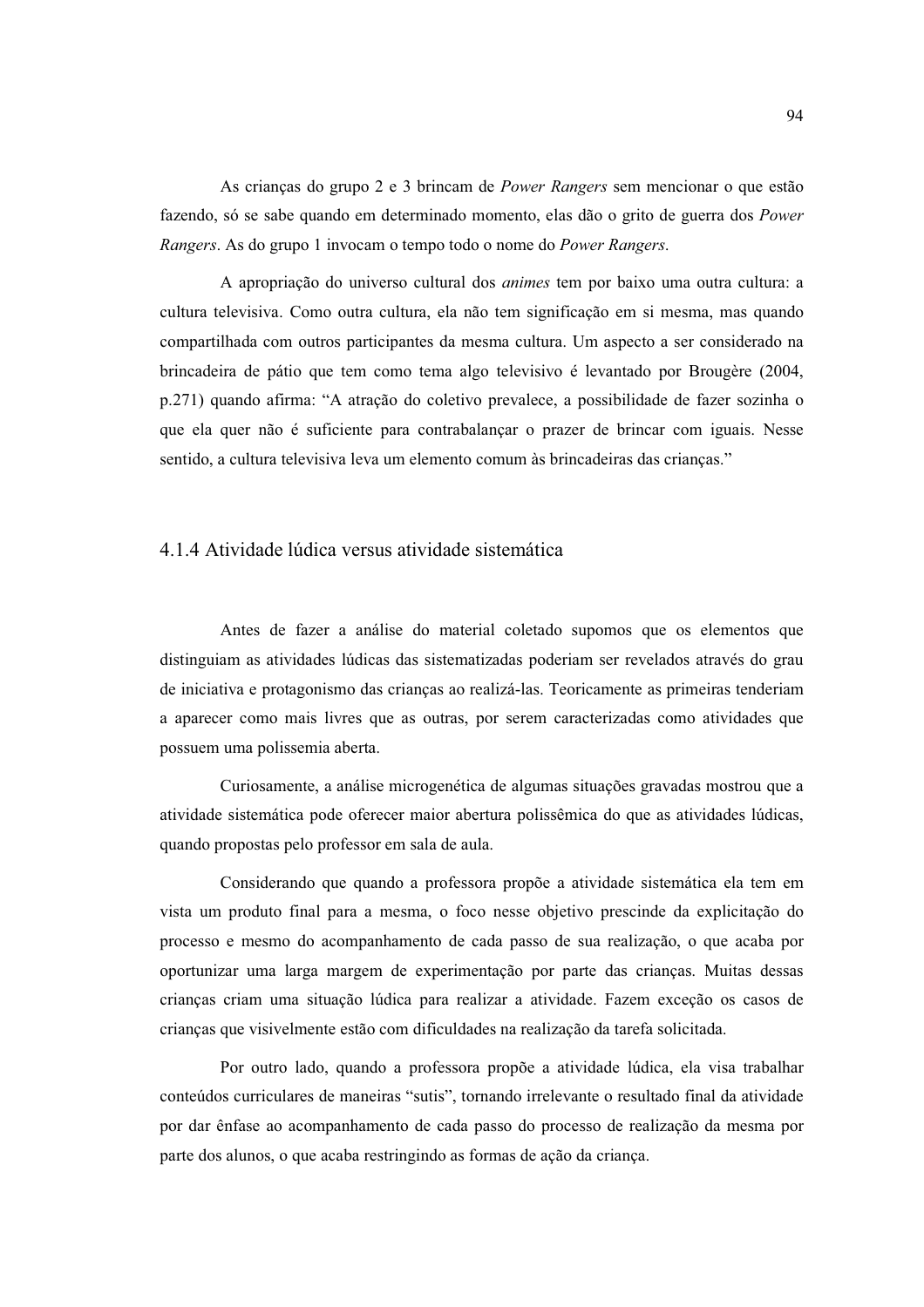As crianças do grupo 2 e 3 brincam de *Power Rangers* sem mencionar o que estão fazendo, só se sabe quando em determinado momento, elas dão o grito de guerra dos *Power Rangers*. As do grupo 1 invocam o tempo todo o nome do *Power Rangers*.

A apropriação do universo cultural dos *animes* tem por baixo uma outra cultura: a cultura televisiva. Como outra cultura, ela não tem significação em si mesma, mas quando compartilhada com outros participantes da mesma cultura. Um aspecto a ser considerado na brincadeira de pátio que tem como tema algo televisivo é levantado por Brougère (2004, p.271) quando afirma: "A atração do coletivo prevalece, a possibilidade de fazer sozinha o que ela quer não é suficiente para contrabalançar o prazer de brincar com iguais. Nesse sentido, a cultura televisiva leva um elemento comum às brincadeiras das crianças."

### 4.1.4 Atividade lúdica versus atividade sistemática

Antes de fazer a análise do material coletado supomos que os elementos que distinguiam as atividades lúdicas das sistematizadas poderiam ser revelados através do grau de iniciativa e protagonismo das crianças ao realizá-las. Teoricamente as primeiras tenderiam a aparecer como mais livres que as outras, por serem caracterizadas como atividades que possuem uma polissemia aberta.

Curiosamente, a análise microgenética de algumas situações gravadas mostrou que a atividade sistemática pode oferecer maior abertura polissêmica do que as atividades lúdicas, quando propostas pelo professor em sala de aula.

Considerando que quando a professora propõe a atividade sistemática ela tem em vista um produto final para a mesma, o foco nesse objetivo prescinde da explicitação do processo e mesmo do acompanhamento de cada passo de sua realização, o que acaba por oportunizar uma larga margem de experimentação por parte das crianças. Muitas dessas crianças criam uma situação lúdica para realizar a atividade. Fazem exceção os casos de crianças que visivelmente estão com dificuldades na realização da tarefa solicitada.

Por outro lado, quando a professora propõe a atividade lúdica, ela visa trabalhar conteúdos curriculares de maneiras "sutis", tornando irrelevante o resultado final da atividade por dar ênfase ao acompanhamento de cada passo do processo de realização da mesma por parte dos alunos, o que acaba restringindo as formas de ação da criança.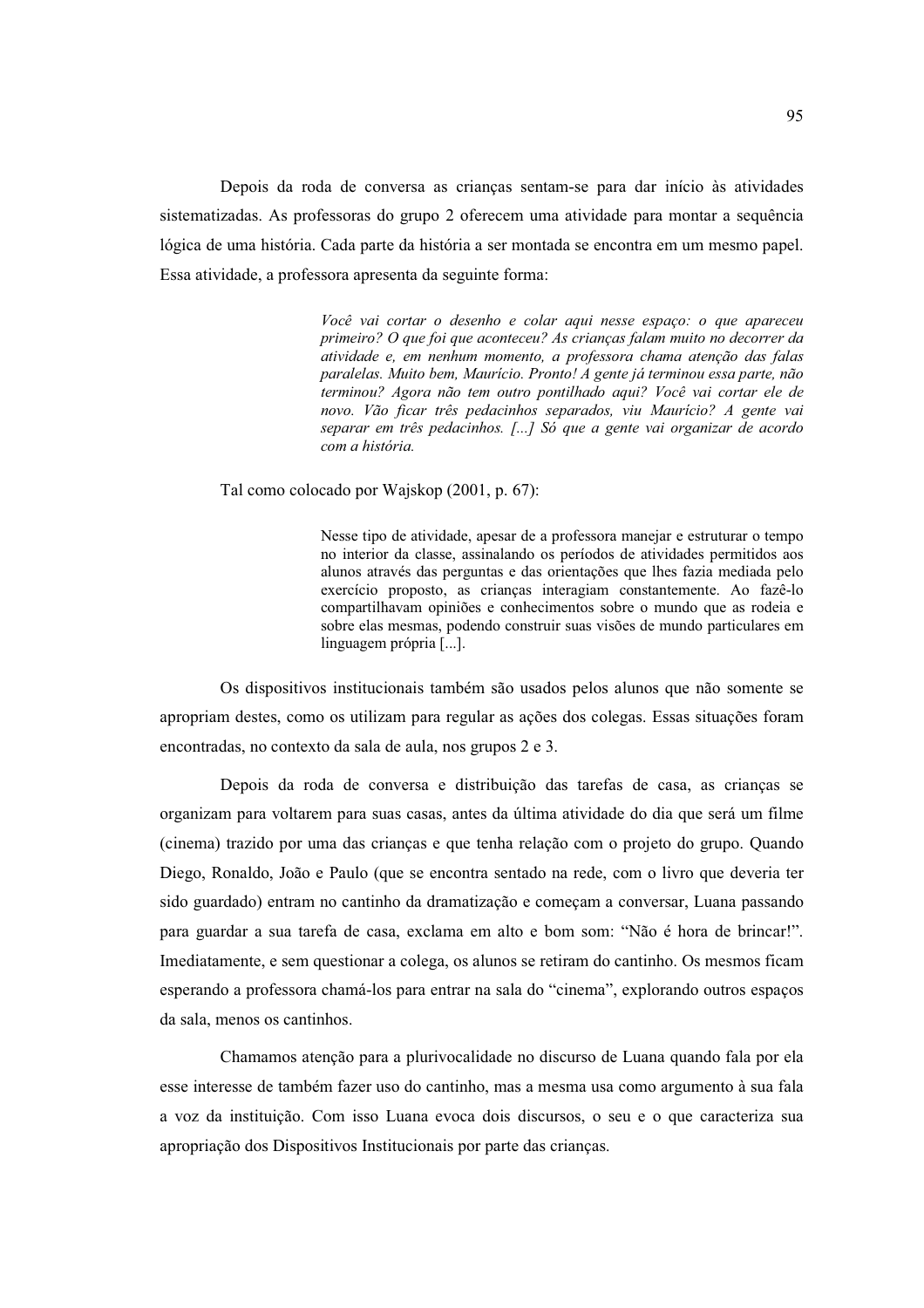Depois da roda de conversa as crianças sentam-se para dar início às atividades sistematizadas. As professoras do grupo 2 oferecem uma atividade para montar a sequência lógica de uma história. Cada parte da história a ser montada se encontra em um mesmo papel. Essa atividade, a professora apresenta da seguinte forma:

> *Você vai cortar o desenho e colar aqui nesse espaço: o que apareceu primeiro? O que foi que aconteceu? As crianças falam muito no decorrer da atividade e, em nenhum momento, a professora chama atenção das falas paralelas. Muito bem, Maurício. Pronto! A gente já terminou essa parte, não terminou? Agora não tem outro pontilhado aqui? Você vai cortar ele de novo. Vão ficar três pedacinhos separados, viu Maurício? A gente vai separar em três pedacinhos. [...] Só que a gente vai organizar de acordo com a história.*

Tal como colocado por Wajskop (2001, p. 67):

> Nesse tipo de atividade, apesar de a professora manejar e estruturar o tempo no interior da classe, assinalando os períodos de atividades permitidos aos alunos através das perguntas e das orientações que lhes fazia mediada pelo exercício proposto, as crianças interagiam constantemente. Ao fazê-lo compartilhavam opiniões e conhecimentos sobre o mundo que as rodeia e sobre elas mesmas, podendo construir suas visões de mundo particulares em linguagem própria [...].

Os dispositivos institucionais também são usados pelos alunos que não somente se apropriam destes, como os utilizam para regular as ações dos colegas. Essas situações foram encontradas, no contexto da sala de aula, nos grupos 2 e 3.

Depois da roda de conversa e distribuição das tarefas de casa, as crianças se organizam para voltarem para suas casas, antes da última atividade do dia que será um filme (cinema) trazido por uma das crianças e que tenha relação com o projeto do grupo. Quando Diego, Ronaldo, João e Paulo (que se encontra sentado na rede, com o livro que deveria ter sido guardado) entram no cantinho da dramatização e começam a conversar, Luana passando para guardar a sua tarefa de casa, exclama em alto e bom som: "Não é hora de brincar!". Imediatamente, e sem questionar a colega, os alunos se retiram do cantinho. Os mesmos ficam esperando a professora chamá-los para entrar na sala do "cinema", explorando outros espaços da sala, menos os cantinhos.

Chamamos atenção para a plurivocalidade no discurso de Luana quando fala por ela esse interesse de também fazer uso do cantinho, mas a mesma usa como argumento à sua fala a voz da instituição. Com isso Luana evoca dois discursos, o seu e o que caracteriza sua apropriação dos Dispositivos Institucionais por parte das crianças.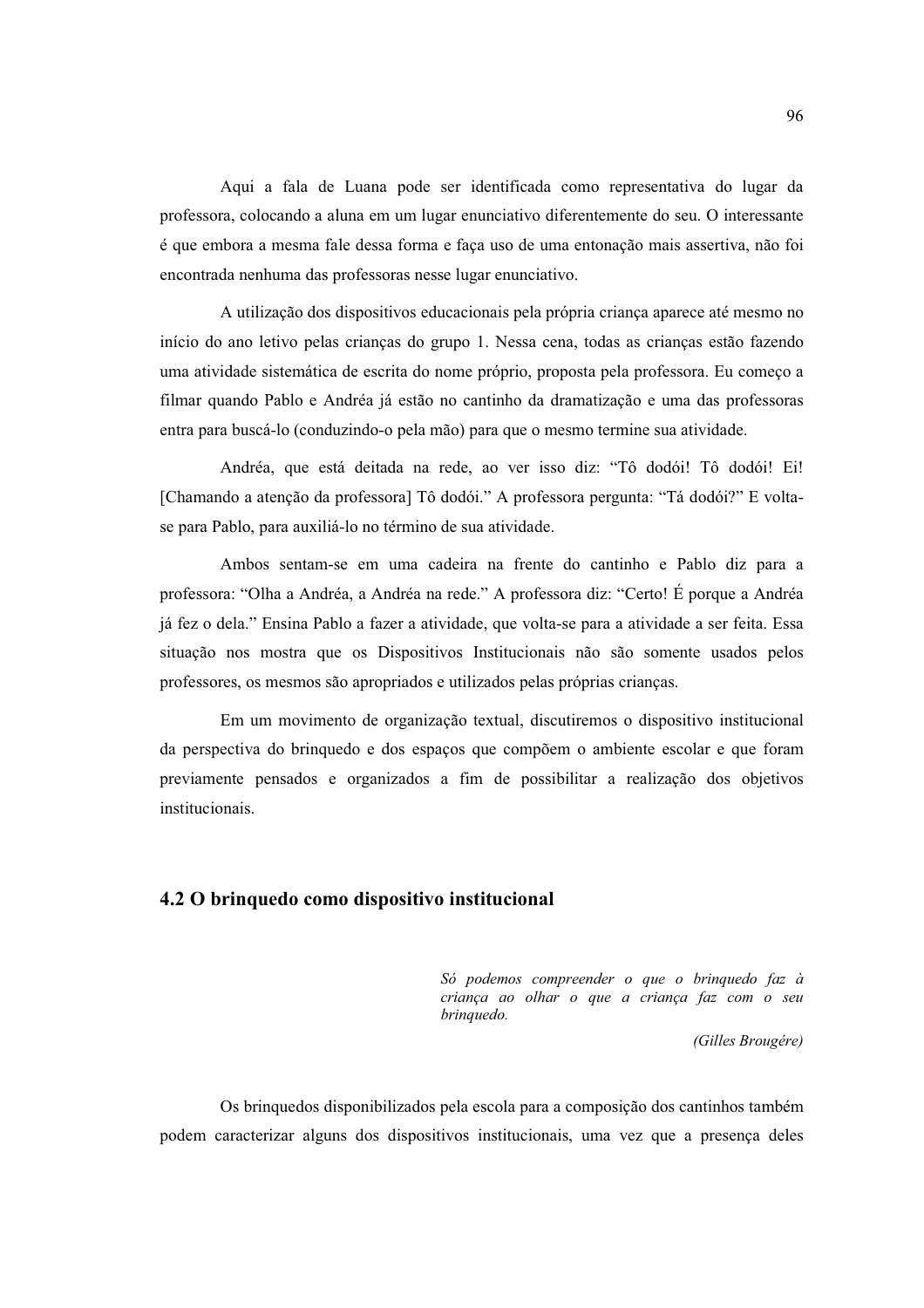Aqui a fala de Luana pode ser identificada como representativa do lugar da professora, colocando a aluna em um lugar enunciativo diferentemente do seu. O interessante é que embora a mesma fale dessa forma e faça uso de uma entonação mais assertiva, não foi encontrada nenhuma das professoras nesse lugar enunciativo.

A utilização dos dispositivos educacionais pela própria criança aparece até mesmo no início do ano letivo pelas crianças do grupo 1. Nessa cena, todas as crianças estão fazendo uma atividade sistemática de escrita do nome próprio, proposta pela professora. Eu começo a filmar quando Pablo e Andréa já estão no cantinho da dramatização e uma das professoras entra para buscá-lo (conduzindo-o pela mão) para que o mesmo termine sua atividade.

Andréa, que está deitada na rede, ao ver isso diz: "Tô dodói! Tô dodói! Ei! [Chamando a atenção da professora] Tô dodói." A professora pergunta: "Tá dodói?" E volta-se para Pablo, para auxiliá-lo no término de sua atividade.

Ambos sentam-se em uma cadeira na frente do cantinho e Pablo diz para a professora: "Olha a Andréa, a Andréa na rede." A professora diz: "Certo! É porque a Andréa já fez o dela." Ensina Pablo a fazer a atividade, que volta-se para a atividade a ser feita. Essa situação nos mostra que os Dispositivos Institucionais não são somente usados pelos professores, os mesmos são apropriados e utilizados pelas próprias crianças.

Em um movimento de organização textual, discutiremos o dispositivo institucional da perspectiva do brinquedo e dos espaços que compõem o ambiente escolar e que foram previamente pensados e organizados a fim de possibilitar a realização dos objetivos institucionais.

## 4.2 O brinquedo como dispositivo institucional

> *Só podemos compreender o que o brinquedo faz à criança ao olhar o que a criança faz com o seu brinquedo.*
>
> *(Gilles Brougére)*

Os brinquedos disponibilizados pela escola para a composição dos cantinhos também podem caracterizar alguns dos dispositivos institucionais, uma vez que a presença deles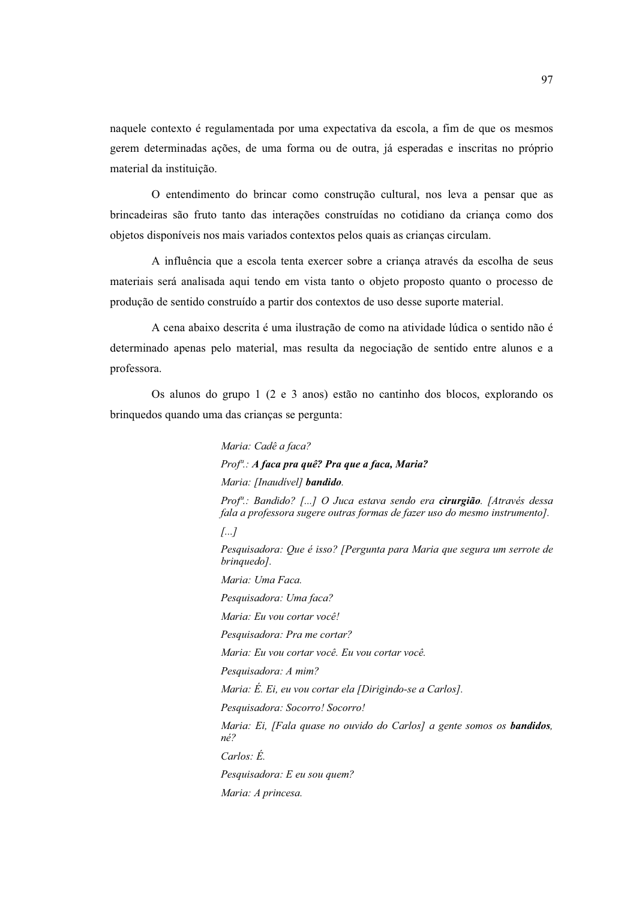naquele contexto é regulamentada por uma expectativa da escola, a fim de que os mesmos gerem determinadas ações, de uma forma ou de outra, já esperadas e inscritas no próprio material da instituição.

O entendimento do brincar como construção cultural, nos leva a pensar que as brincadeiras são fruto tanto das interações construídas no cotidiano da criança como dos objetos disponíveis nos mais variados contextos pelos quais as crianças circulam.

A influência que a escola tenta exercer sobre a criança através da escolha de seus materiais será analisada aqui tendo em vista tanto o objeto proposto quanto o processo de produção de sentido construído a partir dos contextos de uso desse suporte material.

A cena abaixo descrita é uma ilustração de como na atividade lúdica o sentido não é determinado apenas pelo material, mas resulta da negociação de sentido entre alunos e a professora.

Os alunos do grupo 1 (2 e 3 anos) estão no cantinho dos blocos, explorando os brinquedos quando uma das crianças se pergunta:

> *Maria: Cadê a faca?*
>
> *Profª.: **A faca pra quê? Pra que a faca, Maria?***
>
> *Maria: [Inaudível] **bandido**.*
>
> *Profª.: Bandido? [...] O Juca estava sendo era **cirurgião**. [Através dessa fala a professora sugere outras formas de fazer uso do mesmo instrumento].*
>
> *[...]*
>
> *Pesquisadora: Que é isso? [Pergunta para Maria que segura um serrote de brinquedo].*
>
> *Maria: Uma Faca.*
>
> *Pesquisadora: Uma faca?*
>
> *Maria: Eu vou cortar você!*
>
> *Pesquisadora: Pra me cortar?*
>
> *Maria: Eu vou cortar você. Eu vou cortar você.*
>
> *Pesquisadora: A mim?*
>
> *Maria: É. Ei, eu vou cortar ela [Dirigindo-se a Carlos].*
>
> *Pesquisadora: Socorro! Socorro!*
>
> *Maria: Ei, [Fala quase no ouvido do Carlos] a gente somos os **bandidos**, né?*
>
> *Carlos: É.*
>
> *Pesquisadora: E eu sou quem?*
>
> *Maria: A princesa.*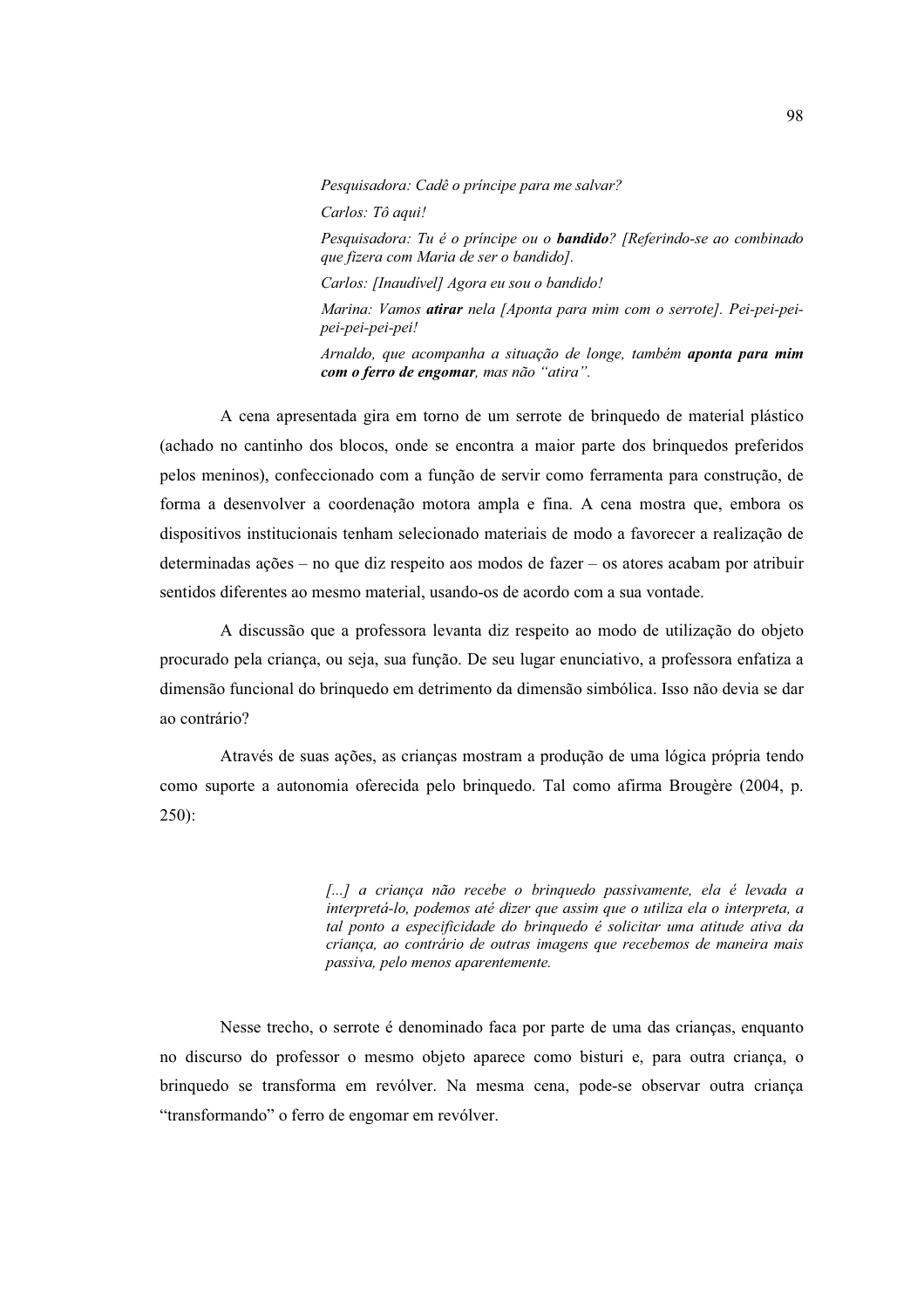> *Pesquisadora: Cadê o príncipe para me salvar?*
>
> *Carlos: Tô aqui!*
>
> *Pesquisadora: Tu é o príncipe ou o **bandido**? [Referindo-se ao combinado que fizera com Maria de ser o bandido].*
>
> *Carlos: [Inaudível] Agora eu sou o bandido!*
>
> *Marina: Vamos **atirar** nela [Aponta para mim com o serrote]. Pei-pei-pei-pei-pei-pei-pei!*
>
> *Arnaldo, que acompanha a situação de longe, também **aponta para mim com o ferro de engomar**, mas não "atira".*

A cena apresentada gira em torno de um serrote de brinquedo de material plástico (achado no cantinho dos blocos, onde se encontra a maior parte dos brinquedos preferidos pelos meninos), confeccionado com a função de servir como ferramenta para construção, de forma a desenvolver a coordenação motora ampla e fina. A cena mostra que, embora os dispositivos institucionais tenham selecionado materiais de modo a favorecer a realização de determinadas ações – no que diz respeito aos modos de fazer – os atores acabam por atribuir sentidos diferentes ao mesmo material, usando-os de acordo com a sua vontade.

A discussão que a professora levanta diz respeito ao modo de utilização do objeto procurado pela criança, ou seja, sua função. De seu lugar enunciativo, a professora enfatiza a dimensão funcional do brinquedo em detrimento da dimensão simbólica. Isso não devia se dar ao contrário?

Através de suas ações, as crianças mostram a produção de uma lógica própria tendo como suporte a autonomia oferecida pelo brinquedo. Tal como afirma Brougère (2004, p. 250):

> *[...] a criança não recebe o brinquedo passivamente, ela é levada a interpretá-lo, podemos até dizer que assim que o utiliza ela o interpreta, a tal ponto a especificidade do brinquedo é solicitar uma atitude ativa da criança, ao contrário de outras imagens que recebemos de maneira mais passiva, pelo menos aparentemente.*

Nesse trecho, o serrote é denominado faca por parte de uma das crianças, enquanto no discurso do professor o mesmo objeto aparece como bisturi e, para outra criança, o brinquedo se transforma em revólver. Na mesma cena, pode-se observar outra criança "transformando" o ferro de engomar em revólver.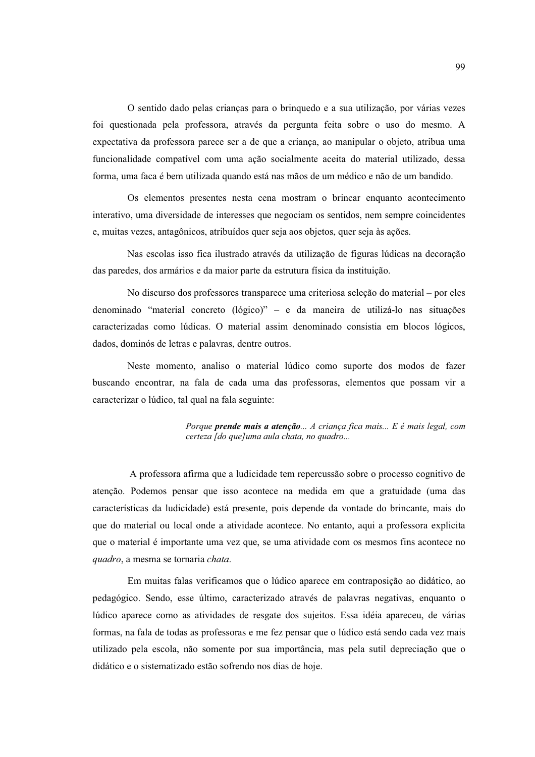O sentido dado pelas crianças para o brinquedo e a sua utilização, por várias vezes foi questionada pela professora, através da pergunta feita sobre o uso do mesmo. A expectativa da professora parece ser a de que a criança, ao manipular o objeto, atribua uma funcionalidade compatível com uma ação socialmente aceita do material utilizado, dessa forma, uma faca é bem utilizada quando está nas mãos de um médico e não de um bandido.

Os elementos presentes nesta cena mostram o brincar enquanto acontecimento interativo, uma diversidade de interesses que negociam os sentidos, nem sempre coincidentes e, muitas vezes, antagônicos, atribuídos quer seja aos objetos, quer seja às ações.

Nas escolas isso fica ilustrado através da utilização de figuras lúdicas na decoração das paredes, dos armários e da maior parte da estrutura física da instituição.

No discurso dos professores transparece uma criteriosa seleção do material – por eles denominado "material concreto (lógico)" – e da maneira de utilizá-lo nas situações caracterizadas como lúdicas. O material assim denominado consistia em blocos lógicos, dados, dominós de letras e palavras, dentre outros.

Neste momento, analiso o material lúdico como suporte dos modos de fazer buscando encontrar, na fala de cada uma das professoras, elementos que possam vir a caracterizar o lúdico, tal qual na fala seguinte:

> *Porque **prende mais a atenção**... A criança fica mais... E é mais legal, com certeza [do que]uma aula chata, no quadro...*

A professora afirma que a ludicidade tem repercussão sobre o processo cognitivo de atenção. Podemos pensar que isso acontece na medida em que a gratuidade (uma das características da ludicidade) está presente, pois depende da vontade do brincante, mais do que do material ou local onde a atividade acontece. No entanto, aqui a professora explicita que o material é importante uma vez que, se uma atividade com os mesmos fins acontece no *quadro*, a mesma se tornaria *chata*.

Em muitas falas verificamos que o lúdico aparece em contraposição ao didático, ao pedagógico. Sendo, esse último, caracterizado através de palavras negativas, enquanto o lúdico aparece como as atividades de resgate dos sujeitos. Essa idéia apareceu, de várias formas, na fala de todas as professoras e me fez pensar que o lúdico está sendo cada vez mais utilizado pela escola, não somente por sua importância, mas pela sutil depreciação que o didático e o sistematizado estão sofrendo nos dias de hoje.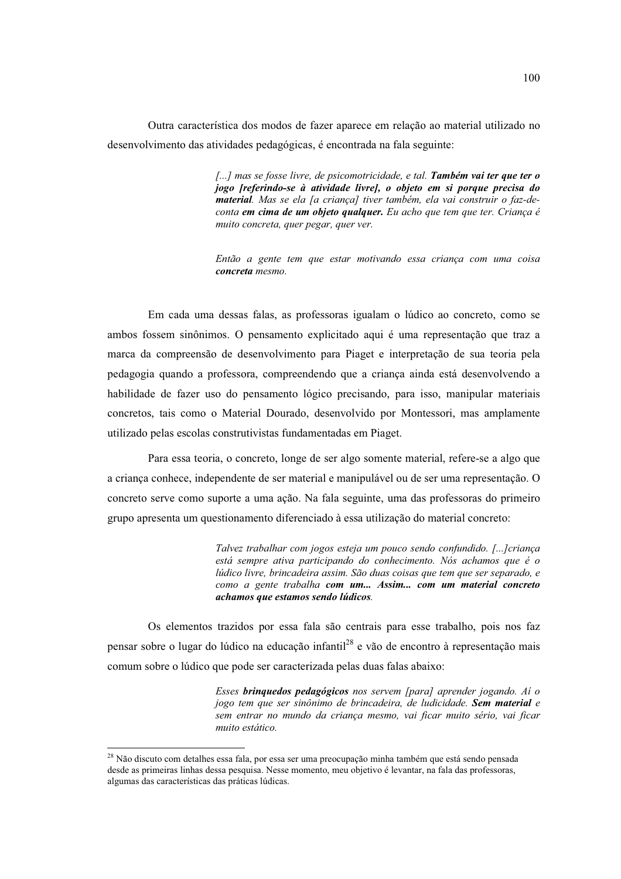Outra característica dos modos de fazer aparece em relação ao material utilizado no desenvolvimento das atividades pedagógicas, é encontrada na fala seguinte:

> *[...] mas se fosse livre, de psicomotricidade, e tal.* ***Também vai ter que ter o jogo [referindo-se à atividade livre], o objeto em si porque precisa do material****. Mas se ela [a criança] tiver também, ela vai construir o faz-de-conta* ***em cima de um objeto qualquer.*** *Eu acho que tem que ter. Criança é muito concreta, quer pegar, quer ver.*
>
> *Então a gente tem que estar motivando essa criança com uma coisa* ***concreta*** *mesmo.*

Em cada uma dessas falas, as professoras igualam o lúdico ao concreto, como se ambos fossem sinônimos. O pensamento explicitado aqui é uma representação que traz a marca da compreensão de desenvolvimento para Piaget e interpretação de sua teoria pela pedagogia quando a professora, compreendendo que a criança ainda está desenvolvendo a habilidade de fazer uso do pensamento lógico precisando, para isso, manipular materiais concretos, tais como o Material Dourado, desenvolvido por Montessori, mas amplamente utilizado pelas escolas construtivistas fundamentadas em Piaget.

Para essa teoria, o concreto, longe de ser algo somente material, refere-se a algo que a criança conhece, independente de ser material e manipulável ou de ser uma representação. O concreto serve como suporte a uma ação. Na fala seguinte, uma das professoras do primeiro grupo apresenta um questionamento diferenciado à essa utilização do material concreto:

> *Talvez trabalhar com jogos esteja um pouco sendo confundido. [...]criança está sempre ativa participando do conhecimento. Nós achamos que é o lúdico livre, brincadeira assim. São duas coisas que tem que ser separado, e como a gente trabalha* ***com um... Assim... com um material concreto achamos que estamos sendo lúdicos****.*

Os elementos trazidos por essa fala são centrais para esse trabalho, pois nos faz pensar sobre o lugar do lúdico na educação infantil[28] e vão de encontro à representação mais comum sobre o lúdico que pode ser caracterizada pelas duas falas abaixo:

> *Esses* ***brinquedos pedagógicos*** *nos servem [para] aprender jogando. Aí o jogo tem que ser sinônimo de brincadeira, de ludicidade.* ***Sem material*** *e sem entrar no mundo da criança mesmo, vai ficar muito sério, vai ficar muito estático.*

---

[28] Não discuto com detalhes essa fala, por essa ser uma preocupação minha também que está sendo pensada desde as primeiras linhas dessa pesquisa. Nesse momento, meu objetivo é levantar, na fala das professoras, algumas das características das práticas lúdicas.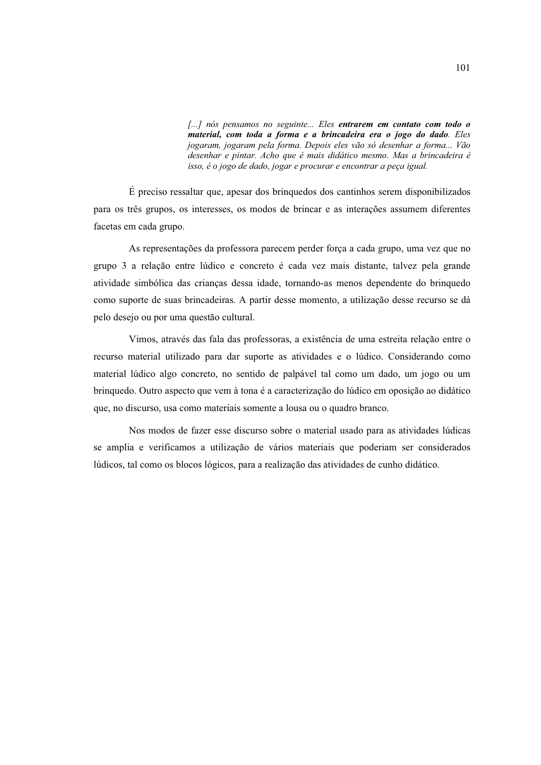> *[...] nós pensamos no seguinte... Eles* ***entrarem em contato com todo o material, com toda a forma e a brincadeira era o jogo do dado****. Eles jogaram, jogaram pela forma. Depois eles vão só desenhar a forma... Vão desenhar e pintar. Acho que é mais didático mesmo. Mas a brincadeira é isso, é o jogo de dado, jogar e procurar e encontrar a peça igual.*

É preciso ressaltar que, apesar dos brinquedos dos cantinhos serem disponibilizados para os três grupos, os interesses, os modos de brincar e as interações assumem diferentes facetas em cada grupo.

As representações da professora parecem perder força a cada grupo, uma vez que no grupo 3 a relação entre lúdico e concreto é cada vez mais distante, talvez pela grande atividade simbólica das crianças dessa idade, tornando-as menos dependente do brinquedo como suporte de suas brincadeiras. A partir desse momento, a utilização desse recurso se dá pelo desejo ou por uma questão cultural.

Vimos, através das fala das professoras, a existência de uma estreita relação entre o recurso material utilizado para dar suporte as atividades e o lúdico. Considerando como material lúdico algo concreto, no sentido de palpável tal como um dado, um jogo ou um brinquedo. Outro aspecto que vem à tona é a caracterização do lúdico em oposição ao didático que, no discurso, usa como materiais somente a lousa ou o quadro branco.

Nos modos de fazer esse discurso sobre o material usado para as atividades lúdicas se amplia e verificamos a utilização de vários materiais que poderiam ser considerados lúdicos, tal como os blocos lógicos, para a realização das atividades de cunho didático.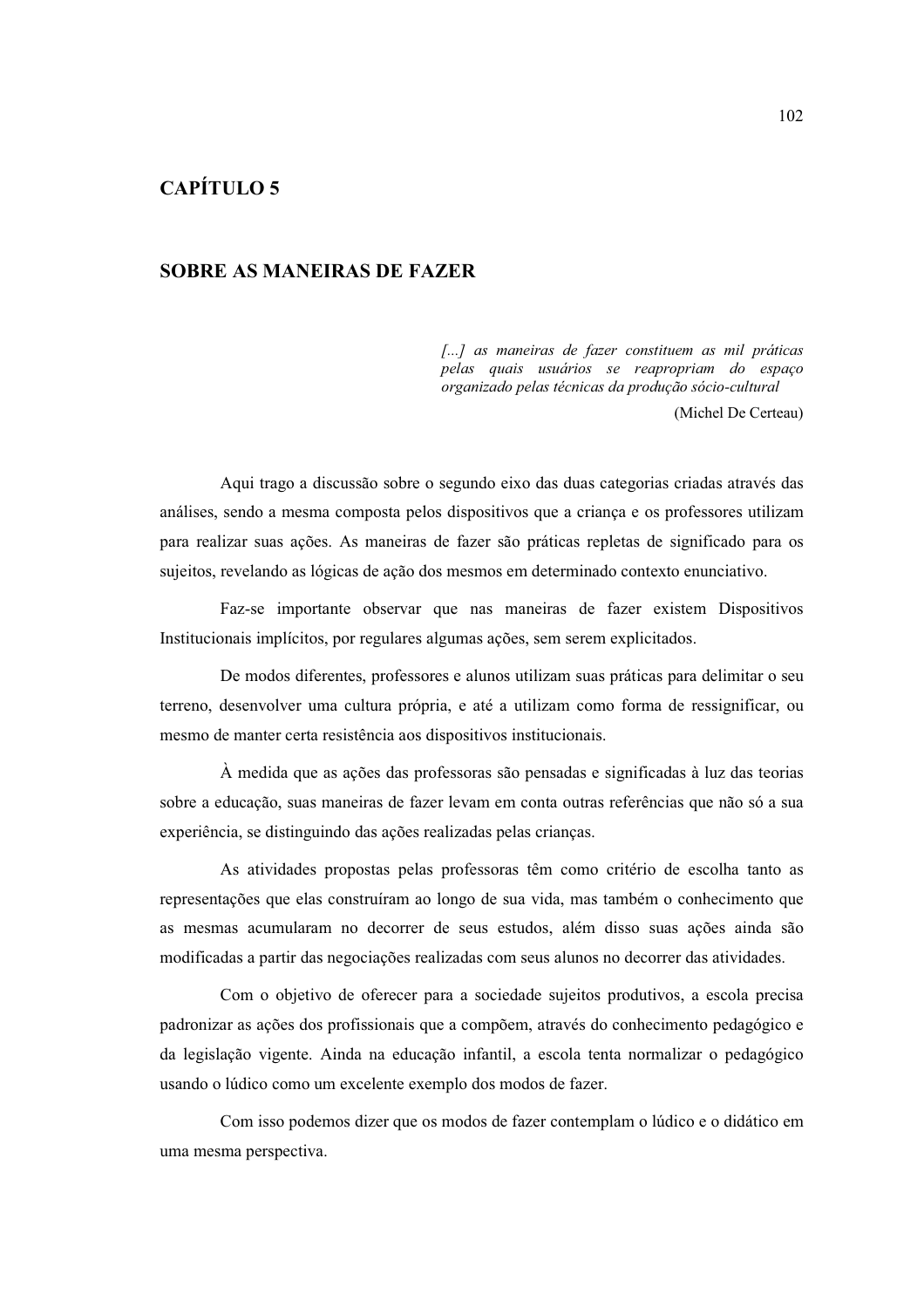# CAPÍTULO 5

## SOBRE AS MANEIRAS DE FAZER

> *[...] as maneiras de fazer constituem as mil práticas pelas quais usuários se reapropriam do espaço organizado pelas técnicas da produção sócio-cultural*
>
> (Michel De Certeau)

Aqui trago a discussão sobre o segundo eixo das duas categorias criadas através das análises, sendo a mesma composta pelos dispositivos que a criança e os professores utilizam para realizar suas ações. As maneiras de fazer são práticas repletas de significado para os sujeitos, revelando as lógicas de ação dos mesmos em determinado contexto enunciativo.

Faz-se importante observar que nas maneiras de fazer existem Dispositivos Institucionais implícitos, por regulares algumas ações, sem serem explicitados.

De modos diferentes, professores e alunos utilizam suas práticas para delimitar o seu terreno, desenvolver uma cultura própria, e até a utilizam como forma de ressignificar, ou mesmo de manter certa resistência aos dispositivos institucionais.

À medida que as ações das professoras são pensadas e significadas à luz das teorias sobre a educação, suas maneiras de fazer levam em conta outras referências que não só a sua experiência, se distinguindo das ações realizadas pelas crianças.

As atividades propostas pelas professoras têm como critério de escolha tanto as representações que elas construíram ao longo de sua vida, mas também o conhecimento que as mesmas acumularam no decorrer de seus estudos, além disso suas ações ainda são modificadas a partir das negociações realizadas com seus alunos no decorrer das atividades.

Com o objetivo de oferecer para a sociedade sujeitos produtivos, a escola precisa padronizar as ações dos profissionais que a compõem, através do conhecimento pedagógico e da legislação vigente. Ainda na educação infantil, a escola tenta normalizar o pedagógico usando o lúdico como um excelente exemplo dos modos de fazer.

Com isso podemos dizer que os modos de fazer contemplam o lúdico e o didático em uma mesma perspectiva.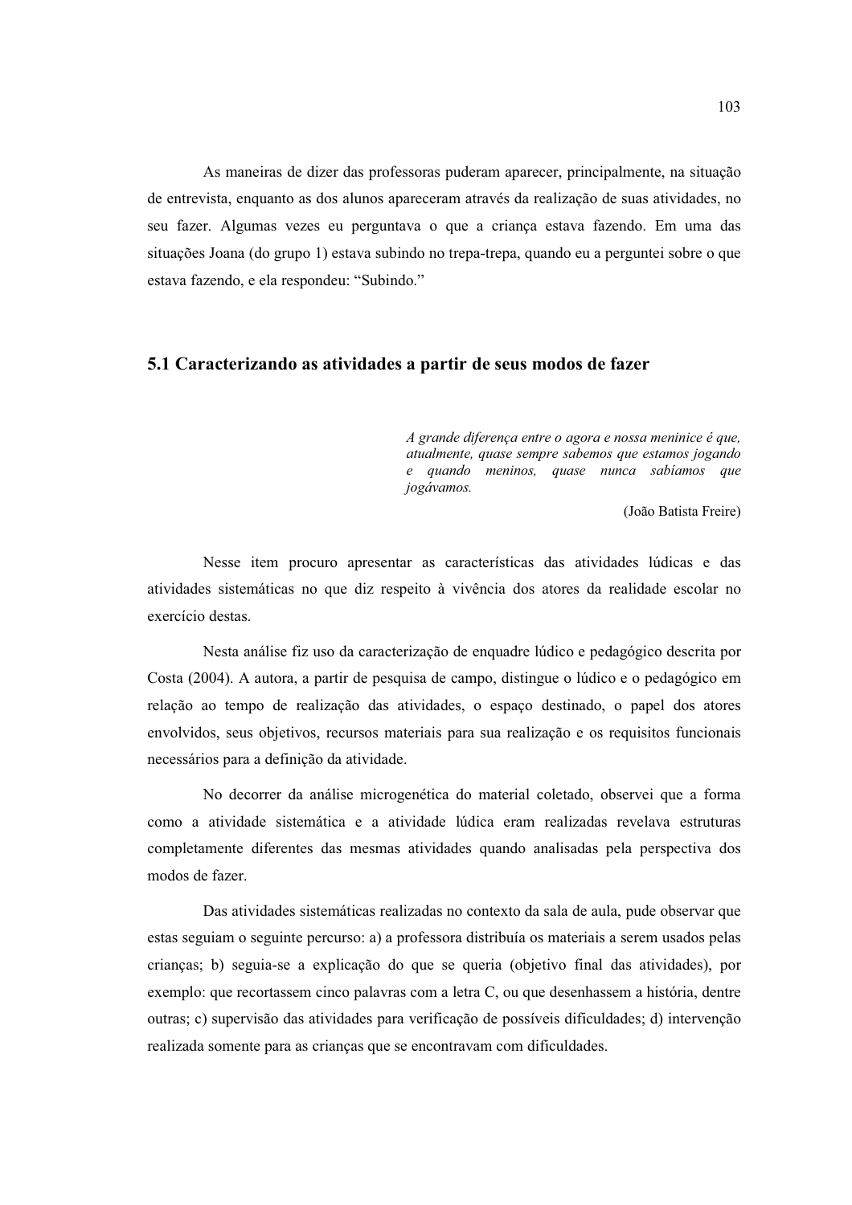As maneiras de dizer das professoras puderam aparecer, principalmente, na situação de entrevista, enquanto as dos alunos apareceram através da realização de suas atividades, no seu fazer. Algumas vezes eu perguntava o que a criança estava fazendo. Em uma das situações Joana (do grupo 1) estava subindo no trepa-trepa, quando eu a perguntei sobre o que estava fazendo, e ela respondeu: "Subindo."

## 5.1 Caracterizando as atividades a partir de seus modos de fazer

> *A grande diferença entre o agora e nossa meninice é que, atualmente, quase sempre sabemos que estamos jogando e quando meninos, quase nunca sabíamos que jogávamos.*
>
> (João Batista Freire)

Nesse item procuro apresentar as características das atividades lúdicas e das atividades sistemáticas no que diz respeito à vivência dos atores da realidade escolar no exercício destas.

Nesta análise fiz uso da caracterização de enquadre lúdico e pedagógico descrita por Costa (2004). A autora, a partir de pesquisa de campo, distingue o lúdico e o pedagógico em relação ao tempo de realização das atividades, o espaço destinado, o papel dos atores envolvidos, seus objetivos, recursos materiais para sua realização e os requisitos funcionais necessários para a definição da atividade.

No decorrer da análise microgenética do material coletado, observei que a forma como a atividade sistemática e a atividade lúdica eram realizadas revelava estruturas completamente diferentes das mesmas atividades quando analisadas pela perspectiva dos modos de fazer.

Das atividades sistemáticas realizadas no contexto da sala de aula, pude observar que estas seguiam o seguinte percurso: a) a professora distribuía os materiais a serem usados pelas crianças; b) seguia-se a explicação do que se queria (objetivo final das atividades), por exemplo: que recortassem cinco palavras com a letra C, ou que desenhassem a história, dentre outras; c) supervisão das atividades para verificação de possíveis dificuldades; d) intervenção realizada somente para as crianças que se encontravam com dificuldades.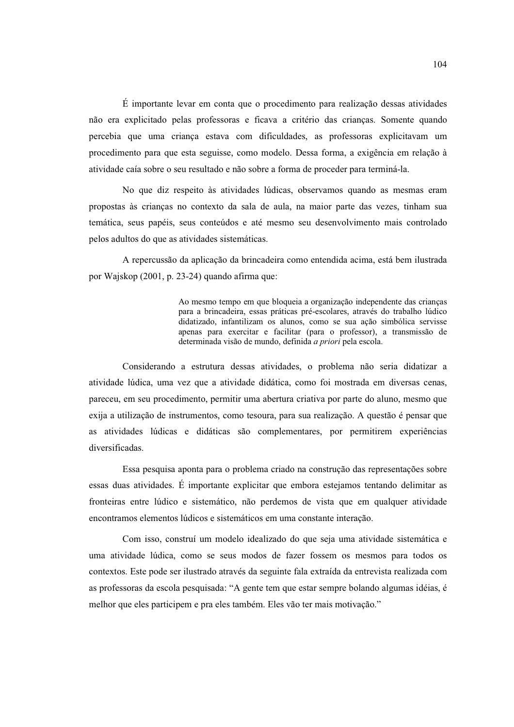É importante levar em conta que o procedimento para realização dessas atividades não era explicitado pelas professoras e ficava a critério das crianças. Somente quando percebia que uma criança estava com dificuldades, as professoras explicitavam um procedimento para que esta seguisse, como modelo. Dessa forma, a exigência em relação à atividade caía sobre o seu resultado e não sobre a forma de proceder para terminá-la.

No que diz respeito às atividades lúdicas, observamos quando as mesmas eram propostas às crianças no contexto da sala de aula, na maior parte das vezes, tinham sua temática, seus papéis, seus conteúdos e até mesmo seu desenvolvimento mais controlado pelos adultos do que as atividades sistemáticas.

A repercussão da aplicação da brincadeira como entendida acima, está bem ilustrada por Wajskop (2001, p. 23-24) quando afirma que:

> Ao mesmo tempo em que bloqueia a organização independente das crianças para a brincadeira, essas práticas pré-escolares, através do trabalho lúdico didatizado, infantilizam os alunos, como se sua ação simbólica servisse apenas para exercitar e facilitar (para o professor), a transmissão de determinada visão de mundo, definida *a priori* pela escola.

Considerando a estrutura dessas atividades, o problema não seria didatizar a atividade lúdica, uma vez que a atividade didática, como foi mostrada em diversas cenas, pareceu, em seu procedimento, permitir uma abertura criativa por parte do aluno, mesmo que exija a utilização de instrumentos, como tesoura, para sua realização. A questão é pensar que as atividades lúdicas e didáticas são complementares, por permitirem experiências diversificadas.

Essa pesquisa aponta para o problema criado na construção das representações sobre essas duas atividades. É importante explicitar que embora estejamos tentando delimitar as fronteiras entre lúdico e sistemático, não perdemos de vista que em qualquer atividade encontramos elementos lúdicos e sistemáticos em uma constante interação.

Com isso, construí um modelo idealizado do que seja uma atividade sistemática e uma atividade lúdica, como se seus modos de fazer fossem os mesmos para todos os contextos. Este pode ser ilustrado através da seguinte fala extraída da entrevista realizada com as professoras da escola pesquisada: "A gente tem que estar sempre bolando algumas idéias, é melhor que eles participem e pra eles também. Eles vão ter mais motivação."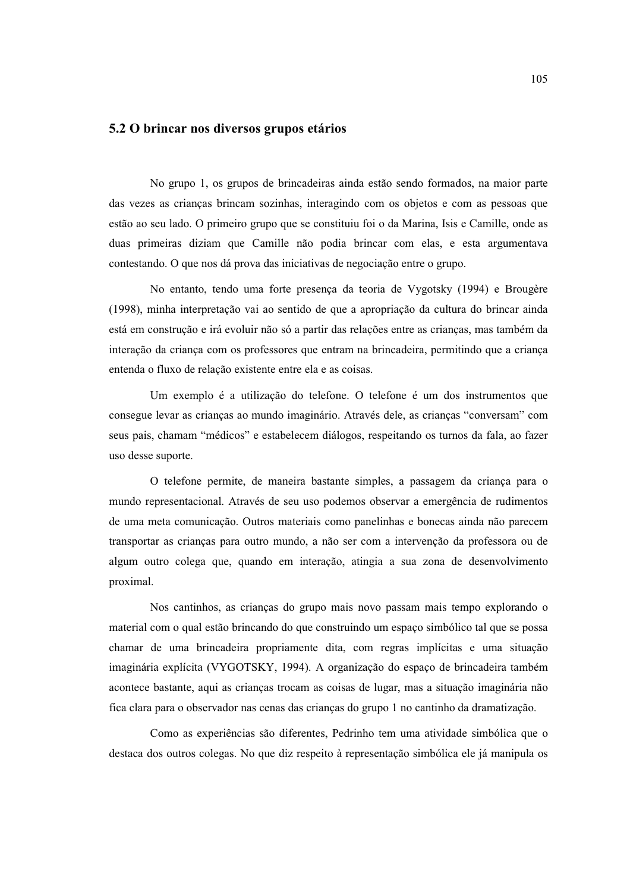## 5.2 O brincar nos diversos grupos etários

No grupo 1, os grupos de brincadeiras ainda estão sendo formados, na maior parte das vezes as crianças brincam sozinhas, interagindo com os objetos e com as pessoas que estão ao seu lado. O primeiro grupo que se constituiu foi o da Marina, Isis e Camille, onde as duas primeiras diziam que Camille não podia brincar com elas, e esta argumentava contestando. O que nos dá prova das iniciativas de negociação entre o grupo.

No entanto, tendo uma forte presença da teoria de Vygotsky (1994) e Brougère (1998), minha interpretação vai ao sentido de que a apropriação da cultura do brincar ainda está em construção e irá evoluir não só a partir das relações entre as crianças, mas também da interação da criança com os professores que entram na brincadeira, permitindo que a criança entenda o fluxo de relação existente entre ela e as coisas.

Um exemplo é a utilização do telefone. O telefone é um dos instrumentos que consegue levar as crianças ao mundo imaginário. Através dele, as crianças "conversam" com seus pais, chamam "médicos" e estabelecem diálogos, respeitando os turnos da fala, ao fazer uso desse suporte.

O telefone permite, de maneira bastante simples, a passagem da criança para o mundo representacional. Através de seu uso podemos observar a emergência de rudimentos de uma meta comunicação. Outros materiais como panelinhas e bonecas ainda não parecem transportar as crianças para outro mundo, a não ser com a intervenção da professora ou de algum outro colega que, quando em interação, atingia a sua zona de desenvolvimento proximal.

Nos cantinhos, as crianças do grupo mais novo passam mais tempo explorando o material com o qual estão brincando do que construindo um espaço simbólico tal que se possa chamar de uma brincadeira propriamente dita, com regras implícitas e uma situação imaginária explícita (VYGOTSKY, 1994). A organização do espaço de brincadeira também acontece bastante, aqui as crianças trocam as coisas de lugar, mas a situação imaginária não fica clara para o observador nas cenas das crianças do grupo 1 no cantinho da dramatização.

Como as experiências são diferentes, Pedrinho tem uma atividade simbólica que o destaca dos outros colegas. No que diz respeito à representação simbólica ele já manipula os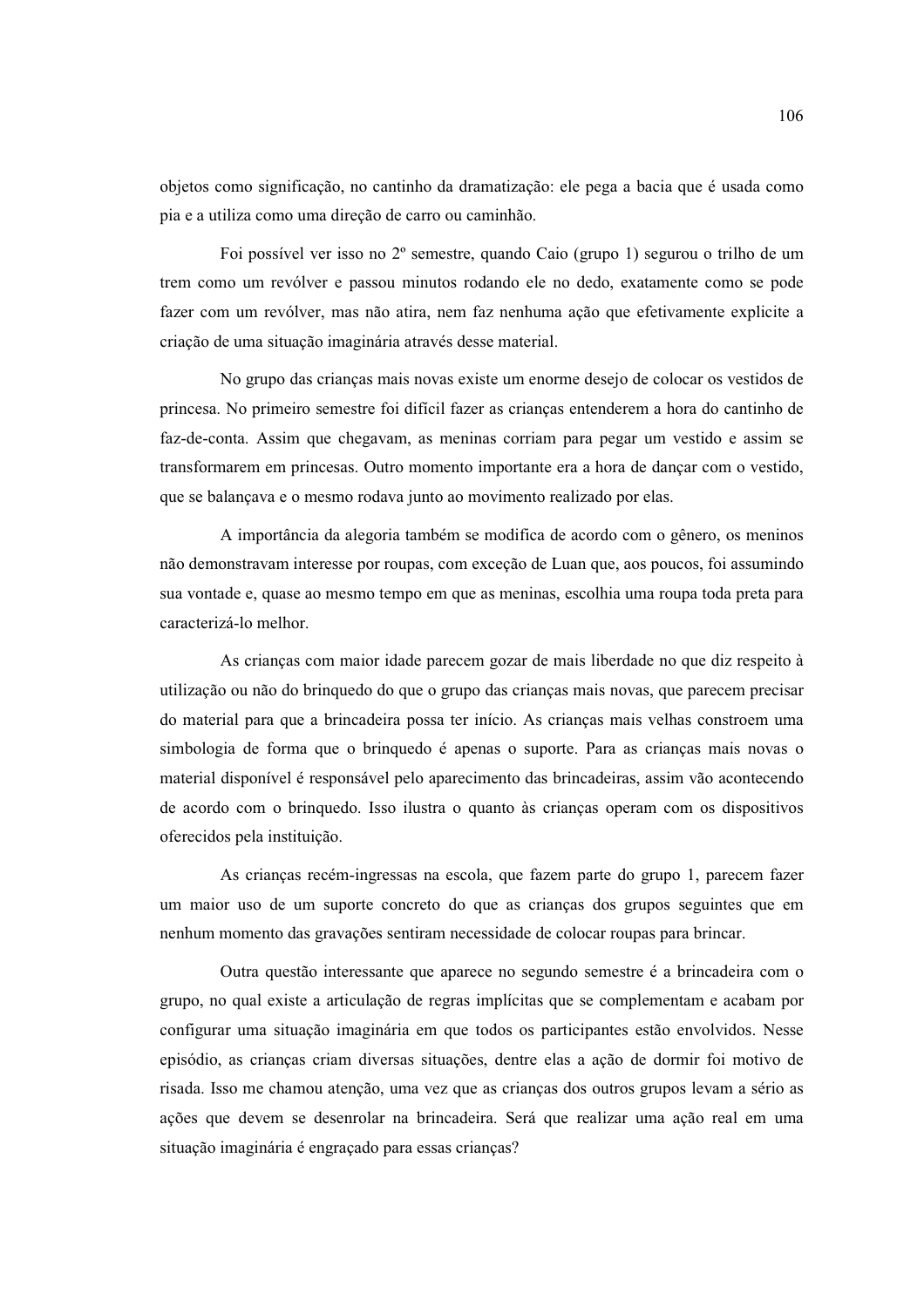objetos como significação, no cantinho da dramatização: ele pega a bacia que é usada como pia e a utiliza como uma direção de carro ou caminhão.

Foi possível ver isso no 2º semestre, quando Caio (grupo 1) segurou o trilho de um trem como um revólver e passou minutos rodando ele no dedo, exatamente como se pode fazer com um revólver, mas não atira, nem faz nenhuma ação que efetivamente explicite a criação de uma situação imaginária através desse material.

No grupo das crianças mais novas existe um enorme desejo de colocar os vestidos de princesa. No primeiro semestre foi difícil fazer as crianças entenderem a hora do cantinho de faz-de-conta. Assim que chegavam, as meninas corriam para pegar um vestido e assim se transformarem em princesas. Outro momento importante era a hora de dançar com o vestido, que se balançava e o mesmo rodava junto ao movimento realizado por elas.

A importância da alegoria também se modifica de acordo com o gênero, os meninos não demonstravam interesse por roupas, com exceção de Luan que, aos poucos, foi assumindo sua vontade e, quase ao mesmo tempo em que as meninas, escolhia uma roupa toda preta para caracterizá-lo melhor.

As crianças com maior idade parecem gozar de mais liberdade no que diz respeito à utilização ou não do brinquedo do que o grupo das crianças mais novas, que parecem precisar do material para que a brincadeira possa ter início. As crianças mais velhas constroem uma simbologia de forma que o brinquedo é apenas o suporte. Para as crianças mais novas o material disponível é responsável pelo aparecimento das brincadeiras, assim vão acontecendo de acordo com o brinquedo. Isso ilustra o quanto às crianças operam com os dispositivos oferecidos pela instituição.

As crianças recém-ingressas na escola, que fazem parte do grupo 1, parecem fazer um maior uso de um suporte concreto do que as crianças dos grupos seguintes que em nenhum momento das gravações sentiram necessidade de colocar roupas para brincar.

Outra questão interessante que aparece no segundo semestre é a brincadeira com o grupo, no qual existe a articulação de regras implícitas que se complementam e acabam por configurar uma situação imaginária em que todos os participantes estão envolvidos. Nesse episódio, as crianças criam diversas situações, dentre elas a ação de dormir foi motivo de risada. Isso me chamou atenção, uma vez que as crianças dos outros grupos levam a sério as ações que devem se desenrolar na brincadeira. Será que realizar uma ação real em uma situação imaginária é engraçado para essas crianças?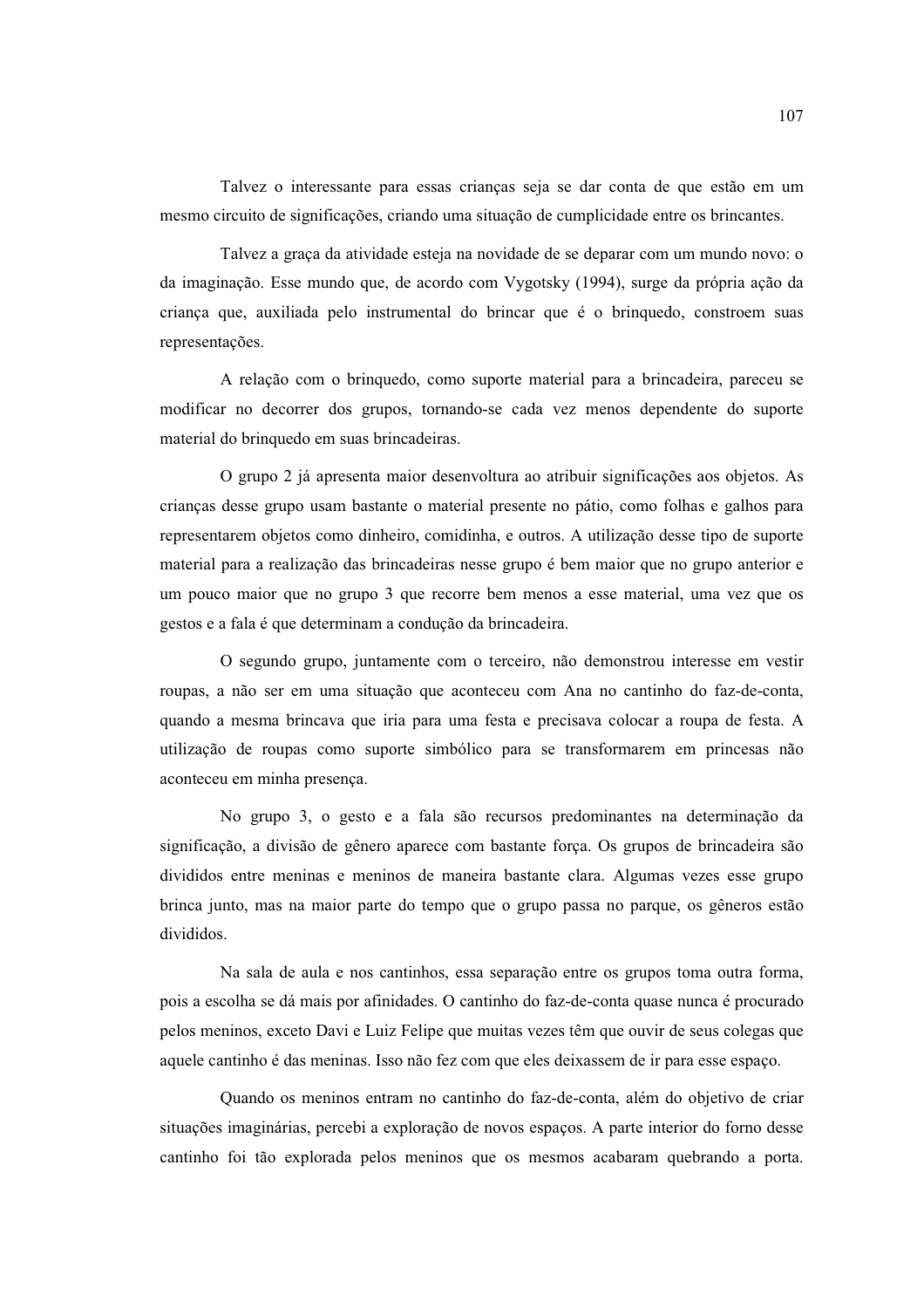Talvez o interessante para essas crianças seja se dar conta de que estão em um mesmo circuito de significações, criando uma situação de cumplicidade entre os brincantes.

Talvez a graça da atividade esteja na novidade de se deparar com um mundo novo: o da imaginação. Esse mundo que, de acordo com Vygotsky (1994), surge da própria ação da criança que, auxiliada pelo instrumental do brincar que é o brinquedo, constroem suas representações.

A relação com o brinquedo, como suporte material para a brincadeira, pareceu se modificar no decorrer dos grupos, tornando-se cada vez menos dependente do suporte material do brinquedo em suas brincadeiras.

O grupo 2 já apresenta maior desenvoltura ao atribuir significações aos objetos. As crianças desse grupo usam bastante o material presente no pátio, como folhas e galhos para representarem objetos como dinheiro, comidinha, e outros. A utilização desse tipo de suporte material para a realização das brincadeiras nesse grupo é bem maior que no grupo anterior e um pouco maior que no grupo 3 que recorre bem menos a esse material, uma vez que os gestos e a fala é que determinam a condução da brincadeira.

O segundo grupo, juntamente com o terceiro, não demonstrou interesse em vestir roupas, a não ser em uma situação que aconteceu com Ana no cantinho do faz-de-conta, quando a mesma brincava que iria para uma festa e precisava colocar a roupa de festa. A utilização de roupas como suporte simbólico para se transformarem em princesas não aconteceu em minha presença.

No grupo 3, o gesto e a fala são recursos predominantes na determinação da significação, a divisão de gênero aparece com bastante força. Os grupos de brincadeira são divididos entre meninas e meninos de maneira bastante clara. Algumas vezes esse grupo brinca junto, mas na maior parte do tempo que o grupo passa no parque, os gêneros estão divididos.

Na sala de aula e nos cantinhos, essa separação entre os grupos toma outra forma, pois a escolha se dá mais por afinidades. O cantinho do faz-de-conta quase nunca é procurado pelos meninos, exceto Davi e Luiz Felipe que muitas vezes têm que ouvir de seus colegas que aquele cantinho é das meninas. Isso não fez com que eles deixassem de ir para esse espaço.

Quando os meninos entram no cantinho do faz-de-conta, além do objetivo de criar situações imaginárias, percebi a exploração de novos espaços. A parte interior do forno desse cantinho foi tão explorada pelos meninos que os mesmos acabaram quebrando a porta.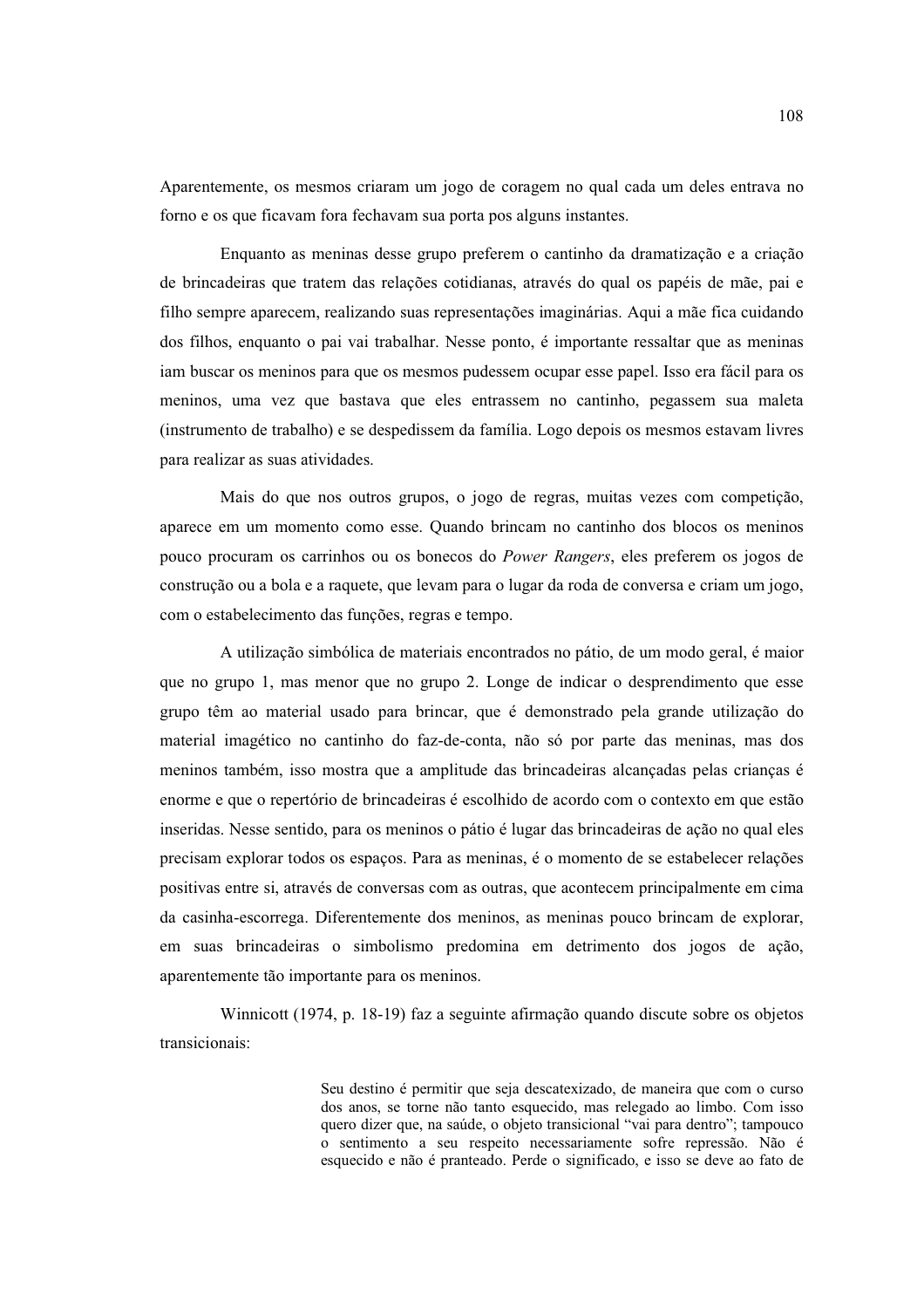Aparentemente, os mesmos criaram um jogo de coragem no qual cada um deles entrava no forno e os que ficavam fora fechavam sua porta pos alguns instantes.

Enquanto as meninas desse grupo preferem o cantinho da dramatização e a criação de brincadeiras que tratem das relações cotidianas, através do qual os papéis de mãe, pai e filho sempre aparecem, realizando suas representações imaginárias. Aqui a mãe fica cuidando dos filhos, enquanto o pai vai trabalhar. Nesse ponto, é importante ressaltar que as meninas iam buscar os meninos para que os mesmos pudessem ocupar esse papel. Isso era fácil para os meninos, uma vez que bastava que eles entrassem no cantinho, pegassem sua maleta (instrumento de trabalho) e se despedissem da família. Logo depois os mesmos estavam livres para realizar as suas atividades.

Mais do que nos outros grupos, o jogo de regras, muitas vezes com competição, aparece em um momento como esse. Quando brincam no cantinho dos blocos os meninos pouco procuram os carrinhos ou os bonecos do *Power Rangers*, eles preferem os jogos de construção ou a bola e a raquete, que levam para o lugar da roda de conversa e criam um jogo, com o estabelecimento das funções, regras e tempo.

A utilização simbólica de materiais encontrados no pátio, de um modo geral, é maior que no grupo 1, mas menor que no grupo 2. Longe de indicar o desprendimento que esse grupo têm ao material usado para brincar, que é demonstrado pela grande utilização do material imagético no cantinho do faz-de-conta, não só por parte das meninas, mas dos meninos também, isso mostra que a amplitude das brincadeiras alcançadas pelas crianças é enorme e que o repertório de brincadeiras é escolhido de acordo com o contexto em que estão inseridas. Nesse sentido, para os meninos o pátio é lugar das brincadeiras de ação no qual eles precisam explorar todos os espaços. Para as meninas, é o momento de se estabelecer relações positivas entre si, através de conversas com as outras, que acontecem principalmente em cima da casinha-escorrega. Diferentemente dos meninos, as meninas pouco brincam de explorar, em suas brincadeiras o simbolismo predomina em detrimento dos jogos de ação, aparentemente tão importante para os meninos.

Winnicott (1974, p. 18-19) faz a seguinte afirmação quando discute sobre os objetos transicionais:

> Seu destino é permitir que seja descatexizado, de maneira que com o curso dos anos, se torne não tanto esquecido, mas relegado ao limbo. Com isso quero dizer que, na saúde, o objeto transicional "vai para dentro"; tampouco o sentimento a seu respeito necessariamente sofre repressão. Não é esquecido e não é pranteado. Perde o significado, e isso se deve ao fato de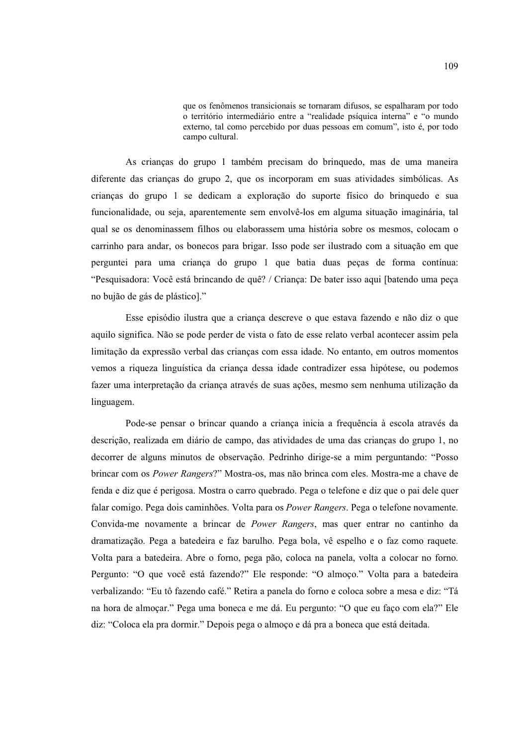> que os fenômenos transicionais se tornaram difusos, se espalharam por todo o território intermediário entre a "realidade psíquica interna" e "o mundo externo, tal como percebido por duas pessoas em comum", isto é, por todo campo cultural.

As crianças do grupo 1 também precisam do brinquedo, mas de uma maneira diferente das crianças do grupo 2, que os incorporam em suas atividades simbólicas. As crianças do grupo 1 se dedicam a exploração do suporte físico do brinquedo e sua funcionalidade, ou seja, aparentemente sem envolvê-los em alguma situação imaginária, tal qual se os denominassem filhos ou elaborassem uma história sobre os mesmos, colocam o carrinho para andar, os bonecos para brigar. Isso pode ser ilustrado com a situação em que perguntei para uma criança do grupo 1 que batia duas peças de forma contínua: "Pesquisadora: Você está brincando de quê? / Criança: De bater isso aqui [batendo uma peça no bujão de gás de plástico]."

Esse episódio ilustra que a criança descreve o que estava fazendo e não diz o que aquilo significa. Não se pode perder de vista o fato de esse relato verbal acontecer assim pela limitação da expressão verbal das crianças com essa idade. No entanto, em outros momentos vemos a riqueza linguística da criança dessa idade contradizer essa hipótese, ou podemos fazer uma interpretação da criança através de suas ações, mesmo sem nenhuma utilização da linguagem.

Pode-se pensar o brincar quando a criança inicia a frequência à escola através da descrição, realizada em diário de campo, das atividades de uma das crianças do grupo 1, no decorrer de alguns minutos de observação. Pedrinho dirige-se a mim perguntando: "Posso brincar com os *Power Rangers*?" Mostra-os, mas não brinca com eles. Mostra-me a chave de fenda e diz que é perigosa. Mostra o carro quebrado. Pega o telefone e diz que o pai dele quer falar comigo. Pega dois caminhões. Volta para os *Power Rangers*. Pega o telefone novamente. Convida-me novamente a brincar de *Power Rangers*, mas quer entrar no cantinho da dramatização. Pega a batedeira e faz barulho. Pega bola, vê espelho e o faz como raquete. Volta para a batedeira. Abre o forno, pega pão, coloca na panela, volta a colocar no forno. Pergunto: "O que você está fazendo?" Ele responde: "O almoço." Volta para a batedeira verbalizando: "Eu tô fazendo café." Retira a panela do forno e coloca sobre a mesa e diz: "Tá na hora de almoçar." Pega uma boneca e me dá. Eu pergunto: "O que eu faço com ela?" Ele diz: "Coloca ela pra dormir." Depois pega o almoço e dá pra a boneca que está deitada.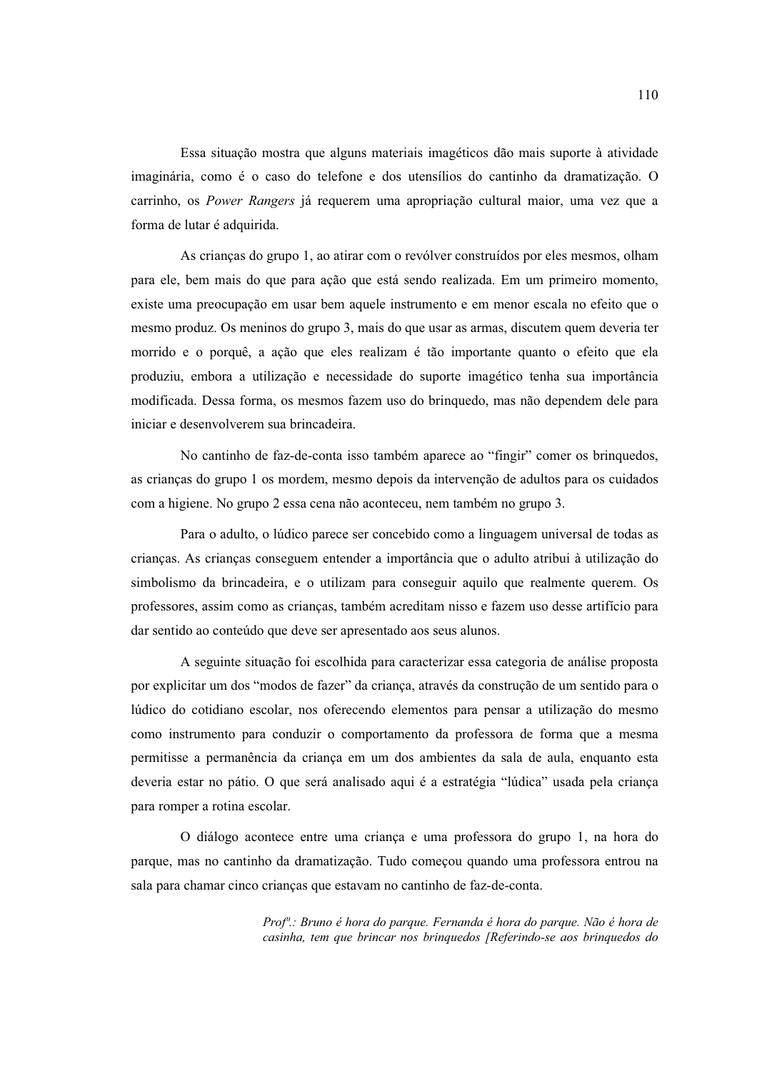Essa situação mostra que alguns materiais imagéticos dão mais suporte à atividade imaginária, como é o caso do telefone e dos utensílios do cantinho da dramatização. O carrinho, os *Power Rangers* já requerem uma apropriação cultural maior, uma vez que a forma de lutar é adquirida.

As crianças do grupo 1, ao atirar com o revólver construídos por eles mesmos, olham para ele, bem mais do que para ação que está sendo realizada. Em um primeiro momento, existe uma preocupação em usar bem aquele instrumento e em menor escala no efeito que o mesmo produz. Os meninos do grupo 3, mais do que usar as armas, discutem quem deveria ter morrido e o porquê, a ação que eles realizam é tão importante quanto o efeito que ela produziu, embora a utilização e necessidade do suporte imagético tenha sua importância modificada. Dessa forma, os mesmos fazem uso do brinquedo, mas não dependem dele para iniciar e desenvolverem sua brincadeira.

No cantinho de faz-de-conta isso também aparece ao "fingir" comer os brinquedos, as crianças do grupo 1 os mordem, mesmo depois da intervenção de adultos para os cuidados com a higiene. No grupo 2 essa cena não aconteceu, nem também no grupo 3.

Para o adulto, o lúdico parece ser concebido como a linguagem universal de todas as crianças. As crianças conseguem entender a importância que o adulto atribui à utilização do simbolismo da brincadeira, e o utilizam para conseguir aquilo que realmente querem. Os professores, assim como as crianças, também acreditam nisso e fazem uso desse artifício para dar sentido ao conteúdo que deve ser apresentado aos seus alunos.

A seguinte situação foi escolhida para caracterizar essa categoria de análise proposta por explicitar um dos "modos de fazer" da criança, através da construção de um sentido para o lúdico do cotidiano escolar, nos oferecendo elementos para pensar a utilização do mesmo como instrumento para conduzir o comportamento da professora de forma que a mesma permitisse a permanência da criança em um dos ambientes da sala de aula, enquanto esta deveria estar no pátio. O que será analisado aqui é a estratégia "lúdica" usada pela criança para romper a rotina escolar.

O diálogo acontece entre uma criança e uma professora do grupo 1, na hora do parque, mas no cantinho da dramatização. Tudo começou quando uma professora entrou na sala para chamar cinco crianças que estavam no cantinho de faz-de-conta.

> *Profª.: Bruno é hora do parque. Fernanda é hora do parque. Não é hora de casinha, tem que brincar nos brinquedos [Referindo-se aos brinquedos do*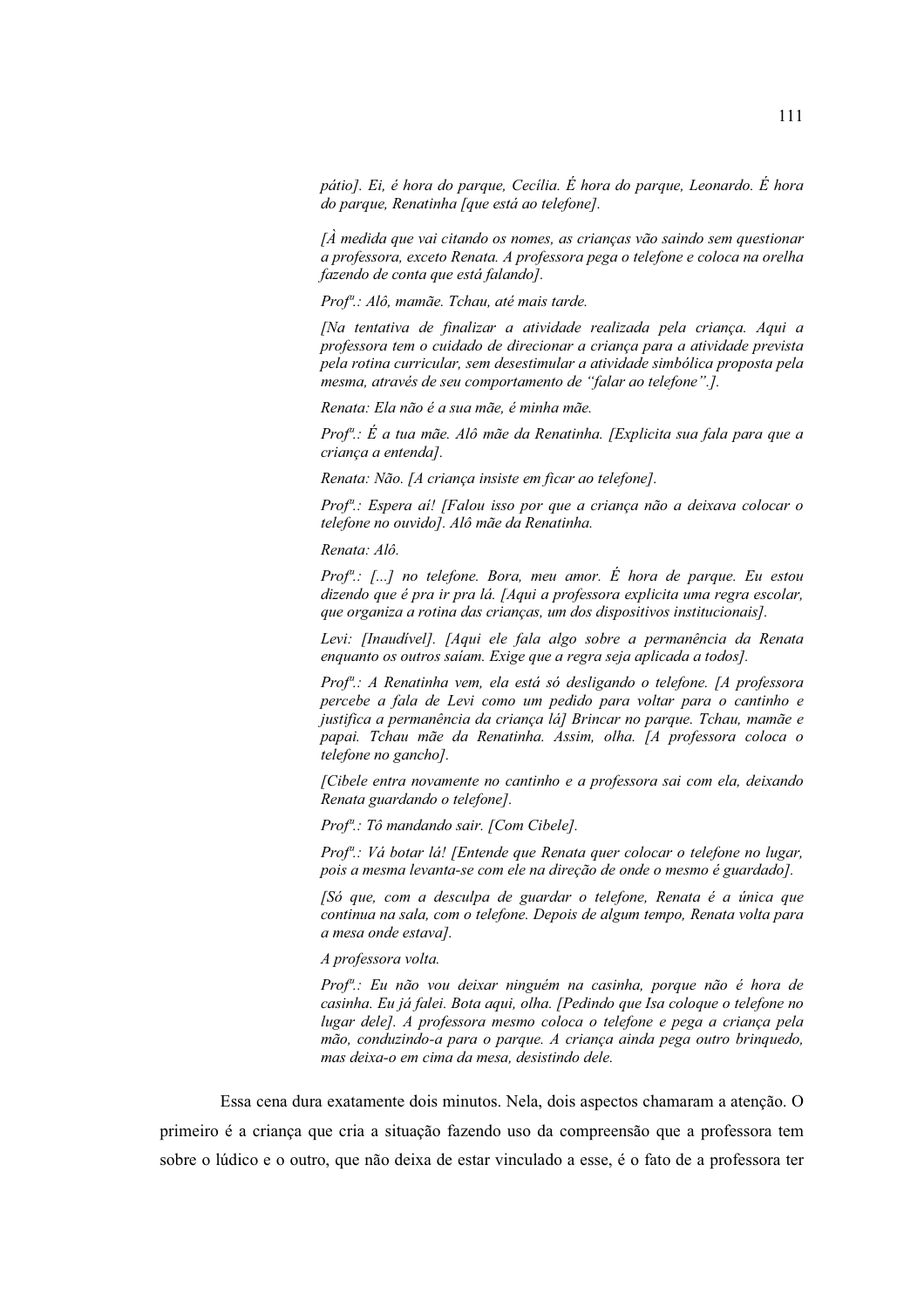*pátio]. Ei, é hora do parque, Cecília. É hora do parque, Leonardo. É hora do parque, Renatinha [que está ao telefone].*

*[À medida que vai citando os nomes, as crianças vão saindo sem questionar a professora, exceto Renata. A professora pega o telefone e coloca na orelha fazendo de conta que está falando].*

*Profª.: Alô, mamãe. Tchau, até mais tarde.*

*[Na tentativa de finalizar a atividade realizada pela criança. Aqui a professora tem o cuidado de direcionar a criança para a atividade prevista pela rotina curricular, sem desestimular a atividade simbólica proposta pela mesma, através de seu comportamento de "falar ao telefone".].*

*Renata: Ela não é a sua mãe, é minha mãe.*

*Profª.: É a tua mãe. Alô mãe da Renatinha. [Explicita sua fala para que a criança a entenda].*

*Renata: Não. [A criança insiste em ficar ao telefone].*

*Profª.: Espera aí! [Falou isso por que a criança não a deixava colocar o telefone no ouvido]. Alô mãe da Renatinha.*

*Renata: Alô.*

*Profª.: [...] no telefone. Bora, meu amor. É hora de parque. Eu estou dizendo que é pra ir pra lá. [Aqui a professora explicita uma regra escolar, que organiza a rotina das crianças, um dos dispositivos institucionais].*

*Levi: [Inaudível]. [Aqui ele fala algo sobre a permanência da Renata enquanto os outros saíam. Exige que a regra seja aplicada a todos].*

*Profª.: A Renatinha vem, ela está só desligando o telefone. [A professora percebe a fala de Levi como um pedido para voltar para o cantinho e justifica a permanência da criança lá] Brincar no parque. Tchau, mamãe e papai. Tchau mãe da Renatinha. Assim, olha. [A professora coloca o telefone no gancho].*

*[Cibele entra novamente no cantinho e a professora sai com ela, deixando Renata guardando o telefone].*

*Profª.: Tô mandando sair. [Com Cibele].*

*Profª.: Vá botar lá! [Entende que Renata quer colocar o telefone no lugar, pois a mesma levanta-se com ele na direção de onde o mesmo é guardado].*

*[Só que, com a desculpa de guardar o telefone, Renata é a única que continua na sala, com o telefone. Depois de algum tempo, Renata volta para a mesa onde estava].*

*A professora volta.*

*Profª.: Eu não vou deixar ninguém na casinha, porque não é hora de casinha. Eu já falei. Bota aqui, olha. [Pedindo que Isa coloque o telefone no lugar dele]. A professora mesmo coloca o telefone e pega a criança pela mão, conduzindo-a para o parque. A criança ainda pega outro brinquedo, mas deixa-o em cima da mesa, desistindo dele.*

Essa cena dura exatamente dois minutos. Nela, dois aspectos chamaram a atenção. O primeiro é a criança que cria a situação fazendo uso da compreensão que a professora tem sobre o lúdico e o outro, que não deixa de estar vinculado a esse, é o fato de a professora ter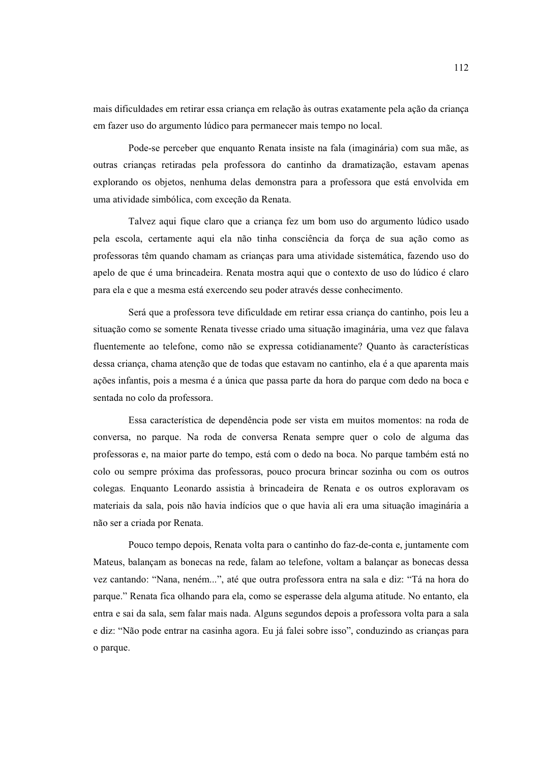mais dificuldades em retirar essa criança em relação às outras exatamente pela ação da criança em fazer uso do argumento lúdico para permanecer mais tempo no local.

Pode-se perceber que enquanto Renata insiste na fala (imaginária) com sua mãe, as outras crianças retiradas pela professora do cantinho da dramatização, estavam apenas explorando os objetos, nenhuma delas demonstra para a professora que está envolvida em uma atividade simbólica, com exceção da Renata.

Talvez aqui fique claro que a criança fez um bom uso do argumento lúdico usado pela escola, certamente aqui ela não tinha consciência da força de sua ação como as professoras têm quando chamam as crianças para uma atividade sistemática, fazendo uso do apelo de que é uma brincadeira. Renata mostra aqui que o contexto de uso do lúdico é claro para ela e que a mesma está exercendo seu poder através desse conhecimento.

Será que a professora teve dificuldade em retirar essa criança do cantinho, pois leu a situação como se somente Renata tivesse criado uma situação imaginária, uma vez que falava fluentemente ao telefone, como não se expressa cotidianamente? Quanto às características dessa criança, chama atenção que de todas que estavam no cantinho, ela é a que aparenta mais ações infantis, pois a mesma é a única que passa parte da hora do parque com dedo na boca e sentada no colo da professora.

Essa característica de dependência pode ser vista em muitos momentos: na roda de conversa, no parque. Na roda de conversa Renata sempre quer o colo de alguma das professoras e, na maior parte do tempo, está com o dedo na boca. No parque também está no colo ou sempre próxima das professoras, pouco procura brincar sozinha ou com os outros colegas. Enquanto Leonardo assistia à brincadeira de Renata e os outros exploravam os materiais da sala, pois não havia indícios que o que havia ali era uma situação imaginária a não ser a criada por Renata.

Pouco tempo depois, Renata volta para o cantinho do faz-de-conta e, juntamente com Mateus, balançam as bonecas na rede, falam ao telefone, voltam a balançar as bonecas dessa vez cantando: "Nana, neném...", até que outra professora entra na sala e diz: "Tá na hora do parque." Renata fica olhando para ela, como se esperasse dela alguma atitude. No entanto, ela entra e sai da sala, sem falar mais nada. Alguns segundos depois a professora volta para a sala e diz: "Não pode entrar na casinha agora. Eu já falei sobre isso", conduzindo as crianças para o parque.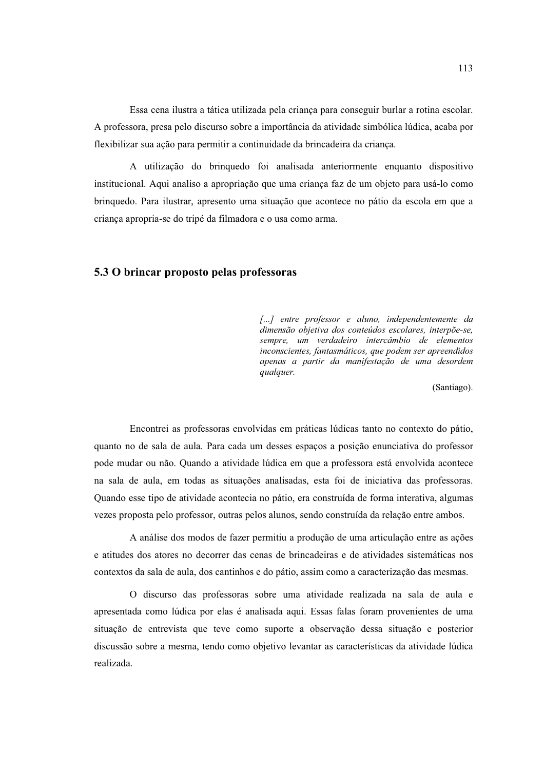Essa cena ilustra a tática utilizada pela criança para conseguir burlar a rotina escolar. A professora, presa pelo discurso sobre a importância da atividade simbólica lúdica, acaba por flexibilizar sua ação para permitir a continuidade da brincadeira da criança.

A utilização do brinquedo foi analisada anteriormente enquanto dispositivo institucional. Aqui analiso a apropriação que uma criança faz de um objeto para usá-lo como brinquedo. Para ilustrar, apresento uma situação que acontece no pátio da escola em que a criança apropria-se do tripé da filmadora e o usa como arma.

## 5.3 O brincar proposto pelas professoras

> *[...] entre professor e aluno, independentemente da dimensão objetiva dos conteúdos escolares, interpõe-se, sempre, um verdadeiro intercâmbio de elementos inconscientes, fantasmáticos, que podem ser apreendidos apenas a partir da manifestação de uma desordem qualquer.*
>
> (Santiago).

Encontrei as professoras envolvidas em práticas lúdicas tanto no contexto do pátio, quanto no de sala de aula. Para cada um desses espaços a posição enunciativa do professor pode mudar ou não. Quando a atividade lúdica em que a professora está envolvida acontece na sala de aula, em todas as situações analisadas, esta foi de iniciativa das professoras. Quando esse tipo de atividade acontecia no pátio, era construída de forma interativa, algumas vezes proposta pelo professor, outras pelos alunos, sendo construída da relação entre ambos.

A análise dos modos de fazer permitiu a produção de uma articulação entre as ações e atitudes dos atores no decorrer das cenas de brincadeiras e de atividades sistemáticas nos contextos da sala de aula, dos cantinhos e do pátio, assim como a caracterização das mesmas.

O discurso das professoras sobre uma atividade realizada na sala de aula e apresentada como lúdica por elas é analisada aqui. Essas falas foram provenientes de uma situação de entrevista que teve como suporte a observação dessa situação e posterior discussão sobre a mesma, tendo como objetivo levantar as características da atividade lúdica realizada.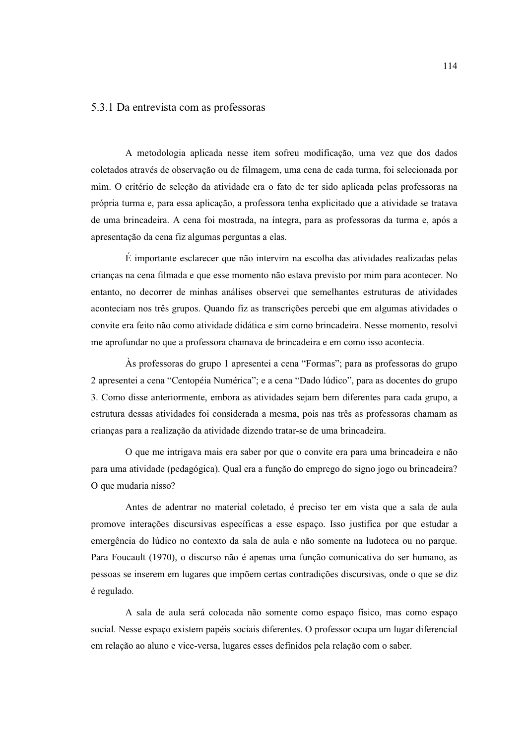### 5.3.1 Da entrevista com as professoras

A metodologia aplicada nesse item sofreu modificação, uma vez que dos dados coletados através de observação ou de filmagem, uma cena de cada turma, foi selecionada por mim. O critério de seleção da atividade era o fato de ter sido aplicada pelas professoras na própria turma e, para essa aplicação, a professora tenha explicitado que a atividade se tratava de uma brincadeira. A cena foi mostrada, na íntegra, para as professoras da turma e, após a apresentação da cena fiz algumas perguntas a elas.

É importante esclarecer que não intervim na escolha das atividades realizadas pelas crianças na cena filmada e que esse momento não estava previsto por mim para acontecer. No entanto, no decorrer de minhas análises observei que semelhantes estruturas de atividades aconteciam nos três grupos. Quando fiz as transcrições percebi que em algumas atividades o convite era feito não como atividade didática e sim como brincadeira. Nesse momento, resolvi me aprofundar no que a professora chamava de brincadeira e em como isso acontecia.

Às professoras do grupo 1 apresentei a cena “Formas”; para as professoras do grupo 2 apresentei a cena “Centopéia Numérica”; e a cena “Dado lúdico”, para as docentes do grupo 3. Como disse anteriormente, embora as atividades sejam bem diferentes para cada grupo, a estrutura dessas atividades foi considerada a mesma, pois nas três as professoras chamam as crianças para a realização da atividade dizendo tratar-se de uma brincadeira.

O que me intrigava mais era saber por que o convite era para uma brincadeira e não para uma atividade (pedagógica). Qual era a função do emprego do signo jogo ou brincadeira? O que mudaria nisso?

Antes de adentrar no material coletado, é preciso ter em vista que a sala de aula promove interações discursivas específicas a esse espaço. Isso justifica por que estudar a emergência do lúdico no contexto da sala de aula e não somente na ludoteca ou no parque. Para Foucault (1970), o discurso não é apenas uma função comunicativa do ser humano, as pessoas se inserem em lugares que impõem certas contradições discursivas, onde o que se diz é regulado.

A sala de aula será colocada não somente como espaço físico, mas como espaço social. Nesse espaço existem papéis sociais diferentes. O professor ocupa um lugar diferencial em relação ao aluno e vice-versa, lugares esses definidos pela relação com o saber.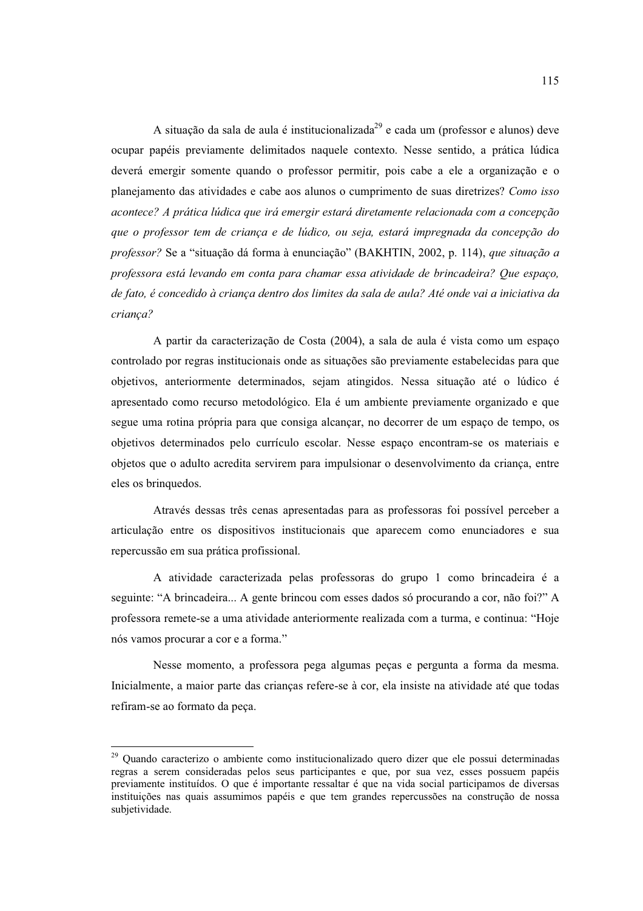A situação da sala de aula é institucionalizada[29] e cada um (professor e alunos) deve ocupar papéis previamente delimitados naquele contexto. Nesse sentido, a prática lúdica deverá emergir somente quando o professor permitir, pois cabe a ele a organização e o planejamento das atividades e cabe aos alunos o cumprimento de suas diretrizes? *Como isso acontece? A prática lúdica que irá emergir estará diretamente relacionada com a concepção que o professor tem de criança e de lúdico, ou seja, estará impregnada da concepção do professor?* Se a "situação dá forma à enunciação" (BAKHTIN, 2002, p. 114), *que situação a professora está levando em conta para chamar essa atividade de brincadeira? Que espaço, de fato, é concedido à criança dentro dos limites da sala de aula? Até onde vai a iniciativa da criança?*

A partir da caracterização de Costa (2004), a sala de aula é vista como um espaço controlado por regras institucionais onde as situações são previamente estabelecidas para que objetivos, anteriormente determinados, sejam atingidos. Nessa situação até o lúdico é apresentado como recurso metodológico. Ela é um ambiente previamente organizado e que segue uma rotina própria para que consiga alcançar, no decorrer de um espaço de tempo, os objetivos determinados pelo currículo escolar. Nesse espaço encontram-se os materiais e objetos que o adulto acredita servirem para impulsionar o desenvolvimento da criança, entre eles os brinquedos.

Através dessas três cenas apresentadas para as professoras foi possível perceber a articulação entre os dispositivos institucionais que aparecem como enunciadores e sua repercussão em sua prática profissional.

A atividade caracterizada pelas professoras do grupo 1 como brincadeira é a seguinte: "A brincadeira... A gente brincou com esses dados só procurando a cor, não foi?" A professora remete-se a uma atividade anteriormente realizada com a turma, e continua: "Hoje nós vamos procurar a cor e a forma."

Nesse momento, a professora pega algumas peças e pergunta a forma da mesma. Inicialmente, a maior parte das crianças refere-se à cor, ela insiste na atividade até que todas refiram-se ao formato da peça.

---

[29] Quando caracterizo o ambiente como institucionalizado quero dizer que ele possui determinadas regras a serem consideradas pelos seus participantes e que, por sua vez, esses possuem papéis previamente instituídos. O que é importante ressaltar é que na vida social participamos de diversas instituições nas quais assumimos papéis e que tem grandes repercussões na construção de nossa subjetividade.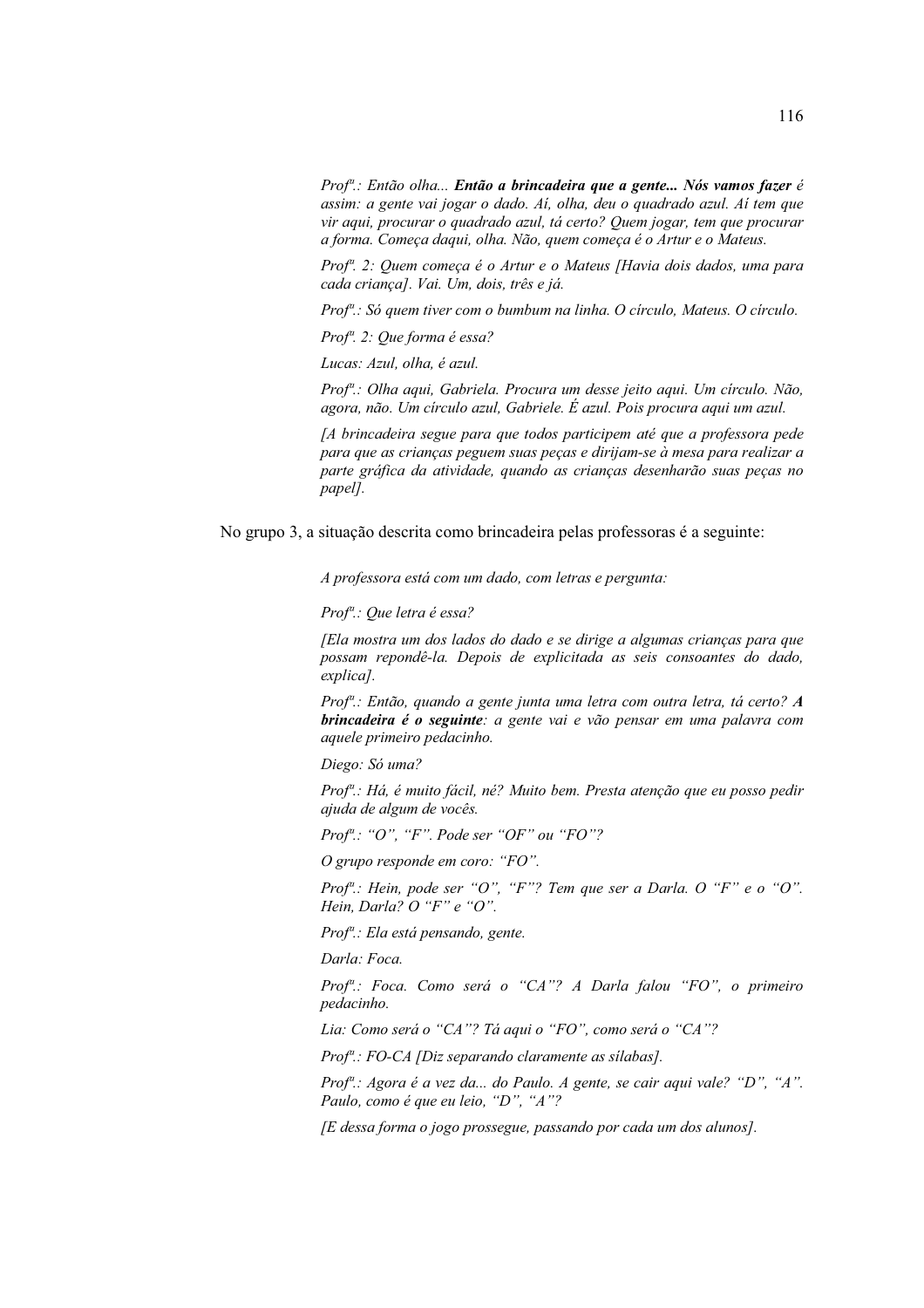*Profª.: Então olha...* ***Então a brincadeira que a gente... Nós vamos fazer*** *é assim: a gente vai jogar o dado. Aí, olha, deu o quadrado azul. Aí tem que vir aqui, procurar o quadrado azul, tá certo? Quem jogar, tem que procurar a forma. Começa daqui, olha. Não, quem começa é o Artur e o Mateus.*

*Profª. 2: Quem começa é o Artur e o Mateus [Havia dois dados, uma para cada criança]. Vai. Um, dois, três e já.*

*Profª.: Só quem tiver com o bumbum na linha. O círculo, Mateus. O círculo.*

*Profª. 2: Que forma é essa?*

*Lucas: Azul, olha, é azul.*

*Profª.: Olha aqui, Gabriela. Procura um desse jeito aqui. Um círculo. Não, agora, não. Um circulo azul, Gabriele. É azul. Pois procura aqui um azul.*

*[A brincadeira segue para que todos participem até que a professora pede para que as crianças peguem suas peças e dirijam-se à mesa para realizar a parte gráfica da atividade, quando as crianças desenharão suas peças no papel].*

No grupo 3, a situação descrita como brincadeira pelas professoras é a seguinte:

*A professora está com um dado, com letras e pergunta:*

*Profª.: Que letra é essa?*

*[Ela mostra um dos lados do dado e se dirige a algumas crianças para que possam repondê-la. Depois de explicitada as seis consoantes do dado, explica].*

*Profª.: Então, quando a gente junta uma letra com outra letra, tá certo?* ***A brincadeira é o seguinte****: a gente vai e vão pensar em uma palavra com aquele primeiro pedacinho.*

*Diego: Só uma?*

*Profª.: Há, é muito fácil, né? Muito bem. Presta atenção que eu posso pedir ajuda de algum de vocês.*

*Profª.: "O", "F". Pode ser "OF" ou "FO"?*

*O grupo responde em coro: "FO".*

*Profª.: Hein, pode ser "O", "F"? Tem que ser a Darla. O "F" e o "O". Hein, Darla? O "F" e "O".*

*Profª.: Ela está pensando, gente.*

*Darla: Foca.*

*Profª.: Foca. Como será o "CA"? A Darla falou "FO", o primeiro pedacinho.*

*Lia: Como será o "CA"? Tá aqui o "FO", como será o "CA"?*

*Profª.: FO-CA [Diz separando claramente as sílabas].*

*Profª.: Agora é a vez da... do Paulo. A gente, se cair aqui vale? "D", "A". Paulo, como é que eu leio, "D", "A"?*

*[E dessa forma o jogo prossegue, passando por cada um dos alunos].*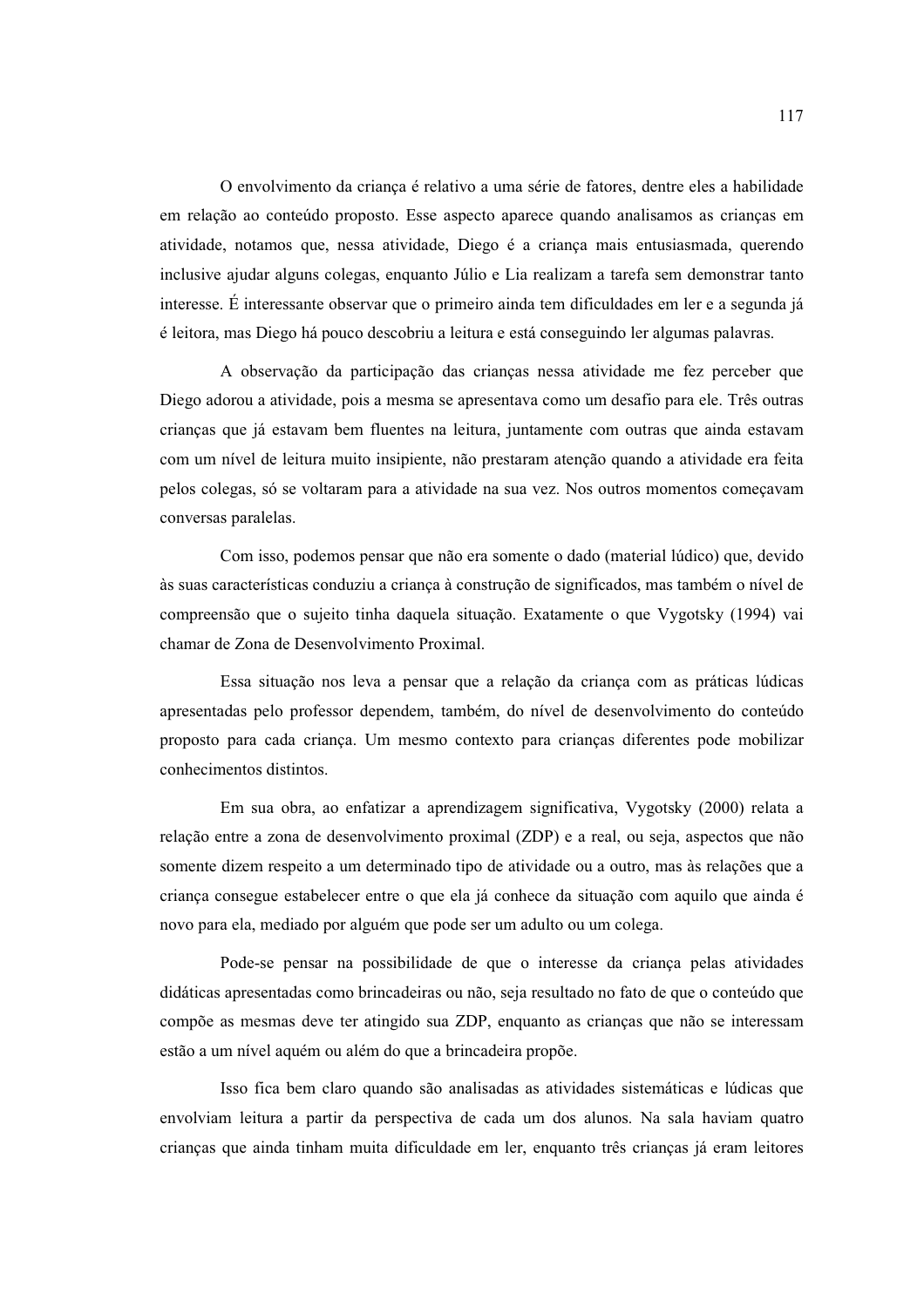O envolvimento da criança é relativo a uma série de fatores, dentre eles a habilidade em relação ao conteúdo proposto. Esse aspecto aparece quando analisamos as crianças em atividade, notamos que, nessa atividade, Diego é a criança mais entusiasmada, querendo inclusive ajudar alguns colegas, enquanto Júlio e Lia realizam a tarefa sem demonstrar tanto interesse. É interessante observar que o primeiro ainda tem dificuldades em ler e a segunda já é leitora, mas Diego há pouco descobriu a leitura e está conseguindo ler algumas palavras.

A observação da participação das crianças nessa atividade me fez perceber que Diego adorou a atividade, pois a mesma se apresentava como um desafio para ele. Três outras crianças que já estavam bem fluentes na leitura, juntamente com outras que ainda estavam com um nível de leitura muito insipiente, não prestaram atenção quando a atividade era feita pelos colegas, só se voltaram para a atividade na sua vez. Nos outros momentos começavam conversas paralelas.

Com isso, podemos pensar que não era somente o dado (material lúdico) que, devido às suas características conduziu a criança à construção de significados, mas também o nível de compreensão que o sujeito tinha daquela situação. Exatamente o que Vygotsky (1994) vai chamar de Zona de Desenvolvimento Proximal.

Essa situação nos leva a pensar que a relação da criança com as práticas lúdicas apresentadas pelo professor dependem, também, do nível de desenvolvimento do conteúdo proposto para cada criança. Um mesmo contexto para crianças diferentes pode mobilizar conhecimentos distintos.

Em sua obra, ao enfatizar a aprendizagem significativa, Vygotsky (2000) relata a relação entre a zona de desenvolvimento proximal (ZDP) e a real, ou seja, aspectos que não somente dizem respeito a um determinado tipo de atividade ou a outro, mas às relações que a criança consegue estabelecer entre o que ela já conhece da situação com aquilo que ainda é novo para ela, mediado por alguém que pode ser um adulto ou um colega.

Pode-se pensar na possibilidade de que o interesse da criança pelas atividades didáticas apresentadas como brincadeiras ou não, seja resultado no fato de que o conteúdo que compõe as mesmas deve ter atingido sua ZDP, enquanto as crianças que não se interessam estão a um nível aquém ou além do que a brincadeira propõe.

Isso fica bem claro quando são analisadas as atividades sistemáticas e lúdicas que envolviam leitura a partir da perspectiva de cada um dos alunos. Na sala haviam quatro crianças que ainda tinham muita dificuldade em ler, enquanto três crianças já eram leitores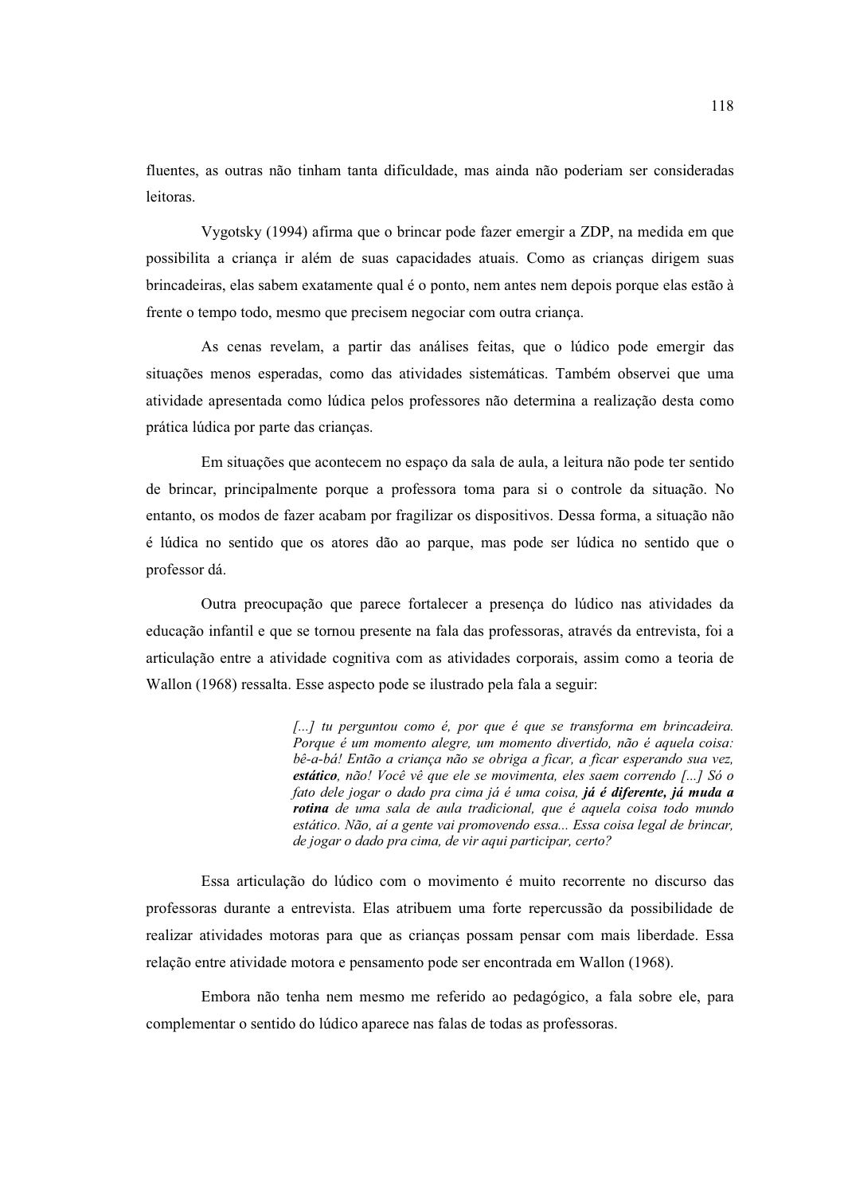fluentes, as outras não tinham tanta dificuldade, mas ainda não poderiam ser consideradas leitoras.

Vygotsky (1994) afirma que o brincar pode fazer emergir a ZDP, na medida em que possibilita a criança ir além de suas capacidades atuais. Como as crianças dirigem suas brincadeiras, elas sabem exatamente qual é o ponto, nem antes nem depois porque elas estão à frente o tempo todo, mesmo que precisem negociar com outra criança.

As cenas revelam, a partir das análises feitas, que o lúdico pode emergir das situações menos esperadas, como das atividades sistemáticas. Também observei que uma atividade apresentada como lúdica pelos professores não determina a realização desta como prática lúdica por parte das crianças.

Em situações que acontecem no espaço da sala de aula, a leitura não pode ter sentido de brincar, principalmente porque a professora toma para si o controle da situação. No entanto, os modos de fazer acabam por fragilizar os dispositivos. Dessa forma, a situação não é lúdica no sentido que os atores dão ao parque, mas pode ser lúdica no sentido que o professor dá.

Outra preocupação que parece fortalecer a presença do lúdico nas atividades da educação infantil e que se tornou presente na fala das professoras, através da entrevista, foi a articulação entre a atividade cognitiva com as atividades corporais, assim como a teoria de Wallon (1968) ressalta. Esse aspecto pode se ilustrado pela fala a seguir:

> *[...] tu perguntou como é, por que é que se transforma em brincadeira. Porque é um momento alegre, um momento divertido, não é aquela coisa: bê-a-bá! Então a criança não se obriga a ficar, a ficar esperando sua vez,* ***estático****, não! Você vê que ele se movimenta, eles saem correndo [...] Só o fato dele jogar o dado pra cima já é uma coisa,* ***já é diferente, já muda a rotina*** *de uma sala de aula tradicional, que é aquela coisa todo mundo estático. Não, aí a gente vai promovendo essa... Essa coisa legal de brincar, de jogar o dado pra cima, de vir aqui participar, certo?*

Essa articulação do lúdico com o movimento é muito recorrente no discurso das professoras durante a entrevista. Elas atribuem uma forte repercussão da possibilidade de realizar atividades motoras para que as crianças possam pensar com mais liberdade. Essa relação entre atividade motora e pensamento pode ser encontrada em Wallon (1968).

Embora não tenha nem mesmo me referido ao pedagógico, a fala sobre ele, para complementar o sentido do lúdico aparece nas falas de todas as professoras.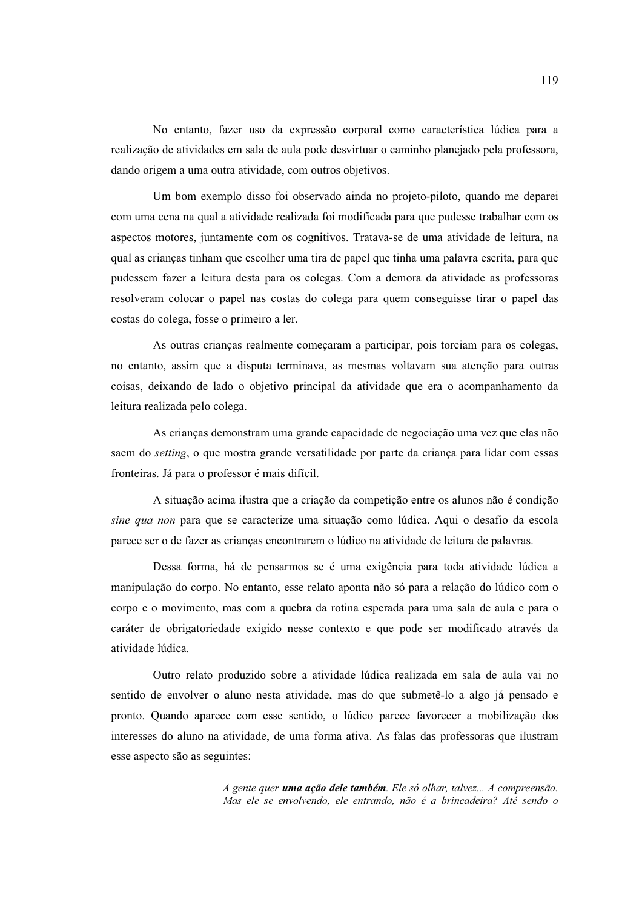No entanto, fazer uso da expressão corporal como característica lúdica para a realização de atividades em sala de aula pode desvirtuar o caminho planejado pela professora, dando origem a uma outra atividade, com outros objetivos.

Um bom exemplo disso foi observado ainda no projeto-piloto, quando me deparei com uma cena na qual a atividade realizada foi modificada para que pudesse trabalhar com os aspectos motores, juntamente com os cognitivos. Tratava-se de uma atividade de leitura, na qual as crianças tinham que escolher uma tira de papel que tinha uma palavra escrita, para que pudessem fazer a leitura desta para os colegas. Com a demora da atividade as professoras resolveram colocar o papel nas costas do colega para quem conseguisse tirar o papel das costas do colega, fosse o primeiro a ler.

As outras crianças realmente começaram a participar, pois torciam para os colegas, no entanto, assim que a disputa terminava, as mesmas voltavam sua atenção para outras coisas, deixando de lado o objetivo principal da atividade que era o acompanhamento da leitura realizada pelo colega.

As crianças demonstram uma grande capacidade de negociação uma vez que elas não saem do *setting*, o que mostra grande versatilidade por parte da criança para lidar com essas fronteiras. Já para o professor é mais difícil.

A situação acima ilustra que a criação da competição entre os alunos não é condição *sine qua non* para que se caracterize uma situação como lúdica. Aqui o desafio da escola parece ser o de fazer as crianças encontrarem o lúdico na atividade de leitura de palavras.

Dessa forma, há de pensarmos se é uma exigência para toda atividade lúdica a manipulação do corpo. No entanto, esse relato aponta não só para a relação do lúdico com o corpo e o movimento, mas com a quebra da rotina esperada para uma sala de aula e para o caráter de obrigatoriedade exigido nesse contexto e que pode ser modificado através da atividade lúdica.

Outro relato produzido sobre a atividade lúdica realizada em sala de aula vai no sentido de envolver o aluno nesta atividade, mas do que submetê-lo a algo já pensado e pronto. Quando aparece com esse sentido, o lúdico parece favorecer a mobilização dos interesses do aluno na atividade, de uma forma ativa. As falas das professoras que ilustram esse aspecto são as seguintes:

> *A gente quer **uma ação dele também**. Ele só olhar, talvez... A compreensão. Mas ele se envolvendo, ele entrando, não é a brincadeira? Até sendo o*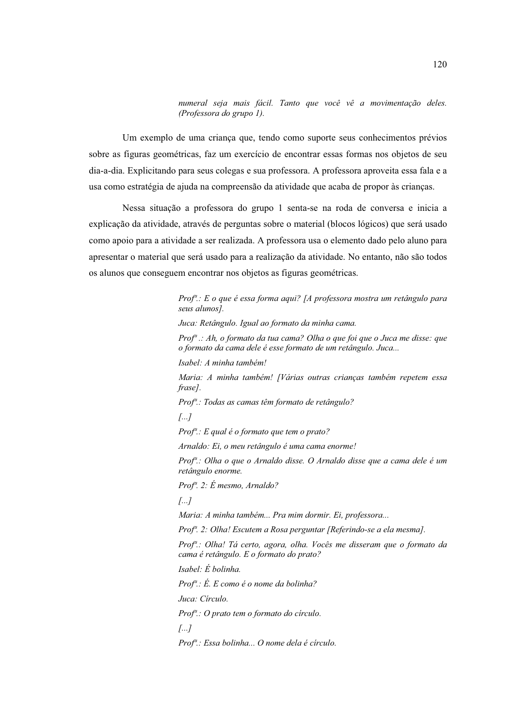*numeral seja mais fácil. Tanto que você vê a movimentação deles. (Professora do grupo 1).*

Um exemplo de uma criança que, tendo como suporte seus conhecimentos prévios sobre as figuras geométricas, faz um exercício de encontrar essas formas nos objetos de seu dia-a-dia. Explicitando para seus colegas e sua professora. A professora aproveita essa fala e a usa como estratégia de ajuda na compreensão da atividade que acaba de propor às crianças.

Nessa situação a professora do grupo 1 senta-se na roda de conversa e inicia a explicação da atividade, através de perguntas sobre o material (blocos lógicos) que será usado como apoio para a atividade a ser realizada. A professora usa o elemento dado pelo aluno para apresentar o material que será usado para a realização da atividade. No entanto, não são todos os alunos que conseguem encontrar nos objetos as figuras geométricas.

> *Profª.: E o que é essa forma aqui? [A professora mostra um retângulo para seus alunos].*
>
> *Juca: Retângulo. Igual ao formato da minha cama.*
>
> *Profª .: Ah, o formato da tua cama? Olha o que foi que o Juca me disse: que o formato da cama dele é esse formato de um retângulo. Juca...*
>
> *Isabel: A minha também!*
>
> *Maria: A minha também! [Várias outras crianças também repetem essa frase].*
>
> *Profª.: Todas as camas têm formato de retângulo?*
>
> *[...]*
>
> *Profª.: E qual é o formato que tem o prato?*
>
> *Arnaldo: Ei, o meu retângulo é uma cama enorme!*
>
> *Profª.: Olha o que o Arnaldo disse. O Arnaldo disse que a cama dele é um retângulo enorme.*
>
> *Profª. 2: É mesmo, Arnaldo?*
>
> *[...]*
>
> *Maria: A minha também... Pra mim dormir. Ei, professora...*
>
> *Profª. 2: Olha! Escutem a Rosa perguntar [Referindo-se a ela mesma].*
>
> *Profª.: Olha! Tá certo, agora, olha. Vocês me disseram que o formato da cama é retângulo. E o formato do prato?*
>
> *Isabel: É bolinha.*
>
> *Profª.: É. E como é o nome da bolinha?*
>
> *Juca: Círculo.*
>
> *Profª.: O prato tem o formato do círculo.*
>
> *[...]*
>
> *Profª.: Essa bolinha... O nome dela é círculo.*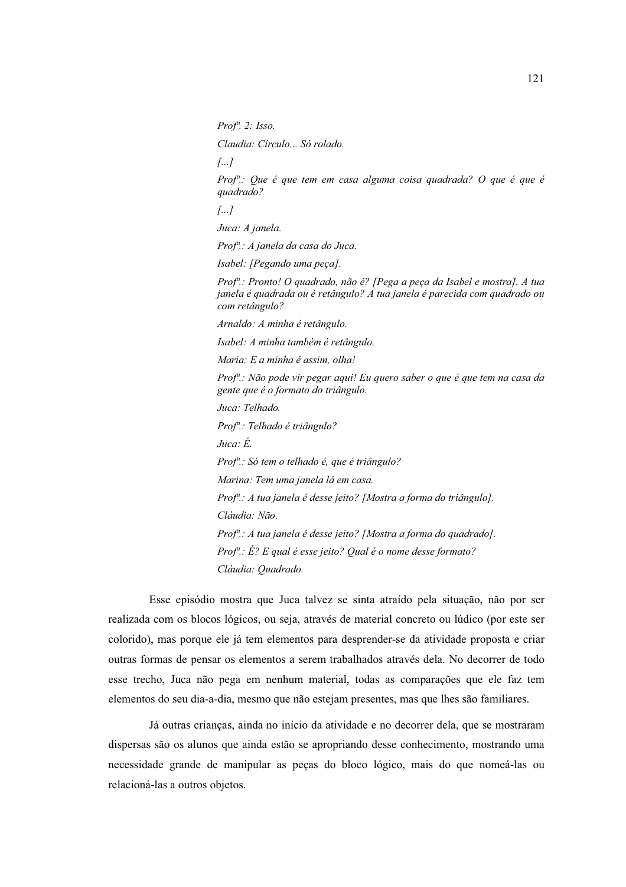*Profª. 2: Isso.*

*Claudia: Círculo... Só rolado.*

*[...]*

*Profª.: Que é que tem em casa alguma coisa quadrada? O que é que é quadrado?*

*[...]*

*Juca: A janela.*

*Profª.: A janela da casa do Juca.*

*Isabel: [Pegando uma peça].*

*Profª.: Pronto! O quadrado, não é? [Pega a peça da Isabel e mostra]. A tua janela é quadrada ou é retângulo? A tua janela é parecida com quadrado ou com retângulo?*

*Arnaldo: A minha é retângulo.*

*Isabel: A minha também é retângulo.*

*Maria: E a minha é assim, olha!*

*Profª.: Não pode vir pegar aqui! Eu quero saber o que é que tem na casa da gente que é o formato do triângulo.*

*Juca: Telhado.*

*Profª.: Telhado é triângulo?*

*Juca: É.*

*Profª.: Só tem o telhado é, que é triângulo?*

*Marina: Tem uma janela lá em casa.*

*Profª.: A tua janela é desse jeito? [Mostra a forma do triângulo].*

*Cláudia: Não.*

*Profª.: A tua janela é desse jeito? [Mostra a forma do quadrado].*

*Profª.: É? E qual é esse jeito? Qual é o nome desse formato?*

*Cláudia: Quadrado.*

Esse episódio mostra que Juca talvez se sinta atraído pela situação, não por ser realizada com os blocos lógicos, ou seja, através de material concreto ou lúdico (por este ser colorido), mas porque ele já tem elementos para desprender-se da atividade proposta e criar outras formas de pensar os elementos a serem trabalhados através dela. No decorrer de todo esse trecho, Juca não pega em nenhum material, todas as comparações que ele faz tem elementos do seu dia-a-dia, mesmo que não estejam presentes, mas que lhes são familiares.

Já outras crianças, ainda no início da atividade e no decorrer dela, que se mostraram dispersas são os alunos que ainda estão se apropriando desse conhecimento, mostrando uma necessidade grande de manipular as peças do bloco lógico, mais do que nomeá-las ou relacioná-las a outros objetos.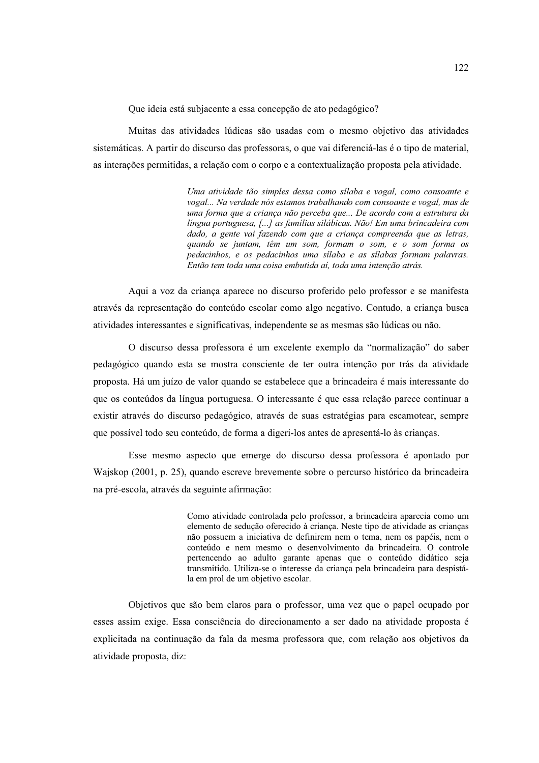Que ideia está subjacente a essa concepção de ato pedagógico?

Muitas das atividades lúdicas são usadas com o mesmo objetivo das atividades sistemáticas. A partir do discurso das professoras, o que vai diferenciá-las é o tipo de material, as interações permitidas, a relação com o corpo e a contextualização proposta pela atividade.

> *Uma atividade tão simples dessa como sílaba e vogal, como consoante e vogal... Na verdade nós estamos trabalhando com consoante e vogal, mas de uma forma que a criança não perceba que... De acordo com a estrutura da língua portuguesa, [...] as famílias silábicas. Não! Em uma brincadeira com dado, a gente vai fazendo com que a criança compreenda que as letras, quando se juntam, têm um som, formam o som, e o som forma os pedacinhos, e os pedacinhos uma sílaba e as sílabas formam palavras. Então tem toda uma coisa embutida aí, toda uma intenção atrás.*

Aqui a voz da criança aparece no discurso proferido pelo professor e se manifesta através da representação do conteúdo escolar como algo negativo. Contudo, a criança busca atividades interessantes e significativas, independente se as mesmas são lúdicas ou não.

O discurso dessa professora é um excelente exemplo da "normalização" do saber pedagógico quando esta se mostra consciente de ter outra intenção por trás da atividade proposta. Há um juízo de valor quando se estabelece que a brincadeira é mais interessante do que os conteúdos da língua portuguesa. O interessante é que essa relação parece continuar a existir através do discurso pedagógico, através de suas estratégias para escamotear, sempre que possível todo seu conteúdo, de forma a digeri-los antes de apresentá-lo às crianças.

Esse mesmo aspecto que emerge do discurso dessa professora é apontado por Wajskop (2001, p. 25), quando escreve brevemente sobre o percurso histórico da brincadeira na pré-escola, através da seguinte afirmação:

> Como atividade controlada pelo professor, a brincadeira aparecia como um elemento de sedução oferecido à criança. Neste tipo de atividade as crianças não possuem a iniciativa de definirem nem o tema, nem os papéis, nem o conteúdo e nem mesmo o desenvolvimento da brincadeira. O controle pertencendo ao adulto garante apenas que o conteúdo didático seja transmitido. Utiliza-se o interesse da criança pela brincadeira para despistá-la em prol de um objetivo escolar.

Objetivos que são bem claros para o professor, uma vez que o papel ocupado por esses assim exige. Essa consciência do direcionamento a ser dado na atividade proposta é explicitada na continuação da fala da mesma professora que, com relação aos objetivos da atividade proposta, diz: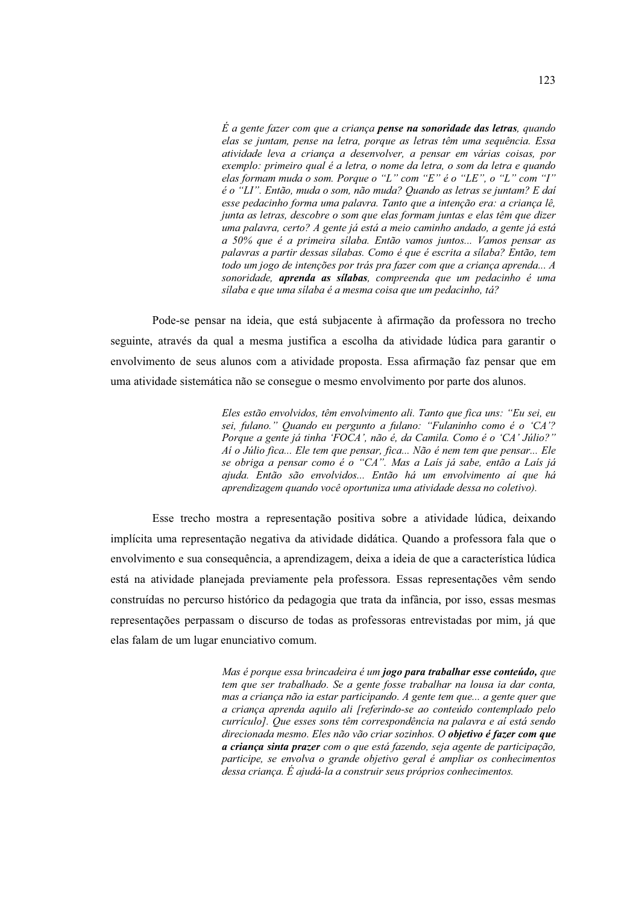> *É a gente fazer com que a criança **pense na sonoridade das letras**, quando elas se juntam, pense na letra, porque as letras têm uma sequência. Essa atividade leva a criança a desenvolver, a pensar em várias coisas, por exemplo: primeiro qual é a letra, o nome da letra, o som da letra e quando elas formam muda o som. Porque o "L" com "E" é o "LE", o "L" com "I" é o "LI". Então, muda o som, não muda? Quando as letras se juntam? E daí esse pedacinho forma uma palavra. Tanto que a intenção era: a criança lê, junta as letras, descobre o som que elas formam juntas e elas têm que dizer uma palavra, certo? A gente já está a meio caminho andado, a gente já está a 50% que é a primeira sílaba. Então vamos juntos... Vamos pensar as palavras a partir dessas sílabas. Como é que é escrita a sílaba? Então, tem todo um jogo de intenções por trás pra fazer com que a criança aprenda... A sonoridade, **aprenda as sílabas**, compreenda que um pedacinho é uma sílaba e que uma sílaba é a mesma coisa que um pedacinho, tá?*

Pode-se pensar na ideia, que está subjacente à afirmação da professora no trecho seguinte, através da qual a mesma justifica a escolha da atividade lúdica para garantir o envolvimento de seus alunos com a atividade proposta. Essa afirmação faz pensar que em uma atividade sistemática não se consegue o mesmo envolvimento por parte dos alunos.

> *Eles estão envolvidos, têm envolvimento ali. Tanto que fica uns: "Eu sei, eu sei, fulano." Quando eu pergunto a fulano: "Fulaninho como é o 'CA'? Porque a gente já tinha 'FOCA', não é, da Camila. Como é o 'CA' Júlio?" Aí o Júlio fica... Ele tem que pensar, fica... Não é nem tem que pensar... Ele se obriga a pensar como é o "CA". Mas a Laís já sabe, então a Laís já ajuda. Então são envolvidos... Então há um envolvimento aí que há aprendizagem quando você oportuniza uma atividade dessa no coletivo).*

Esse trecho mostra a representação positiva sobre a atividade lúdica, deixando implícita uma representação negativa da atividade didática. Quando a professora fala que o envolvimento e sua consequência, a aprendizagem, deixa a ideia de que a característica lúdica está na atividade planejada previamente pela professora. Essas representações vêm sendo construídas no percurso histórico da pedagogia que trata da infância, por isso, essas mesmas representações perpassam o discurso de todas as professoras entrevistadas por mim, já que elas falam de um lugar enunciativo comum.

> *Mas é porque essa brincadeira é um **jogo para trabalhar esse conteúdo,** que tem que ser trabalhado. Se a gente fosse trabalhar na lousa ia dar conta, mas a criança não ia estar participando. A gente tem que... a gente quer que a criança aprenda aquilo ali [referindo-se ao conteúdo contemplado pelo currículo]. Que esses sons têm correspondência na palavra e aí está sendo direcionada mesmo. Eles não vão criar sozinhos. O **objetivo é fazer com que a criança sinta prazer** com o que está fazendo, seja agente de participação, participe, se envolva o grande objetivo geral é ampliar os conhecimentos dessa criança. É ajudá-la a construir seus próprios conhecimentos.*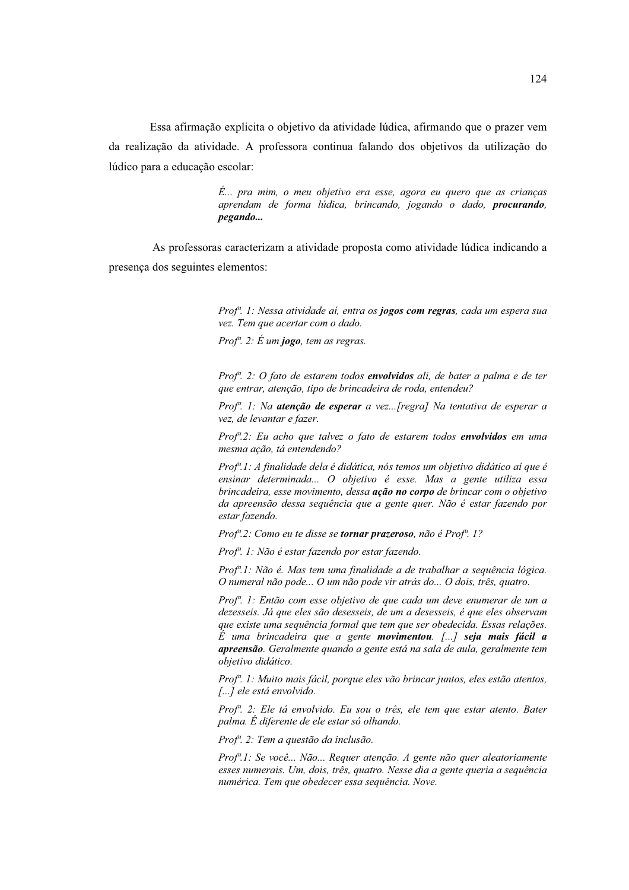Essa afirmação explicita o objetivo da atividade lúdica, afirmando que o prazer vem da realização da atividade. A professora continua falando dos objetivos da utilização do lúdico para a educação escolar:

> *É... pra mim, o meu objetivo era esse, agora eu quero que as crianças aprendam de forma lúdica, brincando, jogando o dado,* ***procurando, pegando...***

As professoras caracterizam a atividade proposta como atividade lúdica indicando a presença dos seguintes elementos:

> *Profª. 1: Nessa atividade aí, entra os* ***jogos com regras****, cada um espera sua vez. Tem que acertar com o dado.*
>
> *Profª. 2: É um* ***jogo****, tem as regras.*
>
> *Profª. 2: O fato de estarem todos* ***envolvidos*** *ali, de bater a palma e de ter que entrar, atenção, tipo de brincadeira de roda, entendeu?*
>
> *Profª. 1: Na* ***atenção de esperar*** *a vez...[regra] Na tentativa de esperar a vez, de levantar e fazer.*
>
> *Profª.2: Eu acho que talvez o fato de estarem todos* ***envolvidos*** *em uma mesma ação, tá entendendo?*
>
> *Profª.1: A finalidade dela é didática, nós temos um objetivo didático aí que é ensinar determinada... O objetivo é esse. Mas a gente utiliza essa brincadeira, esse movimento, dessa* ***ação no corpo*** *de brincar com o objetivo da apreensão dessa sequência que a gente quer. Não é estar fazendo por estar fazendo.*
>
> *Profª.2: Como eu te disse se* ***tornar prazeroso****, não é Profª. 1?*
>
> *Profª. 1: Não é estar fazendo por estar fazendo.*
>
> *Profª.1: Não é. Mas tem uma finalidade a de trabalhar a sequência lógica. O numeral não pode... O um não pode vir atrás do... O dois, três, quatro.*
>
> *Profª. 1: Então com esse objetivo de que cada um deve enumerar de um a dezesseis. Já que eles são desesseis, de um a desesseis, é que eles observam que existe uma sequência formal que tem que ser obedecida. Essas relações. É uma brincadeira que a gente* ***movimentou****. [...]* ***seja mais fácil a apreensão****. Geralmente quando a gente está na sala de aula, geralmente tem objetivo didático.*
>
> *Profª. 1: Muito mais fácil, porque eles vão brincar juntos, eles estão atentos, [...] ele está envolvido.*
>
> *Profª. 2: Ele tá envolvido. Eu sou o três, ele tem que estar atento. Bater palma. É diferente de ele estar só olhando.*
>
> *Profª. 2: Tem a questão da inclusão.*
>
> *Profª.1: Se você... Não... Requer atenção. A gente não quer aleatoriamente esses numerais. Um, dois, três, quatro. Nesse dia a gente queria a sequência numérica. Tem que obedecer essa sequência. Nove.*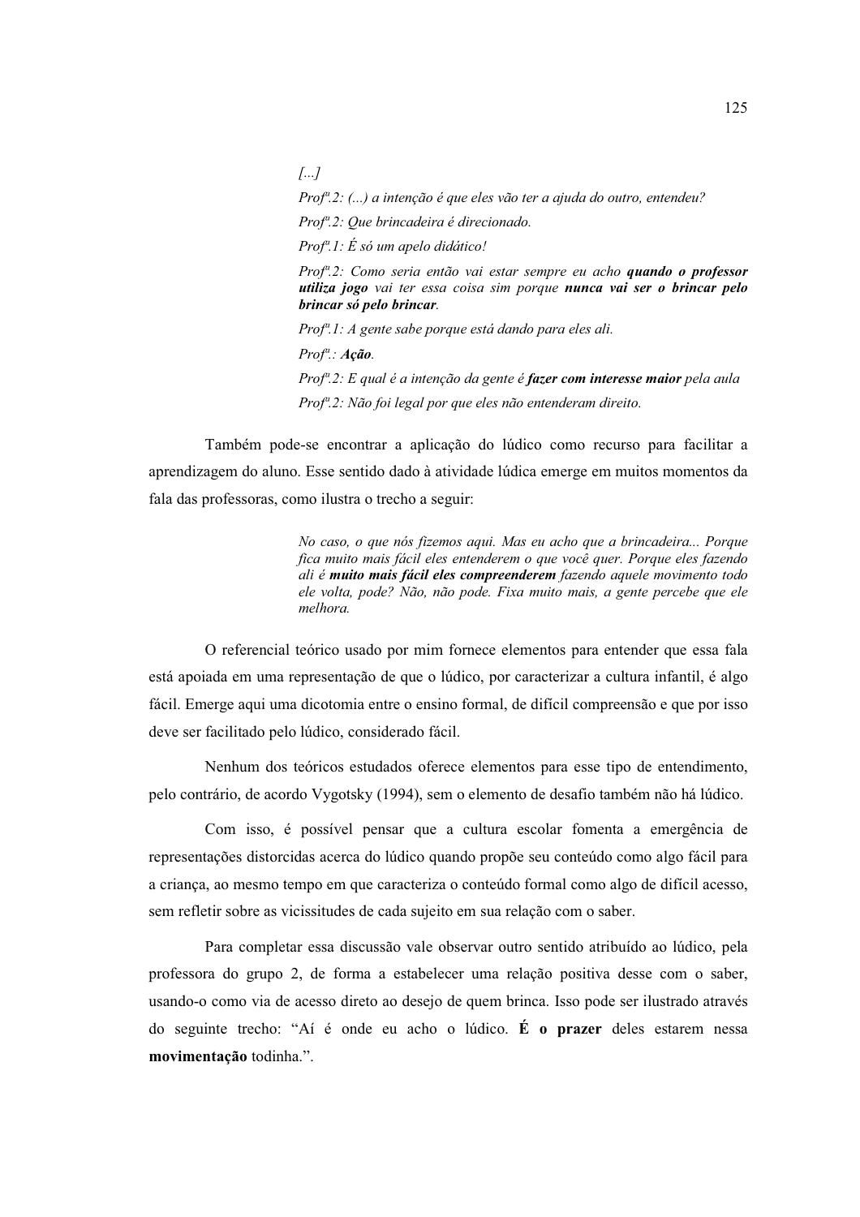> *[...]*
>
> *Profª.2: (...) a intenção é que eles vão ter a ajuda do outro, entendeu?*
>
> *Profª.2: Que brincadeira é direcionado.*
>
> *Profª.1: É só um apelo didático!*
>
> *Profª.2: Como seria então vai estar sempre eu acho* ***quando o professor utiliza jogo*** *vai ter essa coisa sim porque* ***nunca vai ser o brincar pelo brincar só pelo brincar****.*
>
> *Profª.1: A gente sabe porque está dando para eles ali.*
>
> *Profª.:* ***Ação****.*
>
> *Profª.2: E qual é a intenção da gente é* ***fazer com interesse maior*** *pela aula*
>
> *Profª.2: Não foi legal por que eles não entenderam direito.*

Também pode-se encontrar a aplicação do lúdico como recurso para facilitar a aprendizagem do aluno. Esse sentido dado à atividade lúdica emerge em muitos momentos da fala das professoras, como ilustra o trecho a seguir:

> *No caso, o que nós fizemos aqui. Mas eu acho que a brincadeira... Porque fica muito mais fácil eles entenderem o que você quer. Porque eles fazendo ali é* ***muito mais fácil eles compreenderem*** *fazendo aquele movimento todo ele volta, pode? Não, não pode. Fixa muito mais, a gente percebe que ele melhora.*

O referencial teórico usado por mim fornece elementos para entender que essa fala está apoiada em uma representação de que o lúdico, por caracterizar a cultura infantil, é algo fácil. Emerge aqui uma dicotomia entre o ensino formal, de difícil compreensão e que por isso deve ser facilitado pelo lúdico, considerado fácil.

Nenhum dos teóricos estudados oferece elementos para esse tipo de entendimento, pelo contrário, de acordo Vygotsky (1994), sem o elemento de desafio também não há lúdico.

Com isso, é possível pensar que a cultura escolar fomenta a emergência de representações distorcidas acerca do lúdico quando propõe seu conteúdo como algo fácil para a criança, ao mesmo tempo em que caracteriza o conteúdo formal como algo de difícil acesso, sem refletir sobre as vicissitudes de cada sujeito em sua relação com o saber.

Para completar essa discussão vale observar outro sentido atribuído ao lúdico, pela professora do grupo 2, de forma a estabelecer uma relação positiva desse com o saber, usando-o como via de acesso direto ao desejo de quem brinca. Isso pode ser ilustrado através do seguinte trecho: "Aí é onde eu acho o lúdico. **É o prazer** deles estarem nessa **movimentação** todinha.".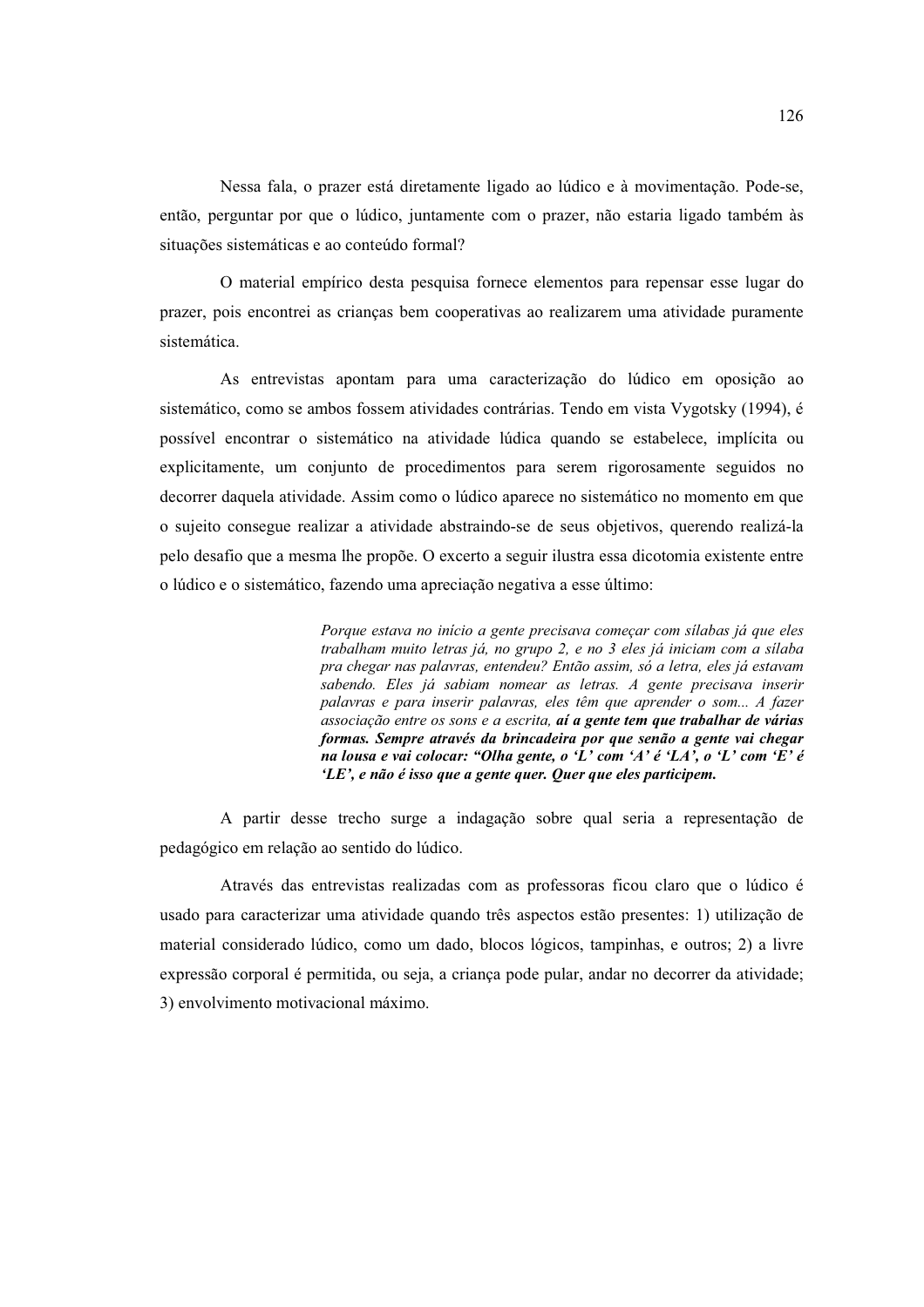Nessa fala, o prazer está diretamente ligado ao lúdico e à movimentação. Pode-se, então, perguntar por que o lúdico, juntamente com o prazer, não estaria ligado também às situações sistemáticas e ao conteúdo formal?

O material empírico desta pesquisa fornece elementos para repensar esse lugar do prazer, pois encontrei as crianças bem cooperativas ao realizarem uma atividade puramente sistemática.

As entrevistas apontam para uma caracterização do lúdico em oposição ao sistemático, como se ambos fossem atividades contrárias. Tendo em vista Vygotsky (1994), é possível encontrar o sistemático na atividade lúdica quando se estabelece, implícita ou explicitamente, um conjunto de procedimentos para serem rigorosamente seguidos no decorrer daquela atividade. Assim como o lúdico aparece no sistemático no momento em que o sujeito consegue realizar a atividade abstraindo-se de seus objetivos, querendo realizá-la pelo desafio que a mesma lhe propõe. O excerto a seguir ilustra essa dicotomia existente entre o lúdico e o sistemático, fazendo uma apreciação negativa a esse último:

> *Porque estava no início a gente precisava começar com sílabas já que eles trabalham muito letras já, no grupo 2, e no 3 eles já iniciam com a sílaba pra chegar nas palavras, entendeu? Então assim, só a letra, eles já estavam sabendo. Eles já sabiam nomear as letras. A gente precisava inserir palavras e para inserir palavras, eles têm que aprender o som... A fazer associação entre os sons e a escrita,* ***aí a gente tem que trabalhar de várias formas. Sempre através da brincadeira por que senão a gente vai chegar na lousa e vai colocar: "Olha gente, o 'L' com 'A' é 'LA', o 'L' com 'E' é 'LE', e não é isso que a gente quer. Quer que eles participem.***

A partir desse trecho surge a indagação sobre qual seria a representação de pedagógico em relação ao sentido do lúdico.

Através das entrevistas realizadas com as professoras ficou claro que o lúdico é usado para caracterizar uma atividade quando três aspectos estão presentes: 1) utilização de material considerado lúdico, como um dado, blocos lógicos, tampinhas, e outros; 2) a livre expressão corporal é permitida, ou seja, a criança pode pular, andar no decorrer da atividade; 3) envolvimento motivacional máximo.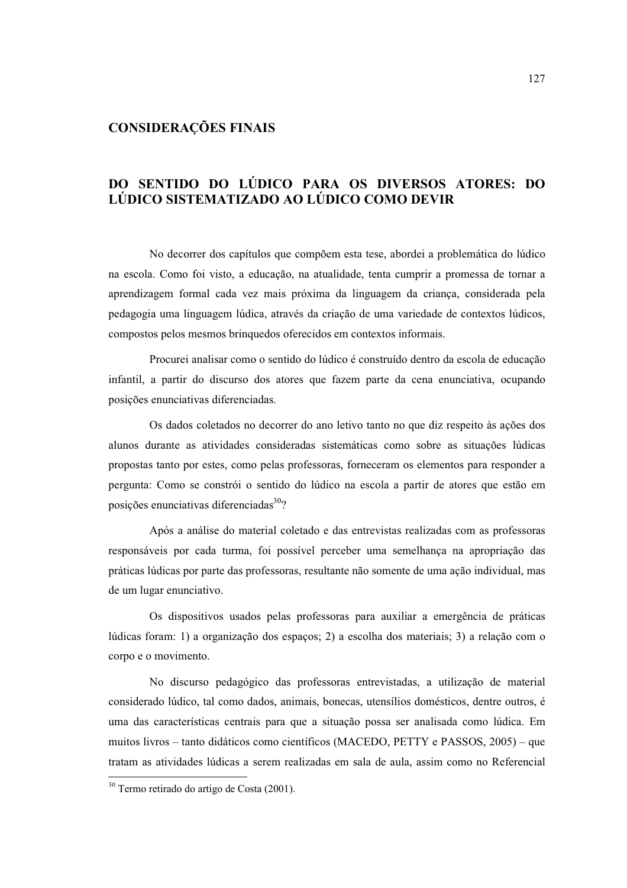# CONSIDERAÇÕES FINAIS

## DO SENTIDO DO LÚDICO PARA OS DIVERSOS ATORES: DO LÚDICO SISTEMATIZADO AO LÚDICO COMO DEVIR

No decorrer dos capítulos que compõem esta tese, abordei a problemática do lúdico na escola. Como foi visto, a educação, na atualidade, tenta cumprir a promessa de tornar a aprendizagem formal cada vez mais próxima da linguagem da criança, considerada pela pedagogia uma linguagem lúdica, através da criação de uma variedade de contextos lúdicos, compostos pelos mesmos brinquedos oferecidos em contextos informais.

Procurei analisar como o sentido do lúdico é construído dentro da escola de educação infantil, a partir do discurso dos atores que fazem parte da cena enunciativa, ocupando posições enunciativas diferenciadas.

Os dados coletados no decorrer do ano letivo tanto no que diz respeito às ações dos alunos durante as atividades consideradas sistemáticas como sobre as situações lúdicas propostas tanto por estes, como pelas professoras, forneceram os elementos para responder a pergunta: Como se constrói o sentido do lúdico na escola a partir de atores que estão em posições enunciativas diferenciadas[30]?

Após a análise do material coletado e das entrevistas realizadas com as professoras responsáveis por cada turma, foi possível perceber uma semelhança na apropriação das práticas lúdicas por parte das professoras, resultante não somente de uma ação individual, mas de um lugar enunciativo.

Os dispositivos usados pelas professoras para auxiliar a emergência de práticas lúdicas foram: 1) a organização dos espaços; 2) a escolha dos materiais; 3) a relação com o corpo e o movimento.

No discurso pedagógico das professoras entrevistadas, a utilização de material considerado lúdico, tal como dados, animais, bonecas, utensílios domésticos, dentre outros, é uma das características centrais para que a situação possa ser analisada como lúdica. Em muitos livros – tanto didáticos como científicos (MACEDO, PETTY e PASSOS, 2005) – que tratam as atividades lúdicas a serem realizadas em sala de aula, assim como no Referencial

---

[30] Termo retirado do artigo de Costa (2001).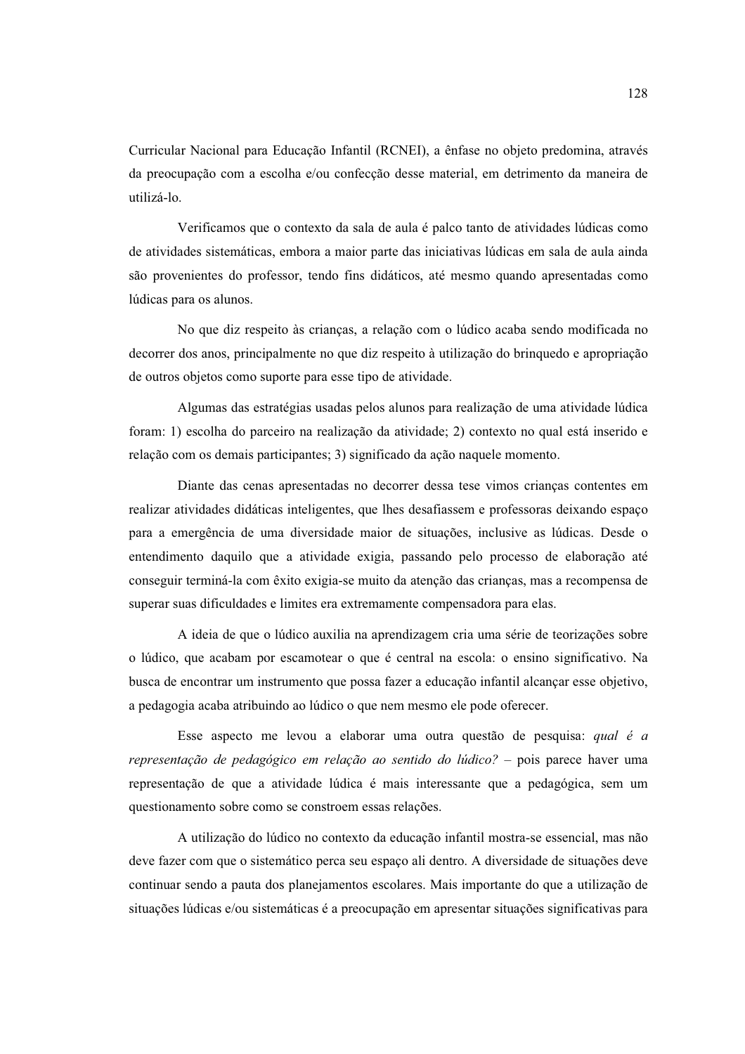Curricular Nacional para Educação Infantil (RCNEI), a ênfase no objeto predomina, através da preocupação com a escolha e/ou confecção desse material, em detrimento da maneira de utilizá-lo.

Verificamos que o contexto da sala de aula é palco tanto de atividades lúdicas como de atividades sistemáticas, embora a maior parte das iniciativas lúdicas em sala de aula ainda são provenientes do professor, tendo fins didáticos, até mesmo quando apresentadas como lúdicas para os alunos.

No que diz respeito às crianças, a relação com o lúdico acaba sendo modificada no decorrer dos anos, principalmente no que diz respeito à utilização do brinquedo e apropriação de outros objetos como suporte para esse tipo de atividade.

Algumas das estratégias usadas pelos alunos para realização de uma atividade lúdica foram: 1) escolha do parceiro na realização da atividade; 2) contexto no qual está inserido e relação com os demais participantes; 3) significado da ação naquele momento.

Diante das cenas apresentadas no decorrer dessa tese vimos crianças contentes em realizar atividades didáticas inteligentes, que lhes desafiassem e professoras deixando espaço para a emergência de uma diversidade maior de situações, inclusive as lúdicas. Desde o entendimento daquilo que a atividade exigia, passando pelo processo de elaboração até conseguir terminá-la com êxito exigia-se muito da atenção das crianças, mas a recompensa de superar suas dificuldades e limites era extremamente compensadora para elas.

A ideia de que o lúdico auxilia na aprendizagem cria uma série de teorizações sobre o lúdico, que acabam por escamotear o que é central na escola: o ensino significativo. Na busca de encontrar um instrumento que possa fazer a educação infantil alcançar esse objetivo, a pedagogia acaba atribuindo ao lúdico o que nem mesmo ele pode oferecer.

Esse aspecto me levou a elaborar uma outra questão de pesquisa: *qual é a representação de pedagógico em relação ao sentido do lúdico?* – pois parece haver uma representação de que a atividade lúdica é mais interessante que a pedagógica, sem um questionamento sobre como se constroem essas relações.

A utilização do lúdico no contexto da educação infantil mostra-se essencial, mas não deve fazer com que o sistemático perca seu espaço ali dentro. A diversidade de situações deve continuar sendo a pauta dos planejamentos escolares. Mais importante do que a utilização de situações lúdicas e/ou sistemáticas é a preocupação em apresentar situações significativas para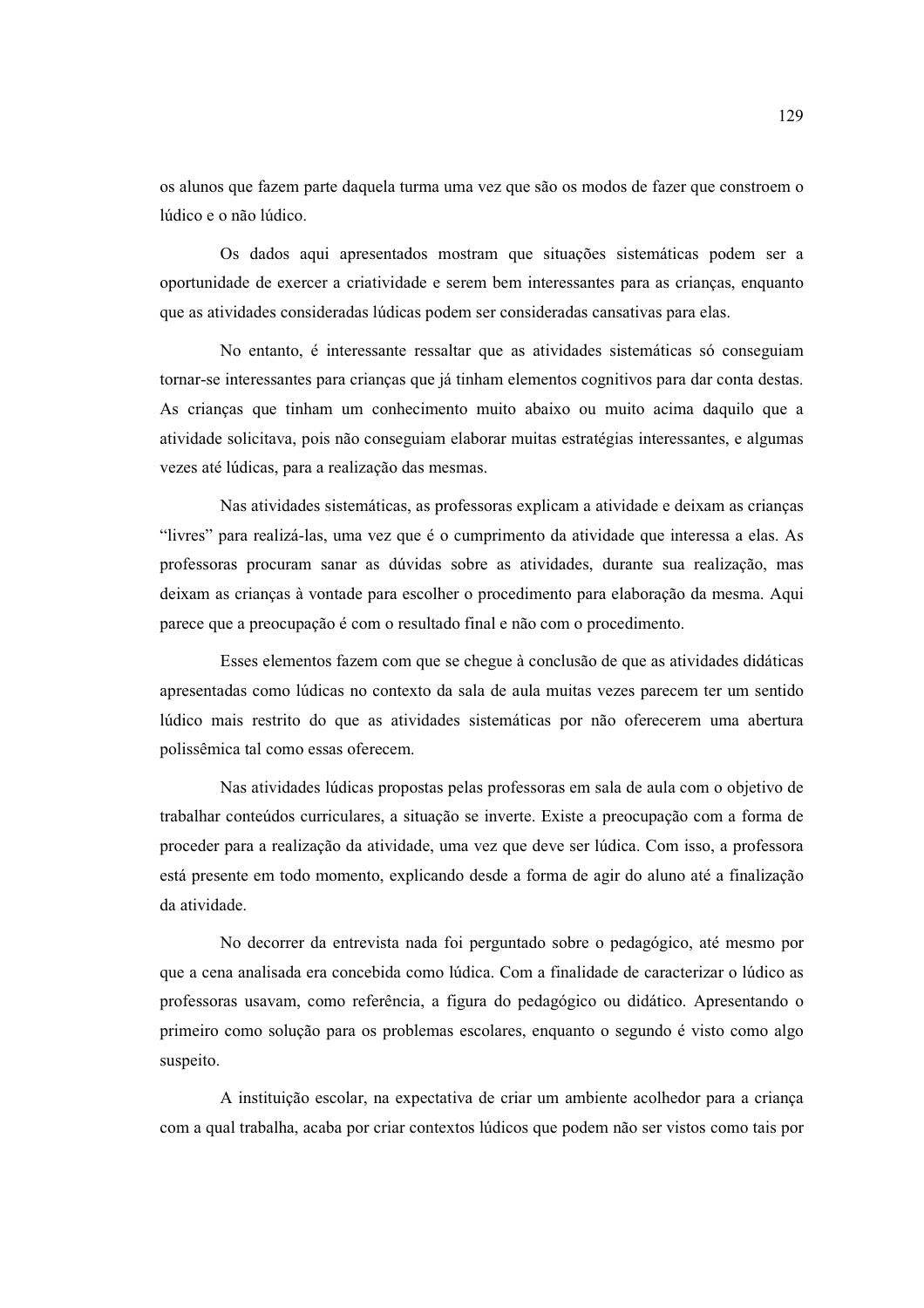os alunos que fazem parte daquela turma uma vez que são os modos de fazer que constroem o lúdico e o não lúdico.

Os dados aqui apresentados mostram que situações sistemáticas podem ser a oportunidade de exercer a criatividade e serem bem interessantes para as crianças, enquanto que as atividades consideradas lúdicas podem ser consideradas cansativas para elas.

No entanto, é interessante ressaltar que as atividades sistemáticas só conseguiam tornar-se interessantes para crianças que já tinham elementos cognitivos para dar conta destas. As crianças que tinham um conhecimento muito abaixo ou muito acima daquilo que a atividade solicitava, pois não conseguiam elaborar muitas estratégias interessantes, e algumas vezes até lúdicas, para a realização das mesmas.

Nas atividades sistemáticas, as professoras explicam a atividade e deixam as crianças "livres" para realizá-las, uma vez que é o cumprimento da atividade que interessa a elas. As professoras procuram sanar as dúvidas sobre as atividades, durante sua realização, mas deixam as crianças à vontade para escolher o procedimento para elaboração da mesma. Aqui parece que a preocupação é com o resultado final e não com o procedimento.

Esses elementos fazem com que se chegue à conclusão de que as atividades didáticas apresentadas como lúdicas no contexto da sala de aula muitas vezes parecem ter um sentido lúdico mais restrito do que as atividades sistemáticas por não oferecerem uma abertura polissêmica tal como essas oferecem.

Nas atividades lúdicas propostas pelas professoras em sala de aula com o objetivo de trabalhar conteúdos curriculares, a situação se inverte. Existe a preocupação com a forma de proceder para a realização da atividade, uma vez que deve ser lúdica. Com isso, a professora está presente em todo momento, explicando desde a forma de agir do aluno até a finalização da atividade.

No decorrer da entrevista nada foi perguntado sobre o pedagógico, até mesmo por que a cena analisada era concebida como lúdica. Com a finalidade de caracterizar o lúdico as professoras usavam, como referência, a figura do pedagógico ou didático. Apresentando o primeiro como solução para os problemas escolares, enquanto o segundo é visto como algo suspeito.

A instituição escolar, na expectativa de criar um ambiente acolhedor para a criança com a qual trabalha, acaba por criar contextos lúdicos que podem não ser vistos como tais por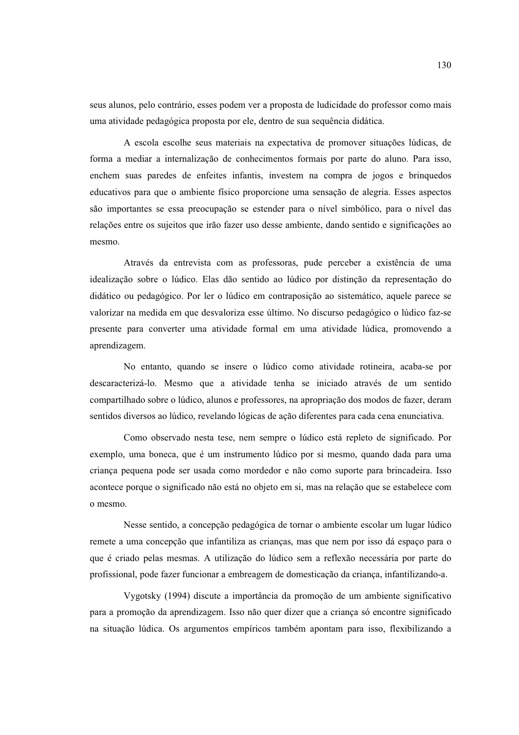seus alunos, pelo contrário, esses podem ver a proposta de ludicidade do professor como mais uma atividade pedagógica proposta por ele, dentro de sua sequência didática.

A escola escolhe seus materiais na expectativa de promover situações lúdicas, de forma a mediar a internalização de conhecimentos formais por parte do aluno. Para isso, enchem suas paredes de enfeites infantis, investem na compra de jogos e brinquedos educativos para que o ambiente físico proporcione uma sensação de alegria. Esses aspectos são importantes se essa preocupação se estender para o nível simbólico, para o nível das relações entre os sujeitos que irão fazer uso desse ambiente, dando sentido e significações ao mesmo.

Através da entrevista com as professoras, pude perceber a existência de uma idealização sobre o lúdico. Elas dão sentido ao lúdico por distinção da representação do didático ou pedagógico. Por ler o lúdico em contraposição ao sistemático, aquele parece se valorizar na medida em que desvaloriza esse último. No discurso pedagógico o lúdico faz-se presente para converter uma atividade formal em uma atividade lúdica, promovendo a aprendizagem.

No entanto, quando se insere o lúdico como atividade rotineira, acaba-se por descaracterizá-lo. Mesmo que a atividade tenha se iniciado através de um sentido compartilhado sobre o lúdico, alunos e professores, na apropriação dos modos de fazer, deram sentidos diversos ao lúdico, revelando lógicas de ação diferentes para cada cena enunciativa.

Como observado nesta tese, nem sempre o lúdico está repleto de significado. Por exemplo, uma boneca, que é um instrumento lúdico por si mesmo, quando dada para uma criança pequena pode ser usada como mordedor e não como suporte para brincadeira. Isso acontece porque o significado não está no objeto em si, mas na relação que se estabelece com o mesmo.

Nesse sentido, a concepção pedagógica de tornar o ambiente escolar um lugar lúdico remete a uma concepção que infantiliza as crianças, mas que nem por isso dá espaço para o que é criado pelas mesmas. A utilização do lúdico sem a reflexão necessária por parte do profissional, pode fazer funcionar a embreagem de domesticação da criança, infantilizando-a.

Vygotsky (1994) discute a importância da promoção de um ambiente significativo para a promoção da aprendizagem. Isso não quer dizer que a criança só encontre significado na situação lúdica. Os argumentos empíricos também apontam para isso, flexibilizando a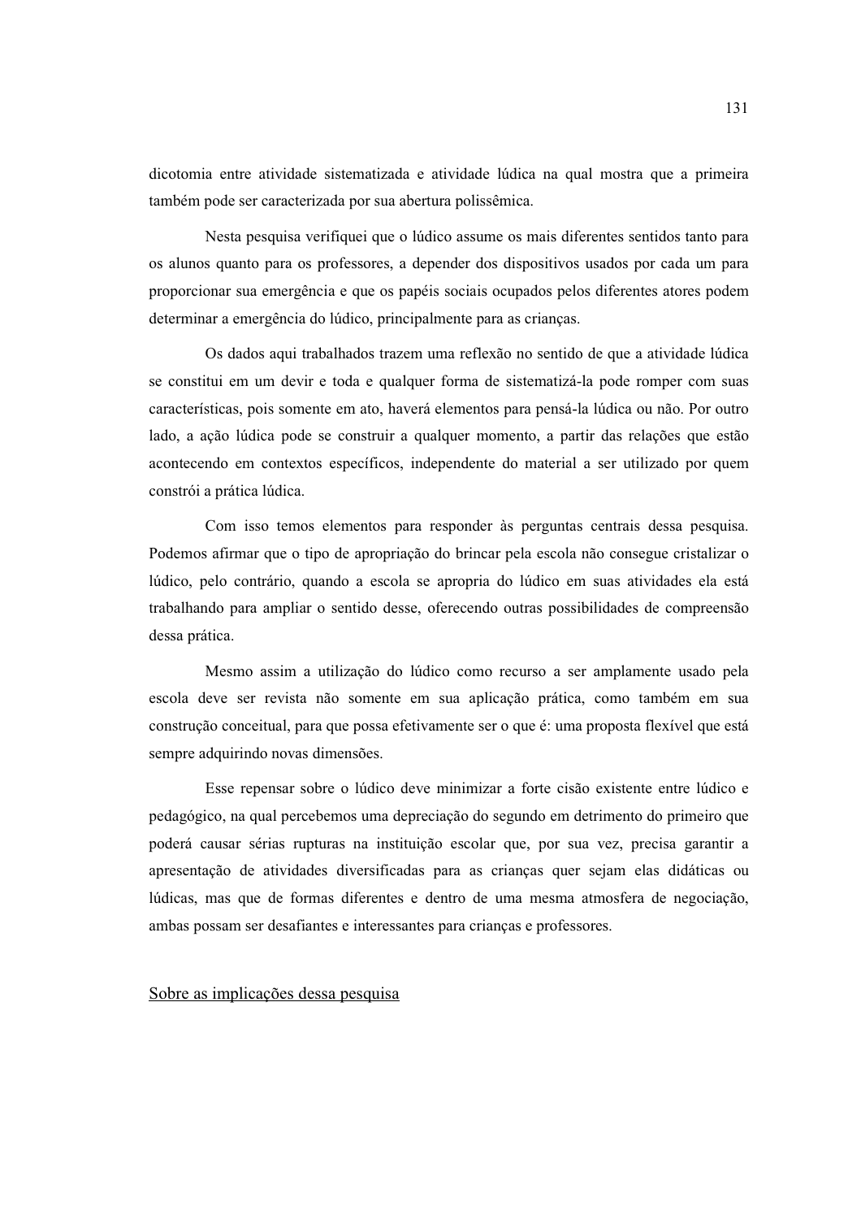dicotomia entre atividade sistematizada e atividade lúdica na qual mostra que a primeira também pode ser caracterizada por sua abertura polissêmica.

Nesta pesquisa verifiquei que o lúdico assume os mais diferentes sentidos tanto para os alunos quanto para os professores, a depender dos dispositivos usados por cada um para proporcionar sua emergência e que os papéis sociais ocupados pelos diferentes atores podem determinar a emergência do lúdico, principalmente para as crianças.

Os dados aqui trabalhados trazem uma reflexão no sentido de que a atividade lúdica se constitui em um devir e toda e qualquer forma de sistematizá-la pode romper com suas características, pois somente em ato, haverá elementos para pensá-la lúdica ou não. Por outro lado, a ação lúdica pode se construir a qualquer momento, a partir das relações que estão acontecendo em contextos específicos, independente do material a ser utilizado por quem constrói a prática lúdica.

Com isso temos elementos para responder às perguntas centrais dessa pesquisa. Podemos afirmar que o tipo de apropriação do brincar pela escola não consegue cristalizar o lúdico, pelo contrário, quando a escola se apropria do lúdico em suas atividades ela está trabalhando para ampliar o sentido desse, oferecendo outras possibilidades de compreensão dessa prática.

Mesmo assim a utilização do lúdico como recurso a ser amplamente usado pela escola deve ser revista não somente em sua aplicação prática, como também em sua construção conceitual, para que possa efetivamente ser o que é: uma proposta flexível que está sempre adquirindo novas dimensões.

Esse repensar sobre o lúdico deve minimizar a forte cisão existente entre lúdico e pedagógico, na qual percebemos uma depreciação do segundo em detrimento do primeiro que poderá causar sérias rupturas na instituição escolar que, por sua vez, precisa garantir a apresentação de atividades diversificadas para as crianças quer sejam elas didáticas ou lúdicas, mas que de formas diferentes e dentro de uma mesma atmosfera de negociação, ambas possam ser desafiantes e interessantes para crianças e professores.

## Sobre as implicações dessa pesquisa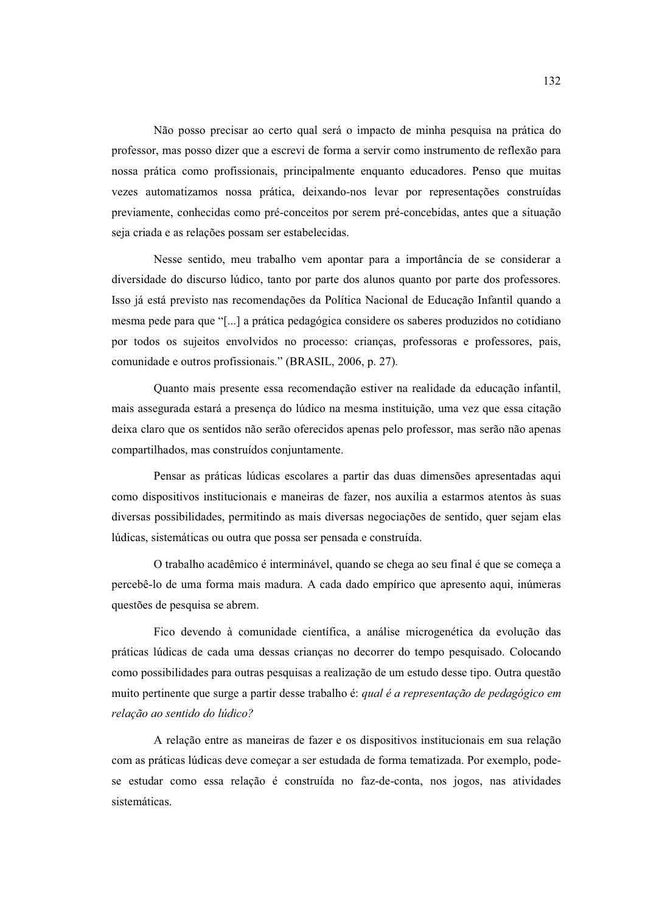Não posso precisar ao certo qual será o impacto de minha pesquisa na prática do professor, mas posso dizer que a escrevi de forma a servir como instrumento de reflexão para nossa prática como profissionais, principalmente enquanto educadores. Penso que muitas vezes automatizamos nossa prática, deixando-nos levar por representações construídas previamente, conhecidas como pré-conceitos por serem pré-concebidas, antes que a situação seja criada e as relações possam ser estabelecidas.

Nesse sentido, meu trabalho vem apontar para a importância de se considerar a diversidade do discurso lúdico, tanto por parte dos alunos quanto por parte dos professores. Isso já está previsto nas recomendações da Política Nacional de Educação Infantil quando a mesma pede para que "[...] a prática pedagógica considere os saberes produzidos no cotidiano por todos os sujeitos envolvidos no processo: crianças, professoras e professores, pais, comunidade e outros profissionais." (BRASIL, 2006, p. 27).

Quanto mais presente essa recomendação estiver na realidade da educação infantil, mais assegurada estará a presença do lúdico na mesma instituição, uma vez que essa citação deixa claro que os sentidos não serão oferecidos apenas pelo professor, mas serão não apenas compartilhados, mas construídos conjuntamente.

Pensar as práticas lúdicas escolares a partir das duas dimensões apresentadas aqui como dispositivos institucionais e maneiras de fazer, nos auxilia a estarmos atentos às suas diversas possibilidades, permitindo as mais diversas negociações de sentido, quer sejam elas lúdicas, sistemáticas ou outra que possa ser pensada e construída.

O trabalho acadêmico é interminável, quando se chega ao seu final é que se começa a percebê-lo de uma forma mais madura. A cada dado empírico que apresento aqui, inúmeras questões de pesquisa se abrem.

Fico devendo à comunidade científica, a análise microgenética da evolução das práticas lúdicas de cada uma dessas crianças no decorrer do tempo pesquisado. Colocando como possibilidades para outras pesquisas a realização de um estudo desse tipo. Outra questão muito pertinente que surge a partir desse trabalho é: *qual é a representação de pedagógico em relação ao sentido do lúdico?*

A relação entre as maneiras de fazer e os dispositivos institucionais em sua relação com as práticas lúdicas deve começar a ser estudada de forma tematizada. Por exemplo, pode-se estudar como essa relação é construída no faz-de-conta, nos jogos, nas atividades sistemáticas.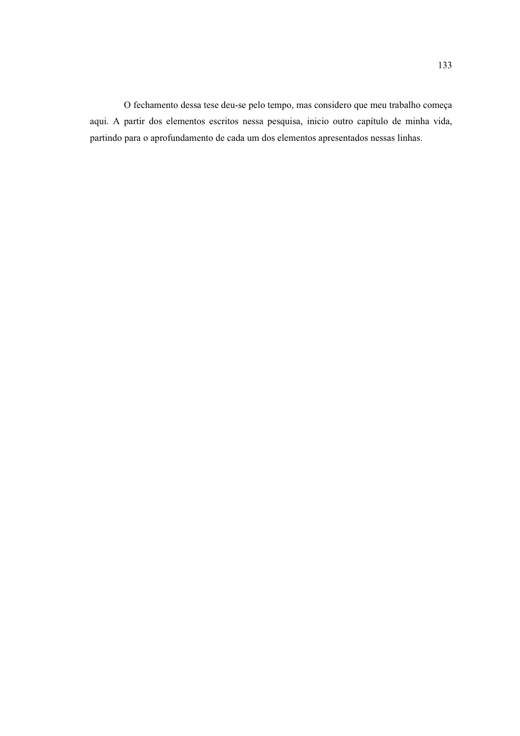O fechamento dessa tese deu-se pelo tempo, mas considero que meu trabalho começa aqui. A partir dos elementos escritos nessa pesquisa, inicio outro capítulo de minha vida, partindo para o aprofundamento de cada um dos elementos apresentados nessas linhas.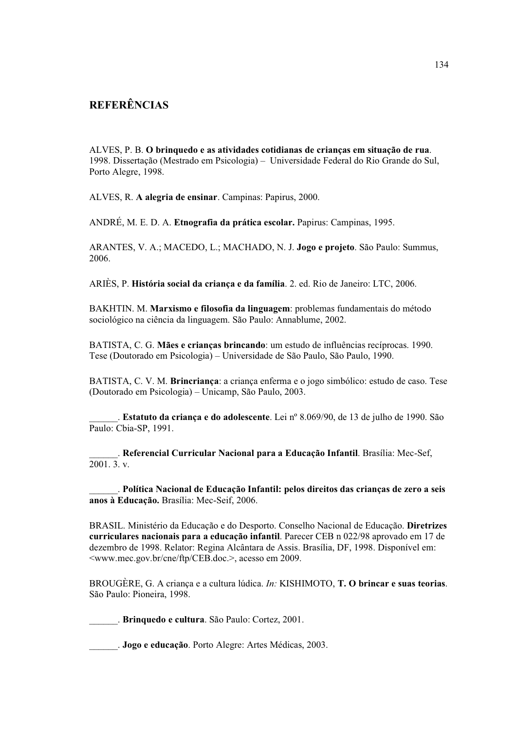# REFERÊNCIAS

ALVES, P. B. **O brinquedo e as atividades cotidianas de crianças em situação de rua**. 1998. Dissertação (Mestrado em Psicologia) – Universidade Federal do Rio Grande do Sul, Porto Alegre, 1998.

ALVES, R. **A alegria de ensinar**. Campinas: Papirus, 2000.

ANDRÉ, M. E. D. A. **Etnografia da prática escolar.** Papirus: Campinas, 1995.

ARANTES, V. A.; MACEDO, L.; MACHADO, N. J. **Jogo e projeto**. São Paulo: Summus, 2006.

ARIÈS, P. **História social da criança e da família**. 2. ed. Rio de Janeiro: LTC, 2006.

BAKHTIN. M. **Marxismo e filosofia da linguagem**: problemas fundamentais do método sociológico na ciência da linguagem. São Paulo: Annablume, 2002.

BATISTA, C. G. **Mães e crianças brincando**: um estudo de influências recíprocas. 1990. Tese (Doutorado em Psicologia) – Universidade de São Paulo, São Paulo, 1990.

BATISTA, C. V. M. **Brincriança**: a criança enferma e o jogo simbólico: estudo de caso. Tese (Doutorado em Psicologia) – Unicamp, São Paulo, 2003.

______. **Estatuto da criança e do adolescente**. Lei nº 8.069/90, de 13 de julho de 1990. São Paulo: Cbia-SP, 1991.

______. **Referencial Curricular Nacional para a Educação Infantil**. Brasília: Mec-Sef, 2001. 3. v.

______. **Política Nacional de Educação Infantil: pelos direitos das crianças de zero a seis anos à Educação.** Brasília: Mec-Seif, 2006.

BRASIL. Ministério da Educação e do Desporto. Conselho Nacional de Educação. **Diretrizes curriculares nacionais para a educação infantil**. Parecer CEB n 022/98 aprovado em 17 de dezembro de 1998. Relator: Regina Alcântara de Assis. Brasília, DF, 1998. Disponível em: <www.mec.gov.br/cne/ftp/CEB.doc.>, acesso em 2009.

BROUGÈRE, G. A criança e a cultura lúdica. *In:* KISHIMOTO, **T. O brincar e suas teorias**. São Paulo: Pioneira, 1998.

______. **Brinquedo e cultura**. São Paulo: Cortez, 2001.

______. **Jogo e educação**. Porto Alegre: Artes Médicas, 2003.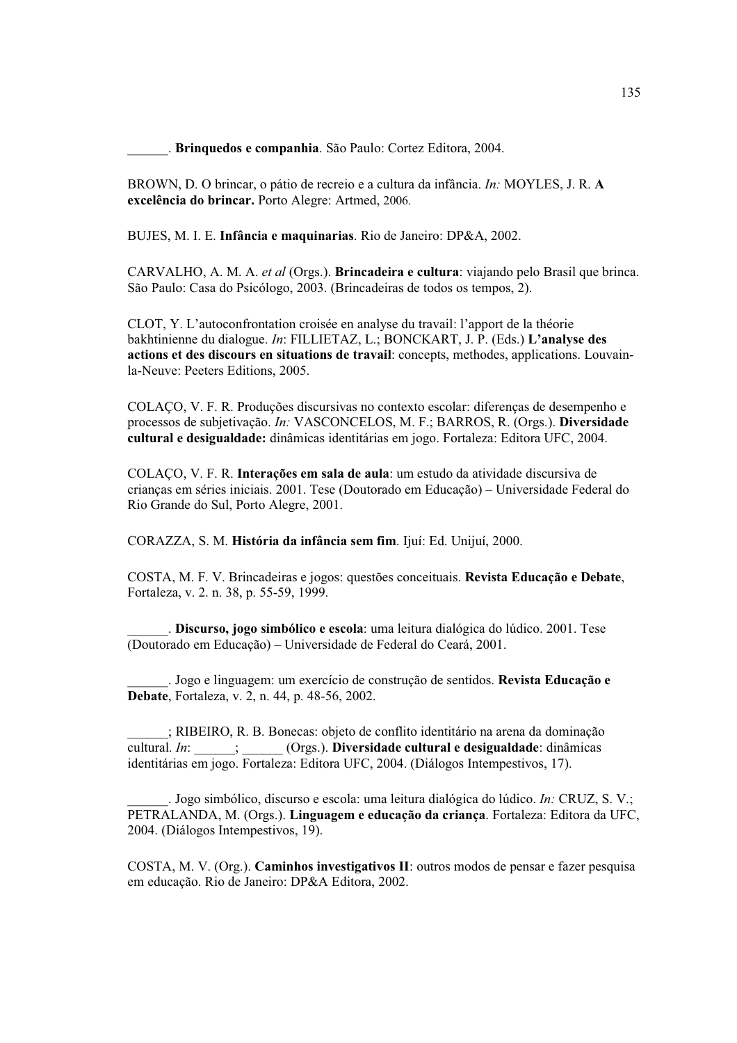______. **Brinquedos e companhia**. São Paulo: Cortez Editora, 2004.

BROWN, D. O brincar, o pátio de recreio e a cultura da infância. *In:* MOYLES, J. R. **A excelência do brincar.** Porto Alegre: Artmed, 2006.

BUJES, M. I. E. **Infância e maquinarias**. Rio de Janeiro: DP&A, 2002.

CARVALHO, A. M. A. *et al* (Orgs.). **Brincadeira e cultura**: viajando pelo Brasil que brinca. São Paulo: Casa do Psicólogo, 2003. (Brincadeiras de todos os tempos, 2).

CLOT, Y. L'autoconfrontation croisée en analyse du travail: l'apport de la théorie bakhtinienne du dialogue. *In*: FILLIETAZ, L.; BONCKART, J. P. (Eds.) **L'analyse des actions et des discours en situations de travail**: concepts, methodes, applications. Louvain-la-Neuve: Peeters Editions, 2005.

COLAÇO, V. F. R. Produções discursivas no contexto escolar: diferenças de desempenho e processos de subjetivação. *In:* VASCONCELOS, M. F.; BARROS, R. (Orgs.). **Diversidade cultural e desigualdade:** dinâmicas identitárias em jogo. Fortaleza: Editora UFC, 2004.

COLAÇO, V. F. R. **Interações em sala de aula**: um estudo da atividade discursiva de crianças em séries iniciais. 2001. Tese (Doutorado em Educação) – Universidade Federal do Rio Grande do Sul, Porto Alegre, 2001.

CORAZZA, S. M. **História da infância sem fim**. Ijuí: Ed. Unijuí, 2000.

COSTA, M. F. V. Brincadeiras e jogos: questões conceituais. **Revista Educação e Debate**, Fortaleza, v. 2. n. 38, p. 55-59, 1999.

______. **Discurso, jogo simbólico e escola**: uma leitura dialógica do lúdico. 2001. Tese (Doutorado em Educação) – Universidade de Federal do Ceará, 2001.

______. Jogo e linguagem: um exercício de construção de sentidos. **Revista Educação e Debate**, Fortaleza, v. 2, n. 44, p. 48-56, 2002.

______; RIBEIRO, R. B. Bonecas: objeto de conflito identitário na arena da dominação cultural. *In*: ______; ______ (Orgs.). **Diversidade cultural e desigualdade**: dinâmicas identitárias em jogo. Fortaleza: Editora UFC, 2004. (Diálogos Intempestivos, 17).

______. Jogo simbólico, discurso e escola: uma leitura dialógica do lúdico. *In:* CRUZ, S. V.; PETRALANDA, M. (Orgs.). **Linguagem e educação da criança**. Fortaleza: Editora da UFC, 2004. (Diálogos Intempestivos, 19).

COSTA, M. V. (Org.). **Caminhos investigativos II**: outros modos de pensar e fazer pesquisa em educação. Rio de Janeiro: DP&A Editora, 2002.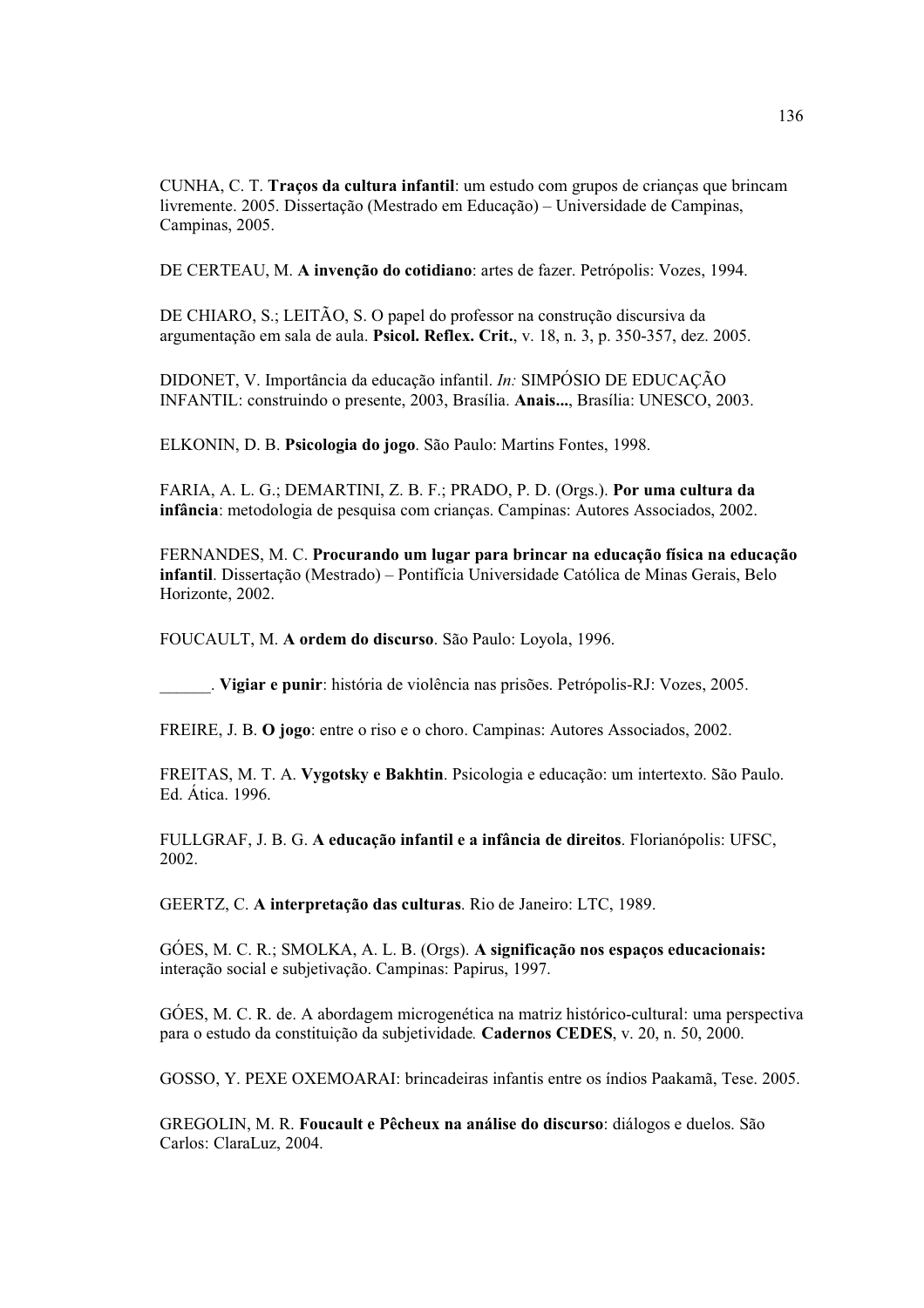CUNHA, C. T. **Traços da cultura infantil**: um estudo com grupos de crianças que brincam livremente. 2005. Dissertação (Mestrado em Educação) – Universidade de Campinas, Campinas, 2005.

DE CERTEAU, M. **A invenção do cotidiano**: artes de fazer. Petrópolis: Vozes, 1994.

DE CHIARO, S.; LEITÃO, S. O papel do professor na construção discursiva da argumentação em sala de aula. **Psicol. Reflex. Crit.**, v. 18, n. 3, p. 350-357, dez. 2005.

DIDONET, V. Importância da educação infantil. *In:* SIMPÓSIO DE EDUCAÇÃO INFANTIL: construindo o presente, 2003, Brasília. **Anais...**, Brasília: UNESCO, 2003.

ELKONIN, D. B. **Psicologia do jogo**. São Paulo: Martins Fontes, 1998.

FARIA, A. L. G.; DEMARTINI, Z. B. F.; PRADO, P. D. (Orgs.). **Por uma cultura da infância**: metodologia de pesquisa com crianças. Campinas: Autores Associados, 2002.

FERNANDES, M. C. **Procurando um lugar para brincar na educação física na educação infantil**. Dissertação (Mestrado) – Pontifícia Universidade Católica de Minas Gerais, Belo Horizonte, 2002.

FOUCAULT, M. **A ordem do discurso**. São Paulo: Loyola, 1996.

______. **Vigiar e punir**: história de violência nas prisões. Petrópolis-RJ: Vozes, 2005.

FREIRE, J. B. **O jogo**: entre o riso e o choro. Campinas: Autores Associados, 2002.

FREITAS, M. T. A. **Vygotsky e Bakhtin**. Psicologia e educação: um intertexto. São Paulo. Ed. Ática. 1996.

FULLGRAF, J. B. G. **A educação infantil e a infância de direitos**. Florianópolis: UFSC, 2002.

GEERTZ, C. **A interpretação das culturas**. Rio de Janeiro: LTC, 1989.

GÓES, M. C. R.; SMOLKA, A. L. B. (Orgs). **A significação nos espaços educacionais:** interação social e subjetivação. Campinas: Papirus, 1997.

GÓES, M. C. R. de. A abordagem microgenética na matriz histórico-cultural: uma perspectiva para o estudo da constituição da subjetividade*.* **Cadernos CEDES**, v. 20, n. 50, 2000.

GOSSO, Y. PEXE OXEMOARAI: brincadeiras infantis entre os índios Paakamã, Tese. 2005.

GREGOLIN, M. R. **Foucault e Pêcheux na análise do discurso**: diálogos e duelos. São Carlos: ClaraLuz, 2004.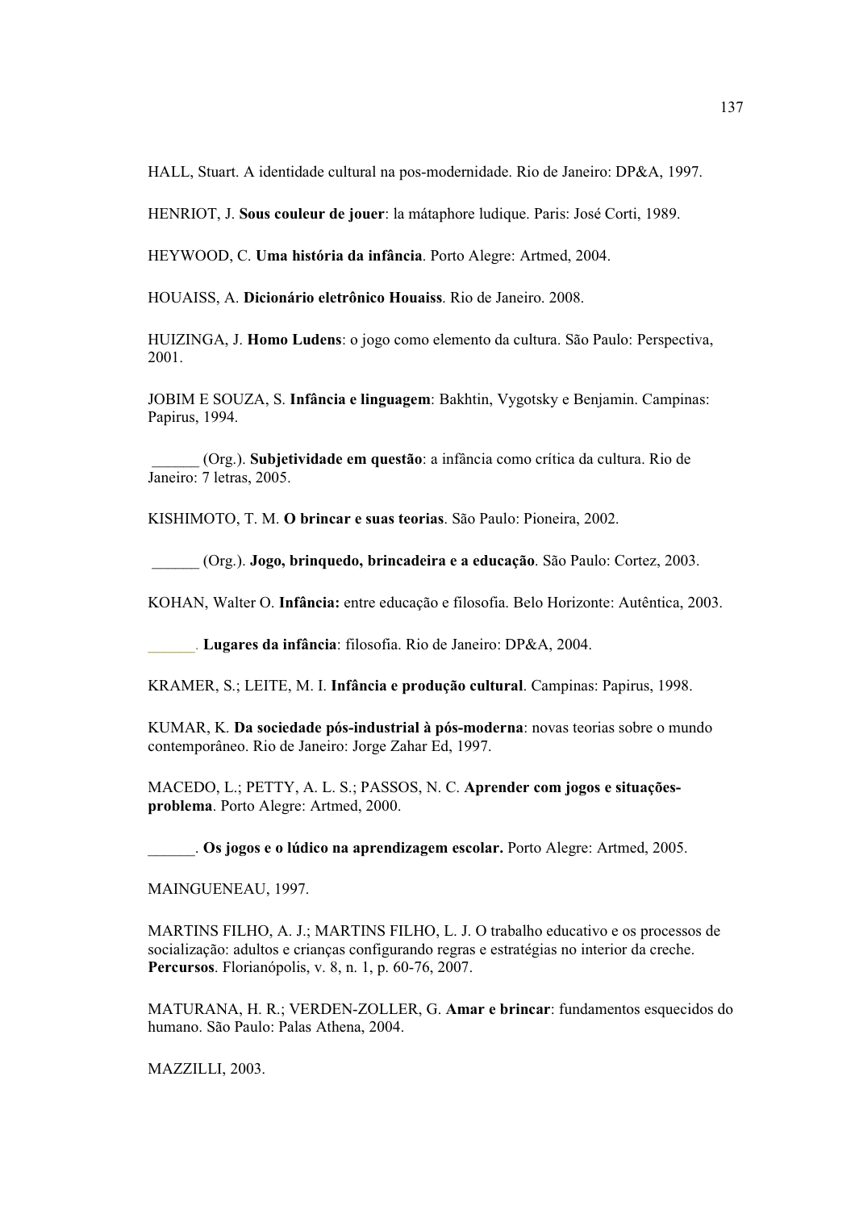HALL, Stuart. A identidade cultural na pos-modernidade. Rio de Janeiro: DP&A, 1997.

HENRIOT, J. **Sous couleur de jouer**: la mátaphore ludique. Paris: José Corti, 1989.

HEYWOOD, C. **Uma história da infância**. Porto Alegre: Artmed, 2004.

HOUAISS, A. **Dicionário eletrônico Houaiss**. Rio de Janeiro. 2008.

HUIZINGA, J. **Homo Ludens**: o jogo como elemento da cultura. São Paulo: Perspectiva, 2001.

JOBIM E SOUZA, S. **Infância e linguagem**: Bakhtin, Vygotsky e Benjamin. Campinas: Papirus, 1994.

______ (Org.). **Subjetividade em questão**: a infância como crítica da cultura. Rio de Janeiro: 7 letras, 2005.

KISHIMOTO, T. M. **O brincar e suas teorias**. São Paulo: Pioneira, 2002.

______ (Org.). **Jogo, brinquedo, brincadeira e a educação**. São Paulo: Cortez, 2003.

KOHAN, Walter O. **Infância:** entre educação e filosofia. Belo Horizonte: Autêntica, 2003.

______. **Lugares da infância**: filosofia. Rio de Janeiro: DP&A, 2004.

KRAMER, S.; LEITE, M. I. **Infância e produção cultural**. Campinas: Papirus, 1998.

KUMAR, K. **Da sociedade pós-industrial à pós-moderna**: novas teorias sobre o mundo contemporâneo. Rio de Janeiro: Jorge Zahar Ed, 1997.

MACEDO, L.; PETTY, A. L. S.; PASSOS, N. C. **Aprender com jogos e situações-problema**. Porto Alegre: Artmed, 2000.

______. **Os jogos e o lúdico na aprendizagem escolar.** Porto Alegre: Artmed, 2005.

MAINGUENEAU, 1997.

MARTINS FILHO, A. J.; MARTINS FILHO, L. J. O trabalho educativo e os processos de socialização: adultos e crianças configurando regras e estratégias no interior da creche. **Percursos**. Florianópolis, v. 8, n. 1, p. 60-76, 2007.

MATURANA, H. R.; VERDEN-ZOLLER, G. **Amar e brincar**: fundamentos esquecidos do humano. São Paulo: Palas Athena, 2004.

MAZZILLI, 2003.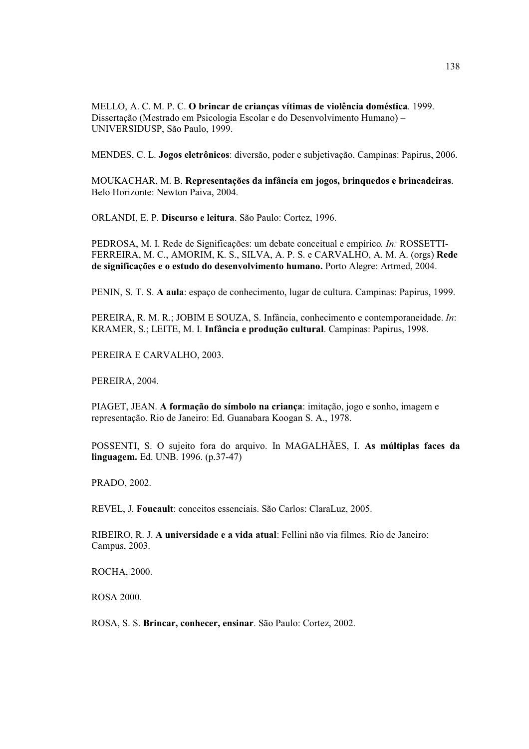MELLO, A. C. M. P. C. **O brincar de crianças vítimas de violência doméstica**. 1999. Dissertação (Mestrado em Psicologia Escolar e do Desenvolvimento Humano) – UNIVERSIDUSP, São Paulo, 1999.

MENDES, C. L. **Jogos eletrônicos**: diversão, poder e subjetivação. Campinas: Papirus, 2006.

MOUKACHAR, M. B. **Representações da infância em jogos, brinquedos e brincadeiras**. Belo Horizonte: Newton Paiva, 2004.

ORLANDI, E. P. **Discurso e leitura**. São Paulo: Cortez, 1996.

PEDROSA, M. I. Rede de Significações: um debate conceitual e empírico. *In:* ROSSETTI-FERREIRA, M. C., AMORIM, K. S., SILVA, A. P. S. e CARVALHO, A. M. A. (orgs) **Rede de significações e o estudo do desenvolvimento humano.** Porto Alegre: Artmed, 2004.

PENIN, S. T. S. **A aula**: espaço de conhecimento, lugar de cultura. Campinas: Papirus, 1999.

PEREIRA, R. M. R.; JOBIM E SOUZA, S. Infância, conhecimento e contemporaneidade. *In*: KRAMER, S.; LEITE, M. I. **Infância e produção cultural**. Campinas: Papirus, 1998.

PEREIRA E CARVALHO, 2003.

PEREIRA, 2004.

PIAGET, JEAN. **A formação do símbolo na criança**: imitação, jogo e sonho, imagem e representação. Rio de Janeiro: Ed. Guanabara Koogan S. A., 1978.

POSSENTI, S. O sujeito fora do arquivo. In MAGALHÃES, I. **As múltiplas faces da linguagem.** Ed. UNB. 1996. (p.37-47)

PRADO, 2002.

REVEL, J. **Foucault**: conceitos essenciais. São Carlos: ClaraLuz, 2005.

RIBEIRO, R. J. **A universidade e a vida atual**: Fellini não via filmes. Rio de Janeiro: Campus, 2003.

ROCHA, 2000.

ROSA 2000.

ROSA, S. S. **Brincar, conhecer, ensinar**. São Paulo: Cortez, 2002.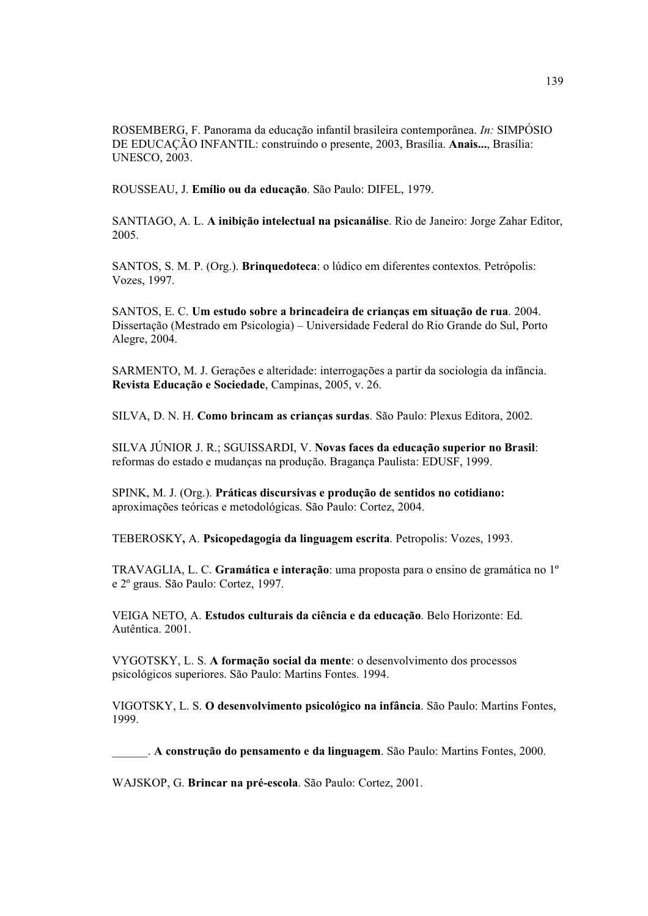ROSEMBERG, F. Panorama da educação infantil brasileira contemporânea. *In:* SIMPÓSIO DE EDUCAÇÃO INFANTIL: construindo o presente, 2003, Brasília. **Anais...**, Brasília: UNESCO, 2003.

ROUSSEAU, J. **Emílio ou da educação**. São Paulo: DIFEL, 1979.

SANTIAGO, A. L. **A inibição intelectual na psicanálise**. Rio de Janeiro: Jorge Zahar Editor, 2005.

SANTOS, S. M. P. (Org.). **Brinquedoteca**: o lúdico em diferentes contextos. Petrópolis: Vozes, 1997.

SANTOS, E. C. **Um estudo sobre a brincadeira de crianças em situação de rua**. 2004. Dissertação (Mestrado em Psicologia) – Universidade Federal do Rio Grande do Sul, Porto Alegre, 2004.

SARMENTO, M. J. Gerações e alteridade: interrogações a partir da sociologia da infância. **Revista Educação e Sociedade**, Campinas, 2005, v. 26.

SILVA, D. N. H. **Como brincam as crianças surdas**. São Paulo: Plexus Editora, 2002.

SILVA JÚNIOR J. R.; SGUISSARDI, V. **Novas faces da educação superior no Brasil**: reformas do estado e mudanças na produção. Bragança Paulista: EDUSF, 1999.

SPINK, M. J. (Org.). **Práticas discursivas e produção de sentidos no cotidiano:** aproximações teóricas e metodológicas. São Paulo: Cortez, 2004.

TEBEROSKY**,** A. **Psicopedagogia da linguagem escrita**. Petropolis: Vozes, 1993.

TRAVAGLIA, L. C. **Gramática e interação**: uma proposta para o ensino de gramática no 1º e 2º graus. São Paulo: Cortez, 1997.

VEIGA NETO, A. **Estudos culturais da ciência e da educação**. Belo Horizonte: Ed. Autêntica. 2001.

VYGOTSKY, L. S. **A formação social da mente**: o desenvolvimento dos processos psicológicos superiores. São Paulo: Martins Fontes. 1994.

VIGOTSKY, L. S. **O desenvolvimento psicológico na infância**. São Paulo: Martins Fontes, 1999.

______. **A construção do pensamento e da linguagem**. São Paulo: Martins Fontes, 2000.

WAJSKOP, G. **Brincar na pré-escola**. São Paulo: Cortez, 2001.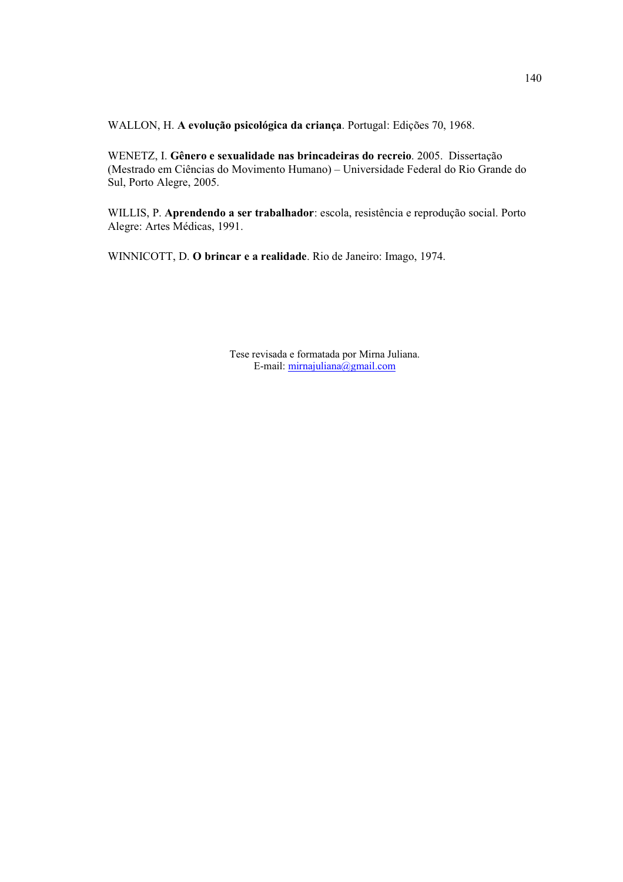WALLON, H. **A evolução psicológica da criança**. Portugal: Edições 70, 1968.

WENETZ, I. **Gênero e sexualidade nas brincadeiras do recreio**. 2005. Dissertação (Mestrado em Ciências do Movimento Humano) – Universidade Federal do Rio Grande do Sul, Porto Alegre, 2005.

WILLIS, P. **Aprendendo a ser trabalhador**: escola, resistência e reprodução social. Porto Alegre: Artes Médicas, 1991.

WINNICOTT, D. **O brincar e a realidade**. Rio de Janeiro: Imago, 1974.

Tese revisada e formatada por Mirna Juliana.
E-mail: mirnajuliana@gmail.com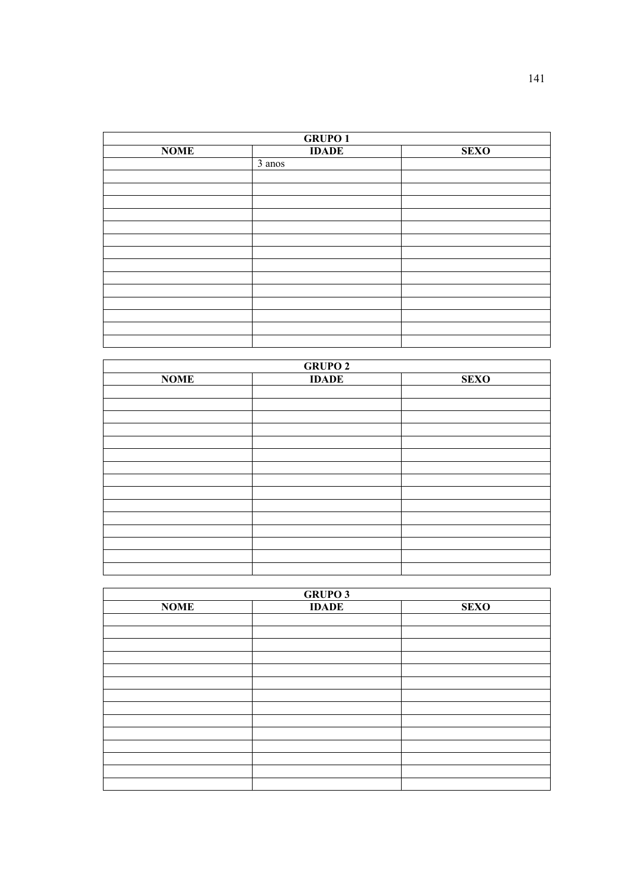| | **GRUPO 1** | |
|---|---|---|
| **NOME** | **IDADE** | **SEXO** |
| | 3 anos | |
| | | |
| | | |
| | | |
| | | |
| | | |
| | | |
| | | |
| | | |
| | | |
| | | |
| | | |
| | | |
| | | |
| | | |

| | **GRUPO 2** | |
|---|---|---|
| **NOME** | **IDADE** | **SEXO** |
| | | |
| | | |
| | | |
| | | |
| | | |
| | | |
| | | |
| | | |
| | | |
| | | |
| | | |
| | | |
| | | |
| | | |
| | | |

| | **GRUPO 3** | |
|---|---|---|
| **NOME** | **IDADE** | **SEXO** |
| | | |
| | | |
| | | |
| | | |
| | | |
| | | |
| | | |
| | | |
| | | |
| | | |
| | | |
| | | |
| | | |
| | | |